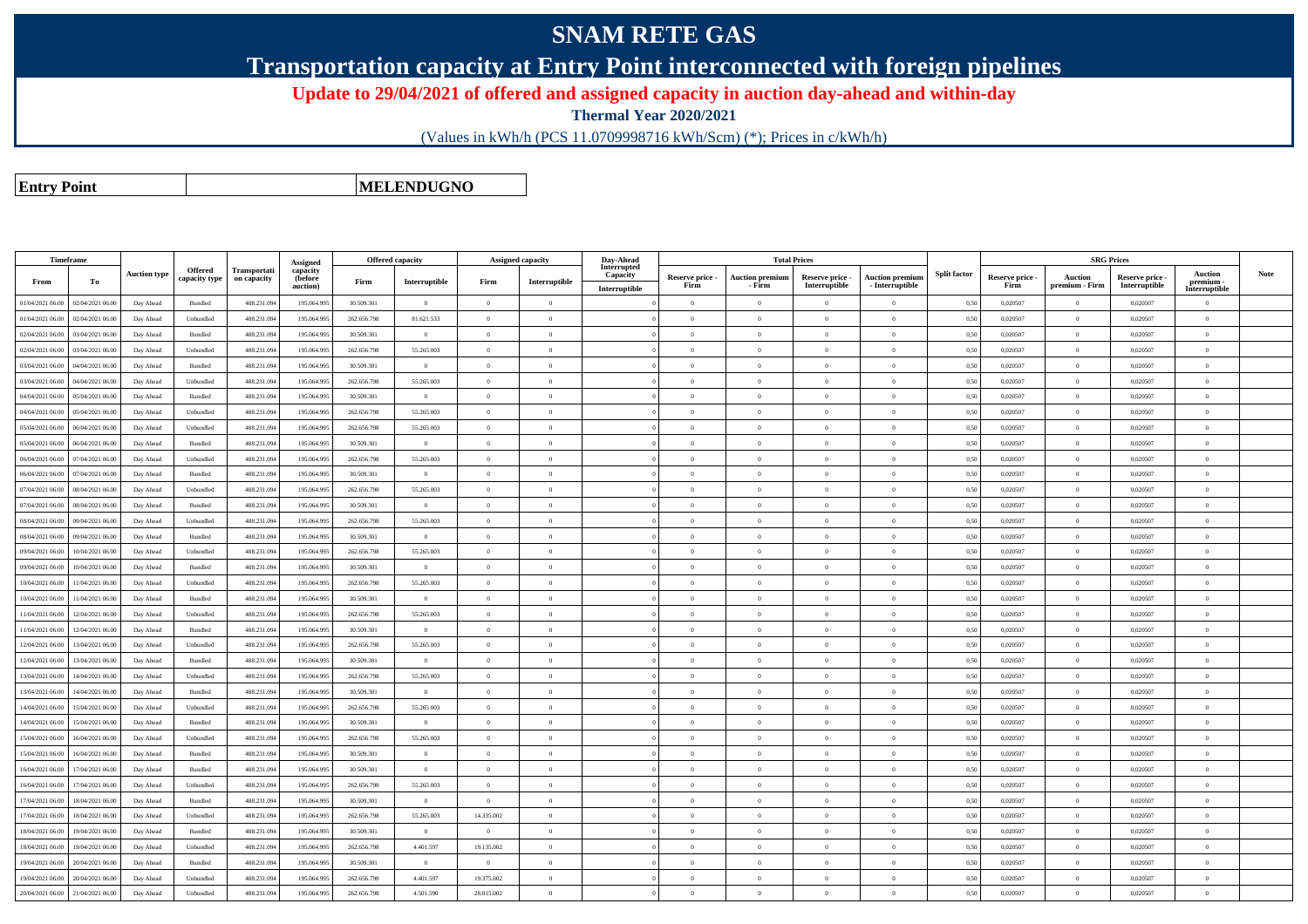# SNAM RETE GAS

## Transportation capacity at Entry Point interconnected with foreign pipelines

**Update to 29/04/2021 of offered and assigned capacity in auction day-ahead and within-day**

**Thermal Year 2020/2021**

(Values in kWh/h (PCS 11.0709998716 kWh/Scm) (*); Prices in c/kWh/h)

| **Entry Point** | | **MELENDUGNO** |
|---|---|---|

| Timeframe | | Auction type | Offered capacity type | Transportation capacity | Assigned capacity (before auction) | Offered capacity | | Assigned capacity | | Day-Ahead Interrupted Capacity | Total Prices | | | | Split factor | SRG Prices | | | | Note |
|---|---|---|---|---|---|---|---|---|---|---|---|---|---|---|---|---|---|---|---|---|
| From | To | | | | | Firm | Interruptible | Firm | Interruptible | Interruptible | Reserve price - Firm | Auction premium - Firm | Reserve price - Interruptible | Auction premium - Interruptible | | Reserve price - Firm | Auction premium - Firm | Reserve price - Interruptible | Auction premium - Interruptible | |
| 01/04/2021 06.00 | 02/04/2021 06.00 | Day Ahead | Bundled | 488.231.094 | 195.064.995 | 30.509.301 | 0 | 0 | 0 | | 0 | 0 | 0 | 0 | 0,50 | 0,020507 | 0 | 0,020507 | 0 | |
| 01/04/2021 06.00 | 02/04/2021 06.00 | Day Ahead | Unbundled | 488.231.094 | 195.064.995 | 262.656.798 | 81.621.533 | 0 | 0 | | 0 | 0 | 0 | 0 | 0,50 | 0,020507 | 0 | 0,020507 | 0 | |
| 02/04/2021 06.00 | 03/04/2021 06.00 | Day Ahead | Bundled | 488.231.094 | 195.064.995 | 30.509.301 | 0 | 0 | 0 | | 0 | 0 | 0 | 0 | 0,50 | 0,020507 | 0 | 0,020507 | 0 | |
| 02/04/2021 06.00 | 03/04/2021 06.00 | Day Ahead | Unbundled | 488.231.094 | 195.064.995 | 262.656.798 | 55.265.003 | 0 | 0 | | 0 | 0 | 0 | 0 | 0,50 | 0,020507 | 0 | 0,020507 | 0 | |
| 03/04/2021 06.00 | 04/04/2021 06.00 | Day Ahead | Bundled | 488.231.094 | 195.064.995 | 30.509.301 | 0 | 0 | 0 | | 0 | 0 | 0 | 0 | 0,50 | 0,020507 | 0 | 0,020507 | 0 | |
| 03/04/2021 06.00 | 04/04/2021 06.00 | Day Ahead | Unbundled | 488.231.094 | 195.064.995 | 262.656.798 | 55.265.003 | 0 | 0 | | 0 | 0 | 0 | 0 | 0,50 | 0,020507 | 0 | 0,020507 | 0 | |
| 04/04/2021 06.00 | 05/04/2021 06.00 | Day Ahead | Bundled | 488.231.094 | 195.064.995 | 30.509.301 | 0 | 0 | 0 | | 0 | 0 | 0 | 0 | 0,50 | 0,020507 | 0 | 0,020507 | 0 | |
| 04/04/2021 06.00 | 05/04/2021 06.00 | Day Ahead | Unbundled | 488.231.094 | 195.064.995 | 262.656.798 | 55.265.003 | 0 | 0 | | 0 | 0 | 0 | 0 | 0,50 | 0,020507 | 0 | 0,020507 | 0 | |
| 05/04/2021 06.00 | 06/04/2021 06.00 | Day Ahead | Unbundled | 488.231.094 | 195.064.995 | 262.656.798 | 55.265.003 | 0 | 0 | | 0 | 0 | 0 | 0 | 0,50 | 0,020507 | 0 | 0,020507 | 0 | |
| 05/04/2021 06.00 | 06/04/2021 06.00 | Day Ahead | Bundled | 488.231.094 | 195.064.995 | 30.509.301 | 0 | 0 | 0 | | 0 | 0 | 0 | 0 | 0,50 | 0,020507 | 0 | 0,020507 | 0 | |
| 06/04/2021 06.00 | 07/04/2021 06.00 | Day Ahead | Unbundled | 488.231.094 | 195.064.995 | 262.656.798 | 55.265.003 | 0 | 0 | | 0 | 0 | 0 | 0 | 0,50 | 0,020507 | 0 | 0,020507 | 0 | |
| 06/04/2021 06.00 | 07/04/2021 06.00 | Day Ahead | Bundled | 488.231.094 | 195.064.995 | 30.509.301 | 0 | 0 | 0 | | 0 | 0 | 0 | 0 | 0,50 | 0,020507 | 0 | 0,020507 | 0 | |
| 07/04/2021 06.00 | 08/04/2021 06.00 | Day Ahead | Unbundled | 488.231.094 | 195.064.995 | 262.656.798 | 55.265.003 | 0 | 0 | | 0 | 0 | 0 | 0 | 0,50 | 0,020507 | 0 | 0,020507 | 0 | |
| 07/04/2021 06.00 | 08/04/2021 06.00 | Day Ahead | Bundled | 488.231.094 | 195.064.995 | 30.509.301 | 0 | 0 | 0 | | 0 | 0 | 0 | 0 | 0,50 | 0,020507 | 0 | 0,020507 | 0 | |
| 08/04/2021 06.00 | 09/04/2021 06.00 | Day Ahead | Unbundled | 488.231.094 | 195.064.995 | 262.656.798 | 55.265.003 | 0 | 0 | | 0 | 0 | 0 | 0 | 0,50 | 0,020507 | 0 | 0,020507 | 0 | |
| 08/04/2021 06.00 | 09/04/2021 06.00 | Day Ahead | Bundled | 488.231.094 | 195.064.995 | 30.509.301 | 0 | 0 | 0 | | 0 | 0 | 0 | 0 | 0,50 | 0,020507 | 0 | 0,020507 | 0 | |
| 09/04/2021 06.00 | 10/04/2021 06.00 | Day Ahead | Unbundled | 488.231.094 | 195.064.995 | 262.656.798 | 55.265.003 | 0 | 0 | | 0 | 0 | 0 | 0 | 0,50 | 0,020507 | 0 | 0,020507 | 0 | |
| 09/04/2021 06.00 | 10/04/2021 06.00 | Day Ahead | Bundled | 488.231.094 | 195.064.995 | 30.509.301 | 0 | 0 | 0 | | 0 | 0 | 0 | 0 | 0,50 | 0,020507 | 0 | 0,020507 | 0 | |
| 10/04/2021 06.00 | 11/04/2021 06.00 | Day Ahead | Unbundled | 488.231.094 | 195.064.995 | 262.656.798 | 55.265.003 | 0 | 0 | | 0 | 0 | 0 | 0 | 0,50 | 0,020507 | 0 | 0,020507 | 0 | |
| 10/04/2021 06.00 | 11/04/2021 06.00 | Day Ahead | Bundled | 488.231.094 | 195.064.995 | 30.509.301 | 0 | 0 | 0 | | 0 | 0 | 0 | 0 | 0,50 | 0,020507 | 0 | 0,020507 | 0 | |
| 11/04/2021 06.00 | 12/04/2021 06.00 | Day Ahead | Unbundled | 488.231.094 | 195.064.995 | 262.656.798 | 55.265.003 | 0 | 0 | | 0 | 0 | 0 | 0 | 0,50 | 0,020507 | 0 | 0,020507 | 0 | |
| 11/04/2021 06.00 | 12/04/2021 06.00 | Day Ahead | Bundled | 488.231.094 | 195.064.995 | 30.509.301 | 0 | 0 | 0 | | 0 | 0 | 0 | 0 | 0,50 | 0,020507 | 0 | 0,020507 | 0 | |
| 12/04/2021 06.00 | 13/04/2021 06.00 | Day Ahead | Unbundled | 488.231.094 | 195.064.995 | 262.656.798 | 55.265.003 | 0 | 0 | | 0 | 0 | 0 | 0 | 0,50 | 0,020507 | 0 | 0,020507 | 0 | |
| 12/04/2021 06.00 | 13/04/2021 06.00 | Day Ahead | Bundled | 488.231.094 | 195.064.995 | 30.509.301 | 0 | 0 | 0 | | 0 | 0 | 0 | 0 | 0,50 | 0,020507 | 0 | 0,020507 | 0 | |
| 13/04/2021 06.00 | 14/04/2021 06.00 | Day Ahead | Unbundled | 488.231.094 | 195.064.995 | 262.656.798 | 55.265.003 | 0 | 0 | | 0 | 0 | 0 | 0 | 0,50 | 0,020507 | 0 | 0,020507 | 0 | |
| 13/04/2021 06.00 | 14/04/2021 06.00 | Day Ahead | Bundled | 488.231.094 | 195.064.995 | 30.509.301 | 0 | 0 | 0 | | 0 | 0 | 0 | 0 | 0,50 | 0,020507 | 0 | 0,020507 | 0 | |
| 14/04/2021 06.00 | 15/04/2021 06.00 | Day Ahead | Unbundled | 488.231.094 | 195.064.995 | 262.656.798 | 55.265.003 | 0 | 0 | | 0 | 0 | 0 | 0 | 0,50 | 0,020507 | 0 | 0,020507 | 0 | |
| 14/04/2021 06.00 | 15/04/2021 06.00 | Day Ahead | Bundled | 488.231.094 | 195.064.995 | 30.509.301 | 0 | 0 | 0 | | 0 | 0 | 0 | 0 | 0,50 | 0,020507 | 0 | 0,020507 | 0 | |
| 15/04/2021 06.00 | 16/04/2021 06.00 | Day Ahead | Unbundled | 488.231.094 | 195.064.995 | 262.656.798 | 55.265.003 | 0 | 0 | | 0 | 0 | 0 | 0 | 0,50 | 0,020507 | 0 | 0,020507 | 0 | |
| 15/04/2021 06.00 | 16/04/2021 06.00 | Day Ahead | Bundled | 488.231.094 | 195.064.995 | 30.509.301 | 0 | 0 | 0 | | 0 | 0 | 0 | 0 | 0,50 | 0,020507 | 0 | 0,020507 | 0 | |
| 16/04/2021 06.00 | 17/04/2021 06.00 | Day Ahead | Bundled | 488.231.094 | 195.064.995 | 30.509.301 | 0 | 0 | 0 | | 0 | 0 | 0 | 0 | 0,50 | 0,020507 | 0 | 0,020507 | 0 | |
| 16/04/2021 06.00 | 17/04/2021 06.00 | Day Ahead | Unbundled | 488.231.094 | 195.064.995 | 262.656.798 | 55.265.003 | 0 | 0 | | 0 | 0 | 0 | 0 | 0,50 | 0,020507 | 0 | 0,020507 | 0 | |
| 17/04/2021 06.00 | 18/04/2021 06.00 | Day Ahead | Bundled | 488.231.094 | 195.064.995 | 30.509.301 | 0 | 0 | 0 | | 0 | 0 | 0 | 0 | 0,50 | 0,020507 | 0 | 0,020507 | 0 | |
| 17/04/2021 06.00 | 18/04/2021 06.00 | Day Ahead | Unbundled | 488.231.094 | 195.064.995 | 262.656.798 | 55.265.003 | 14.335.002 | 0 | | 0 | 0 | 0 | 0 | 0,50 | 0,020507 | 0 | 0,020507 | 0 | |
| 18/04/2021 06.00 | 19/04/2021 06.00 | Day Ahead | Bundled | 488.231.094 | 195.064.995 | 30.509.301 | 0 | 0 | 0 | | 0 | 0 | 0 | 0 | 0,50 | 0,020507 | 0 | 0,020507 | 0 | |
| 18/04/2021 06.00 | 19/04/2021 06.00 | Day Ahead | Unbundled | 488.231.094 | 195.064.995 | 262.656.798 | 4.401.597 | 19.135.002 | 0 | | 0 | 0 | 0 | 0 | 0,50 | 0,020507 | 0 | 0,020507 | 0 | |
| 19/04/2021 06.00 | 20/04/2021 06.00 | Day Ahead | Bundled | 488.231.094 | 195.064.995 | 30.509.301 | 0 | 0 | 0 | | 0 | 0 | 0 | 0 | 0,50 | 0,020507 | 0 | 0,020507 | 0 | |
| 19/04/2021 06.00 | 20/04/2021 06.00 | Day Ahead | Unbundled | 488.231.094 | 195.064.995 | 262.656.798 | 4.401.597 | 19.375.002 | 0 | | 0 | 0 | 0 | 0 | 0,50 | 0,020507 | 0 | 0,020507 | 0 | |
| 20/04/2021 06.00 | 21/04/2021 06.00 | Day Ahead | Unbundled | 488.231.094 | 195.064.995 | 262.656.798 | 4.501.590 | 28.015.002 | 0 | | 0 | 0 | 0 | 0 | 0,50 | 0,020507 | 0 | 0,020507 | 0 | |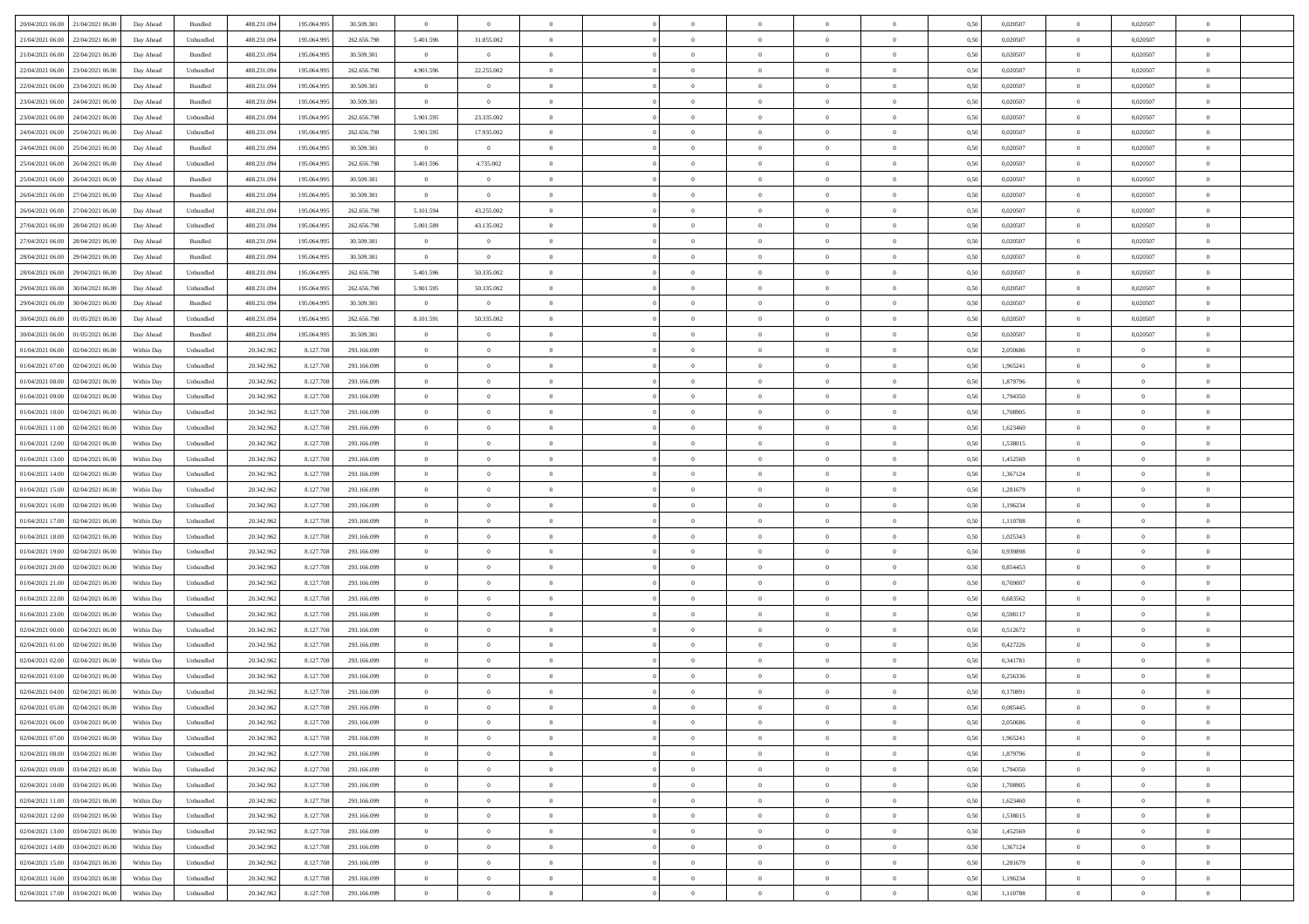| | | | | | | | | | | | | | | | | | | | | |
|---|---|---|---|---|---|---|---|---|---|---|---|---|---|---|---|---|---|---|---|---|
| 20/04/2021 06:00 | 21/04/2021 06:00 | Day Ahead | Bundled | 488.231.094 | 195.064.995 | 30.509.301 | 0 | 0 | 0 | | 0 | 0 | 0 | 0 | 0,50 | 0,020507 | 0 | 0,020507 | 0 | |
| 21/04/2021 06:00 | 22/04/2021 06:00 | Day Ahead | Unbundled | 488.231.094 | 195.064.995 | 262.656.798 | 5.401.596 | 31.855.002 | 0 | | 0 | 0 | 0 | 0 | 0,50 | 0,020507 | 0 | 0,020507 | 0 | |
| 21/04/2021 06:00 | 22/04/2021 06:00 | Day Ahead | Bundled | 488.231.094 | 195.064.995 | 30.509.301 | 0 | 0 | 0 | | 0 | 0 | 0 | 0 | 0,50 | 0,020507 | 0 | 0,020507 | 0 | |
| 22/04/2021 06:00 | 23/04/2021 06:00 | Day Ahead | Unbundled | 488.231.094 | 195.064.995 | 262.656.798 | 4.901.596 | 22.255.002 | 0 | | 0 | 0 | 0 | 0 | 0,50 | 0,020507 | 0 | 0,020507 | 0 | |
| 22/04/2021 06:00 | 23/04/2021 06:00 | Day Ahead | Bundled | 488.231.094 | 195.064.995 | 30.509.301 | 0 | 0 | 0 | | 0 | 0 | 0 | 0 | 0,50 | 0,020507 | 0 | 0,020507 | 0 | |
| 23/04/2021 06:00 | 24/04/2021 06:00 | Day Ahead | Bundled | 488.231.094 | 195.064.995 | 30.509.301 | 0 | 0 | 0 | | 0 | 0 | 0 | 0 | 0,50 | 0,020507 | 0 | 0,020507 | 0 | |
| 23/04/2021 06:00 | 24/04/2021 06:00 | Day Ahead | Unbundled | 488.231.094 | 195.064.995 | 262.656.798 | 5.901.595 | 23.335.002 | 0 | | 0 | 0 | 0 | 0 | 0,50 | 0,020507 | 0 | 0,020507 | 0 | |
| 24/04/2021 06:00 | 25/04/2021 06:00 | Day Ahead | Unbundled | 488.231.094 | 195.064.995 | 262.656.798 | 5.901.595 | 17.935.002 | 0 | | 0 | 0 | 0 | 0 | 0,50 | 0,020507 | 0 | 0,020507 | 0 | |
| 24/04/2021 06:00 | 25/04/2021 06:00 | Day Ahead | Bundled | 488.231.094 | 195.064.995 | 30.509.301 | 0 | 0 | 0 | | 0 | 0 | 0 | 0 | 0,50 | 0,020507 | 0 | 0,020507 | 0 | |
| 25/04/2021 06:00 | 26/04/2021 06:00 | Day Ahead | Unbundled | 488.231.094 | 195.064.995 | 262.656.798 | 5.401.596 | 4.735.002 | 0 | | 0 | 0 | 0 | 0 | 0,50 | 0,020507 | 0 | 0,020507 | 0 | |
| 25/04/2021 06:00 | 26/04/2021 06:00 | Day Ahead | Bundled | 488.231.094 | 195.064.995 | 30.509.301 | 0 | 0 | 0 | | 0 | 0 | 0 | 0 | 0,50 | 0,020507 | 0 | 0,020507 | 0 | |
| 26/04/2021 06:00 | 27/04/2021 06:00 | Day Ahead | Bundled | 488.231.094 | 195.064.995 | 30.509.301 | 0 | 0 | 0 | | 0 | 0 | 0 | 0 | 0,50 | 0,020507 | 0 | 0,020507 | 0 | |
| 26/04/2021 06:00 | 27/04/2021 06:00 | Day Ahead | Unbundled | 488.231.094 | 195.064.995 | 262.656.798 | 5.101.594 | 43.255.002 | 0 | | 0 | 0 | 0 | 0 | 0,50 | 0,020507 | 0 | 0,020507 | 0 | |
| 27/04/2021 06:00 | 28/04/2021 06:00 | Day Ahead | Unbundled | 488.231.094 | 195.064.995 | 262.656.798 | 5.001.589 | 43.135.002 | 0 | | 0 | 0 | 0 | 0 | 0,50 | 0,020507 | 0 | 0,020507 | 0 | |
| 27/04/2021 06:00 | 28/04/2021 06:00 | Day Ahead | Bundled | 488.231.094 | 195.064.995 | 30.509.301 | 0 | 0 | 0 | | 0 | 0 | 0 | 0 | 0,50 | 0,020507 | 0 | 0,020507 | 0 | |
| 28/04/2021 06:00 | 29/04/2021 06:00 | Day Ahead | Bundled | 488.231.094 | 195.064.995 | 30.509.301 | 0 | 0 | 0 | | 0 | 0 | 0 | 0 | 0,50 | 0,020507 | 0 | 0,020507 | 0 | |
| 28/04/2021 06:00 | 29/04/2021 06:00 | Day Ahead | Unbundled | 488.231.094 | 195.064.995 | 262.656.798 | 5.401.596 | 50.335.002 | 0 | | 0 | 0 | 0 | 0 | 0,50 | 0,020507 | 0 | 0,020507 | 0 | |
| 29/04/2021 06:00 | 30/04/2021 06:00 | Day Ahead | Unbundled | 488.231.094 | 195.064.995 | 262.656.798 | 5.901.595 | 50.335.002 | 0 | | 0 | 0 | 0 | 0 | 0,50 | 0,020507 | 0 | 0,020507 | 0 | |
| 29/04/2021 06:00 | 30/04/2021 06:00 | Day Ahead | Bundled | 488.231.094 | 195.064.995 | 30.509.301 | 0 | 0 | 0 | | 0 | 0 | 0 | 0 | 0,50 | 0,020507 | 0 | 0,020507 | 0 | |
| 30/04/2021 06:00 | 01/05/2021 06:00 | Day Ahead | Unbundled | 488.231.094 | 195.064.995 | 262.656.798 | 8.101.591 | 50.335.002 | 0 | | 0 | 0 | 0 | 0 | 0,50 | 0,020507 | 0 | 0,020507 | 0 | |
| 30/04/2021 06:00 | 01/05/2021 06:00 | Day Ahead | Bundled | 488.231.094 | 195.064.995 | 30.509.301 | 0 | 0 | 0 | | 0 | 0 | 0 | 0 | 0,50 | 0,020507 | 0 | 0,020507 | 0 | |
| 01/04/2021 06:00 | 02/04/2021 06:00 | Within Day | Unbundled | 20.342.962 | 8.127.708 | 293.166.099 | 0 | 0 | 0 | | 0 | 0 | 0 | 0 | 0,50 | 2,050686 | 0 | 0 | 0 | |
| 01/04/2021 07:00 | 02/04/2021 06:00 | Within Day | Unbundled | 20.342.962 | 8.127.708 | 293.166.099 | 0 | 0 | 0 | | 0 | 0 | 0 | 0 | 0,50 | 1,965241 | 0 | 0 | 0 | |
| 01/04/2021 08:00 | 02/04/2021 06:00 | Within Day | Unbundled | 20.342.962 | 8.127.708 | 293.166.099 | 0 | 0 | 0 | | 0 | 0 | 0 | 0 | 0,50 | 1,879796 | 0 | 0 | 0 | |
| 01/04/2021 09:00 | 02/04/2021 06:00 | Within Day | Unbundled | 20.342.962 | 8.127.708 | 293.166.099 | 0 | 0 | 0 | | 0 | 0 | 0 | 0 | 0,50 | 1,794350 | 0 | 0 | 0 | |
| 01/04/2021 10:00 | 02/04/2021 06:00 | Within Day | Unbundled | 20.342.962 | 8.127.708 | 293.166.099 | 0 | 0 | 0 | | 0 | 0 | 0 | 0 | 0,50 | 1,708905 | 0 | 0 | 0 | |
| 01/04/2021 11:00 | 02/04/2021 06:00 | Within Day | Unbundled | 20.342.962 | 8.127.708 | 293.166.099 | 0 | 0 | 0 | | 0 | 0 | 0 | 0 | 0,50 | 1,623460 | 0 | 0 | 0 | |
| 01/04/2021 12:00 | 02/04/2021 06:00 | Within Day | Unbundled | 20.342.962 | 8.127.708 | 293.166.099 | 0 | 0 | 0 | | 0 | 0 | 0 | 0 | 0,50 | 1,538015 | 0 | 0 | 0 | |
| 01/04/2021 13:00 | 02/04/2021 06:00 | Within Day | Unbundled | 20.342.962 | 8.127.708 | 293.166.099 | 0 | 0 | 0 | | 0 | 0 | 0 | 0 | 0,50 | 1,452569 | 0 | 0 | 0 | |
| 01/04/2021 14:00 | 02/04/2021 06:00 | Within Day | Unbundled | 20.342.962 | 8.127.708 | 293.166.099 | 0 | 0 | 0 | | 0 | 0 | 0 | 0 | 0,50 | 1,367124 | 0 | 0 | 0 | |
| 01/04/2021 15:00 | 02/04/2021 06:00 | Within Day | Unbundled | 20.342.962 | 8.127.708 | 293.166.099 | 0 | 0 | 0 | | 0 | 0 | 0 | 0 | 0,50 | 1,281679 | 0 | 0 | 0 | |
| 01/04/2021 16:00 | 02/04/2021 06:00 | Within Day | Unbundled | 20.342.962 | 8.127.708 | 293.166.099 | 0 | 0 | 0 | | 0 | 0 | 0 | 0 | 0,50 | 1,196234 | 0 | 0 | 0 | |
| 01/04/2021 17:00 | 02/04/2021 06:00 | Within Day | Unbundled | 20.342.962 | 8.127.708 | 293.166.099 | 0 | 0 | 0 | | 0 | 0 | 0 | 0 | 0,50 | 1,110788 | 0 | 0 | 0 | |
| 01/04/2021 18:00 | 02/04/2021 06:00 | Within Day | Unbundled | 20.342.962 | 8.127.708 | 293.166.099 | 0 | 0 | 0 | | 0 | 0 | 0 | 0 | 0,50 | 1,025343 | 0 | 0 | 0 | |
| 01/04/2021 19:00 | 02/04/2021 06:00 | Within Day | Unbundled | 20.342.962 | 8.127.708 | 293.166.099 | 0 | 0 | 0 | | 0 | 0 | 0 | 0 | 0,50 | 0,939898 | 0 | 0 | 0 | |
| 01/04/2021 20:00 | 02/04/2021 06:00 | Within Day | Unbundled | 20.342.962 | 8.127.708 | 293.166.099 | 0 | 0 | 0 | | 0 | 0 | 0 | 0 | 0,50 | 0,854453 | 0 | 0 | 0 | |
| 01/04/2021 21:00 | 02/04/2021 06:00 | Within Day | Unbundled | 20.342.962 | 8.127.708 | 293.166.099 | 0 | 0 | 0 | | 0 | 0 | 0 | 0 | 0,50 | 0,769007 | 0 | 0 | 0 | |
| 01/04/2021 22:00 | 02/04/2021 06:00 | Within Day | Unbundled | 20.342.962 | 8.127.708 | 293.166.099 | 0 | 0 | 0 | | 0 | 0 | 0 | 0 | 0,50 | 0,683562 | 0 | 0 | 0 | |
| 01/04/2021 23:00 | 02/04/2021 06:00 | Within Day | Unbundled | 20.342.962 | 8.127.708 | 293.166.099 | 0 | 0 | 0 | | 0 | 0 | 0 | 0 | 0,50 | 0,598117 | 0 | 0 | 0 | |
| 02/04/2021 00:00 | 02/04/2021 06:00 | Within Day | Unbundled | 20.342.962 | 8.127.708 | 293.166.099 | 0 | 0 | 0 | | 0 | 0 | 0 | 0 | 0,50 | 0,512672 | 0 | 0 | 0 | |
| 02/04/2021 01:00 | 02/04/2021 06:00 | Within Day | Unbundled | 20.342.962 | 8.127.708 | 293.166.099 | 0 | 0 | 0 | | 0 | 0 | 0 | 0 | 0,50 | 0,427226 | 0 | 0 | 0 | |
| 02/04/2021 02:00 | 02/04/2021 06:00 | Within Day | Unbundled | 20.342.962 | 8.127.708 | 293.166.099 | 0 | 0 | 0 | | 0 | 0 | 0 | 0 | 0,50 | 0,341781 | 0 | 0 | 0 | |
| 02/04/2021 03:00 | 02/04/2021 06:00 | Within Day | Unbundled | 20.342.962 | 8.127.708 | 293.166.099 | 0 | 0 | 0 | | 0 | 0 | 0 | 0 | 0,50 | 0,256336 | 0 | 0 | 0 | |
| 02/04/2021 04:00 | 02/04/2021 06:00 | Within Day | Unbundled | 20.342.962 | 8.127.708 | 293.166.099 | 0 | 0 | 0 | | 0 | 0 | 0 | 0 | 0,50 | 0,170891 | 0 | 0 | 0 | |
| 02/04/2021 05:00 | 02/04/2021 06:00 | Within Day | Unbundled | 20.342.962 | 8.127.708 | 293.166.099 | 0 | 0 | 0 | | 0 | 0 | 0 | 0 | 0,50 | 0,085445 | 0 | 0 | 0 | |
| 02/04/2021 06:00 | 03/04/2021 06:00 | Within Day | Unbundled | 20.342.962 | 8.127.708 | 293.166.099 | 0 | 0 | 0 | | 0 | 0 | 0 | 0 | 0,50 | 2,050686 | 0 | 0 | 0 | |
| 02/04/2021 07:00 | 03/04/2021 06:00 | Within Day | Unbundled | 20.342.962 | 8.127.708 | 293.166.099 | 0 | 0 | 0 | | 0 | 0 | 0 | 0 | 0,50 | 1,965241 | 0 | 0 | 0 | |
| 02/04/2021 08:00 | 03/04/2021 06:00 | Within Day | Unbundled | 20.342.962 | 8.127.708 | 293.166.099 | 0 | 0 | 0 | | 0 | 0 | 0 | 0 | 0,50 | 1,879796 | 0 | 0 | 0 | |
| 02/04/2021 09:00 | 03/04/2021 06:00 | Within Day | Unbundled | 20.342.962 | 8.127.708 | 293.166.099 | 0 | 0 | 0 | | 0 | 0 | 0 | 0 | 0,50 | 1,794350 | 0 | 0 | 0 | |
| 02/04/2021 10:00 | 03/04/2021 06:00 | Within Day | Unbundled | 20.342.962 | 8.127.708 | 293.166.099 | 0 | 0 | 0 | | 0 | 0 | 0 | 0 | 0,50 | 1,708905 | 0 | 0 | 0 | |
| 02/04/2021 11:00 | 03/04/2021 06:00 | Within Day | Unbundled | 20.342.962 | 8.127.708 | 293.166.099 | 0 | 0 | 0 | | 0 | 0 | 0 | 0 | 0,50 | 1,623460 | 0 | 0 | 0 | |
| 02/04/2021 12:00 | 03/04/2021 06:00 | Within Day | Unbundled | 20.342.962 | 8.127.708 | 293.166.099 | 0 | 0 | 0 | | 0 | 0 | 0 | 0 | 0,50 | 1,538015 | 0 | 0 | 0 | |
| 02/04/2021 13:00 | 03/04/2021 06:00 | Within Day | Unbundled | 20.342.962 | 8.127.708 | 293.166.099 | 0 | 0 | 0 | | 0 | 0 | 0 | 0 | 0,50 | 1,452569 | 0 | 0 | 0 | |
| 02/04/2021 14:00 | 03/04/2021 06:00 | Within Day | Unbundled | 20.342.962 | 8.127.708 | 293.166.099 | 0 | 0 | 0 | | 0 | 0 | 0 | 0 | 0,50 | 1,367124 | 0 | 0 | 0 | |
| 02/04/2021 15:00 | 03/04/2021 06:00 | Within Day | Unbundled | 20.342.962 | 8.127.708 | 293.166.099 | 0 | 0 | 0 | | 0 | 0 | 0 | 0 | 0,50 | 1,281679 | 0 | 0 | 0 | |
| 02/04/2021 16:00 | 03/04/2021 06:00 | Within Day | Unbundled | 20.342.962 | 8.127.708 | 293.166.099 | 0 | 0 | 0 | | 0 | 0 | 0 | 0 | 0,50 | 1,196234 | 0 | 0 | 0 | |
| 02/04/2021 17:00 | 03/04/2021 06:00 | Within Day | Unbundled | 20.342.962 | 8.127.708 | 293.166.099 | 0 | 0 | 0 | | 0 | 0 | 0 | 0 | 0,50 | 1,110788 | 0 | 0 | 0 | |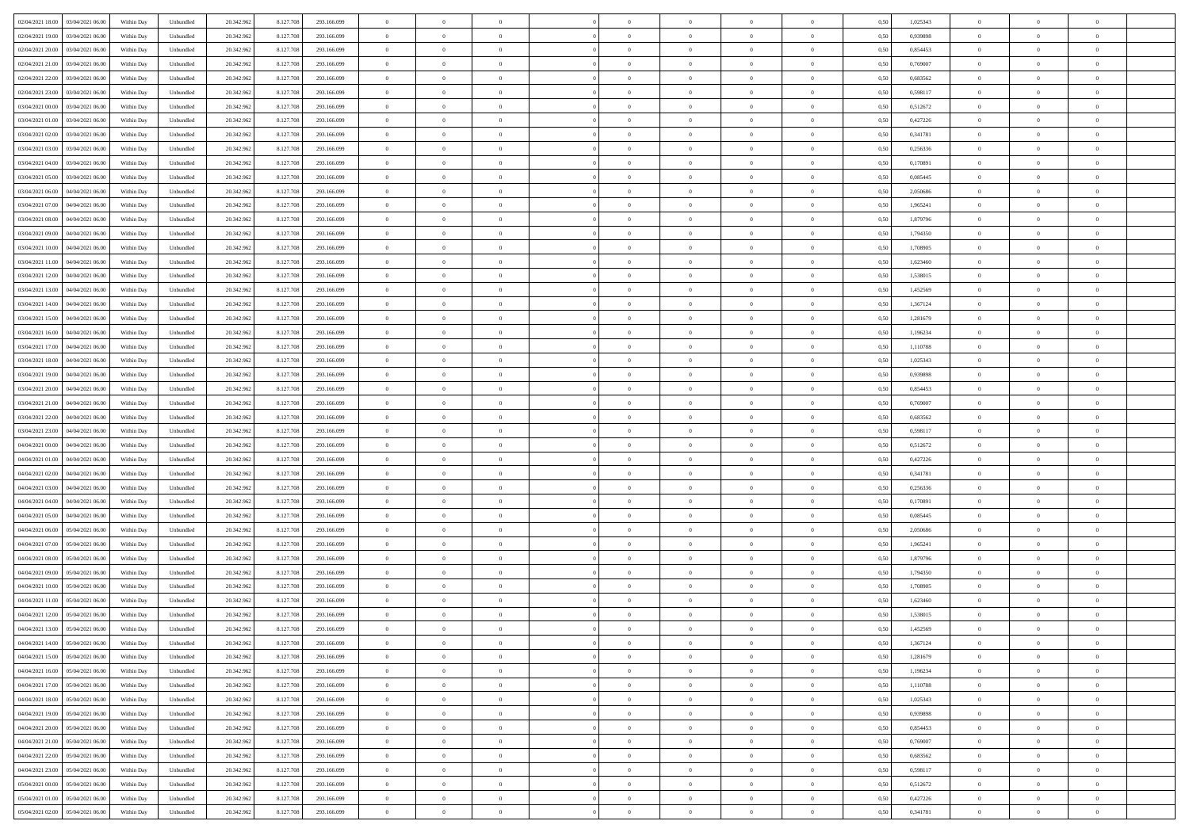| | | | | | | | | | | | | | | | | | | | | | |
|---|---|---|---|---|---|---|---|---|---|---|---|---|---|---|---|---|---|---|---|---|---|
| 02/04/2021 18.00 | 03/04/2021 06.00 | Within Day | Unbundled | 20.342.962 | 8.127.708 | 293.166.099 | 0 | 0 | 0 | | 0 | 0 | 0 | 0 | 0 | 0,50 | 1,025343 | 0 | 0 | 0 | |
| 02/04/2021 19.00 | 03/04/2021 06.00 | Within Day | Unbundled | 20.342.962 | 8.127.708 | 293.166.099 | 0 | 0 | 0 | | 0 | 0 | 0 | 0 | 0 | 0,50 | 0,939898 | 0 | 0 | 0 | |
| 02/04/2021 20.00 | 03/04/2021 06.00 | Within Day | Unbundled | 20.342.962 | 8.127.708 | 293.166.099 | 0 | 0 | 0 | | 0 | 0 | 0 | 0 | 0 | 0,50 | 0,854453 | 0 | 0 | 0 | |
| 02/04/2021 21.00 | 03/04/2021 06.00 | Within Day | Unbundled | 20.342.962 | 8.127.708 | 293.166.099 | 0 | 0 | 0 | | 0 | 0 | 0 | 0 | 0 | 0,50 | 0,769007 | 0 | 0 | 0 | |
| 02/04/2021 22.00 | 03/04/2021 06.00 | Within Day | Unbundled | 20.342.962 | 8.127.708 | 293.166.099 | 0 | 0 | 0 | | 0 | 0 | 0 | 0 | 0 | 0,50 | 0,683562 | 0 | 0 | 0 | |
| 02/04/2021 23.00 | 03/04/2021 06.00 | Within Day | Unbundled | 20.342.962 | 8.127.708 | 293.166.099 | 0 | 0 | 0 | | 0 | 0 | 0 | 0 | 0 | 0,50 | 0,598117 | 0 | 0 | 0 | |
| 03/04/2021 00.00 | 03/04/2021 06.00 | Within Day | Unbundled | 20.342.962 | 8.127.708 | 293.166.099 | 0 | 0 | 0 | | 0 | 0 | 0 | 0 | 0 | 0,50 | 0,512672 | 0 | 0 | 0 | |
| 03/04/2021 01.00 | 03/04/2021 06.00 | Within Day | Unbundled | 20.342.962 | 8.127.708 | 293.166.099 | 0 | 0 | 0 | | 0 | 0 | 0 | 0 | 0 | 0,50 | 0,427226 | 0 | 0 | 0 | |
| 03/04/2021 02.00 | 03/04/2021 06.00 | Within Day | Unbundled | 20.342.962 | 8.127.708 | 293.166.099 | 0 | 0 | 0 | | 0 | 0 | 0 | 0 | 0 | 0,50 | 0,341781 | 0 | 0 | 0 | |
| 03/04/2021 03.00 | 03/04/2021 06.00 | Within Day | Unbundled | 20.342.962 | 8.127.708 | 293.166.099 | 0 | 0 | 0 | | 0 | 0 | 0 | 0 | 0 | 0,50 | 0,256336 | 0 | 0 | 0 | |
| 03/04/2021 04.00 | 03/04/2021 06.00 | Within Day | Unbundled | 20.342.962 | 8.127.708 | 293.166.099 | 0 | 0 | 0 | | 0 | 0 | 0 | 0 | 0 | 0,50 | 0,170891 | 0 | 0 | 0 | |
| 03/04/2021 05.00 | 03/04/2021 06.00 | Within Day | Unbundled | 20.342.962 | 8.127.708 | 293.166.099 | 0 | 0 | 0 | | 0 | 0 | 0 | 0 | 0 | 0,50 | 0,085445 | 0 | 0 | 0 | |
| 03/04/2021 06.00 | 04/04/2021 06.00 | Within Day | Unbundled | 20.342.962 | 8.127.708 | 293.166.099 | 0 | 0 | 0 | | 0 | 0 | 0 | 0 | 0 | 0,50 | 2,050686 | 0 | 0 | 0 | |
| 03/04/2021 07.00 | 04/04/2021 06.00 | Within Day | Unbundled | 20.342.962 | 8.127.708 | 293.166.099 | 0 | 0 | 0 | | 0 | 0 | 0 | 0 | 0 | 0,50 | 1,965241 | 0 | 0 | 0 | |
| 03/04/2021 08.00 | 04/04/2021 06.00 | Within Day | Unbundled | 20.342.962 | 8.127.708 | 293.166.099 | 0 | 0 | 0 | | 0 | 0 | 0 | 0 | 0 | 0,50 | 1,879796 | 0 | 0 | 0 | |
| 03/04/2021 09.00 | 04/04/2021 06.00 | Within Day | Unbundled | 20.342.962 | 8.127.708 | 293.166.099 | 0 | 0 | 0 | | 0 | 0 | 0 | 0 | 0 | 0,50 | 1,794350 | 0 | 0 | 0 | |
| 03/04/2021 10.00 | 04/04/2021 06.00 | Within Day | Unbundled | 20.342.962 | 8.127.708 | 293.166.099 | 0 | 0 | 0 | | 0 | 0 | 0 | 0 | 0 | 0,50 | 1,708905 | 0 | 0 | 0 | |
| 03/04/2021 11.00 | 04/04/2021 06.00 | Within Day | Unbundled | 20.342.962 | 8.127.708 | 293.166.099 | 0 | 0 | 0 | | 0 | 0 | 0 | 0 | 0 | 0,50 | 1,623460 | 0 | 0 | 0 | |
| 03/04/2021 12.00 | 04/04/2021 06.00 | Within Day | Unbundled | 20.342.962 | 8.127.708 | 293.166.099 | 0 | 0 | 0 | | 0 | 0 | 0 | 0 | 0 | 0,50 | 1,538015 | 0 | 0 | 0 | |
| 03/04/2021 13.00 | 04/04/2021 06.00 | Within Day | Unbundled | 20.342.962 | 8.127.708 | 293.166.099 | 0 | 0 | 0 | | 0 | 0 | 0 | 0 | 0 | 0,50 | 1,452569 | 0 | 0 | 0 | |
| 03/04/2021 14.00 | 04/04/2021 06.00 | Within Day | Unbundled | 20.342.962 | 8.127.708 | 293.166.099 | 0 | 0 | 0 | | 0 | 0 | 0 | 0 | 0 | 0,50 | 1,367124 | 0 | 0 | 0 | |
| 03/04/2021 15.00 | 04/04/2021 06.00 | Within Day | Unbundled | 20.342.962 | 8.127.708 | 293.166.099 | 0 | 0 | 0 | | 0 | 0 | 0 | 0 | 0 | 0,50 | 1,281679 | 0 | 0 | 0 | |
| 03/04/2021 16.00 | 04/04/2021 06.00 | Within Day | Unbundled | 20.342.962 | 8.127.708 | 293.166.099 | 0 | 0 | 0 | | 0 | 0 | 0 | 0 | 0 | 0,50 | 1,196234 | 0 | 0 | 0 | |
| 03/04/2021 17.00 | 04/04/2021 06.00 | Within Day | Unbundled | 20.342.962 | 8.127.708 | 293.166.099 | 0 | 0 | 0 | | 0 | 0 | 0 | 0 | 0 | 0,50 | 1,110788 | 0 | 0 | 0 | |
| 03/04/2021 18.00 | 04/04/2021 06.00 | Within Day | Unbundled | 20.342.962 | 8.127.708 | 293.166.099 | 0 | 0 | 0 | | 0 | 0 | 0 | 0 | 0 | 0,50 | 1,025343 | 0 | 0 | 0 | |
| 03/04/2021 19.00 | 04/04/2021 06.00 | Within Day | Unbundled | 20.342.962 | 8.127.708 | 293.166.099 | 0 | 0 | 0 | | 0 | 0 | 0 | 0 | 0 | 0,50 | 0,939898 | 0 | 0 | 0 | |
| 03/04/2021 20.00 | 04/04/2021 06.00 | Within Day | Unbundled | 20.342.962 | 8.127.708 | 293.166.099 | 0 | 0 | 0 | | 0 | 0 | 0 | 0 | 0 | 0,50 | 0,854453 | 0 | 0 | 0 | |
| 03/04/2021 21.00 | 04/04/2021 06.00 | Within Day | Unbundled | 20.342.962 | 8.127.708 | 293.166.099 | 0 | 0 | 0 | | 0 | 0 | 0 | 0 | 0 | 0,50 | 0,769007 | 0 | 0 | 0 | |
| 03/04/2021 22.00 | 04/04/2021 06.00 | Within Day | Unbundled | 20.342.962 | 8.127.708 | 293.166.099 | 0 | 0 | 0 | | 0 | 0 | 0 | 0 | 0 | 0,50 | 0,683562 | 0 | 0 | 0 | |
| 03/04/2021 23.00 | 04/04/2021 06.00 | Within Day | Unbundled | 20.342.962 | 8.127.708 | 293.166.099 | 0 | 0 | 0 | | 0 | 0 | 0 | 0 | 0 | 0,50 | 0,598117 | 0 | 0 | 0 | |
| 04/04/2021 00.00 | 04/04/2021 06.00 | Within Day | Unbundled | 20.342.962 | 8.127.708 | 293.166.099 | 0 | 0 | 0 | | 0 | 0 | 0 | 0 | 0 | 0,50 | 0,512672 | 0 | 0 | 0 | |
| 04/04/2021 01.00 | 04/04/2021 06.00 | Within Day | Unbundled | 20.342.962 | 8.127.708 | 293.166.099 | 0 | 0 | 0 | | 0 | 0 | 0 | 0 | 0 | 0,50 | 0,427226 | 0 | 0 | 0 | |
| 04/04/2021 02.00 | 04/04/2021 06.00 | Within Day | Unbundled | 20.342.962 | 8.127.708 | 293.166.099 | 0 | 0 | 0 | | 0 | 0 | 0 | 0 | 0 | 0,50 | 0,341781 | 0 | 0 | 0 | |
| 04/04/2021 03.00 | 04/04/2021 06.00 | Within Day | Unbundled | 20.342.962 | 8.127.708 | 293.166.099 | 0 | 0 | 0 | | 0 | 0 | 0 | 0 | 0 | 0,50 | 0,256336 | 0 | 0 | 0 | |
| 04/04/2021 04.00 | 04/04/2021 06.00 | Within Day | Unbundled | 20.342.962 | 8.127.708 | 293.166.099 | 0 | 0 | 0 | | 0 | 0 | 0 | 0 | 0 | 0,50 | 0,170891 | 0 | 0 | 0 | |
| 04/04/2021 05.00 | 04/04/2021 06.00 | Within Day | Unbundled | 20.342.962 | 8.127.708 | 293.166.099 | 0 | 0 | 0 | | 0 | 0 | 0 | 0 | 0 | 0,50 | 0,085445 | 0 | 0 | 0 | |
| 04/04/2021 06.00 | 05/04/2021 06.00 | Within Day | Unbundled | 20.342.962 | 8.127.708 | 293.166.099 | 0 | 0 | 0 | | 0 | 0 | 0 | 0 | 0 | 0,50 | 2,050686 | 0 | 0 | 0 | |
| 04/04/2021 07.00 | 05/04/2021 06.00 | Within Day | Unbundled | 20.342.962 | 8.127.708 | 293.166.099 | 0 | 0 | 0 | | 0 | 0 | 0 | 0 | 0 | 0,50 | 1,965241 | 0 | 0 | 0 | |
| 04/04/2021 08.00 | 05/04/2021 06.00 | Within Day | Unbundled | 20.342.962 | 8.127.708 | 293.166.099 | 0 | 0 | 0 | | 0 | 0 | 0 | 0 | 0 | 0,50 | 1,879796 | 0 | 0 | 0 | |
| 04/04/2021 09.00 | 05/04/2021 06.00 | Within Day | Unbundled | 20.342.962 | 8.127.708 | 293.166.099 | 0 | 0 | 0 | | 0 | 0 | 0 | 0 | 0 | 0,50 | 1,794350 | 0 | 0 | 0 | |
| 04/04/2021 10.00 | 05/04/2021 06.00 | Within Day | Unbundled | 20.342.962 | 8.127.708 | 293.166.099 | 0 | 0 | 0 | | 0 | 0 | 0 | 0 | 0 | 0,50 | 1,708905 | 0 | 0 | 0 | |
| 04/04/2021 11.00 | 05/04/2021 06.00 | Within Day | Unbundled | 20.342.962 | 8.127.708 | 293.166.099 | 0 | 0 | 0 | | 0 | 0 | 0 | 0 | 0 | 0,50 | 1,623460 | 0 | 0 | 0 | |
| 04/04/2021 12.00 | 05/04/2021 06.00 | Within Day | Unbundled | 20.342.962 | 8.127.708 | 293.166.099 | 0 | 0 | 0 | | 0 | 0 | 0 | 0 | 0 | 0,50 | 1,538015 | 0 | 0 | 0 | |
| 04/04/2021 13.00 | 05/04/2021 06.00 | Within Day | Unbundled | 20.342.962 | 8.127.708 | 293.166.099 | 0 | 0 | 0 | | 0 | 0 | 0 | 0 | 0 | 0,50 | 1,452569 | 0 | 0 | 0 | |
| 04/04/2021 14.00 | 05/04/2021 06.00 | Within Day | Unbundled | 20.342.962 | 8.127.708 | 293.166.099 | 0 | 0 | 0 | | 0 | 0 | 0 | 0 | 0 | 0,50 | 1,367124 | 0 | 0 | 0 | |
| 04/04/2021 15.00 | 05/04/2021 06.00 | Within Day | Unbundled | 20.342.962 | 8.127.708 | 293.166.099 | 0 | 0 | 0 | | 0 | 0 | 0 | 0 | 0 | 0,50 | 1,281679 | 0 | 0 | 0 | |
| 04/04/2021 16.00 | 05/04/2021 06.00 | Within Day | Unbundled | 20.342.962 | 8.127.708 | 293.166.099 | 0 | 0 | 0 | | 0 | 0 | 0 | 0 | 0 | 0,50 | 1,196234 | 0 | 0 | 0 | |
| 04/04/2021 17.00 | 05/04/2021 06.00 | Within Day | Unbundled | 20.342.962 | 8.127.708 | 293.166.099 | 0 | 0 | 0 | | 0 | 0 | 0 | 0 | 0 | 0,50 | 1,110788 | 0 | 0 | 0 | |
| 04/04/2021 18.00 | 05/04/2021 06.00 | Within Day | Unbundled | 20.342.962 | 8.127.708 | 293.166.099 | 0 | 0 | 0 | | 0 | 0 | 0 | 0 | 0 | 0,50 | 1,025343 | 0 | 0 | 0 | |
| 04/04/2021 19.00 | 05/04/2021 06.00 | Within Day | Unbundled | 20.342.962 | 8.127.708 | 293.166.099 | 0 | 0 | 0 | | 0 | 0 | 0 | 0 | 0 | 0,50 | 0,939898 | 0 | 0 | 0 | |
| 04/04/2021 20.00 | 05/04/2021 06.00 | Within Day | Unbundled | 20.342.962 | 8.127.708 | 293.166.099 | 0 | 0 | 0 | | 0 | 0 | 0 | 0 | 0 | 0,50 | 0,854453 | 0 | 0 | 0 | |
| 04/04/2021 21.00 | 05/04/2021 06.00 | Within Day | Unbundled | 20.342.962 | 8.127.708 | 293.166.099 | 0 | 0 | 0 | | 0 | 0 | 0 | 0 | 0 | 0,50 | 0,769007 | 0 | 0 | 0 | |
| 04/04/2021 22.00 | 05/04/2021 06.00 | Within Day | Unbundled | 20.342.962 | 8.127.708 | 293.166.099 | 0 | 0 | 0 | | 0 | 0 | 0 | 0 | 0 | 0,50 | 0,683562 | 0 | 0 | 0 | |
| 04/04/2021 23.00 | 05/04/2021 06.00 | Within Day | Unbundled | 20.342.962 | 8.127.708 | 293.166.099 | 0 | 0 | 0 | | 0 | 0 | 0 | 0 | 0 | 0,50 | 0,598117 | 0 | 0 | 0 | |
| 05/04/2021 00.00 | 05/04/2021 06.00 | Within Day | Unbundled | 20.342.962 | 8.127.708 | 293.166.099 | 0 | 0 | 0 | | 0 | 0 | 0 | 0 | 0 | 0,50 | 0,512672 | 0 | 0 | 0 | |
| 05/04/2021 01.00 | 05/04/2021 06.00 | Within Day | Unbundled | 20.342.962 | 8.127.708 | 293.166.099 | 0 | 0 | 0 | | 0 | 0 | 0 | 0 | 0 | 0,50 | 0,427226 | 0 | 0 | 0 | |
| 05/04/2021 02.00 | 05/04/2021 06.00 | Within Day | Unbundled | 20.342.962 | 8.127.708 | 293.166.099 | 0 | 0 | 0 | | 0 | 0 | 0 | 0 | 0 | 0,50 | 0,341781 | 0 | 0 | 0 | |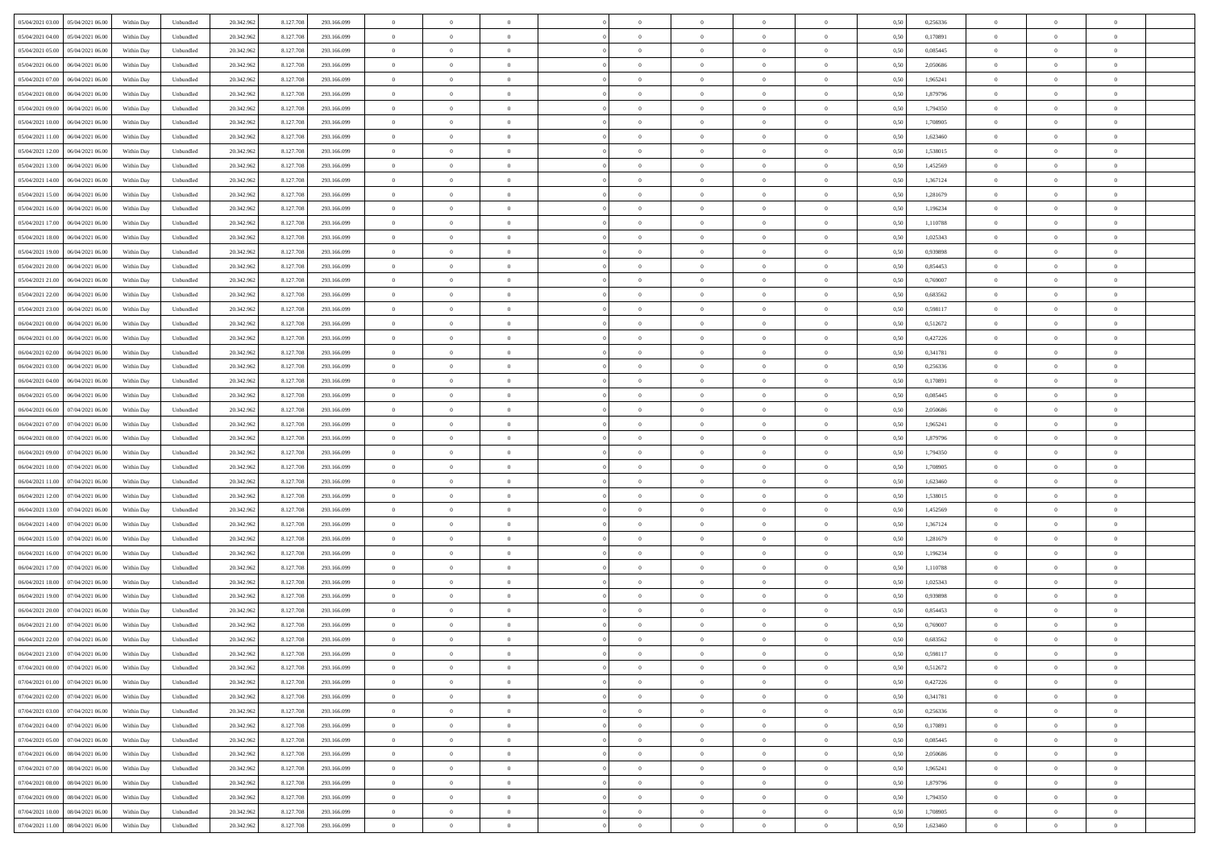| | | | | | | | | | | | | | | | | | | | | |
|---|---|---|---|---|---|---|---|---|---|---|---|---|---|---|---|---|---|---|---|---|
| 05/04/2021 03:00 | 05/04/2021 06:00 | Within Day | Unbundled | 20.342.962 | 8.127.708 | 293.166.099 | 0 | 0 | 0 | | 0 | 0 | 0 | 0 | 0,50 | 0,256336 | 0 | 0 | 0 | |
| 05/04/2021 04:00 | 05/04/2021 06:00 | Within Day | Unbundled | 20.342.962 | 8.127.708 | 293.166.099 | 0 | 0 | 0 | | 0 | 0 | 0 | 0 | 0,50 | 0,170891 | 0 | 0 | 0 | |
| 05/04/2021 05:00 | 05/04/2021 06:00 | Within Day | Unbundled | 20.342.962 | 8.127.708 | 293.166.099 | 0 | 0 | 0 | | 0 | 0 | 0 | 0 | 0,50 | 0,085445 | 0 | 0 | 0 | |
| 05/04/2021 06:00 | 06/04/2021 06:00 | Within Day | Unbundled | 20.342.962 | 8.127.708 | 293.166.099 | 0 | 0 | 0 | | 0 | 0 | 0 | 0 | 0,50 | 2,050686 | 0 | 0 | 0 | |
| 05/04/2021 07:00 | 06/04/2021 06:00 | Within Day | Unbundled | 20.342.962 | 8.127.708 | 293.166.099 | 0 | 0 | 0 | | 0 | 0 | 0 | 0 | 0,50 | 1,965241 | 0 | 0 | 0 | |
| 05/04/2021 08:00 | 06/04/2021 06:00 | Within Day | Unbundled | 20.342.962 | 8.127.708 | 293.166.099 | 0 | 0 | 0 | | 0 | 0 | 0 | 0 | 0,50 | 1,879796 | 0 | 0 | 0 | |
| 05/04/2021 09:00 | 06/04/2021 06:00 | Within Day | Unbundled | 20.342.962 | 8.127.708 | 293.166.099 | 0 | 0 | 0 | | 0 | 0 | 0 | 0 | 0,50 | 1,794350 | 0 | 0 | 0 | |
| 05/04/2021 10:00 | 06/04/2021 06:00 | Within Day | Unbundled | 20.342.962 | 8.127.708 | 293.166.099 | 0 | 0 | 0 | | 0 | 0 | 0 | 0 | 0,50 | 1,708905 | 0 | 0 | 0 | |
| 05/04/2021 11:00 | 06/04/2021 06:00 | Within Day | Unbundled | 20.342.962 | 8.127.708 | 293.166.099 | 0 | 0 | 0 | | 0 | 0 | 0 | 0 | 0,50 | 1,623460 | 0 | 0 | 0 | |
| 05/04/2021 12:00 | 06/04/2021 06:00 | Within Day | Unbundled | 20.342.962 | 8.127.708 | 293.166.099 | 0 | 0 | 0 | | 0 | 0 | 0 | 0 | 0,50 | 1,538015 | 0 | 0 | 0 | |
| 05/04/2021 13:00 | 06/04/2021 06:00 | Within Day | Unbundled | 20.342.962 | 8.127.708 | 293.166.099 | 0 | 0 | 0 | | 0 | 0 | 0 | 0 | 0,50 | 1,452569 | 0 | 0 | 0 | |
| 05/04/2021 14:00 | 06/04/2021 06:00 | Within Day | Unbundled | 20.342.962 | 8.127.708 | 293.166.099 | 0 | 0 | 0 | | 0 | 0 | 0 | 0 | 0,50 | 1,367124 | 0 | 0 | 0 | |
| 05/04/2021 15:00 | 06/04/2021 06:00 | Within Day | Unbundled | 20.342.962 | 8.127.708 | 293.166.099 | 0 | 0 | 0 | | 0 | 0 | 0 | 0 | 0,50 | 1,281679 | 0 | 0 | 0 | |
| 05/04/2021 16:00 | 06/04/2021 06:00 | Within Day | Unbundled | 20.342.962 | 8.127.708 | 293.166.099 | 0 | 0 | 0 | | 0 | 0 | 0 | 0 | 0,50 | 1,196234 | 0 | 0 | 0 | |
| 05/04/2021 17:00 | 06/04/2021 06:00 | Within Day | Unbundled | 20.342.962 | 8.127.708 | 293.166.099 | 0 | 0 | 0 | | 0 | 0 | 0 | 0 | 0,50 | 1,110788 | 0 | 0 | 0 | |
| 05/04/2021 18:00 | 06/04/2021 06:00 | Within Day | Unbundled | 20.342.962 | 8.127.708 | 293.166.099 | 0 | 0 | 0 | | 0 | 0 | 0 | 0 | 0,50 | 1,025343 | 0 | 0 | 0 | |
| 05/04/2021 19:00 | 06/04/2021 06:00 | Within Day | Unbundled | 20.342.962 | 8.127.708 | 293.166.099 | 0 | 0 | 0 | | 0 | 0 | 0 | 0 | 0,50 | 0,939898 | 0 | 0 | 0 | |
| 05/04/2021 20:00 | 06/04/2021 06:00 | Within Day | Unbundled | 20.342.962 | 8.127.708 | 293.166.099 | 0 | 0 | 0 | | 0 | 0 | 0 | 0 | 0,50 | 0,854453 | 0 | 0 | 0 | |
| 05/04/2021 21:00 | 06/04/2021 06:00 | Within Day | Unbundled | 20.342.962 | 8.127.708 | 293.166.099 | 0 | 0 | 0 | | 0 | 0 | 0 | 0 | 0,50 | 0,769007 | 0 | 0 | 0 | |
| 05/04/2021 22:00 | 06/04/2021 06:00 | Within Day | Unbundled | 20.342.962 | 8.127.708 | 293.166.099 | 0 | 0 | 0 | | 0 | 0 | 0 | 0 | 0,50 | 0,683562 | 0 | 0 | 0 | |
| 05/04/2021 23:00 | 06/04/2021 06:00 | Within Day | Unbundled | 20.342.962 | 8.127.708 | 293.166.099 | 0 | 0 | 0 | | 0 | 0 | 0 | 0 | 0,50 | 0,598117 | 0 | 0 | 0 | |
| 06/04/2021 00:00 | 06/04/2021 06:00 | Within Day | Unbundled | 20.342.962 | 8.127.708 | 293.166.099 | 0 | 0 | 0 | | 0 | 0 | 0 | 0 | 0,50 | 0,512672 | 0 | 0 | 0 | |
| 06/04/2021 01:00 | 06/04/2021 06:00 | Within Day | Unbundled | 20.342.962 | 8.127.708 | 293.166.099 | 0 | 0 | 0 | | 0 | 0 | 0 | 0 | 0,50 | 0,427226 | 0 | 0 | 0 | |
| 06/04/2021 02:00 | 06/04/2021 06:00 | Within Day | Unbundled | 20.342.962 | 8.127.708 | 293.166.099 | 0 | 0 | 0 | | 0 | 0 | 0 | 0 | 0,50 | 0,341781 | 0 | 0 | 0 | |
| 06/04/2021 03:00 | 06/04/2021 06:00 | Within Day | Unbundled | 20.342.962 | 8.127.708 | 293.166.099 | 0 | 0 | 0 | | 0 | 0 | 0 | 0 | 0,50 | 0,256336 | 0 | 0 | 0 | |
| 06/04/2021 04:00 | 06/04/2021 06:00 | Within Day | Unbundled | 20.342.962 | 8.127.708 | 293.166.099 | 0 | 0 | 0 | | 0 | 0 | 0 | 0 | 0,50 | 0,170891 | 0 | 0 | 0 | |
| 06/04/2021 05:00 | 06/04/2021 06:00 | Within Day | Unbundled | 20.342.962 | 8.127.708 | 293.166.099 | 0 | 0 | 0 | | 0 | 0 | 0 | 0 | 0,50 | 0,085445 | 0 | 0 | 0 | |
| 06/04/2021 06:00 | 07/04/2021 06:00 | Within Day | Unbundled | 20.342.962 | 8.127.708 | 293.166.099 | 0 | 0 | 0 | | 0 | 0 | 0 | 0 | 0,50 | 2,050686 | 0 | 0 | 0 | |
| 06/04/2021 07:00 | 07/04/2021 06:00 | Within Day | Unbundled | 20.342.962 | 8.127.708 | 293.166.099 | 0 | 0 | 0 | | 0 | 0 | 0 | 0 | 0,50 | 1,965241 | 0 | 0 | 0 | |
| 06/04/2021 08:00 | 07/04/2021 06:00 | Within Day | Unbundled | 20.342.962 | 8.127.708 | 293.166.099 | 0 | 0 | 0 | | 0 | 0 | 0 | 0 | 0,50 | 1,879796 | 0 | 0 | 0 | |
| 06/04/2021 09:00 | 07/04/2021 06:00 | Within Day | Unbundled | 20.342.962 | 8.127.708 | 293.166.099 | 0 | 0 | 0 | | 0 | 0 | 0 | 0 | 0,50 | 1,794350 | 0 | 0 | 0 | |
| 06/04/2021 10:00 | 07/04/2021 06:00 | Within Day | Unbundled | 20.342.962 | 8.127.708 | 293.166.099 | 0 | 0 | 0 | | 0 | 0 | 0 | 0 | 0,50 | 1,708905 | 0 | 0 | 0 | |
| 06/04/2021 11:00 | 07/04/2021 06:00 | Within Day | Unbundled | 20.342.962 | 8.127.708 | 293.166.099 | 0 | 0 | 0 | | 0 | 0 | 0 | 0 | 0,50 | 1,623460 | 0 | 0 | 0 | |
| 06/04/2021 12:00 | 07/04/2021 06:00 | Within Day | Unbundled | 20.342.962 | 8.127.708 | 293.166.099 | 0 | 0 | 0 | | 0 | 0 | 0 | 0 | 0,50 | 1,538015 | 0 | 0 | 0 | |
| 06/04/2021 13:00 | 07/04/2021 06:00 | Within Day | Unbundled | 20.342.962 | 8.127.708 | 293.166.099 | 0 | 0 | 0 | | 0 | 0 | 0 | 0 | 0,50 | 1,452569 | 0 | 0 | 0 | |
| 06/04/2021 14:00 | 07/04/2021 06:00 | Within Day | Unbundled | 20.342.962 | 8.127.708 | 293.166.099 | 0 | 0 | 0 | | 0 | 0 | 0 | 0 | 0,50 | 1,367124 | 0 | 0 | 0 | |
| 06/04/2021 15:00 | 07/04/2021 06:00 | Within Day | Unbundled | 20.342.962 | 8.127.708 | 293.166.099 | 0 | 0 | 0 | | 0 | 0 | 0 | 0 | 0,50 | 1,281679 | 0 | 0 | 0 | |
| 06/04/2021 16:00 | 07/04/2021 06:00 | Within Day | Unbundled | 20.342.962 | 8.127.708 | 293.166.099 | 0 | 0 | 0 | | 0 | 0 | 0 | 0 | 0,50 | 1,196234 | 0 | 0 | 0 | |
| 06/04/2021 17:00 | 07/04/2021 06:00 | Within Day | Unbundled | 20.342.962 | 8.127.708 | 293.166.099 | 0 | 0 | 0 | | 0 | 0 | 0 | 0 | 0,50 | 1,110788 | 0 | 0 | 0 | |
| 06/04/2021 18:00 | 07/04/2021 06:00 | Within Day | Unbundled | 20.342.962 | 8.127.708 | 293.166.099 | 0 | 0 | 0 | | 0 | 0 | 0 | 0 | 0,50 | 1,025343 | 0 | 0 | 0 | |
| 06/04/2021 19:00 | 07/04/2021 06:00 | Within Day | Unbundled | 20.342.962 | 8.127.708 | 293.166.099 | 0 | 0 | 0 | | 0 | 0 | 0 | 0 | 0,50 | 0,939898 | 0 | 0 | 0 | |
| 06/04/2021 20:00 | 07/04/2021 06:00 | Within Day | Unbundled | 20.342.962 | 8.127.708 | 293.166.099 | 0 | 0 | 0 | | 0 | 0 | 0 | 0 | 0,50 | 0,854453 | 0 | 0 | 0 | |
| 06/04/2021 21:00 | 07/04/2021 06:00 | Within Day | Unbundled | 20.342.962 | 8.127.708 | 293.166.099 | 0 | 0 | 0 | | 0 | 0 | 0 | 0 | 0,50 | 0,769007 | 0 | 0 | 0 | |
| 06/04/2021 22:00 | 07/04/2021 06:00 | Within Day | Unbundled | 20.342.962 | 8.127.708 | 293.166.099 | 0 | 0 | 0 | | 0 | 0 | 0 | 0 | 0,50 | 0,683562 | 0 | 0 | 0 | |
| 06/04/2021 23:00 | 07/04/2021 06:00 | Within Day | Unbundled | 20.342.962 | 8.127.708 | 293.166.099 | 0 | 0 | 0 | | 0 | 0 | 0 | 0 | 0,50 | 0,598117 | 0 | 0 | 0 | |
| 07/04/2021 00:00 | 07/04/2021 06:00 | Within Day | Unbundled | 20.342.962 | 8.127.708 | 293.166.099 | 0 | 0 | 0 | | 0 | 0 | 0 | 0 | 0,50 | 0,512672 | 0 | 0 | 0 | |
| 07/04/2021 01:00 | 07/04/2021 06:00 | Within Day | Unbundled | 20.342.962 | 8.127.708 | 293.166.099 | 0 | 0 | 0 | | 0 | 0 | 0 | 0 | 0,50 | 0,427226 | 0 | 0 | 0 | |
| 07/04/2021 02:00 | 07/04/2021 06:00 | Within Day | Unbundled | 20.342.962 | 8.127.708 | 293.166.099 | 0 | 0 | 0 | | 0 | 0 | 0 | 0 | 0,50 | 0,341781 | 0 | 0 | 0 | |
| 07/04/2021 03:00 | 07/04/2021 06:00 | Within Day | Unbundled | 20.342.962 | 8.127.708 | 293.166.099 | 0 | 0 | 0 | | 0 | 0 | 0 | 0 | 0,50 | 0,256336 | 0 | 0 | 0 | |
| 07/04/2021 04:00 | 07/04/2021 06:00 | Within Day | Unbundled | 20.342.962 | 8.127.708 | 293.166.099 | 0 | 0 | 0 | | 0 | 0 | 0 | 0 | 0,50 | 0,170891 | 0 | 0 | 0 | |
| 07/04/2021 05:00 | 07/04/2021 06:00 | Within Day | Unbundled | 20.342.962 | 8.127.708 | 293.166.099 | 0 | 0 | 0 | | 0 | 0 | 0 | 0 | 0,50 | 0,085445 | 0 | 0 | 0 | |
| 07/04/2021 06:00 | 08/04/2021 06:00 | Within Day | Unbundled | 20.342.962 | 8.127.708 | 293.166.099 | 0 | 0 | 0 | | 0 | 0 | 0 | 0 | 0,50 | 2,050686 | 0 | 0 | 0 | |
| 07/04/2021 07:00 | 08/04/2021 06:00 | Within Day | Unbundled | 20.342.962 | 8.127.708 | 293.166.099 | 0 | 0 | 0 | | 0 | 0 | 0 | 0 | 0,50 | 1,965241 | 0 | 0 | 0 | |
| 07/04/2021 08:00 | 08/04/2021 06:00 | Within Day | Unbundled | 20.342.962 | 8.127.708 | 293.166.099 | 0 | 0 | 0 | | 0 | 0 | 0 | 0 | 0,50 | 1,879796 | 0 | 0 | 0 | |
| 07/04/2021 09:00 | 08/04/2021 06:00 | Within Day | Unbundled | 20.342.962 | 8.127.708 | 293.166.099 | 0 | 0 | 0 | | 0 | 0 | 0 | 0 | 0,50 | 1,794350 | 0 | 0 | 0 | |
| 07/04/2021 10:00 | 08/04/2021 06:00 | Within Day | Unbundled | 20.342.962 | 8.127.708 | 293.166.099 | 0 | 0 | 0 | | 0 | 0 | 0 | 0 | 0,50 | 1,708905 | 0 | 0 | 0 | |
| 07/04/2021 11:00 | 08/04/2021 06:00 | Within Day | Unbundled | 20.342.962 | 8.127.708 | 293.166.099 | 0 | 0 | 0 | | 0 | 0 | 0 | 0 | 0,50 | 1,623460 | 0 | 0 | 0 | |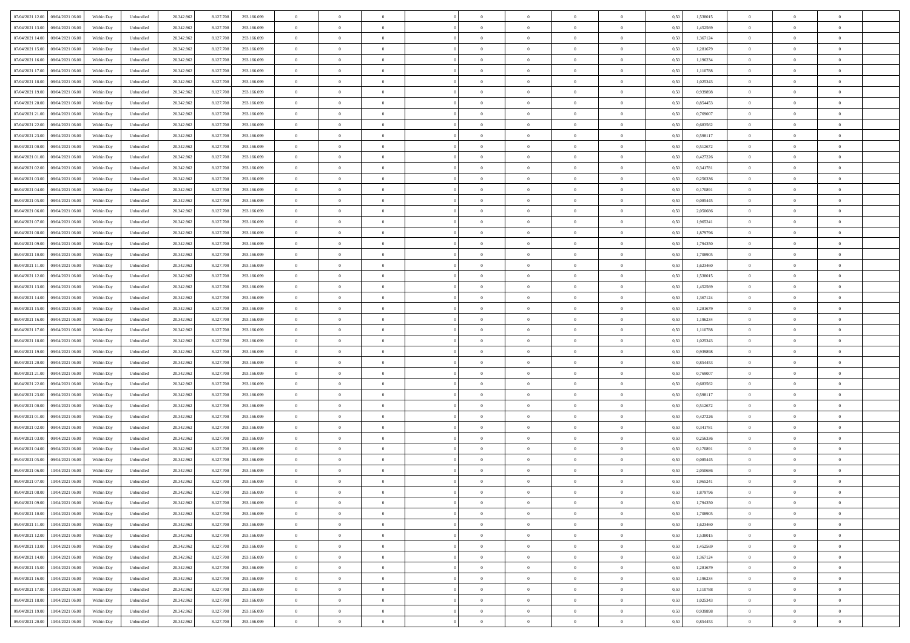| | | | | | | | | | | | | | | | | | | | | |
|---|---|---|---|---|---|---|---|---|---|---|---|---|---|---|---|---|---|---|---|---|
| 07/04/2021 12:00 | 08/04/2021 06:00 | Within Day | Unbundled | 20.342.962 | 8.127.708 | 293.166.099 | 0 | 0 | 0 | | 0 | 0 | 0 | 0 | 0,50 | 1,538015 | 0 | 0 | 0 | |
| 07/04/2021 13:00 | 08/04/2021 06:00 | Within Day | Unbundled | 20.342.962 | 8.127.708 | 293.166.099 | 0 | 0 | 0 | | 0 | 0 | 0 | 0 | 0,50 | 1,452569 | 0 | 0 | 0 | |
| 07/04/2021 14:00 | 08/04/2021 06:00 | Within Day | Unbundled | 20.342.962 | 8.127.708 | 293.166.099 | 0 | 0 | 0 | | 0 | 0 | 0 | 0 | 0,50 | 1,367124 | 0 | 0 | 0 | |
| 07/04/2021 15:00 | 08/04/2021 06:00 | Within Day | Unbundled | 20.342.962 | 8.127.708 | 293.166.099 | 0 | 0 | 0 | | 0 | 0 | 0 | 0 | 0,50 | 1,281679 | 0 | 0 | 0 | |
| 07/04/2021 16:00 | 08/04/2021 06:00 | Within Day | Unbundled | 20.342.962 | 8.127.708 | 293.166.099 | 0 | 0 | 0 | | 0 | 0 | 0 | 0 | 0,50 | 1,196234 | 0 | 0 | 0 | |
| 07/04/2021 17:00 | 08/04/2021 06:00 | Within Day | Unbundled | 20.342.962 | 8.127.708 | 293.166.099 | 0 | 0 | 0 | | 0 | 0 | 0 | 0 | 0,50 | 1,110788 | 0 | 0 | 0 | |
| 07/04/2021 18:00 | 08/04/2021 06:00 | Within Day | Unbundled | 20.342.962 | 8.127.708 | 293.166.099 | 0 | 0 | 0 | | 0 | 0 | 0 | 0 | 0,50 | 1,025343 | 0 | 0 | 0 | |
| 07/04/2021 19:00 | 08/04/2021 06:00 | Within Day | Unbundled | 20.342.962 | 8.127.708 | 293.166.099 | 0 | 0 | 0 | | 0 | 0 | 0 | 0 | 0,50 | 0,939898 | 0 | 0 | 0 | |
| 07/04/2021 20:00 | 08/04/2021 06:00 | Within Day | Unbundled | 20.342.962 | 8.127.708 | 293.166.099 | 0 | 0 | 0 | | 0 | 0 | 0 | 0 | 0,50 | 0,854453 | 0 | 0 | 0 | |
| 07/04/2021 21:00 | 08/04/2021 06:00 | Within Day | Unbundled | 20.342.962 | 8.127.708 | 293.166.099 | 0 | 0 | 0 | | 0 | 0 | 0 | 0 | 0,50 | 0,769007 | 0 | 0 | 0 | |
| 07/04/2021 22:00 | 08/04/2021 06:00 | Within Day | Unbundled | 20.342.962 | 8.127.708 | 293.166.099 | 0 | 0 | 0 | | 0 | 0 | 0 | 0 | 0,50 | 0,683562 | 0 | 0 | 0 | |
| 07/04/2021 23:00 | 08/04/2021 06:00 | Within Day | Unbundled | 20.342.962 | 8.127.708 | 293.166.099 | 0 | 0 | 0 | | 0 | 0 | 0 | 0 | 0,50 | 0,598117 | 0 | 0 | 0 | |
| 08/04/2021 00:00 | 08/04/2021 06:00 | Within Day | Unbundled | 20.342.962 | 8.127.708 | 293.166.099 | 0 | 0 | 0 | | 0 | 0 | 0 | 0 | 0,50 | 0,512672 | 0 | 0 | 0 | |
| 08/04/2021 01:00 | 08/04/2021 06:00 | Within Day | Unbundled | 20.342.962 | 8.127.708 | 293.166.099 | 0 | 0 | 0 | | 0 | 0 | 0 | 0 | 0,50 | 0,427226 | 0 | 0 | 0 | |
| 08/04/2021 02:00 | 08/04/2021 06:00 | Within Day | Unbundled | 20.342.962 | 8.127.708 | 293.166.099 | 0 | 0 | 0 | | 0 | 0 | 0 | 0 | 0,50 | 0,341781 | 0 | 0 | 0 | |
| 08/04/2021 03:00 | 08/04/2021 06:00 | Within Day | Unbundled | 20.342.962 | 8.127.708 | 293.166.099 | 0 | 0 | 0 | | 0 | 0 | 0 | 0 | 0,50 | 0,256336 | 0 | 0 | 0 | |
| 08/04/2021 04:00 | 08/04/2021 06:00 | Within Day | Unbundled | 20.342.962 | 8.127.708 | 293.166.099 | 0 | 0 | 0 | | 0 | 0 | 0 | 0 | 0,50 | 0,170891 | 0 | 0 | 0 | |
| 08/04/2021 05:00 | 08/04/2021 06:00 | Within Day | Unbundled | 20.342.962 | 8.127.708 | 293.166.099 | 0 | 0 | 0 | | 0 | 0 | 0 | 0 | 0,50 | 0,085445 | 0 | 0 | 0 | |
| 08/04/2021 06:00 | 09/04/2021 06:00 | Within Day | Unbundled | 20.342.962 | 8.127.708 | 293.166.099 | 0 | 0 | 0 | | 0 | 0 | 0 | 0 | 0,50 | 2,050686 | 0 | 0 | 0 | |
| 08/04/2021 07:00 | 09/04/2021 06:00 | Within Day | Unbundled | 20.342.962 | 8.127.708 | 293.166.099 | 0 | 0 | 0 | | 0 | 0 | 0 | 0 | 0,50 | 1,965241 | 0 | 0 | 0 | |
| 08/04/2021 08:00 | 09/04/2021 06:00 | Within Day | Unbundled | 20.342.962 | 8.127.708 | 293.166.099 | 0 | 0 | 0 | | 0 | 0 | 0 | 0 | 0,50 | 1,879796 | 0 | 0 | 0 | |
| 08/04/2021 09:00 | 09/04/2021 06:00 | Within Day | Unbundled | 20.342.962 | 8.127.708 | 293.166.099 | 0 | 0 | 0 | | 0 | 0 | 0 | 0 | 0,50 | 1,794350 | 0 | 0 | 0 | |
| 08/04/2021 10:00 | 09/04/2021 06:00 | Within Day | Unbundled | 20.342.962 | 8.127.708 | 293.166.099 | 0 | 0 | 0 | | 0 | 0 | 0 | 0 | 0,50 | 1,708905 | 0 | 0 | 0 | |
| 08/04/2021 11:00 | 09/04/2021 06:00 | Within Day | Unbundled | 20.342.962 | 8.127.708 | 293.166.099 | 0 | 0 | 0 | | 0 | 0 | 0 | 0 | 0,50 | 1,623460 | 0 | 0 | 0 | |
| 08/04/2021 12:00 | 09/04/2021 06:00 | Within Day | Unbundled | 20.342.962 | 8.127.708 | 293.166.099 | 0 | 0 | 0 | | 0 | 0 | 0 | 0 | 0,50 | 1,538015 | 0 | 0 | 0 | |
| 08/04/2021 13:00 | 09/04/2021 06:00 | Within Day | Unbundled | 20.342.962 | 8.127.708 | 293.166.099 | 0 | 0 | 0 | | 0 | 0 | 0 | 0 | 0,50 | 1,452569 | 0 | 0 | 0 | |
| 08/04/2021 14:00 | 09/04/2021 06:00 | Within Day | Unbundled | 20.342.962 | 8.127.708 | 293.166.099 | 0 | 0 | 0 | | 0 | 0 | 0 | 0 | 0,50 | 1,367124 | 0 | 0 | 0 | |
| 08/04/2021 15:00 | 09/04/2021 06:00 | Within Day | Unbundled | 20.342.962 | 8.127.708 | 293.166.099 | 0 | 0 | 0 | | 0 | 0 | 0 | 0 | 0,50 | 1,281679 | 0 | 0 | 0 | |
| 08/04/2021 16:00 | 09/04/2021 06:00 | Within Day | Unbundled | 20.342.962 | 8.127.708 | 293.166.099 | 0 | 0 | 0 | | 0 | 0 | 0 | 0 | 0,50 | 1,196234 | 0 | 0 | 0 | |
| 08/04/2021 17:00 | 09/04/2021 06:00 | Within Day | Unbundled | 20.342.962 | 8.127.708 | 293.166.099 | 0 | 0 | 0 | | 0 | 0 | 0 | 0 | 0,50 | 1,110788 | 0 | 0 | 0 | |
| 08/04/2021 18:00 | 09/04/2021 06:00 | Within Day | Unbundled | 20.342.962 | 8.127.708 | 293.166.099 | 0 | 0 | 0 | | 0 | 0 | 0 | 0 | 0,50 | 1,025343 | 0 | 0 | 0 | |
| 08/04/2021 19:00 | 09/04/2021 06:00 | Within Day | Unbundled | 20.342.962 | 8.127.708 | 293.166.099 | 0 | 0 | 0 | | 0 | 0 | 0 | 0 | 0,50 | 0,939898 | 0 | 0 | 0 | |
| 08/04/2021 20:00 | 09/04/2021 06:00 | Within Day | Unbundled | 20.342.962 | 8.127.708 | 293.166.099 | 0 | 0 | 0 | | 0 | 0 | 0 | 0 | 0,50 | 0,854453 | 0 | 0 | 0 | |
| 08/04/2021 21:00 | 09/04/2021 06:00 | Within Day | Unbundled | 20.342.962 | 8.127.708 | 293.166.099 | 0 | 0 | 0 | | 0 | 0 | 0 | 0 | 0,50 | 0,769007 | 0 | 0 | 0 | |
| 08/04/2021 22:00 | 09/04/2021 06:00 | Within Day | Unbundled | 20.342.962 | 8.127.708 | 293.166.099 | 0 | 0 | 0 | | 0 | 0 | 0 | 0 | 0,50 | 0,683562 | 0 | 0 | 0 | |
| 08/04/2021 23:00 | 09/04/2021 06:00 | Within Day | Unbundled | 20.342.962 | 8.127.708 | 293.166.099 | 0 | 0 | 0 | | 0 | 0 | 0 | 0 | 0,50 | 0,598117 | 0 | 0 | 0 | |
| 09/04/2021 00:00 | 09/04/2021 06:00 | Within Day | Unbundled | 20.342.962 | 8.127.708 | 293.166.099 | 0 | 0 | 0 | | 0 | 0 | 0 | 0 | 0,50 | 0,512672 | 0 | 0 | 0 | |
| 09/04/2021 01:00 | 09/04/2021 06:00 | Within Day | Unbundled | 20.342.962 | 8.127.708 | 293.166.099 | 0 | 0 | 0 | | 0 | 0 | 0 | 0 | 0,50 | 0,427226 | 0 | 0 | 0 | |
| 09/04/2021 02:00 | 09/04/2021 06:00 | Within Day | Unbundled | 20.342.962 | 8.127.708 | 293.166.099 | 0 | 0 | 0 | | 0 | 0 | 0 | 0 | 0,50 | 0,341781 | 0 | 0 | 0 | |
| 09/04/2021 03:00 | 09/04/2021 06:00 | Within Day | Unbundled | 20.342.962 | 8.127.708 | 293.166.099 | 0 | 0 | 0 | | 0 | 0 | 0 | 0 | 0,50 | 0,256336 | 0 | 0 | 0 | |
| 09/04/2021 04:00 | 09/04/2021 06:00 | Within Day | Unbundled | 20.342.962 | 8.127.708 | 293.166.099 | 0 | 0 | 0 | | 0 | 0 | 0 | 0 | 0,50 | 0,170891 | 0 | 0 | 0 | |
| 09/04/2021 05:00 | 09/04/2021 06:00 | Within Day | Unbundled | 20.342.962 | 8.127.708 | 293.166.099 | 0 | 0 | 0 | | 0 | 0 | 0 | 0 | 0,50 | 0,085445 | 0 | 0 | 0 | |
| 09/04/2021 06:00 | 10/04/2021 06:00 | Within Day | Unbundled | 20.342.962 | 8.127.708 | 293.166.099 | 0 | 0 | 0 | | 0 | 0 | 0 | 0 | 0,50 | 2,050686 | 0 | 0 | 0 | |
| 09/04/2021 07:00 | 10/04/2021 06:00 | Within Day | Unbundled | 20.342.962 | 8.127.708 | 293.166.099 | 0 | 0 | 0 | | 0 | 0 | 0 | 0 | 0,50 | 1,965241 | 0 | 0 | 0 | |
| 09/04/2021 08:00 | 10/04/2021 06:00 | Within Day | Unbundled | 20.342.962 | 8.127.708 | 293.166.099 | 0 | 0 | 0 | | 0 | 0 | 0 | 0 | 0,50 | 1,879796 | 0 | 0 | 0 | |
| 09/04/2021 09:00 | 10/04/2021 06:00 | Within Day | Unbundled | 20.342.962 | 8.127.708 | 293.166.099 | 0 | 0 | 0 | | 0 | 0 | 0 | 0 | 0,50 | 1,794350 | 0 | 0 | 0 | |
| 09/04/2021 10:00 | 10/04/2021 06:00 | Within Day | Unbundled | 20.342.962 | 8.127.708 | 293.166.099 | 0 | 0 | 0 | | 0 | 0 | 0 | 0 | 0,50 | 1,708905 | 0 | 0 | 0 | |
| 09/04/2021 11:00 | 10/04/2021 06:00 | Within Day | Unbundled | 20.342.962 | 8.127.708 | 293.166.099 | 0 | 0 | 0 | | 0 | 0 | 0 | 0 | 0,50 | 1,623460 | 0 | 0 | 0 | |
| 09/04/2021 12:00 | 10/04/2021 06:00 | Within Day | Unbundled | 20.342.962 | 8.127.708 | 293.166.099 | 0 | 0 | 0 | | 0 | 0 | 0 | 0 | 0,50 | 1,538015 | 0 | 0 | 0 | |
| 09/04/2021 13:00 | 10/04/2021 06:00 | Within Day | Unbundled | 20.342.962 | 8.127.708 | 293.166.099 | 0 | 0 | 0 | | 0 | 0 | 0 | 0 | 0,50 | 1,452569 | 0 | 0 | 0 | |
| 09/04/2021 14:00 | 10/04/2021 06:00 | Within Day | Unbundled | 20.342.962 | 8.127.708 | 293.166.099 | 0 | 0 | 0 | | 0 | 0 | 0 | 0 | 0,50 | 1,367124 | 0 | 0 | 0 | |
| 09/04/2021 15:00 | 10/04/2021 06:00 | Within Day | Unbundled | 20.342.962 | 8.127.708 | 293.166.099 | 0 | 0 | 0 | | 0 | 0 | 0 | 0 | 0,50 | 1,281679 | 0 | 0 | 0 | |
| 09/04/2021 16:00 | 10/04/2021 06:00 | Within Day | Unbundled | 20.342.962 | 8.127.708 | 293.166.099 | 0 | 0 | 0 | | 0 | 0 | 0 | 0 | 0,50 | 1,196234 | 0 | 0 | 0 | |
| 09/04/2021 17:00 | 10/04/2021 06:00 | Within Day | Unbundled | 20.342.962 | 8.127.708 | 293.166.099 | 0 | 0 | 0 | | 0 | 0 | 0 | 0 | 0,50 | 1,110788 | 0 | 0 | 0 | |
| 09/04/2021 18:00 | 10/04/2021 06:00 | Within Day | Unbundled | 20.342.962 | 8.127.708 | 293.166.099 | 0 | 0 | 0 | | 0 | 0 | 0 | 0 | 0,50 | 1,025343 | 0 | 0 | 0 | |
| 09/04/2021 19:00 | 10/04/2021 06:00 | Within Day | Unbundled | 20.342.962 | 8.127.708 | 293.166.099 | 0 | 0 | 0 | | 0 | 0 | 0 | 0 | 0,50 | 0,939898 | 0 | 0 | 0 | |
| 09/04/2021 20:00 | 10/04/2021 06:00 | Within Day | Unbundled | 20.342.962 | 8.127.708 | 293.166.099 | 0 | 0 | 0 | | 0 | 0 | 0 | 0 | 0,50 | 0,854453 | 0 | 0 | 0 | |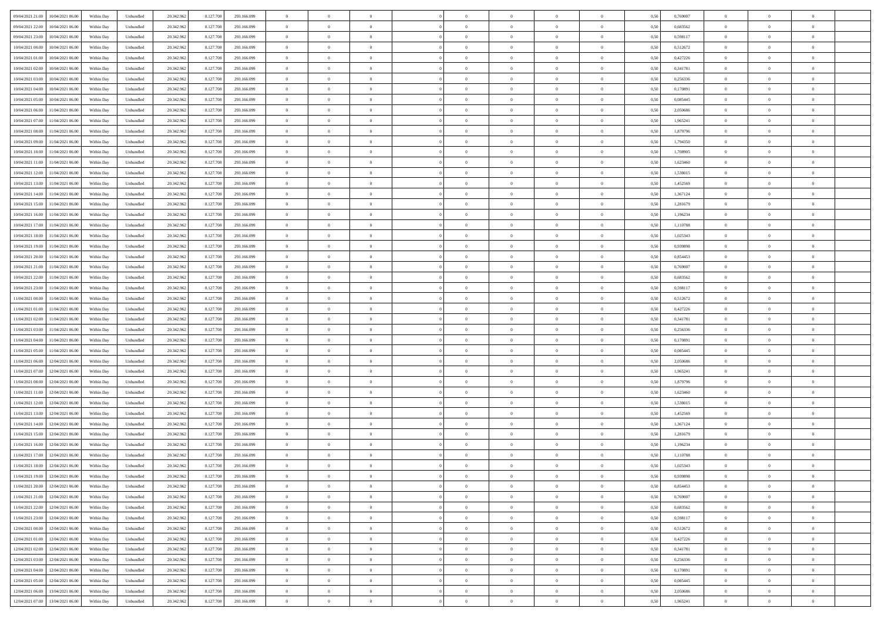| | | | | | | | | | | | | | | | | | | | | | |
|---|---|---|---|---|---|---|---|---|---|---|---|---|---|---|---|---|---|---|---|---|---|
| 09/04/2021 21:00 | 10/04/2021 06:00 | Within Day | Unbundled | 20.342.962 | 8.127.708 | 293.166.099 | 0 | 0 | 0 | | 0 | 0 | 0 | 0 | 0,50 | 0,769007 | 0 | 0 | 0 | |
| 09/04/2021 22:00 | 10/04/2021 06:00 | Within Day | Unbundled | 20.342.962 | 8.127.708 | 293.166.099 | 0 | 0 | 0 | | 0 | 0 | 0 | 0 | 0,50 | 0,683562 | 0 | 0 | 0 | |
| 09/04/2021 23:00 | 10/04/2021 06:00 | Within Day | Unbundled | 20.342.962 | 8.127.708 | 293.166.099 | 0 | 0 | 0 | | 0 | 0 | 0 | 0 | 0,50 | 0,598117 | 0 | 0 | 0 | |
| 10/04/2021 00:00 | 10/04/2021 06:00 | Within Day | Unbundled | 20.342.962 | 8.127.708 | 293.166.099 | 0 | 0 | 0 | | 0 | 0 | 0 | 0 | 0,50 | 0,512672 | 0 | 0 | 0 | |
| 10/04/2021 01:00 | 10/04/2021 06:00 | Within Day | Unbundled | 20.342.962 | 8.127.708 | 293.166.099 | 0 | 0 | 0 | | 0 | 0 | 0 | 0 | 0,50 | 0,427226 | 0 | 0 | 0 | |
| 10/04/2021 02:00 | 10/04/2021 06:00 | Within Day | Unbundled | 20.342.962 | 8.127.708 | 293.166.099 | 0 | 0 | 0 | | 0 | 0 | 0 | 0 | 0,50 | 0,341781 | 0 | 0 | 0 | |
| 10/04/2021 03:00 | 10/04/2021 06:00 | Within Day | Unbundled | 20.342.962 | 8.127.708 | 293.166.099 | 0 | 0 | 0 | | 0 | 0 | 0 | 0 | 0,50 | 0,256336 | 0 | 0 | 0 | |
| 10/04/2021 04:00 | 10/04/2021 06:00 | Within Day | Unbundled | 20.342.962 | 8.127.708 | 293.166.099 | 0 | 0 | 0 | | 0 | 0 | 0 | 0 | 0,50 | 0,170891 | 0 | 0 | 0 | |
| 10/04/2021 05:00 | 10/04/2021 06:00 | Within Day | Unbundled | 20.342.962 | 8.127.708 | 293.166.099 | 0 | 0 | 0 | | 0 | 0 | 0 | 0 | 0,50 | 0,085445 | 0 | 0 | 0 | |
| 10/04/2021 06:00 | 11/04/2021 06:00 | Within Day | Unbundled | 20.342.962 | 8.127.708 | 293.166.099 | 0 | 0 | 0 | | 0 | 0 | 0 | 0 | 0,50 | 2,050686 | 0 | 0 | 0 | |
| 10/04/2021 07:00 | 11/04/2021 06:00 | Within Day | Unbundled | 20.342.962 | 8.127.708 | 293.166.099 | 0 | 0 | 0 | | 0 | 0 | 0 | 0 | 0,50 | 1,965241 | 0 | 0 | 0 | |
| 10/04/2021 08:00 | 11/04/2021 06:00 | Within Day | Unbundled | 20.342.962 | 8.127.708 | 293.166.099 | 0 | 0 | 0 | | 0 | 0 | 0 | 0 | 0,50 | 1,879796 | 0 | 0 | 0 | |
| 10/04/2021 09:00 | 11/04/2021 06:00 | Within Day | Unbundled | 20.342.962 | 8.127.708 | 293.166.099 | 0 | 0 | 0 | | 0 | 0 | 0 | 0 | 0,50 | 1,794350 | 0 | 0 | 0 | |
| 10/04/2021 10:00 | 11/04/2021 06:00 | Within Day | Unbundled | 20.342.962 | 8.127.708 | 293.166.099 | 0 | 0 | 0 | | 0 | 0 | 0 | 0 | 0,50 | 1,708905 | 0 | 0 | 0 | |
| 10/04/2021 11:00 | 11/04/2021 06:00 | Within Day | Unbundled | 20.342.962 | 8.127.708 | 293.166.099 | 0 | 0 | 0 | | 0 | 0 | 0 | 0 | 0,50 | 1,623460 | 0 | 0 | 0 | |
| 10/04/2021 12:00 | 11/04/2021 06:00 | Within Day | Unbundled | 20.342.962 | 8.127.708 | 293.166.099 | 0 | 0 | 0 | | 0 | 0 | 0 | 0 | 0,50 | 1,538015 | 0 | 0 | 0 | |
| 10/04/2021 13:00 | 11/04/2021 06:00 | Within Day | Unbundled | 20.342.962 | 8.127.708 | 293.166.099 | 0 | 0 | 0 | | 0 | 0 | 0 | 0 | 0,50 | 1,452569 | 0 | 0 | 0 | |
| 10/04/2021 14:00 | 11/04/2021 06:00 | Within Day | Unbundled | 20.342.962 | 8.127.708 | 293.166.099 | 0 | 0 | 0 | | 0 | 0 | 0 | 0 | 0,50 | 1,367124 | 0 | 0 | 0 | |
| 10/04/2021 15:00 | 11/04/2021 06:00 | Within Day | Unbundled | 20.342.962 | 8.127.708 | 293.166.099 | 0 | 0 | 0 | | 0 | 0 | 0 | 0 | 0,50 | 1,281679 | 0 | 0 | 0 | |
| 10/04/2021 16:00 | 11/04/2021 06:00 | Within Day | Unbundled | 20.342.962 | 8.127.708 | 293.166.099 | 0 | 0 | 0 | | 0 | 0 | 0 | 0 | 0,50 | 1,196234 | 0 | 0 | 0 | |
| 10/04/2021 17:00 | 11/04/2021 06:00 | Within Day | Unbundled | 20.342.962 | 8.127.708 | 293.166.099 | 0 | 0 | 0 | | 0 | 0 | 0 | 0 | 0,50 | 1,110788 | 0 | 0 | 0 | |
| 10/04/2021 18:00 | 11/04/2021 06:00 | Within Day | Unbundled | 20.342.962 | 8.127.708 | 293.166.099 | 0 | 0 | 0 | | 0 | 0 | 0 | 0 | 0,50 | 1,025343 | 0 | 0 | 0 | |
| 10/04/2021 19:00 | 11/04/2021 06:00 | Within Day | Unbundled | 20.342.962 | 8.127.708 | 293.166.099 | 0 | 0 | 0 | | 0 | 0 | 0 | 0 | 0,50 | 0,939898 | 0 | 0 | 0 | |
| 10/04/2021 20:00 | 11/04/2021 06:00 | Within Day | Unbundled | 20.342.962 | 8.127.708 | 293.166.099 | 0 | 0 | 0 | | 0 | 0 | 0 | 0 | 0,50 | 0,854453 | 0 | 0 | 0 | |
| 10/04/2021 21:00 | 11/04/2021 06:00 | Within Day | Unbundled | 20.342.962 | 8.127.708 | 293.166.099 | 0 | 0 | 0 | | 0 | 0 | 0 | 0 | 0,50 | 0,769007 | 0 | 0 | 0 | |
| 10/04/2021 22:00 | 11/04/2021 06:00 | Within Day | Unbundled | 20.342.962 | 8.127.708 | 293.166.099 | 0 | 0 | 0 | | 0 | 0 | 0 | 0 | 0,50 | 0,683562 | 0 | 0 | 0 | |
| 10/04/2021 23:00 | 11/04/2021 06:00 | Within Day | Unbundled | 20.342.962 | 8.127.708 | 293.166.099 | 0 | 0 | 0 | | 0 | 0 | 0 | 0 | 0,50 | 0,598117 | 0 | 0 | 0 | |
| 11/04/2021 00:00 | 11/04/2021 06:00 | Within Day | Unbundled | 20.342.962 | 8.127.708 | 293.166.099 | 0 | 0 | 0 | | 0 | 0 | 0 | 0 | 0,50 | 0,512672 | 0 | 0 | 0 | |
| 11/04/2021 01:00 | 11/04/2021 06:00 | Within Day | Unbundled | 20.342.962 | 8.127.708 | 293.166.099 | 0 | 0 | 0 | | 0 | 0 | 0 | 0 | 0,50 | 0,427226 | 0 | 0 | 0 | |
| 11/04/2021 02:00 | 11/04/2021 06:00 | Within Day | Unbundled | 20.342.962 | 8.127.708 | 293.166.099 | 0 | 0 | 0 | | 0 | 0 | 0 | 0 | 0,50 | 0,341781 | 0 | 0 | 0 | |
| 11/04/2021 03:00 | 11/04/2021 06:00 | Within Day | Unbundled | 20.342.962 | 8.127.708 | 293.166.099 | 0 | 0 | 0 | | 0 | 0 | 0 | 0 | 0,50 | 0,256336 | 0 | 0 | 0 | |
| 11/04/2021 04:00 | 11/04/2021 06:00 | Within Day | Unbundled | 20.342.962 | 8.127.708 | 293.166.099 | 0 | 0 | 0 | | 0 | 0 | 0 | 0 | 0,50 | 0,170891 | 0 | 0 | 0 | |
| 11/04/2021 05:00 | 11/04/2021 06:00 | Within Day | Unbundled | 20.342.962 | 8.127.708 | 293.166.099 | 0 | 0 | 0 | | 0 | 0 | 0 | 0 | 0,50 | 0,085445 | 0 | 0 | 0 | |
| 11/04/2021 06:00 | 12/04/2021 06:00 | Within Day | Unbundled | 20.342.962 | 8.127.708 | 293.166.099 | 0 | 0 | 0 | | 0 | 0 | 0 | 0 | 0,50 | 2,050686 | 0 | 0 | 0 | |
| 11/04/2021 07:00 | 12/04/2021 06:00 | Within Day | Unbundled | 20.342.962 | 8.127.708 | 293.166.099 | 0 | 0 | 0 | | 0 | 0 | 0 | 0 | 0,50 | 1,965241 | 0 | 0 | 0 | |
| 11/04/2021 08:00 | 12/04/2021 06:00 | Within Day | Unbundled | 20.342.962 | 8.127.708 | 293.166.099 | 0 | 0 | 0 | | 0 | 0 | 0 | 0 | 0,50 | 1,879796 | 0 | 0 | 0 | |
| 11/04/2021 11:00 | 12/04/2021 06:00 | Within Day | Unbundled | 20.342.962 | 8.127.708 | 293.166.099 | 0 | 0 | 0 | | 0 | 0 | 0 | 0 | 0,50 | 1,623460 | 0 | 0 | 0 | |
| 11/04/2021 12:00 | 12/04/2021 06:00 | Within Day | Unbundled | 20.342.962 | 8.127.708 | 293.166.099 | 0 | 0 | 0 | | 0 | 0 | 0 | 0 | 0,50 | 1,538015 | 0 | 0 | 0 | |
| 11/04/2021 13:00 | 12/04/2021 06:00 | Within Day | Unbundled | 20.342.962 | 8.127.708 | 293.166.099 | 0 | 0 | 0 | | 0 | 0 | 0 | 0 | 0,50 | 1,452569 | 0 | 0 | 0 | |
| 11/04/2021 14:00 | 12/04/2021 06:00 | Within Day | Unbundled | 20.342.962 | 8.127.708 | 293.166.099 | 0 | 0 | 0 | | 0 | 0 | 0 | 0 | 0,50 | 1,367124 | 0 | 0 | 0 | |
| 11/04/2021 15:00 | 12/04/2021 06:00 | Within Day | Unbundled | 20.342.962 | 8.127.708 | 293.166.099 | 0 | 0 | 0 | | 0 | 0 | 0 | 0 | 0,50 | 1,281679 | 0 | 0 | 0 | |
| 11/04/2021 16:00 | 12/04/2021 06:00 | Within Day | Unbundled | 20.342.962 | 8.127.708 | 293.166.099 | 0 | 0 | 0 | | 0 | 0 | 0 | 0 | 0,50 | 1,196234 | 0 | 0 | 0 | |
| 11/04/2021 17:00 | 12/04/2021 06:00 | Within Day | Unbundled | 20.342.962 | 8.127.708 | 293.166.099 | 0 | 0 | 0 | | 0 | 0 | 0 | 0 | 0,50 | 1,110788 | 0 | 0 | 0 | |
| 11/04/2021 18:00 | 12/04/2021 06:00 | Within Day | Unbundled | 20.342.962 | 8.127.708 | 293.166.099 | 0 | 0 | 0 | | 0 | 0 | 0 | 0 | 0,50 | 1,025343 | 0 | 0 | 0 | |
| 11/04/2021 19:00 | 12/04/2021 06:00 | Within Day | Unbundled | 20.342.962 | 8.127.708 | 293.166.099 | 0 | 0 | 0 | | 0 | 0 | 0 | 0 | 0,50 | 0,939898 | 0 | 0 | 0 | |
| 11/04/2021 20:00 | 12/04/2021 06:00 | Within Day | Unbundled | 20.342.962 | 8.127.708 | 293.166.099 | 0 | 0 | 0 | | 0 | 0 | 0 | 0 | 0,50 | 0,854453 | 0 | 0 | 0 | |
| 11/04/2021 21:00 | 12/04/2021 06:00 | Within Day | Unbundled | 20.342.962 | 8.127.708 | 293.166.099 | 0 | 0 | 0 | | 0 | 0 | 0 | 0 | 0,50 | 0,769007 | 0 | 0 | 0 | |
| 11/04/2021 22:00 | 12/04/2021 06:00 | Within Day | Unbundled | 20.342.962 | 8.127.708 | 293.166.099 | 0 | 0 | 0 | | 0 | 0 | 0 | 0 | 0,50 | 0,683562 | 0 | 0 | 0 | |
| 11/04/2021 23:00 | 12/04/2021 06:00 | Within Day | Unbundled | 20.342.962 | 8.127.708 | 293.166.099 | 0 | 0 | 0 | | 0 | 0 | 0 | 0 | 0,50 | 0,598117 | 0 | 0 | 0 | |
| 12/04/2021 00:00 | 12/04/2021 06:00 | Within Day | Unbundled | 20.342.962 | 8.127.708 | 293.166.099 | 0 | 0 | 0 | | 0 | 0 | 0 | 0 | 0,50 | 0,512672 | 0 | 0 | 0 | |
| 12/04/2021 01:00 | 12/04/2021 06:00 | Within Day | Unbundled | 20.342.962 | 8.127.708 | 293.166.099 | 0 | 0 | 0 | | 0 | 0 | 0 | 0 | 0,50 | 0,427226 | 0 | 0 | 0 | |
| 12/04/2021 02:00 | 12/04/2021 06:00 | Within Day | Unbundled | 20.342.962 | 8.127.708 | 293.166.099 | 0 | 0 | 0 | | 0 | 0 | 0 | 0 | 0,50 | 0,341781 | 0 | 0 | 0 | |
| 12/04/2021 03:00 | 12/04/2021 06:00 | Within Day | Unbundled | 20.342.962 | 8.127.708 | 293.166.099 | 0 | 0 | 0 | | 0 | 0 | 0 | 0 | 0,50 | 0,256336 | 0 | 0 | 0 | |
| 12/04/2021 04:00 | 12/04/2021 06:00 | Within Day | Unbundled | 20.342.962 | 8.127.708 | 293.166.099 | 0 | 0 | 0 | | 0 | 0 | 0 | 0 | 0,50 | 0,170891 | 0 | 0 | 0 | |
| 12/04/2021 05:00 | 12/04/2021 06:00 | Within Day | Unbundled | 20.342.962 | 8.127.708 | 293.166.099 | 0 | 0 | 0 | | 0 | 0 | 0 | 0 | 0,50 | 0,085445 | 0 | 0 | 0 | |
| 12/04/2021 06:00 | 13/04/2021 06:00 | Within Day | Unbundled | 20.342.962 | 8.127.708 | 293.166.099 | 0 | 0 | 0 | | 0 | 0 | 0 | 0 | 0,50 | 2,050686 | 0 | 0 | 0 | |
| 12/04/2021 07:00 | 13/04/2021 06:00 | Within Day | Unbundled | 20.342.962 | 8.127.708 | 293.166.099 | 0 | 0 | 0 | | 0 | 0 | 0 | 0 | 0,50 | 1,965241 | 0 | 0 | 0 | |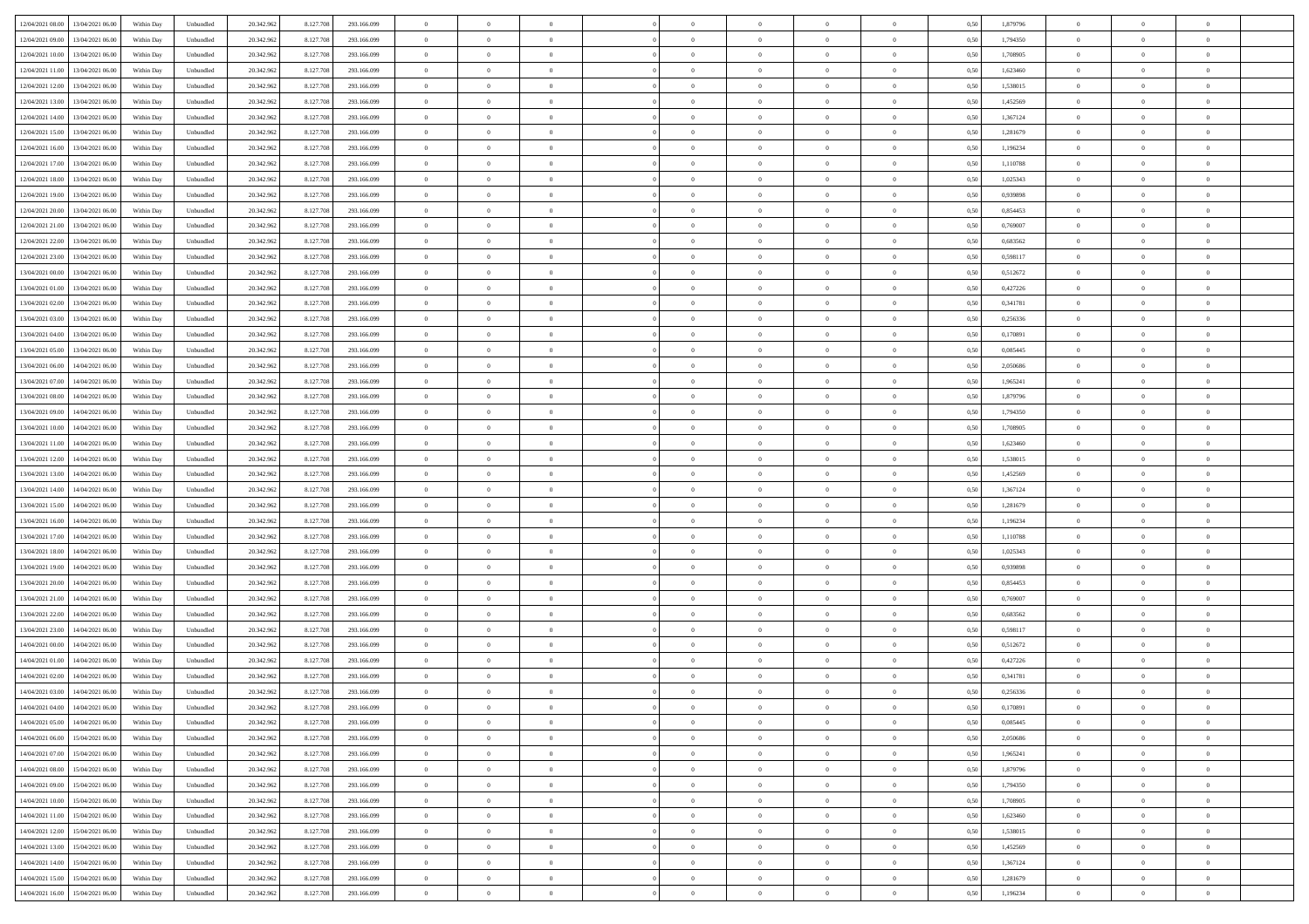| 12/04/2021 08:00 | 13/04/2021 06:00 | Within Day | Unbundled | 20.342.962 | 8.127.708 | 293.166.099 | 0 | 0 | 0 | | 0 | 0 | 0 | 0 | 0,50 | 1,879796 | 0 | 0 | 0 | |
|---|---|---|---|---|---|---|---|---|---|---|---|---|---|---|---|---|---|---|---|---|
| 12/04/2021 09:00 | 13/04/2021 06:00 | Within Day | Unbundled | 20.342.962 | 8.127.708 | 293.166.099 | 0 | 0 | 0 | | 0 | 0 | 0 | 0 | 0,50 | 1,794350 | 0 | 0 | 0 | |
| 12/04/2021 10:00 | 13/04/2021 06:00 | Within Day | Unbundled | 20.342.962 | 8.127.708 | 293.166.099 | 0 | 0 | 0 | | 0 | 0 | 0 | 0 | 0,50 | 1,708905 | 0 | 0 | 0 | |
| 12/04/2021 11:00 | 13/04/2021 06:00 | Within Day | Unbundled | 20.342.962 | 8.127.708 | 293.166.099 | 0 | 0 | 0 | | 0 | 0 | 0 | 0 | 0,50 | 1,623460 | 0 | 0 | 0 | |
| 12/04/2021 12:00 | 13/04/2021 06:00 | Within Day | Unbundled | 20.342.962 | 8.127.708 | 293.166.099 | 0 | 0 | 0 | | 0 | 0 | 0 | 0 | 0,50 | 1,538015 | 0 | 0 | 0 | |
| 12/04/2021 13:00 | 13/04/2021 06:00 | Within Day | Unbundled | 20.342.962 | 8.127.708 | 293.166.099 | 0 | 0 | 0 | | 0 | 0 | 0 | 0 | 0,50 | 1,452569 | 0 | 0 | 0 | |
| 12/04/2021 14:00 | 13/04/2021 06:00 | Within Day | Unbundled | 20.342.962 | 8.127.708 | 293.166.099 | 0 | 0 | 0 | | 0 | 0 | 0 | 0 | 0,50 | 1,367124 | 0 | 0 | 0 | |
| 12/04/2021 15:00 | 13/04/2021 06:00 | Within Day | Unbundled | 20.342.962 | 8.127.708 | 293.166.099 | 0 | 0 | 0 | | 0 | 0 | 0 | 0 | 0,50 | 1,281679 | 0 | 0 | 0 | |
| 12/04/2021 16:00 | 13/04/2021 06:00 | Within Day | Unbundled | 20.342.962 | 8.127.708 | 293.166.099 | 0 | 0 | 0 | | 0 | 0 | 0 | 0 | 0,50 | 1,196234 | 0 | 0 | 0 | |
| 12/04/2021 17:00 | 13/04/2021 06:00 | Within Day | Unbundled | 20.342.962 | 8.127.708 | 293.166.099 | 0 | 0 | 0 | | 0 | 0 | 0 | 0 | 0,50 | 1,110788 | 0 | 0 | 0 | |
| 12/04/2021 18:00 | 13/04/2021 06:00 | Within Day | Unbundled | 20.342.962 | 8.127.708 | 293.166.099 | 0 | 0 | 0 | | 0 | 0 | 0 | 0 | 0,50 | 1,025343 | 0 | 0 | 0 | |
| 12/04/2021 19:00 | 13/04/2021 06:00 | Within Day | Unbundled | 20.342.962 | 8.127.708 | 293.166.099 | 0 | 0 | 0 | | 0 | 0 | 0 | 0 | 0,50 | 0,939898 | 0 | 0 | 0 | |
| 12/04/2021 20:00 | 13/04/2021 06:00 | Within Day | Unbundled | 20.342.962 | 8.127.708 | 293.166.099 | 0 | 0 | 0 | | 0 | 0 | 0 | 0 | 0,50 | 0,854453 | 0 | 0 | 0 | |
| 12/04/2021 21:00 | 13/04/2021 06:00 | Within Day | Unbundled | 20.342.962 | 8.127.708 | 293.166.099 | 0 | 0 | 0 | | 0 | 0 | 0 | 0 | 0,50 | 0,769007 | 0 | 0 | 0 | |
| 12/04/2021 22:00 | 13/04/2021 06:00 | Within Day | Unbundled | 20.342.962 | 8.127.708 | 293.166.099 | 0 | 0 | 0 | | 0 | 0 | 0 | 0 | 0,50 | 0,683562 | 0 | 0 | 0 | |
| 12/04/2021 23:00 | 13/04/2021 06:00 | Within Day | Unbundled | 20.342.962 | 8.127.708 | 293.166.099 | 0 | 0 | 0 | | 0 | 0 | 0 | 0 | 0,50 | 0,598117 | 0 | 0 | 0 | |
| 13/04/2021 00:00 | 13/04/2021 06:00 | Within Day | Unbundled | 20.342.962 | 8.127.708 | 293.166.099 | 0 | 0 | 0 | | 0 | 0 | 0 | 0 | 0,50 | 0,512672 | 0 | 0 | 0 | |
| 13/04/2021 01:00 | 13/04/2021 06:00 | Within Day | Unbundled | 20.342.962 | 8.127.708 | 293.166.099 | 0 | 0 | 0 | | 0 | 0 | 0 | 0 | 0,50 | 0,427226 | 0 | 0 | 0 | |
| 13/04/2021 02:00 | 13/04/2021 06:00 | Within Day | Unbundled | 20.342.962 | 8.127.708 | 293.166.099 | 0 | 0 | 0 | | 0 | 0 | 0 | 0 | 0,50 | 0,341781 | 0 | 0 | 0 | |
| 13/04/2021 03:00 | 13/04/2021 06:00 | Within Day | Unbundled | 20.342.962 | 8.127.708 | 293.166.099 | 0 | 0 | 0 | | 0 | 0 | 0 | 0 | 0,50 | 0,256336 | 0 | 0 | 0 | |
| 13/04/2021 04:00 | 13/04/2021 06:00 | Within Day | Unbundled | 20.342.962 | 8.127.708 | 293.166.099 | 0 | 0 | 0 | | 0 | 0 | 0 | 0 | 0,50 | 0,170891 | 0 | 0 | 0 | |
| 13/04/2021 05:00 | 13/04/2021 06:00 | Within Day | Unbundled | 20.342.962 | 8.127.708 | 293.166.099 | 0 | 0 | 0 | | 0 | 0 | 0 | 0 | 0,50 | 0,085445 | 0 | 0 | 0 | |
| 13/04/2021 06:00 | 14/04/2021 06:00 | Within Day | Unbundled | 20.342.962 | 8.127.708 | 293.166.099 | 0 | 0 | 0 | | 0 | 0 | 0 | 0 | 0,50 | 2,050686 | 0 | 0 | 0 | |
| 13/04/2021 07:00 | 14/04/2021 06:00 | Within Day | Unbundled | 20.342.962 | 8.127.708 | 293.166.099 | 0 | 0 | 0 | | 0 | 0 | 0 | 0 | 0,50 | 1,965241 | 0 | 0 | 0 | |
| 13/04/2021 08:00 | 14/04/2021 06:00 | Within Day | Unbundled | 20.342.962 | 8.127.708 | 293.166.099 | 0 | 0 | 0 | | 0 | 0 | 0 | 0 | 0,50 | 1,879796 | 0 | 0 | 0 | |
| 13/04/2021 09:00 | 14/04/2021 06:00 | Within Day | Unbundled | 20.342.962 | 8.127.708 | 293.166.099 | 0 | 0 | 0 | | 0 | 0 | 0 | 0 | 0,50 | 1,794350 | 0 | 0 | 0 | |
| 13/04/2021 10:00 | 14/04/2021 06:00 | Within Day | Unbundled | 20.342.962 | 8.127.708 | 293.166.099 | 0 | 0 | 0 | | 0 | 0 | 0 | 0 | 0,50 | 1,708905 | 0 | 0 | 0 | |
| 13/04/2021 11:00 | 14/04/2021 06:00 | Within Day | Unbundled | 20.342.962 | 8.127.708 | 293.166.099 | 0 | 0 | 0 | | 0 | 0 | 0 | 0 | 0,50 | 1,623460 | 0 | 0 | 0 | |
| 13/04/2021 12:00 | 14/04/2021 06:00 | Within Day | Unbundled | 20.342.962 | 8.127.708 | 293.166.099 | 0 | 0 | 0 | | 0 | 0 | 0 | 0 | 0,50 | 1,538015 | 0 | 0 | 0 | |
| 13/04/2021 13:00 | 14/04/2021 06:00 | Within Day | Unbundled | 20.342.962 | 8.127.708 | 293.166.099 | 0 | 0 | 0 | | 0 | 0 | 0 | 0 | 0,50 | 1,452569 | 0 | 0 | 0 | |
| 13/04/2021 14:00 | 14/04/2021 06:00 | Within Day | Unbundled | 20.342.962 | 8.127.708 | 293.166.099 | 0 | 0 | 0 | | 0 | 0 | 0 | 0 | 0,50 | 1,367124 | 0 | 0 | 0 | |
| 13/04/2021 15:00 | 14/04/2021 06:00 | Within Day | Unbundled | 20.342.962 | 8.127.708 | 293.166.099 | 0 | 0 | 0 | | 0 | 0 | 0 | 0 | 0,50 | 1,281679 | 0 | 0 | 0 | |
| 13/04/2021 16:00 | 14/04/2021 06:00 | Within Day | Unbundled | 20.342.962 | 8.127.708 | 293.166.099 | 0 | 0 | 0 | | 0 | 0 | 0 | 0 | 0,50 | 1,196234 | 0 | 0 | 0 | |
| 13/04/2021 17:00 | 14/04/2021 06:00 | Within Day | Unbundled | 20.342.962 | 8.127.708 | 293.166.099 | 0 | 0 | 0 | | 0 | 0 | 0 | 0 | 0,50 | 1,110788 | 0 | 0 | 0 | |
| 13/04/2021 18:00 | 14/04/2021 06:00 | Within Day | Unbundled | 20.342.962 | 8.127.708 | 293.166.099 | 0 | 0 | 0 | | 0 | 0 | 0 | 0 | 0,50 | 1,025343 | 0 | 0 | 0 | |
| 13/04/2021 19:00 | 14/04/2021 06:00 | Within Day | Unbundled | 20.342.962 | 8.127.708 | 293.166.099 | 0 | 0 | 0 | | 0 | 0 | 0 | 0 | 0,50 | 0,939898 | 0 | 0 | 0 | |
| 13/04/2021 20:00 | 14/04/2021 06:00 | Within Day | Unbundled | 20.342.962 | 8.127.708 | 293.166.099 | 0 | 0 | 0 | | 0 | 0 | 0 | 0 | 0,50 | 0,854453 | 0 | 0 | 0 | |
| 13/04/2021 21:00 | 14/04/2021 06:00 | Within Day | Unbundled | 20.342.962 | 8.127.708 | 293.166.099 | 0 | 0 | 0 | | 0 | 0 | 0 | 0 | 0,50 | 0,769007 | 0 | 0 | 0 | |
| 13/04/2021 22:00 | 14/04/2021 06:00 | Within Day | Unbundled | 20.342.962 | 8.127.708 | 293.166.099 | 0 | 0 | 0 | | 0 | 0 | 0 | 0 | 0,50 | 0,683562 | 0 | 0 | 0 | |
| 13/04/2021 23:00 | 14/04/2021 06:00 | Within Day | Unbundled | 20.342.962 | 8.127.708 | 293.166.099 | 0 | 0 | 0 | | 0 | 0 | 0 | 0 | 0,50 | 0,598117 | 0 | 0 | 0 | |
| 14/04/2021 00:00 | 14/04/2021 06:00 | Within Day | Unbundled | 20.342.962 | 8.127.708 | 293.166.099 | 0 | 0 | 0 | | 0 | 0 | 0 | 0 | 0,50 | 0,512672 | 0 | 0 | 0 | |
| 14/04/2021 01:00 | 14/04/2021 06:00 | Within Day | Unbundled | 20.342.962 | 8.127.708 | 293.166.099 | 0 | 0 | 0 | | 0 | 0 | 0 | 0 | 0,50 | 0,427226 | 0 | 0 | 0 | |
| 14/04/2021 02:00 | 14/04/2021 06:00 | Within Day | Unbundled | 20.342.962 | 8.127.708 | 293.166.099 | 0 | 0 | 0 | | 0 | 0 | 0 | 0 | 0,50 | 0,341781 | 0 | 0 | 0 | |
| 14/04/2021 03:00 | 14/04/2021 06:00 | Within Day | Unbundled | 20.342.962 | 8.127.708 | 293.166.099 | 0 | 0 | 0 | | 0 | 0 | 0 | 0 | 0,50 | 0,256336 | 0 | 0 | 0 | |
| 14/04/2021 04:00 | 14/04/2021 06:00 | Within Day | Unbundled | 20.342.962 | 8.127.708 | 293.166.099 | 0 | 0 | 0 | | 0 | 0 | 0 | 0 | 0,50 | 0,170891 | 0 | 0 | 0 | |
| 14/04/2021 05:00 | 14/04/2021 06:00 | Within Day | Unbundled | 20.342.962 | 8.127.708 | 293.166.099 | 0 | 0 | 0 | | 0 | 0 | 0 | 0 | 0,50 | 0,085445 | 0 | 0 | 0 | |
| 14/04/2021 06:00 | 15/04/2021 06:00 | Within Day | Unbundled | 20.342.962 | 8.127.708 | 293.166.099 | 0 | 0 | 0 | | 0 | 0 | 0 | 0 | 0,50 | 2,050686 | 0 | 0 | 0 | |
| 14/04/2021 07:00 | 15/04/2021 06:00 | Within Day | Unbundled | 20.342.962 | 8.127.708 | 293.166.099 | 0 | 0 | 0 | | 0 | 0 | 0 | 0 | 0,50 | 1,965241 | 0 | 0 | 0 | |
| 14/04/2021 08:00 | 15/04/2021 06:00 | Within Day | Unbundled | 20.342.962 | 8.127.708 | 293.166.099 | 0 | 0 | 0 | | 0 | 0 | 0 | 0 | 0,50 | 1,879796 | 0 | 0 | 0 | |
| 14/04/2021 09:00 | 15/04/2021 06:00 | Within Day | Unbundled | 20.342.962 | 8.127.708 | 293.166.099 | 0 | 0 | 0 | | 0 | 0 | 0 | 0 | 0,50 | 1,794350 | 0 | 0 | 0 | |
| 14/04/2021 10:00 | 15/04/2021 06:00 | Within Day | Unbundled | 20.342.962 | 8.127.708 | 293.166.099 | 0 | 0 | 0 | | 0 | 0 | 0 | 0 | 0,50 | 1,708905 | 0 | 0 | 0 | |
| 14/04/2021 11:00 | 15/04/2021 06:00 | Within Day | Unbundled | 20.342.962 | 8.127.708 | 293.166.099 | 0 | 0 | 0 | | 0 | 0 | 0 | 0 | 0,50 | 1,623460 | 0 | 0 | 0 | |
| 14/04/2021 12:00 | 15/04/2021 06:00 | Within Day | Unbundled | 20.342.962 | 8.127.708 | 293.166.099 | 0 | 0 | 0 | | 0 | 0 | 0 | 0 | 0,50 | 1,538015 | 0 | 0 | 0 | |
| 14/04/2021 13:00 | 15/04/2021 06:00 | Within Day | Unbundled | 20.342.962 | 8.127.708 | 293.166.099 | 0 | 0 | 0 | | 0 | 0 | 0 | 0 | 0,50 | 1,452569 | 0 | 0 | 0 | |
| 14/04/2021 14:00 | 15/04/2021 06:00 | Within Day | Unbundled | 20.342.962 | 8.127.708 | 293.166.099 | 0 | 0 | 0 | | 0 | 0 | 0 | 0 | 0,50 | 1,367124 | 0 | 0 | 0 | |
| 14/04/2021 15:00 | 15/04/2021 06:00 | Within Day | Unbundled | 20.342.962 | 8.127.708 | 293.166.099 | 0 | 0 | 0 | | 0 | 0 | 0 | 0 | 0,50 | 1,281679 | 0 | 0 | 0 | |
| 14/04/2021 16:00 | 15/04/2021 06:00 | Within Day | Unbundled | 20.342.962 | 8.127.708 | 293.166.099 | 0 | 0 | 0 | | 0 | 0 | 0 | 0 | 0,50 | 1,196234 | 0 | 0 | 0 | |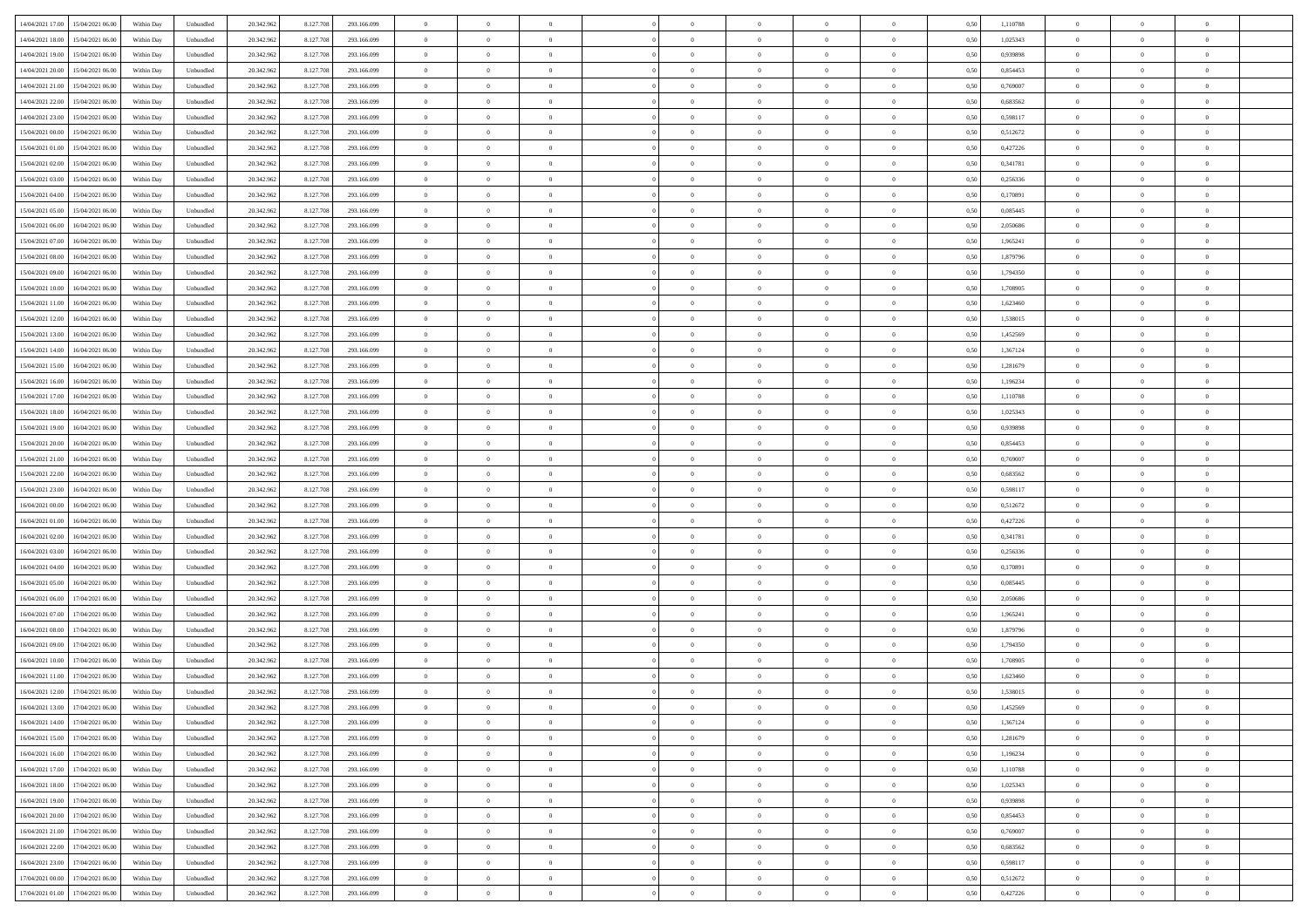| 14/04/2021 17:00 | 15/04/2021 06:00 | Within Day | Unbundled | 20.342.962 | 8.127.708 | 293.166.099 | 0 | 0 | 0 | | 0 | 0 | 0 | 0 | 0,50 | 1,110788 | 0 | 0 | 0 | |
|---|---|---|---|---|---|---|---|---|---|---|---|---|---|---|---|---|---|---|---|---|
| 14/04/2021 18:00 | 15/04/2021 06:00 | Within Day | Unbundled | 20.342.962 | 8.127.708 | 293.166.099 | 0 | 0 | 0 | | 0 | 0 | 0 | 0 | 0,50 | 1,025343 | 0 | 0 | 0 | |
| 14/04/2021 19:00 | 15/04/2021 06:00 | Within Day | Unbundled | 20.342.962 | 8.127.708 | 293.166.099 | 0 | 0 | 0 | | 0 | 0 | 0 | 0 | 0,50 | 0,939898 | 0 | 0 | 0 | |
| 14/04/2021 20:00 | 15/04/2021 06:00 | Within Day | Unbundled | 20.342.962 | 8.127.708 | 293.166.099 | 0 | 0 | 0 | | 0 | 0 | 0 | 0 | 0,50 | 0,854453 | 0 | 0 | 0 | |
| 14/04/2021 21:00 | 15/04/2021 06:00 | Within Day | Unbundled | 20.342.962 | 8.127.708 | 293.166.099 | 0 | 0 | 0 | | 0 | 0 | 0 | 0 | 0,50 | 0,769007 | 0 | 0 | 0 | |
| 14/04/2021 22:00 | 15/04/2021 06:00 | Within Day | Unbundled | 20.342.962 | 8.127.708 | 293.166.099 | 0 | 0 | 0 | | 0 | 0 | 0 | 0 | 0,50 | 0,683562 | 0 | 0 | 0 | |
| 14/04/2021 23:00 | 15/04/2021 06:00 | Within Day | Unbundled | 20.342.962 | 8.127.708 | 293.166.099 | 0 | 0 | 0 | | 0 | 0 | 0 | 0 | 0,50 | 0,598117 | 0 | 0 | 0 | |
| 15/04/2021 00:00 | 15/04/2021 06:00 | Within Day | Unbundled | 20.342.962 | 8.127.708 | 293.166.099 | 0 | 0 | 0 | | 0 | 0 | 0 | 0 | 0,50 | 0,512672 | 0 | 0 | 0 | |
| 15/04/2021 01:00 | 15/04/2021 06:00 | Within Day | Unbundled | 20.342.962 | 8.127.708 | 293.166.099 | 0 | 0 | 0 | | 0 | 0 | 0 | 0 | 0,50 | 0,427226 | 0 | 0 | 0 | |
| 15/04/2021 02:00 | 15/04/2021 06:00 | Within Day | Unbundled | 20.342.962 | 8.127.708 | 293.166.099 | 0 | 0 | 0 | | 0 | 0 | 0 | 0 | 0,50 | 0,341781 | 0 | 0 | 0 | |
| 15/04/2021 03:00 | 15/04/2021 06:00 | Within Day | Unbundled | 20.342.962 | 8.127.708 | 293.166.099 | 0 | 0 | 0 | | 0 | 0 | 0 | 0 | 0,50 | 0,256336 | 0 | 0 | 0 | |
| 15/04/2021 04:00 | 15/04/2021 06:00 | Within Day | Unbundled | 20.342.962 | 8.127.708 | 293.166.099 | 0 | 0 | 0 | | 0 | 0 | 0 | 0 | 0,50 | 0,170891 | 0 | 0 | 0 | |
| 15/04/2021 05:00 | 15/04/2021 06:00 | Within Day | Unbundled | 20.342.962 | 8.127.708 | 293.166.099 | 0 | 0 | 0 | | 0 | 0 | 0 | 0 | 0,50 | 0,085445 | 0 | 0 | 0 | |
| 15/04/2021 06:00 | 16/04/2021 06:00 | Within Day | Unbundled | 20.342.962 | 8.127.708 | 293.166.099 | 0 | 0 | 0 | | 0 | 0 | 0 | 0 | 0,50 | 2,050686 | 0 | 0 | 0 | |
| 15/04/2021 07:00 | 16/04/2021 06:00 | Within Day | Unbundled | 20.342.962 | 8.127.708 | 293.166.099 | 0 | 0 | 0 | | 0 | 0 | 0 | 0 | 0,50 | 1,965241 | 0 | 0 | 0 | |
| 15/04/2021 08:00 | 16/04/2021 06:00 | Within Day | Unbundled | 20.342.962 | 8.127.708 | 293.166.099 | 0 | 0 | 0 | | 0 | 0 | 0 | 0 | 0,50 | 1,879796 | 0 | 0 | 0 | |
| 15/04/2021 09:00 | 16/04/2021 06:00 | Within Day | Unbundled | 20.342.962 | 8.127.708 | 293.166.099 | 0 | 0 | 0 | | 0 | 0 | 0 | 0 | 0,50 | 1,794350 | 0 | 0 | 0 | |
| 15/04/2021 10:00 | 16/04/2021 06:00 | Within Day | Unbundled | 20.342.962 | 8.127.708 | 293.166.099 | 0 | 0 | 0 | | 0 | 0 | 0 | 0 | 0,50 | 1,708905 | 0 | 0 | 0 | |
| 15/04/2021 11:00 | 16/04/2021 06:00 | Within Day | Unbundled | 20.342.962 | 8.127.708 | 293.166.099 | 0 | 0 | 0 | | 0 | 0 | 0 | 0 | 0,50 | 1,623460 | 0 | 0 | 0 | |
| 15/04/2021 12:00 | 16/04/2021 06:00 | Within Day | Unbundled | 20.342.962 | 8.127.708 | 293.166.099 | 0 | 0 | 0 | | 0 | 0 | 0 | 0 | 0,50 | 1,538015 | 0 | 0 | 0 | |
| 15/04/2021 13:00 | 16/04/2021 06:00 | Within Day | Unbundled | 20.342.962 | 8.127.708 | 293.166.099 | 0 | 0 | 0 | | 0 | 0 | 0 | 0 | 0,50 | 1,452569 | 0 | 0 | 0 | |
| 15/04/2021 14:00 | 16/04/2021 06:00 | Within Day | Unbundled | 20.342.962 | 8.127.708 | 293.166.099 | 0 | 0 | 0 | | 0 | 0 | 0 | 0 | 0,50 | 1,367124 | 0 | 0 | 0 | |
| 15/04/2021 15:00 | 16/04/2021 06:00 | Within Day | Unbundled | 20.342.962 | 8.127.708 | 293.166.099 | 0 | 0 | 0 | | 0 | 0 | 0 | 0 | 0,50 | 1,281679 | 0 | 0 | 0 | |
| 15/04/2021 16:00 | 16/04/2021 06:00 | Within Day | Unbundled | 20.342.962 | 8.127.708 | 293.166.099 | 0 | 0 | 0 | | 0 | 0 | 0 | 0 | 0,50 | 1,196234 | 0 | 0 | 0 | |
| 15/04/2021 17:00 | 16/04/2021 06:00 | Within Day | Unbundled | 20.342.962 | 8.127.708 | 293.166.099 | 0 | 0 | 0 | | 0 | 0 | 0 | 0 | 0,50 | 1,110788 | 0 | 0 | 0 | |
| 15/04/2021 18:00 | 16/04/2021 06:00 | Within Day | Unbundled | 20.342.962 | 8.127.708 | 293.166.099 | 0 | 0 | 0 | | 0 | 0 | 0 | 0 | 0,50 | 1,025343 | 0 | 0 | 0 | |
| 15/04/2021 19:00 | 16/04/2021 06:00 | Within Day | Unbundled | 20.342.962 | 8.127.708 | 293.166.099 | 0 | 0 | 0 | | 0 | 0 | 0 | 0 | 0,50 | 0,939898 | 0 | 0 | 0 | |
| 15/04/2021 20:00 | 16/04/2021 06:00 | Within Day | Unbundled | 20.342.962 | 8.127.708 | 293.166.099 | 0 | 0 | 0 | | 0 | 0 | 0 | 0 | 0,50 | 0,854453 | 0 | 0 | 0 | |
| 15/04/2021 21:00 | 16/04/2021 06:00 | Within Day | Unbundled | 20.342.962 | 8.127.708 | 293.166.099 | 0 | 0 | 0 | | 0 | 0 | 0 | 0 | 0,50 | 0,769007 | 0 | 0 | 0 | |
| 15/04/2021 22:00 | 16/04/2021 06:00 | Within Day | Unbundled | 20.342.962 | 8.127.708 | 293.166.099 | 0 | 0 | 0 | | 0 | 0 | 0 | 0 | 0,50 | 0,683562 | 0 | 0 | 0 | |
| 15/04/2021 23:00 | 16/04/2021 06:00 | Within Day | Unbundled | 20.342.962 | 8.127.708 | 293.166.099 | 0 | 0 | 0 | | 0 | 0 | 0 | 0 | 0,50 | 0,598117 | 0 | 0 | 0 | |
| 16/04/2021 00:00 | 16/04/2021 06:00 | Within Day | Unbundled | 20.342.962 | 8.127.708 | 293.166.099 | 0 | 0 | 0 | | 0 | 0 | 0 | 0 | 0,50 | 0,512672 | 0 | 0 | 0 | |
| 16/04/2021 01:00 | 16/04/2021 06:00 | Within Day | Unbundled | 20.342.962 | 8.127.708 | 293.166.099 | 0 | 0 | 0 | | 0 | 0 | 0 | 0 | 0,50 | 0,427226 | 0 | 0 | 0 | |
| 16/04/2021 02:00 | 16/04/2021 06:00 | Within Day | Unbundled | 20.342.962 | 8.127.708 | 293.166.099 | 0 | 0 | 0 | | 0 | 0 | 0 | 0 | 0,50 | 0,341781 | 0 | 0 | 0 | |
| 16/04/2021 03:00 | 16/04/2021 06:00 | Within Day | Unbundled | 20.342.962 | 8.127.708 | 293.166.099 | 0 | 0 | 0 | | 0 | 0 | 0 | 0 | 0,50 | 0,256336 | 0 | 0 | 0 | |
| 16/04/2021 04:00 | 16/04/2021 06:00 | Within Day | Unbundled | 20.342.962 | 8.127.708 | 293.166.099 | 0 | 0 | 0 | | 0 | 0 | 0 | 0 | 0,50 | 0,170891 | 0 | 0 | 0 | |
| 16/04/2021 05:00 | 16/04/2021 06:00 | Within Day | Unbundled | 20.342.962 | 8.127.708 | 293.166.099 | 0 | 0 | 0 | | 0 | 0 | 0 | 0 | 0,50 | 0,085445 | 0 | 0 | 0 | |
| 16/04/2021 06:00 | 17/04/2021 06:00 | Within Day | Unbundled | 20.342.962 | 8.127.708 | 293.166.099 | 0 | 0 | 0 | | 0 | 0 | 0 | 0 | 0,50 | 2,050686 | 0 | 0 | 0 | |
| 16/04/2021 07:00 | 17/04/2021 06:00 | Within Day | Unbundled | 20.342.962 | 8.127.708 | 293.166.099 | 0 | 0 | 0 | | 0 | 0 | 0 | 0 | 0,50 | 1,965241 | 0 | 0 | 0 | |
| 16/04/2021 08:00 | 17/04/2021 06:00 | Within Day | Unbundled | 20.342.962 | 8.127.708 | 293.166.099 | 0 | 0 | 0 | | 0 | 0 | 0 | 0 | 0,50 | 1,879796 | 0 | 0 | 0 | |
| 16/04/2021 09:00 | 17/04/2021 06:00 | Within Day | Unbundled | 20.342.962 | 8.127.708 | 293.166.099 | 0 | 0 | 0 | | 0 | 0 | 0 | 0 | 0,50 | 1,794350 | 0 | 0 | 0 | |
| 16/04/2021 10:00 | 17/04/2021 06:00 | Within Day | Unbundled | 20.342.962 | 8.127.708 | 293.166.099 | 0 | 0 | 0 | | 0 | 0 | 0 | 0 | 0,50 | 1,708905 | 0 | 0 | 0 | |
| 16/04/2021 11:00 | 17/04/2021 06:00 | Within Day | Unbundled | 20.342.962 | 8.127.708 | 293.166.099 | 0 | 0 | 0 | | 0 | 0 | 0 | 0 | 0,50 | 1,623460 | 0 | 0 | 0 | |
| 16/04/2021 12:00 | 17/04/2021 06:00 | Within Day | Unbundled | 20.342.962 | 8.127.708 | 293.166.099 | 0 | 0 | 0 | | 0 | 0 | 0 | 0 | 0,50 | 1,538015 | 0 | 0 | 0 | |
| 16/04/2021 13:00 | 17/04/2021 06:00 | Within Day | Unbundled | 20.342.962 | 8.127.708 | 293.166.099 | 0 | 0 | 0 | | 0 | 0 | 0 | 0 | 0,50 | 1,452569 | 0 | 0 | 0 | |
| 16/04/2021 14:00 | 17/04/2021 06:00 | Within Day | Unbundled | 20.342.962 | 8.127.708 | 293.166.099 | 0 | 0 | 0 | | 0 | 0 | 0 | 0 | 0,50 | 1,367124 | 0 | 0 | 0 | |
| 16/04/2021 15:00 | 17/04/2021 06:00 | Within Day | Unbundled | 20.342.962 | 8.127.708 | 293.166.099 | 0 | 0 | 0 | | 0 | 0 | 0 | 0 | 0,50 | 1,281679 | 0 | 0 | 0 | |
| 16/04/2021 16:00 | 17/04/2021 06:00 | Within Day | Unbundled | 20.342.962 | 8.127.708 | 293.166.099 | 0 | 0 | 0 | | 0 | 0 | 0 | 0 | 0,50 | 1,196234 | 0 | 0 | 0 | |
| 16/04/2021 17:00 | 17/04/2021 06:00 | Within Day | Unbundled | 20.342.962 | 8.127.708 | 293.166.099 | 0 | 0 | 0 | | 0 | 0 | 0 | 0 | 0,50 | 1,110788 | 0 | 0 | 0 | |
| 16/04/2021 18:00 | 17/04/2021 06:00 | Within Day | Unbundled | 20.342.962 | 8.127.708 | 293.166.099 | 0 | 0 | 0 | | 0 | 0 | 0 | 0 | 0,50 | 1,025343 | 0 | 0 | 0 | |
| 16/04/2021 19:00 | 17/04/2021 06:00 | Within Day | Unbundled | 20.342.962 | 8.127.708 | 293.166.099 | 0 | 0 | 0 | | 0 | 0 | 0 | 0 | 0,50 | 0,939898 | 0 | 0 | 0 | |
| 16/04/2021 20:00 | 17/04/2021 06:00 | Within Day | Unbundled | 20.342.962 | 8.127.708 | 293.166.099 | 0 | 0 | 0 | | 0 | 0 | 0 | 0 | 0,50 | 0,854453 | 0 | 0 | 0 | |
| 16/04/2021 21:00 | 17/04/2021 06:00 | Within Day | Unbundled | 20.342.962 | 8.127.708 | 293.166.099 | 0 | 0 | 0 | | 0 | 0 | 0 | 0 | 0,50 | 0,769007 | 0 | 0 | 0 | |
| 16/04/2021 22:00 | 17/04/2021 06:00 | Within Day | Unbundled | 20.342.962 | 8.127.708 | 293.166.099 | 0 | 0 | 0 | | 0 | 0 | 0 | 0 | 0,50 | 0,683562 | 0 | 0 | 0 | |
| 16/04/2021 23:00 | 17/04/2021 06:00 | Within Day | Unbundled | 20.342.962 | 8.127.708 | 293.166.099 | 0 | 0 | 0 | | 0 | 0 | 0 | 0 | 0,50 | 0,598117 | 0 | 0 | 0 | |
| 17/04/2021 00:00 | 17/04/2021 06:00 | Within Day | Unbundled | 20.342.962 | 8.127.708 | 293.166.099 | 0 | 0 | 0 | | 0 | 0 | 0 | 0 | 0,50 | 0,512672 | 0 | 0 | 0 | |
| 17/04/2021 01:00 | 17/04/2021 06:00 | Within Day | Unbundled | 20.342.962 | 8.127.708 | 293.166.099 | 0 | 0 | 0 | | 0 | 0 | 0 | 0 | 0,50 | 0,427226 | 0 | 0 | 0 | |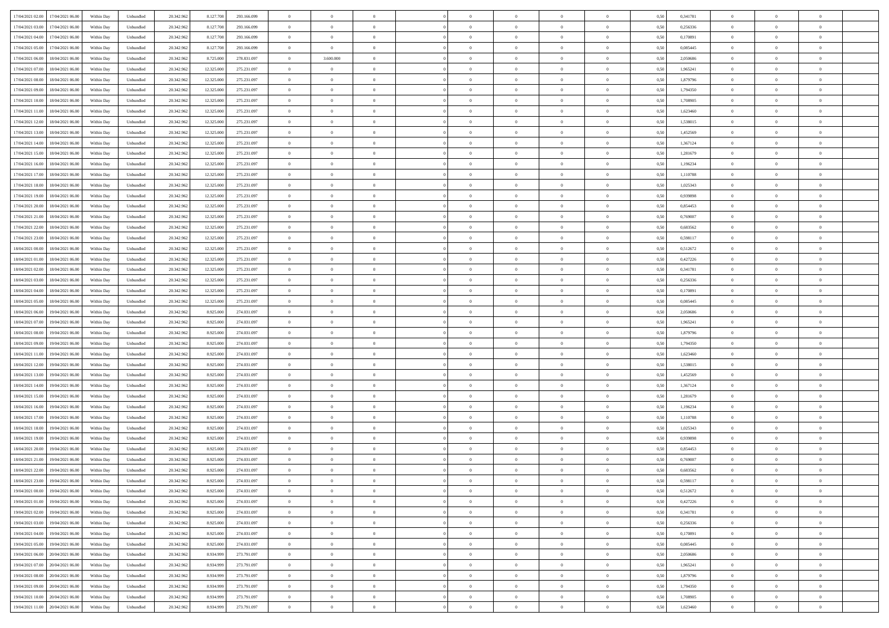| 17/04/2021 02:00 | 17/04/2021 06:00 | Within Day | Unbundled | 20.342.962 | 8.127.708 | 293.166.099 | 0 | 0 | 0 | | 0 | 0 | 0 | 0 | 0,50 | 0,341781 | 0 | 0 | 0 | |
|---|---|---|---|---|---|---|---|---|---|---|---|---|---|---|---|---|---|---|---|---|
| 17/04/2021 03:00 | 17/04/2021 06:00 | Within Day | Unbundled | 20.342.962 | 8.127.708 | 293.166.099 | 0 | 0 | 0 | | 0 | 0 | 0 | 0 | 0,50 | 0,256336 | 0 | 0 | 0 | |
| 17/04/2021 04:00 | 17/04/2021 06:00 | Within Day | Unbundled | 20.342.962 | 8.127.708 | 293.166.099 | 0 | 0 | 0 | | 0 | 0 | 0 | 0 | 0,50 | 0,170891 | 0 | 0 | 0 | |
| 17/04/2021 05:00 | 17/04/2021 06:00 | Within Day | Unbundled | 20.342.962 | 8.127.708 | 293.166.099 | 0 | 0 | 0 | | 0 | 0 | 0 | 0 | 0,50 | 0,085445 | 0 | 0 | 0 | |
| 17/04/2021 06:00 | 18/04/2021 06:00 | Within Day | Unbundled | 20.342.962 | 8.725.000 | 278.831.097 | 0 | 3.600.000 | 0 | | 0 | 0 | 0 | 0 | 0,50 | 2,050686 | 0 | 0 | 0 | |
| 17/04/2021 07:00 | 18/04/2021 06:00 | Within Day | Unbundled | 20.342.962 | 12.325.000 | 275.231.097 | 0 | 0 | 0 | | 0 | 0 | 0 | 0 | 0,50 | 1,965241 | 0 | 0 | 0 | |
| 17/04/2021 08:00 | 18/04/2021 06:00 | Within Day | Unbundled | 20.342.962 | 12.325.000 | 275.231.097 | 0 | 0 | 0 | | 0 | 0 | 0 | 0 | 0,50 | 1,879796 | 0 | 0 | 0 | |
| 17/04/2021 09:00 | 18/04/2021 06:00 | Within Day | Unbundled | 20.342.962 | 12.325.000 | 275.231.097 | 0 | 0 | 0 | | 0 | 0 | 0 | 0 | 0,50 | 1,794350 | 0 | 0 | 0 | |
| 17/04/2021 10:00 | 18/04/2021 06:00 | Within Day | Unbundled | 20.342.962 | 12.325.000 | 275.231.097 | 0 | 0 | 0 | | 0 | 0 | 0 | 0 | 0,50 | 1,708905 | 0 | 0 | 0 | |
| 17/04/2021 11:00 | 18/04/2021 06:00 | Within Day | Unbundled | 20.342.962 | 12.325.000 | 275.231.097 | 0 | 0 | 0 | | 0 | 0 | 0 | 0 | 0,50 | 1,623460 | 0 | 0 | 0 | |
| 17/04/2021 12:00 | 18/04/2021 06:00 | Within Day | Unbundled | 20.342.962 | 12.325.000 | 275.231.097 | 0 | 0 | 0 | | 0 | 0 | 0 | 0 | 0,50 | 1,538015 | 0 | 0 | 0 | |
| 17/04/2021 13:00 | 18/04/2021 06:00 | Within Day | Unbundled | 20.342.962 | 12.325.000 | 275.231.097 | 0 | 0 | 0 | | 0 | 0 | 0 | 0 | 0,50 | 1,452569 | 0 | 0 | 0 | |
| 17/04/2021 14:00 | 18/04/2021 06:00 | Within Day | Unbundled | 20.342.962 | 12.325.000 | 275.231.097 | 0 | 0 | 0 | | 0 | 0 | 0 | 0 | 0,50 | 1,367124 | 0 | 0 | 0 | |
| 17/04/2021 15:00 | 18/04/2021 06:00 | Within Day | Unbundled | 20.342.962 | 12.325.000 | 275.231.097 | 0 | 0 | 0 | | 0 | 0 | 0 | 0 | 0,50 | 1,281679 | 0 | 0 | 0 | |
| 17/04/2021 16:00 | 18/04/2021 06:00 | Within Day | Unbundled | 20.342.962 | 12.325.000 | 275.231.097 | 0 | 0 | 0 | | 0 | 0 | 0 | 0 | 0,50 | 1,196234 | 0 | 0 | 0 | |
| 17/04/2021 17:00 | 18/04/2021 06:00 | Within Day | Unbundled | 20.342.962 | 12.325.000 | 275.231.097 | 0 | 0 | 0 | | 0 | 0 | 0 | 0 | 0,50 | 1,110788 | 0 | 0 | 0 | |
| 17/04/2021 18:00 | 18/04/2021 06:00 | Within Day | Unbundled | 20.342.962 | 12.325.000 | 275.231.097 | 0 | 0 | 0 | | 0 | 0 | 0 | 0 | 0,50 | 1,025343 | 0 | 0 | 0 | |
| 17/04/2021 19:00 | 18/04/2021 06:00 | Within Day | Unbundled | 20.342.962 | 12.325.000 | 275.231.097 | 0 | 0 | 0 | | 0 | 0 | 0 | 0 | 0,50 | 0,939898 | 0 | 0 | 0 | |
| 17/04/2021 20:00 | 18/04/2021 06:00 | Within Day | Unbundled | 20.342.962 | 12.325.000 | 275.231.097 | 0 | 0 | 0 | | 0 | 0 | 0 | 0 | 0,50 | 0,854453 | 0 | 0 | 0 | |
| 17/04/2021 21:00 | 18/04/2021 06:00 | Within Day | Unbundled | 20.342.962 | 12.325.000 | 275.231.097 | 0 | 0 | 0 | | 0 | 0 | 0 | 0 | 0,50 | 0,769007 | 0 | 0 | 0 | |
| 17/04/2021 22:00 | 18/04/2021 06:00 | Within Day | Unbundled | 20.342.962 | 12.325.000 | 275.231.097 | 0 | 0 | 0 | | 0 | 0 | 0 | 0 | 0,50 | 0,683562 | 0 | 0 | 0 | |
| 17/04/2021 23:00 | 18/04/2021 06:00 | Within Day | Unbundled | 20.342.962 | 12.325.000 | 275.231.097 | 0 | 0 | 0 | | 0 | 0 | 0 | 0 | 0,50 | 0,598117 | 0 | 0 | 0 | |
| 18/04/2021 00:00 | 18/04/2021 06:00 | Within Day | Unbundled | 20.342.962 | 12.325.000 | 275.231.097 | 0 | 0 | 0 | | 0 | 0 | 0 | 0 | 0,50 | 0,512672 | 0 | 0 | 0 | |
| 18/04/2021 01:00 | 18/04/2021 06:00 | Within Day | Unbundled | 20.342.962 | 12.325.000 | 275.231.097 | 0 | 0 | 0 | | 0 | 0 | 0 | 0 | 0,50 | 0,427226 | 0 | 0 | 0 | |
| 18/04/2021 02:00 | 18/04/2021 06:00 | Within Day | Unbundled | 20.342.962 | 12.325.000 | 275.231.097 | 0 | 0 | 0 | | 0 | 0 | 0 | 0 | 0,50 | 0,341781 | 0 | 0 | 0 | |
| 18/04/2021 03:00 | 18/04/2021 06:00 | Within Day | Unbundled | 20.342.962 | 12.325.000 | 275.231.097 | 0 | 0 | 0 | | 0 | 0 | 0 | 0 | 0,50 | 0,256336 | 0 | 0 | 0 | |
| 18/04/2021 04:00 | 18/04/2021 06:00 | Within Day | Unbundled | 20.342.962 | 12.325.000 | 275.231.097 | 0 | 0 | 0 | | 0 | 0 | 0 | 0 | 0,50 | 0,170891 | 0 | 0 | 0 | |
| 18/04/2021 05:00 | 18/04/2021 06:00 | Within Day | Unbundled | 20.342.962 | 12.325.000 | 275.231.097 | 0 | 0 | 0 | | 0 | 0 | 0 | 0 | 0,50 | 0,085445 | 0 | 0 | 0 | |
| 18/04/2021 06:00 | 19/04/2021 06:00 | Within Day | Unbundled | 20.342.962 | 8.925.000 | 274.031.097 | 0 | 0 | 0 | | 0 | 0 | 0 | 0 | 0,50 | 2,050686 | 0 | 0 | 0 | |
| 18/04/2021 07:00 | 19/04/2021 06:00 | Within Day | Unbundled | 20.342.962 | 8.925.000 | 274.031.097 | 0 | 0 | 0 | | 0 | 0 | 0 | 0 | 0,50 | 1,965241 | 0 | 0 | 0 | |
| 18/04/2021 08:00 | 19/04/2021 06:00 | Within Day | Unbundled | 20.342.962 | 8.925.000 | 274.031.097 | 0 | 0 | 0 | | 0 | 0 | 0 | 0 | 0,50 | 1,879796 | 0 | 0 | 0 | |
| 18/04/2021 09:00 | 19/04/2021 06:00 | Within Day | Unbundled | 20.342.962 | 8.925.000 | 274.031.097 | 0 | 0 | 0 | | 0 | 0 | 0 | 0 | 0,50 | 1,794350 | 0 | 0 | 0 | |
| 18/04/2021 11:00 | 19/04/2021 06:00 | Within Day | Unbundled | 20.342.962 | 8.925.000 | 274.031.097 | 0 | 0 | 0 | | 0 | 0 | 0 | 0 | 0,50 | 1,623460 | 0 | 0 | 0 | |
| 18/04/2021 12:00 | 19/04/2021 06:00 | Within Day | Unbundled | 20.342.962 | 8.925.000 | 274.031.097 | 0 | 0 | 0 | | 0 | 0 | 0 | 0 | 0,50 | 1,538015 | 0 | 0 | 0 | |
| 18/04/2021 13:00 | 19/04/2021 06:00 | Within Day | Unbundled | 20.342.962 | 8.925.000 | 274.031.097 | 0 | 0 | 0 | | 0 | 0 | 0 | 0 | 0,50 | 1,452569 | 0 | 0 | 0 | |
| 18/04/2021 14:00 | 19/04/2021 06:00 | Within Day | Unbundled | 20.342.962 | 8.925.000 | 274.031.097 | 0 | 0 | 0 | | 0 | 0 | 0 | 0 | 0,50 | 1,367124 | 0 | 0 | 0 | |
| 18/04/2021 15:00 | 19/04/2021 06:00 | Within Day | Unbundled | 20.342.962 | 8.925.000 | 274.031.097 | 0 | 0 | 0 | | 0 | 0 | 0 | 0 | 0,50 | 1,281679 | 0 | 0 | 0 | |
| 18/04/2021 16:00 | 19/04/2021 06:00 | Within Day | Unbundled | 20.342.962 | 8.925.000 | 274.031.097 | 0 | 0 | 0 | | 0 | 0 | 0 | 0 | 0,50 | 1,196234 | 0 | 0 | 0 | |
| 18/04/2021 17:00 | 19/04/2021 06:00 | Within Day | Unbundled | 20.342.962 | 8.925.000 | 274.031.097 | 0 | 0 | 0 | | 0 | 0 | 0 | 0 | 0,50 | 1,110788 | 0 | 0 | 0 | |
| 18/04/2021 18:00 | 19/04/2021 06:00 | Within Day | Unbundled | 20.342.962 | 8.925.000 | 274.031.097 | 0 | 0 | 0 | | 0 | 0 | 0 | 0 | 0,50 | 1,025343 | 0 | 0 | 0 | |
| 18/04/2021 19:00 | 19/04/2021 06:00 | Within Day | Unbundled | 20.342.962 | 8.925.000 | 274.031.097 | 0 | 0 | 0 | | 0 | 0 | 0 | 0 | 0,50 | 0,939898 | 0 | 0 | 0 | |
| 18/04/2021 20:00 | 19/04/2021 06:00 | Within Day | Unbundled | 20.342.962 | 8.925.000 | 274.031.097 | 0 | 0 | 0 | | 0 | 0 | 0 | 0 | 0,50 | 0,854453 | 0 | 0 | 0 | |
| 18/04/2021 21:00 | 19/04/2021 06:00 | Within Day | Unbundled | 20.342.962 | 8.925.000 | 274.031.097 | 0 | 0 | 0 | | 0 | 0 | 0 | 0 | 0,50 | 0,769007 | 0 | 0 | 0 | |
| 18/04/2021 22:00 | 19/04/2021 06:00 | Within Day | Unbundled | 20.342.962 | 8.925.000 | 274.031.097 | 0 | 0 | 0 | | 0 | 0 | 0 | 0 | 0,50 | 0,683562 | 0 | 0 | 0 | |
| 18/04/2021 23:00 | 19/04/2021 06:00 | Within Day | Unbundled | 20.342.962 | 8.925.000 | 274.031.097 | 0 | 0 | 0 | | 0 | 0 | 0 | 0 | 0,50 | 0,598117 | 0 | 0 | 0 | |
| 19/04/2021 00:00 | 19/04/2021 06:00 | Within Day | Unbundled | 20.342.962 | 8.925.000 | 274.031.097 | 0 | 0 | 0 | | 0 | 0 | 0 | 0 | 0,50 | 0,512672 | 0 | 0 | 0 | |
| 19/04/2021 01:00 | 19/04/2021 06:00 | Within Day | Unbundled | 20.342.962 | 8.925.000 | 274.031.097 | 0 | 0 | 0 | | 0 | 0 | 0 | 0 | 0,50 | 0,427226 | 0 | 0 | 0 | |
| 19/04/2021 02:00 | 19/04/2021 06:00 | Within Day | Unbundled | 20.342.962 | 8.925.000 | 274.031.097 | 0 | 0 | 0 | | 0 | 0 | 0 | 0 | 0,50 | 0,341781 | 0 | 0 | 0 | |
| 19/04/2021 03:00 | 19/04/2021 06:00 | Within Day | Unbundled | 20.342.962 | 8.925.000 | 274.031.097 | 0 | 0 | 0 | | 0 | 0 | 0 | 0 | 0,50 | 0,256336 | 0 | 0 | 0 | |
| 19/04/2021 04:00 | 19/04/2021 06:00 | Within Day | Unbundled | 20.342.962 | 8.925.000 | 274.031.097 | 0 | 0 | 0 | | 0 | 0 | 0 | 0 | 0,50 | 0,170891 | 0 | 0 | 0 | |
| 19/04/2021 05:00 | 19/04/2021 06:00 | Within Day | Unbundled | 20.342.962 | 8.925.000 | 274.031.097 | 0 | 0 | 0 | | 0 | 0 | 0 | 0 | 0,50 | 0,085445 | 0 | 0 | 0 | |
| 19/04/2021 06:00 | 20/04/2021 06:00 | Within Day | Unbundled | 20.342.962 | 8.934.999 | 273.791.097 | 0 | 0 | 0 | | 0 | 0 | 0 | 0 | 0,50 | 2,050686 | 0 | 0 | 0 | |
| 19/04/2021 07:00 | 20/04/2021 06:00 | Within Day | Unbundled | 20.342.962 | 8.934.999 | 273.791.097 | 0 | 0 | 0 | | 0 | 0 | 0 | 0 | 0,50 | 1,965241 | 0 | 0 | 0 | |
| 19/04/2021 08:00 | 20/04/2021 06:00 | Within Day | Unbundled | 20.342.962 | 8.934.999 | 273.791.097 | 0 | 0 | 0 | | 0 | 0 | 0 | 0 | 0,50 | 1,879796 | 0 | 0 | 0 | |
| 19/04/2021 09:00 | 20/04/2021 06:00 | Within Day | Unbundled | 20.342.962 | 8.934.999 | 273.791.097 | 0 | 0 | 0 | | 0 | 0 | 0 | 0 | 0,50 | 1,794350 | 0 | 0 | 0 | |
| 19/04/2021 10:00 | 20/04/2021 06:00 | Within Day | Unbundled | 20.342.962 | 8.934.999 | 273.791.097 | 0 | 0 | 0 | | 0 | 0 | 0 | 0 | 0,50 | 1,708905 | 0 | 0 | 0 | |
| 19/04/2021 11:00 | 20/04/2021 06:00 | Within Day | Unbundled | 20.342.962 | 8.934.999 | 273.791.097 | 0 | 0 | 0 | | 0 | 0 | 0 | 0 | 0,50 | 1,623460 | 0 | 0 | 0 | |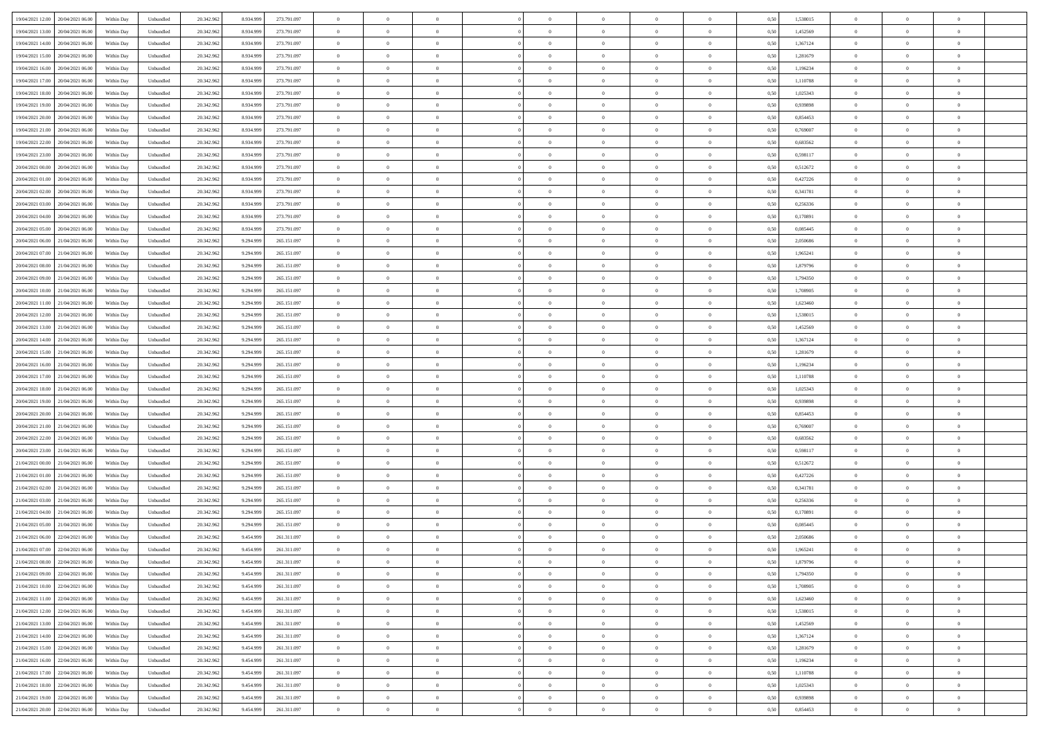| | | | | | | | | | | | | | | | | | | | | |
|---|---|---|---|---|---|---|---|---|---|---|---|---|---|---|---|---|---|---|---|---|
| 19/04/2021 12:00 | 20/04/2021 06:00 | Within Day | Unbundled | 20.342.962 | 8.934.999 | 273.791.097 | 0 | 0 | 0 | | 0 | 0 | 0 | 0 | 0,50 | 1,538015 | 0 | 0 | 0 | |
| 19/04/2021 13:00 | 20/04/2021 06:00 | Within Day | Unbundled | 20.342.962 | 8.934.999 | 273.791.097 | 0 | 0 | 0 | | 0 | 0 | 0 | 0 | 0,50 | 1,452569 | 0 | 0 | 0 | |
| 19/04/2021 14:00 | 20/04/2021 06:00 | Within Day | Unbundled | 20.342.962 | 8.934.999 | 273.791.097 | 0 | 0 | 0 | | 0 | 0 | 0 | 0 | 0,50 | 1,367124 | 0 | 0 | 0 | |
| 19/04/2021 15:00 | 20/04/2021 06:00 | Within Day | Unbundled | 20.342.962 | 8.934.999 | 273.791.097 | 0 | 0 | 0 | | 0 | 0 | 0 | 0 | 0,50 | 1,281679 | 0 | 0 | 0 | |
| 19/04/2021 16:00 | 20/04/2021 06:00 | Within Day | Unbundled | 20.342.962 | 8.934.999 | 273.791.097 | 0 | 0 | 0 | | 0 | 0 | 0 | 0 | 0,50 | 1,196234 | 0 | 0 | 0 | |
| 19/04/2021 17:00 | 20/04/2021 06:00 | Within Day | Unbundled | 20.342.962 | 8.934.999 | 273.791.097 | 0 | 0 | 0 | | 0 | 0 | 0 | 0 | 0,50 | 1,110788 | 0 | 0 | 0 | |
| 19/04/2021 18:00 | 20/04/2021 06:00 | Within Day | Unbundled | 20.342.962 | 8.934.999 | 273.791.097 | 0 | 0 | 0 | | 0 | 0 | 0 | 0 | 0,50 | 1,025343 | 0 | 0 | 0 | |
| 19/04/2021 19:00 | 20/04/2021 06:00 | Within Day | Unbundled | 20.342.962 | 8.934.999 | 273.791.097 | 0 | 0 | 0 | | 0 | 0 | 0 | 0 | 0,50 | 0,939898 | 0 | 0 | 0 | |
| 19/04/2021 20:00 | 20/04/2021 06:00 | Within Day | Unbundled | 20.342.962 | 8.934.999 | 273.791.097 | 0 | 0 | 0 | | 0 | 0 | 0 | 0 | 0,50 | 0,854453 | 0 | 0 | 0 | |
| 19/04/2021 21:00 | 20/04/2021 06:00 | Within Day | Unbundled | 20.342.962 | 8.934.999 | 273.791.097 | 0 | 0 | 0 | | 0 | 0 | 0 | 0 | 0,50 | 0,769007 | 0 | 0 | 0 | |
| 19/04/2021 22:00 | 20/04/2021 06:00 | Within Day | Unbundled | 20.342.962 | 8.934.999 | 273.791.097 | 0 | 0 | 0 | | 0 | 0 | 0 | 0 | 0,50 | 0,683562 | 0 | 0 | 0 | |
| 19/04/2021 23:00 | 20/04/2021 06:00 | Within Day | Unbundled | 20.342.962 | 8.934.999 | 273.791.097 | 0 | 0 | 0 | | 0 | 0 | 0 | 0 | 0,50 | 0,598117 | 0 | 0 | 0 | |
| 20/04/2021 00:00 | 20/04/2021 06:00 | Within Day | Unbundled | 20.342.962 | 8.934.999 | 273.791.097 | 0 | 0 | 0 | | 0 | 0 | 0 | 0 | 0,50 | 0,512672 | 0 | 0 | 0 | |
| 20/04/2021 01:00 | 20/04/2021 06:00 | Within Day | Unbundled | 20.342.962 | 8.934.999 | 273.791.097 | 0 | 0 | 0 | | 0 | 0 | 0 | 0 | 0,50 | 0,427226 | 0 | 0 | 0 | |
| 20/04/2021 02:00 | 20/04/2021 06:00 | Within Day | Unbundled | 20.342.962 | 8.934.999 | 273.791.097 | 0 | 0 | 0 | | 0 | 0 | 0 | 0 | 0,50 | 0,341781 | 0 | 0 | 0 | |
| 20/04/2021 03:00 | 20/04/2021 06:00 | Within Day | Unbundled | 20.342.962 | 8.934.999 | 273.791.097 | 0 | 0 | 0 | | 0 | 0 | 0 | 0 | 0,50 | 0,256336 | 0 | 0 | 0 | |
| 20/04/2021 04:00 | 20/04/2021 06:00 | Within Day | Unbundled | 20.342.962 | 8.934.999 | 273.791.097 | 0 | 0 | 0 | | 0 | 0 | 0 | 0 | 0,50 | 0,170891 | 0 | 0 | 0 | |
| 20/04/2021 05:00 | 20/04/2021 06:00 | Within Day | Unbundled | 20.342.962 | 8.934.999 | 273.791.097 | 0 | 0 | 0 | | 0 | 0 | 0 | 0 | 0,50 | 0,085445 | 0 | 0 | 0 | |
| 20/04/2021 06:00 | 21/04/2021 06:00 | Within Day | Unbundled | 20.342.962 | 9.294.999 | 265.151.097 | 0 | 0 | 0 | | 0 | 0 | 0 | 0 | 0,50 | 2,050686 | 0 | 0 | 0 | |
| 20/04/2021 07:00 | 21/04/2021 06:00 | Within Day | Unbundled | 20.342.962 | 9.294.999 | 265.151.097 | 0 | 0 | 0 | | 0 | 0 | 0 | 0 | 0,50 | 1,965241 | 0 | 0 | 0 | |
| 20/04/2021 08:00 | 21/04/2021 06:00 | Within Day | Unbundled | 20.342.962 | 9.294.999 | 265.151.097 | 0 | 0 | 0 | | 0 | 0 | 0 | 0 | 0,50 | 1,879796 | 0 | 0 | 0 | |
| 20/04/2021 09:00 | 21/04/2021 06:00 | Within Day | Unbundled | 20.342.962 | 9.294.999 | 265.151.097 | 0 | 0 | 0 | | 0 | 0 | 0 | 0 | 0,50 | 1,794350 | 0 | 0 | 0 | |
| 20/04/2021 10:00 | 21/04/2021 06:00 | Within Day | Unbundled | 20.342.962 | 9.294.999 | 265.151.097 | 0 | 0 | 0 | | 0 | 0 | 0 | 0 | 0,50 | 1,708905 | 0 | 0 | 0 | |
| 20/04/2021 11:00 | 21/04/2021 06:00 | Within Day | Unbundled | 20.342.962 | 9.294.999 | 265.151.097 | 0 | 0 | 0 | | 0 | 0 | 0 | 0 | 0,50 | 1,623460 | 0 | 0 | 0 | |
| 20/04/2021 12:00 | 21/04/2021 06:00 | Within Day | Unbundled | 20.342.962 | 9.294.999 | 265.151.097 | 0 | 0 | 0 | | 0 | 0 | 0 | 0 | 0,50 | 1,538015 | 0 | 0 | 0 | |
| 20/04/2021 13:00 | 21/04/2021 06:00 | Within Day | Unbundled | 20.342.962 | 9.294.999 | 265.151.097 | 0 | 0 | 0 | | 0 | 0 | 0 | 0 | 0,50 | 1,452569 | 0 | 0 | 0 | |
| 20/04/2021 14:00 | 21/04/2021 06:00 | Within Day | Unbundled | 20.342.962 | 9.294.999 | 265.151.097 | 0 | 0 | 0 | | 0 | 0 | 0 | 0 | 0,50 | 1,367124 | 0 | 0 | 0 | |
| 20/04/2021 15:00 | 21/04/2021 06:00 | Within Day | Unbundled | 20.342.962 | 9.294.999 | 265.151.097 | 0 | 0 | 0 | | 0 | 0 | 0 | 0 | 0,50 | 1,281679 | 0 | 0 | 0 | |
| 20/04/2021 16:00 | 21/04/2021 06:00 | Within Day | Unbundled | 20.342.962 | 9.294.999 | 265.151.097 | 0 | 0 | 0 | | 0 | 0 | 0 | 0 | 0,50 | 1,196234 | 0 | 0 | 0 | |
| 20/04/2021 17:00 | 21/04/2021 06:00 | Within Day | Unbundled | 20.342.962 | 9.294.999 | 265.151.097 | 0 | 0 | 0 | | 0 | 0 | 0 | 0 | 0,50 | 1,110788 | 0 | 0 | 0 | |
| 20/04/2021 18:00 | 21/04/2021 06:00 | Within Day | Unbundled | 20.342.962 | 9.294.999 | 265.151.097 | 0 | 0 | 0 | | 0 | 0 | 0 | 0 | 0,50 | 1,025343 | 0 | 0 | 0 | |
| 20/04/2021 19:00 | 21/04/2021 06:00 | Within Day | Unbundled | 20.342.962 | 9.294.999 | 265.151.097 | 0 | 0 | 0 | | 0 | 0 | 0 | 0 | 0,50 | 0,939898 | 0 | 0 | 0 | |
| 20/04/2021 20:00 | 21/04/2021 06:00 | Within Day | Unbundled | 20.342.962 | 9.294.999 | 265.151.097 | 0 | 0 | 0 | | 0 | 0 | 0 | 0 | 0,50 | 0,854453 | 0 | 0 | 0 | |
| 20/04/2021 21:00 | 21/04/2021 06:00 | Within Day | Unbundled | 20.342.962 | 9.294.999 | 265.151.097 | 0 | 0 | 0 | | 0 | 0 | 0 | 0 | 0,50 | 0,769007 | 0 | 0 | 0 | |
| 20/04/2021 22:00 | 21/04/2021 06:00 | Within Day | Unbundled | 20.342.962 | 9.294.999 | 265.151.097 | 0 | 0 | 0 | | 0 | 0 | 0 | 0 | 0,50 | 0,683562 | 0 | 0 | 0 | |
| 20/04/2021 23:00 | 21/04/2021 06:00 | Within Day | Unbundled | 20.342.962 | 9.294.999 | 265.151.097 | 0 | 0 | 0 | | 0 | 0 | 0 | 0 | 0,50 | 0,598117 | 0 | 0 | 0 | |
| 21/04/2021 00:00 | 21/04/2021 06:00 | Within Day | Unbundled | 20.342.962 | 9.294.999 | 265.151.097 | 0 | 0 | 0 | | 0 | 0 | 0 | 0 | 0,50 | 0,512672 | 0 | 0 | 0 | |
| 21/04/2021 01:00 | 21/04/2021 06:00 | Within Day | Unbundled | 20.342.962 | 9.294.999 | 265.151.097 | 0 | 0 | 0 | | 0 | 0 | 0 | 0 | 0,50 | 0,427226 | 0 | 0 | 0 | |
| 21/04/2021 02:00 | 21/04/2021 06:00 | Within Day | Unbundled | 20.342.962 | 9.294.999 | 265.151.097 | 0 | 0 | 0 | | 0 | 0 | 0 | 0 | 0,50 | 0,341781 | 0 | 0 | 0 | |
| 21/04/2021 03:00 | 21/04/2021 06:00 | Within Day | Unbundled | 20.342.962 | 9.294.999 | 265.151.097 | 0 | 0 | 0 | | 0 | 0 | 0 | 0 | 0,50 | 0,256336 | 0 | 0 | 0 | |
| 21/04/2021 04:00 | 21/04/2021 06:00 | Within Day | Unbundled | 20.342.962 | 9.294.999 | 265.151.097 | 0 | 0 | 0 | | 0 | 0 | 0 | 0 | 0,50 | 0,170891 | 0 | 0 | 0 | |
| 21/04/2021 05:00 | 21/04/2021 06:00 | Within Day | Unbundled | 20.342.962 | 9.294.999 | 265.151.097 | 0 | 0 | 0 | | 0 | 0 | 0 | 0 | 0,50 | 0,085445 | 0 | 0 | 0 | |
| 21/04/2021 06:00 | 22/04/2021 06:00 | Within Day | Unbundled | 20.342.962 | 9.454.999 | 261.311.097 | 0 | 0 | 0 | | 0 | 0 | 0 | 0 | 0,50 | 2,050686 | 0 | 0 | 0 | |
| 21/04/2021 07:00 | 22/04/2021 06:00 | Within Day | Unbundled | 20.342.962 | 9.454.999 | 261.311.097 | 0 | 0 | 0 | | 0 | 0 | 0 | 0 | 0,50 | 1,965241 | 0 | 0 | 0 | |
| 21/04/2021 08:00 | 22/04/2021 06:00 | Within Day | Unbundled | 20.342.962 | 9.454.999 | 261.311.097 | 0 | 0 | 0 | | 0 | 0 | 0 | 0 | 0,50 | 1,879796 | 0 | 0 | 0 | |
| 21/04/2021 09:00 | 22/04/2021 06:00 | Within Day | Unbundled | 20.342.962 | 9.454.999 | 261.311.097 | 0 | 0 | 0 | | 0 | 0 | 0 | 0 | 0,50 | 1,794350 | 0 | 0 | 0 | |
| 21/04/2021 10:00 | 22/04/2021 06:00 | Within Day | Unbundled | 20.342.962 | 9.454.999 | 261.311.097 | 0 | 0 | 0 | | 0 | 0 | 0 | 0 | 0,50 | 1,708905 | 0 | 0 | 0 | |
| 21/04/2021 11:00 | 22/04/2021 06:00 | Within Day | Unbundled | 20.342.962 | 9.454.999 | 261.311.097 | 0 | 0 | 0 | | 0 | 0 | 0 | 0 | 0,50 | 1,623460 | 0 | 0 | 0 | |
| 21/04/2021 12:00 | 22/04/2021 06:00 | Within Day | Unbundled | 20.342.962 | 9.454.999 | 261.311.097 | 0 | 0 | 0 | | 0 | 0 | 0 | 0 | 0,50 | 1,538015 | 0 | 0 | 0 | |
| 21/04/2021 13:00 | 22/04/2021 06:00 | Within Day | Unbundled | 20.342.962 | 9.454.999 | 261.311.097 | 0 | 0 | 0 | | 0 | 0 | 0 | 0 | 0,50 | 1,452569 | 0 | 0 | 0 | |
| 21/04/2021 14:00 | 22/04/2021 06:00 | Within Day | Unbundled | 20.342.962 | 9.454.999 | 261.311.097 | 0 | 0 | 0 | | 0 | 0 | 0 | 0 | 0,50 | 1,367124 | 0 | 0 | 0 | |
| 21/04/2021 15:00 | 22/04/2021 06:00 | Within Day | Unbundled | 20.342.962 | 9.454.999 | 261.311.097 | 0 | 0 | 0 | | 0 | 0 | 0 | 0 | 0,50 | 1,281679 | 0 | 0 | 0 | |
| 21/04/2021 16:00 | 22/04/2021 06:00 | Within Day | Unbundled | 20.342.962 | 9.454.999 | 261.311.097 | 0 | 0 | 0 | | 0 | 0 | 0 | 0 | 0,50 | 1,196234 | 0 | 0 | 0 | |
| 21/04/2021 17:00 | 22/04/2021 06:00 | Within Day | Unbundled | 20.342.962 | 9.454.999 | 261.311.097 | 0 | 0 | 0 | | 0 | 0 | 0 | 0 | 0,50 | 1,110788 | 0 | 0 | 0 | |
| 21/04/2021 18:00 | 22/04/2021 06:00 | Within Day | Unbundled | 20.342.962 | 9.454.999 | 261.311.097 | 0 | 0 | 0 | | 0 | 0 | 0 | 0 | 0,50 | 1,025343 | 0 | 0 | 0 | |
| 21/04/2021 19:00 | 22/04/2021 06:00 | Within Day | Unbundled | 20.342.962 | 9.454.999 | 261.311.097 | 0 | 0 | 0 | | 0 | 0 | 0 | 0 | 0,50 | 0,939898 | 0 | 0 | 0 | |
| 21/04/2021 20:00 | 22/04/2021 06:00 | Within Day | Unbundled | 20.342.962 | 9.454.999 | 261.311.097 | 0 | 0 | 0 | | 0 | 0 | 0 | 0 | 0,50 | 0,854453 | 0 | 0 | 0 | |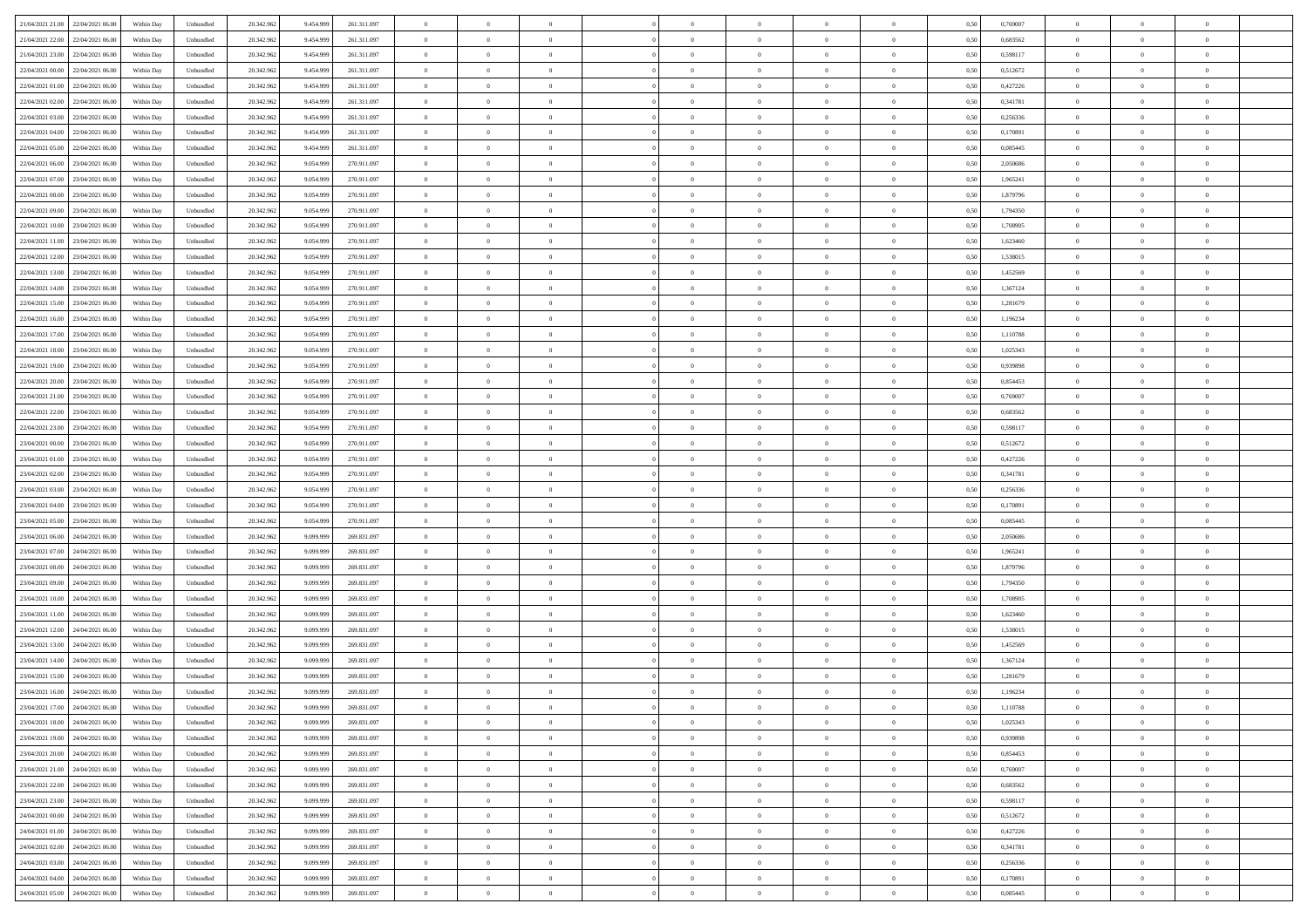| 21/04/2021 21:00 | 22/04/2021 06:00 | Within Day | Unbundled | 20.342.962 | 9.454.999 | 261.311.097 | 0 | 0 | 0 | | 0 | 0 | 0 | 0 | 0,50 | 0,769007 | 0 | 0 | 0 | |
|---|---|---|---|---|---|---|---|---|---|---|---|---|---|---|---|---|---|---|---|---|
| 21/04/2021 22:00 | 22/04/2021 06:00 | Within Day | Unbundled | 20.342.962 | 9.454.999 | 261.311.097 | 0 | 0 | 0 | | 0 | 0 | 0 | 0 | 0,50 | 0,683562 | 0 | 0 | 0 | |
| 21/04/2021 23:00 | 22/04/2021 06:00 | Within Day | Unbundled | 20.342.962 | 9.454.999 | 261.311.097 | 0 | 0 | 0 | | 0 | 0 | 0 | 0 | 0,50 | 0,598117 | 0 | 0 | 0 | |
| 22/04/2021 00:00 | 22/04/2021 06:00 | Within Day | Unbundled | 20.342.962 | 9.454.999 | 261.311.097 | 0 | 0 | 0 | | 0 | 0 | 0 | 0 | 0,50 | 0,512672 | 0 | 0 | 0 | |
| 22/04/2021 01:00 | 22/04/2021 06:00 | Within Day | Unbundled | 20.342.962 | 9.454.999 | 261.311.097 | 0 | 0 | 0 | | 0 | 0 | 0 | 0 | 0,50 | 0,427226 | 0 | 0 | 0 | |
| 22/04/2021 02:00 | 22/04/2021 06:00 | Within Day | Unbundled | 20.342.962 | 9.454.999 | 261.311.097 | 0 | 0 | 0 | | 0 | 0 | 0 | 0 | 0,50 | 0,341781 | 0 | 0 | 0 | |
| 22/04/2021 03:00 | 22/04/2021 06:00 | Within Day | Unbundled | 20.342.962 | 9.454.999 | 261.311.097 | 0 | 0 | 0 | | 0 | 0 | 0 | 0 | 0,50 | 0,256336 | 0 | 0 | 0 | |
| 22/04/2021 04:00 | 22/04/2021 06:00 | Within Day | Unbundled | 20.342.962 | 9.454.999 | 261.311.097 | 0 | 0 | 0 | | 0 | 0 | 0 | 0 | 0,50 | 0,170891 | 0 | 0 | 0 | |
| 22/04/2021 05:00 | 22/04/2021 06:00 | Within Day | Unbundled | 20.342.962 | 9.454.999 | 261.311.097 | 0 | 0 | 0 | | 0 | 0 | 0 | 0 | 0,50 | 0,085445 | 0 | 0 | 0 | |
| 22/04/2021 06:00 | 23/04/2021 06:00 | Within Day | Unbundled | 20.342.962 | 9.054.999 | 270.911.097 | 0 | 0 | 0 | | 0 | 0 | 0 | 0 | 0,50 | 2,050686 | 0 | 0 | 0 | |
| 22/04/2021 07:00 | 23/04/2021 06:00 | Within Day | Unbundled | 20.342.962 | 9.054.999 | 270.911.097 | 0 | 0 | 0 | | 0 | 0 | 0 | 0 | 0,50 | 1,965241 | 0 | 0 | 0 | |
| 22/04/2021 08:00 | 23/04/2021 06:00 | Within Day | Unbundled | 20.342.962 | 9.054.999 | 270.911.097 | 0 | 0 | 0 | | 0 | 0 | 0 | 0 | 0,50 | 1,879796 | 0 | 0 | 0 | |
| 22/04/2021 09:00 | 23/04/2021 06:00 | Within Day | Unbundled | 20.342.962 | 9.054.999 | 270.911.097 | 0 | 0 | 0 | | 0 | 0 | 0 | 0 | 0,50 | 1,794350 | 0 | 0 | 0 | |
| 22/04/2021 10:00 | 23/04/2021 06:00 | Within Day | Unbundled | 20.342.962 | 9.054.999 | 270.911.097 | 0 | 0 | 0 | | 0 | 0 | 0 | 0 | 0,50 | 1,708905 | 0 | 0 | 0 | |
| 22/04/2021 11:00 | 23/04/2021 06:00 | Within Day | Unbundled | 20.342.962 | 9.054.999 | 270.911.097 | 0 | 0 | 0 | | 0 | 0 | 0 | 0 | 0,50 | 1,623460 | 0 | 0 | 0 | |
| 22/04/2021 12:00 | 23/04/2021 06:00 | Within Day | Unbundled | 20.342.962 | 9.054.999 | 270.911.097 | 0 | 0 | 0 | | 0 | 0 | 0 | 0 | 0,50 | 1,538015 | 0 | 0 | 0 | |
| 22/04/2021 13:00 | 23/04/2021 06:00 | Within Day | Unbundled | 20.342.962 | 9.054.999 | 270.911.097 | 0 | 0 | 0 | | 0 | 0 | 0 | 0 | 0,50 | 1,452569 | 0 | 0 | 0 | |
| 22/04/2021 14:00 | 23/04/2021 06:00 | Within Day | Unbundled | 20.342.962 | 9.054.999 | 270.911.097 | 0 | 0 | 0 | | 0 | 0 | 0 | 0 | 0,50 | 1,367124 | 0 | 0 | 0 | |
| 22/04/2021 15:00 | 23/04/2021 06:00 | Within Day | Unbundled | 20.342.962 | 9.054.999 | 270.911.097 | 0 | 0 | 0 | | 0 | 0 | 0 | 0 | 0,50 | 1,281679 | 0 | 0 | 0 | |
| 22/04/2021 16:00 | 23/04/2021 06:00 | Within Day | Unbundled | 20.342.962 | 9.054.999 | 270.911.097 | 0 | 0 | 0 | | 0 | 0 | 0 | 0 | 0,50 | 1,196234 | 0 | 0 | 0 | |
| 22/04/2021 17:00 | 23/04/2021 06:00 | Within Day | Unbundled | 20.342.962 | 9.054.999 | 270.911.097 | 0 | 0 | 0 | | 0 | 0 | 0 | 0 | 0,50 | 1,110788 | 0 | 0 | 0 | |
| 22/04/2021 18:00 | 23/04/2021 06:00 | Within Day | Unbundled | 20.342.962 | 9.054.999 | 270.911.097 | 0 | 0 | 0 | | 0 | 0 | 0 | 0 | 0,50 | 1,025343 | 0 | 0 | 0 | |
| 22/04/2021 19:00 | 23/04/2021 06:00 | Within Day | Unbundled | 20.342.962 | 9.054.999 | 270.911.097 | 0 | 0 | 0 | | 0 | 0 | 0 | 0 | 0,50 | 0,939898 | 0 | 0 | 0 | |
| 22/04/2021 20:00 | 23/04/2021 06:00 | Within Day | Unbundled | 20.342.962 | 9.054.999 | 270.911.097 | 0 | 0 | 0 | | 0 | 0 | 0 | 0 | 0,50 | 0,854453 | 0 | 0 | 0 | |
| 22/04/2021 21:00 | 23/04/2021 06:00 | Within Day | Unbundled | 20.342.962 | 9.054.999 | 270.911.097 | 0 | 0 | 0 | | 0 | 0 | 0 | 0 | 0,50 | 0,769007 | 0 | 0 | 0 | |
| 22/04/2021 22:00 | 23/04/2021 06:00 | Within Day | Unbundled | 20.342.962 | 9.054.999 | 270.911.097 | 0 | 0 | 0 | | 0 | 0 | 0 | 0 | 0,50 | 0,683562 | 0 | 0 | 0 | |
| 22/04/2021 23:00 | 23/04/2021 06:00 | Within Day | Unbundled | 20.342.962 | 9.054.999 | 270.911.097 | 0 | 0 | 0 | | 0 | 0 | 0 | 0 | 0,50 | 0,598117 | 0 | 0 | 0 | |
| 23/04/2021 00:00 | 23/04/2021 06:00 | Within Day | Unbundled | 20.342.962 | 9.054.999 | 270.911.097 | 0 | 0 | 0 | | 0 | 0 | 0 | 0 | 0,50 | 0,512672 | 0 | 0 | 0 | |
| 23/04/2021 01:00 | 23/04/2021 06:00 | Within Day | Unbundled | 20.342.962 | 9.054.999 | 270.911.097 | 0 | 0 | 0 | | 0 | 0 | 0 | 0 | 0,50 | 0,427226 | 0 | 0 | 0 | |
| 23/04/2021 02:00 | 23/04/2021 06:00 | Within Day | Unbundled | 20.342.962 | 9.054.999 | 270.911.097 | 0 | 0 | 0 | | 0 | 0 | 0 | 0 | 0,50 | 0,341781 | 0 | 0 | 0 | |
| 23/04/2021 03:00 | 23/04/2021 06:00 | Within Day | Unbundled | 20.342.962 | 9.054.999 | 270.911.097 | 0 | 0 | 0 | | 0 | 0 | 0 | 0 | 0,50 | 0,256336 | 0 | 0 | 0 | |
| 23/04/2021 04:00 | 23/04/2021 06:00 | Within Day | Unbundled | 20.342.962 | 9.054.999 | 270.911.097 | 0 | 0 | 0 | | 0 | 0 | 0 | 0 | 0,50 | 0,170891 | 0 | 0 | 0 | |
| 23/04/2021 05:00 | 23/04/2021 06:00 | Within Day | Unbundled | 20.342.962 | 9.054.999 | 270.911.097 | 0 | 0 | 0 | | 0 | 0 | 0 | 0 | 0,50 | 0,085445 | 0 | 0 | 0 | |
| 23/04/2021 06:00 | 24/04/2021 06:00 | Within Day | Unbundled | 20.342.962 | 9.099.999 | 269.831.097 | 0 | 0 | 0 | | 0 | 0 | 0 | 0 | 0,50 | 2,050686 | 0 | 0 | 0 | |
| 23/04/2021 07:00 | 24/04/2021 06:00 | Within Day | Unbundled | 20.342.962 | 9.099.999 | 269.831.097 | 0 | 0 | 0 | | 0 | 0 | 0 | 0 | 0,50 | 1,965241 | 0 | 0 | 0 | |
| 23/04/2021 08:00 | 24/04/2021 06:00 | Within Day | Unbundled | 20.342.962 | 9.099.999 | 269.831.097 | 0 | 0 | 0 | | 0 | 0 | 0 | 0 | 0,50 | 1,879796 | 0 | 0 | 0 | |
| 23/04/2021 09:00 | 24/04/2021 06:00 | Within Day | Unbundled | 20.342.962 | 9.099.999 | 269.831.097 | 0 | 0 | 0 | | 0 | 0 | 0 | 0 | 0,50 | 1,794350 | 0 | 0 | 0 | |
| 23/04/2021 10:00 | 24/04/2021 06:00 | Within Day | Unbundled | 20.342.962 | 9.099.999 | 269.831.097 | 0 | 0 | 0 | | 0 | 0 | 0 | 0 | 0,50 | 1,708905 | 0 | 0 | 0 | |
| 23/04/2021 11:00 | 24/04/2021 06:00 | Within Day | Unbundled | 20.342.962 | 9.099.999 | 269.831.097 | 0 | 0 | 0 | | 0 | 0 | 0 | 0 | 0,50 | 1,623460 | 0 | 0 | 0 | |
| 23/04/2021 12:00 | 24/04/2021 06:00 | Within Day | Unbundled | 20.342.962 | 9.099.999 | 269.831.097 | 0 | 0 | 0 | | 0 | 0 | 0 | 0 | 0,50 | 1,538015 | 0 | 0 | 0 | |
| 23/04/2021 13:00 | 24/04/2021 06:00 | Within Day | Unbundled | 20.342.962 | 9.099.999 | 269.831.097 | 0 | 0 | 0 | | 0 | 0 | 0 | 0 | 0,50 | 1,452569 | 0 | 0 | 0 | |
| 23/04/2021 14:00 | 24/04/2021 06:00 | Within Day | Unbundled | 20.342.962 | 9.099.999 | 269.831.097 | 0 | 0 | 0 | | 0 | 0 | 0 | 0 | 0,50 | 1,367124 | 0 | 0 | 0 | |
| 23/04/2021 15:00 | 24/04/2021 06:00 | Within Day | Unbundled | 20.342.962 | 9.099.999 | 269.831.097 | 0 | 0 | 0 | | 0 | 0 | 0 | 0 | 0,50 | 1,281679 | 0 | 0 | 0 | |
| 23/04/2021 16:00 | 24/04/2021 06:00 | Within Day | Unbundled | 20.342.962 | 9.099.999 | 269.831.097 | 0 | 0 | 0 | | 0 | 0 | 0 | 0 | 0,50 | 1,196234 | 0 | 0 | 0 | |
| 23/04/2021 17:00 | 24/04/2021 06:00 | Within Day | Unbundled | 20.342.962 | 9.099.999 | 269.831.097 | 0 | 0 | 0 | | 0 | 0 | 0 | 0 | 0,50 | 1,110788 | 0 | 0 | 0 | |
| 23/04/2021 18:00 | 24/04/2021 06:00 | Within Day | Unbundled | 20.342.962 | 9.099.999 | 269.831.097 | 0 | 0 | 0 | | 0 | 0 | 0 | 0 | 0,50 | 1,025343 | 0 | 0 | 0 | |
| 23/04/2021 19:00 | 24/04/2021 06:00 | Within Day | Unbundled | 20.342.962 | 9.099.999 | 269.831.097 | 0 | 0 | 0 | | 0 | 0 | 0 | 0 | 0,50 | 0,939898 | 0 | 0 | 0 | |
| 23/04/2021 20:00 | 24/04/2021 06:00 | Within Day | Unbundled | 20.342.962 | 9.099.999 | 269.831.097 | 0 | 0 | 0 | | 0 | 0 | 0 | 0 | 0,50 | 0,854453 | 0 | 0 | 0 | |
| 23/04/2021 21:00 | 24/04/2021 06:00 | Within Day | Unbundled | 20.342.962 | 9.099.999 | 269.831.097 | 0 | 0 | 0 | | 0 | 0 | 0 | 0 | 0,50 | 0,769007 | 0 | 0 | 0 | |
| 23/04/2021 22:00 | 24/04/2021 06:00 | Within Day | Unbundled | 20.342.962 | 9.099.999 | 269.831.097 | 0 | 0 | 0 | | 0 | 0 | 0 | 0 | 0,50 | 0,683562 | 0 | 0 | 0 | |
| 23/04/2021 23:00 | 24/04/2021 06:00 | Within Day | Unbundled | 20.342.962 | 9.099.999 | 269.831.097 | 0 | 0 | 0 | | 0 | 0 | 0 | 0 | 0,50 | 0,598117 | 0 | 0 | 0 | |
| 24/04/2021 00:00 | 24/04/2021 06:00 | Within Day | Unbundled | 20.342.962 | 9.099.999 | 269.831.097 | 0 | 0 | 0 | | 0 | 0 | 0 | 0 | 0,50 | 0,512672 | 0 | 0 | 0 | |
| 24/04/2021 01:00 | 24/04/2021 06:00 | Within Day | Unbundled | 20.342.962 | 9.099.999 | 269.831.097 | 0 | 0 | 0 | | 0 | 0 | 0 | 0 | 0,50 | 0,427226 | 0 | 0 | 0 | |
| 24/04/2021 02:00 | 24/04/2021 06:00 | Within Day | Unbundled | 20.342.962 | 9.099.999 | 269.831.097 | 0 | 0 | 0 | | 0 | 0 | 0 | 0 | 0,50 | 0,341781 | 0 | 0 | 0 | |
| 24/04/2021 03:00 | 24/04/2021 06:00 | Within Day | Unbundled | 20.342.962 | 9.099.999 | 269.831.097 | 0 | 0 | 0 | | 0 | 0 | 0 | 0 | 0,50 | 0,256336 | 0 | 0 | 0 | |
| 24/04/2021 04:00 | 24/04/2021 06:00 | Within Day | Unbundled | 20.342.962 | 9.099.999 | 269.831.097 | 0 | 0 | 0 | | 0 | 0 | 0 | 0 | 0,50 | 0,170891 | 0 | 0 | 0 | |
| 24/04/2021 05:00 | 24/04/2021 06:00 | Within Day | Unbundled | 20.342.962 | 9.099.999 | 269.831.097 | 0 | 0 | 0 | | 0 | 0 | 0 | 0 | 0,50 | 0,085445 | 0 | 0 | 0 | |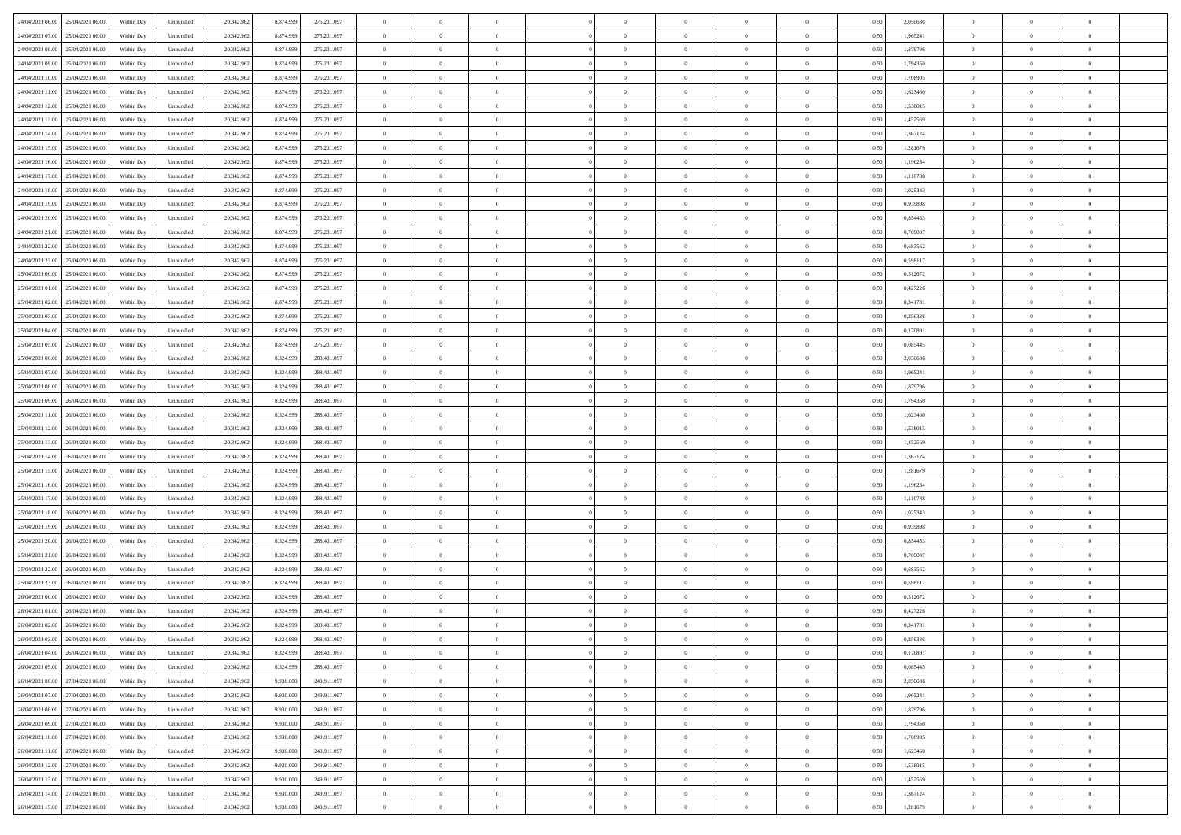| | | | | | | | | | | | | | | | | | | | | | |
|---|---|---|---|---|---|---|---|---|---|---|---|---|---|---|---|---|---|---|---|---|---|
| 24/04/2021 06.00 | 25/04/2021 06.00 | Within Day | Unbundled | 20.342.962 | 8.874.999 | 275.231.097 | 0 | 0 | 0 | | 0 | 0 | 0 | 0 | 0,50 | 2,050686 | 0 | 0 | 0 | |
| 24/04/2021 07.00 | 25/04/2021 06.00 | Within Day | Unbundled | 20.342.962 | 8.874.999 | 275.231.097 | 0 | 0 | 0 | | 0 | 0 | 0 | 0 | 0,50 | 1,965241 | 0 | 0 | 0 | |
| 24/04/2021 08.00 | 25/04/2021 06.00 | Within Day | Unbundled | 20.342.962 | 8.874.999 | 275.231.097 | 0 | 0 | 0 | | 0 | 0 | 0 | 0 | 0,50 | 1,879796 | 0 | 0 | 0 | |
| 24/04/2021 09.00 | 25/04/2021 06.00 | Within Day | Unbundled | 20.342.962 | 8.874.999 | 275.231.097 | 0 | 0 | 0 | | 0 | 0 | 0 | 0 | 0,50 | 1,794350 | 0 | 0 | 0 | |
| 24/04/2021 10.00 | 25/04/2021 06.00 | Within Day | Unbundled | 20.342.962 | 8.874.999 | 275.231.097 | 0 | 0 | 0 | | 0 | 0 | 0 | 0 | 0,50 | 1,708905 | 0 | 0 | 0 | |
| 24/04/2021 11.00 | 25/04/2021 06.00 | Within Day | Unbundled | 20.342.962 | 8.874.999 | 275.231.097 | 0 | 0 | 0 | | 0 | 0 | 0 | 0 | 0,50 | 1,623460 | 0 | 0 | 0 | |
| 24/04/2021 12.00 | 25/04/2021 06.00 | Within Day | Unbundled | 20.342.962 | 8.874.999 | 275.231.097 | 0 | 0 | 0 | | 0 | 0 | 0 | 0 | 0,50 | 1,538015 | 0 | 0 | 0 | |
| 24/04/2021 13.00 | 25/04/2021 06.00 | Within Day | Unbundled | 20.342.962 | 8.874.999 | 275.231.097 | 0 | 0 | 0 | | 0 | 0 | 0 | 0 | 0,50 | 1,452569 | 0 | 0 | 0 | |
| 24/04/2021 14.00 | 25/04/2021 06.00 | Within Day | Unbundled | 20.342.962 | 8.874.999 | 275.231.097 | 0 | 0 | 0 | | 0 | 0 | 0 | 0 | 0,50 | 1,367124 | 0 | 0 | 0 | |
| 24/04/2021 15.00 | 25/04/2021 06.00 | Within Day | Unbundled | 20.342.962 | 8.874.999 | 275.231.097 | 0 | 0 | 0 | | 0 | 0 | 0 | 0 | 0,50 | 1,281679 | 0 | 0 | 0 | |
| 24/04/2021 16.00 | 25/04/2021 06.00 | Within Day | Unbundled | 20.342.962 | 8.874.999 | 275.231.097 | 0 | 0 | 0 | | 0 | 0 | 0 | 0 | 0,50 | 1,196234 | 0 | 0 | 0 | |
| 24/04/2021 17.00 | 25/04/2021 06.00 | Within Day | Unbundled | 20.342.962 | 8.874.999 | 275.231.097 | 0 | 0 | 0 | | 0 | 0 | 0 | 0 | 0,50 | 1,110788 | 0 | 0 | 0 | |
| 24/04/2021 18.00 | 25/04/2021 06.00 | Within Day | Unbundled | 20.342.962 | 8.874.999 | 275.231.097 | 0 | 0 | 0 | | 0 | 0 | 0 | 0 | 0,50 | 1,025343 | 0 | 0 | 0 | |
| 24/04/2021 19.00 | 25/04/2021 06.00 | Within Day | Unbundled | 20.342.962 | 8.874.999 | 275.231.097 | 0 | 0 | 0 | | 0 | 0 | 0 | 0 | 0,50 | 0,939898 | 0 | 0 | 0 | |
| 24/04/2021 20.00 | 25/04/2021 06.00 | Within Day | Unbundled | 20.342.962 | 8.874.999 | 275.231.097 | 0 | 0 | 0 | | 0 | 0 | 0 | 0 | 0,50 | 0,854453 | 0 | 0 | 0 | |
| 24/04/2021 21.00 | 25/04/2021 06.00 | Within Day | Unbundled | 20.342.962 | 8.874.999 | 275.231.097 | 0 | 0 | 0 | | 0 | 0 | 0 | 0 | 0,50 | 0,769007 | 0 | 0 | 0 | |
| 24/04/2021 22.00 | 25/04/2021 06.00 | Within Day | Unbundled | 20.342.962 | 8.874.999 | 275.231.097 | 0 | 0 | 0 | | 0 | 0 | 0 | 0 | 0,50 | 0,683562 | 0 | 0 | 0 | |
| 24/04/2021 23.00 | 25/04/2021 06.00 | Within Day | Unbundled | 20.342.962 | 8.874.999 | 275.231.097 | 0 | 0 | 0 | | 0 | 0 | 0 | 0 | 0,50 | 0,598117 | 0 | 0 | 0 | |
| 25/04/2021 00.00 | 25/04/2021 06.00 | Within Day | Unbundled | 20.342.962 | 8.874.999 | 275.231.097 | 0 | 0 | 0 | | 0 | 0 | 0 | 0 | 0,50 | 0,512672 | 0 | 0 | 0 | |
| 25/04/2021 01.00 | 25/04/2021 06.00 | Within Day | Unbundled | 20.342.962 | 8.874.999 | 275.231.097 | 0 | 0 | 0 | | 0 | 0 | 0 | 0 | 0,50 | 0,427226 | 0 | 0 | 0 | |
| 25/04/2021 02.00 | 25/04/2021 06.00 | Within Day | Unbundled | 20.342.962 | 8.874.999 | 275.231.097 | 0 | 0 | 0 | | 0 | 0 | 0 | 0 | 0,50 | 0,341781 | 0 | 0 | 0 | |
| 25/04/2021 03.00 | 25/04/2021 06.00 | Within Day | Unbundled | 20.342.962 | 8.874.999 | 275.231.097 | 0 | 0 | 0 | | 0 | 0 | 0 | 0 | 0,50 | 0,256336 | 0 | 0 | 0 | |
| 25/04/2021 04.00 | 25/04/2021 06.00 | Within Day | Unbundled | 20.342.962 | 8.874.999 | 275.231.097 | 0 | 0 | 0 | | 0 | 0 | 0 | 0 | 0,50 | 0,170891 | 0 | 0 | 0 | |
| 25/04/2021 05.00 | 25/04/2021 06.00 | Within Day | Unbundled | 20.342.962 | 8.874.999 | 275.231.097 | 0 | 0 | 0 | | 0 | 0 | 0 | 0 | 0,50 | 0,085445 | 0 | 0 | 0 | |
| 25/04/2021 06.00 | 26/04/2021 06.00 | Within Day | Unbundled | 20.342.962 | 8.324.999 | 288.431.097 | 0 | 0 | 0 | | 0 | 0 | 0 | 0 | 0,50 | 2,050686 | 0 | 0 | 0 | |
| 25/04/2021 07.00 | 26/04/2021 06.00 | Within Day | Unbundled | 20.342.962 | 8.324.999 | 288.431.097 | 0 | 0 | 0 | | 0 | 0 | 0 | 0 | 0,50 | 1,965241 | 0 | 0 | 0 | |
| 25/04/2021 08.00 | 26/04/2021 06.00 | Within Day | Unbundled | 20.342.962 | 8.324.999 | 288.431.097 | 0 | 0 | 0 | | 0 | 0 | 0 | 0 | 0,50 | 1,879796 | 0 | 0 | 0 | |
| 25/04/2021 09.00 | 26/04/2021 06.00 | Within Day | Unbundled | 20.342.962 | 8.324.999 | 288.431.097 | 0 | 0 | 0 | | 0 | 0 | 0 | 0 | 0,50 | 1,794350 | 0 | 0 | 0 | |
| 25/04/2021 11.00 | 26/04/2021 06.00 | Within Day | Unbundled | 20.342.962 | 8.324.999 | 288.431.097 | 0 | 0 | 0 | | 0 | 0 | 0 | 0 | 0,50 | 1,623460 | 0 | 0 | 0 | |
| 25/04/2021 12.00 | 26/04/2021 06.00 | Within Day | Unbundled | 20.342.962 | 8.324.999 | 288.431.097 | 0 | 0 | 0 | | 0 | 0 | 0 | 0 | 0,50 | 1,538015 | 0 | 0 | 0 | |
| 25/04/2021 13.00 | 26/04/2021 06.00 | Within Day | Unbundled | 20.342.962 | 8.324.999 | 288.431.097 | 0 | 0 | 0 | | 0 | 0 | 0 | 0 | 0,50 | 1,452569 | 0 | 0 | 0 | |
| 25/04/2021 14.00 | 26/04/2021 06.00 | Within Day | Unbundled | 20.342.962 | 8.324.999 | 288.431.097 | 0 | 0 | 0 | | 0 | 0 | 0 | 0 | 0,50 | 1,367124 | 0 | 0 | 0 | |
| 25/04/2021 15.00 | 26/04/2021 06.00 | Within Day | Unbundled | 20.342.962 | 8.324.999 | 288.431.097 | 0 | 0 | 0 | | 0 | 0 | 0 | 0 | 0,50 | 1,281679 | 0 | 0 | 0 | |
| 25/04/2021 16.00 | 26/04/2021 06.00 | Within Day | Unbundled | 20.342.962 | 8.324.999 | 288.431.097 | 0 | 0 | 0 | | 0 | 0 | 0 | 0 | 0,50 | 1,196234 | 0 | 0 | 0 | |
| 25/04/2021 17.00 | 26/04/2021 06.00 | Within Day | Unbundled | 20.342.962 | 8.324.999 | 288.431.097 | 0 | 0 | 0 | | 0 | 0 | 0 | 0 | 0,50 | 1,110788 | 0 | 0 | 0 | |
| 25/04/2021 18.00 | 26/04/2021 06.00 | Within Day | Unbundled | 20.342.962 | 8.324.999 | 288.431.097 | 0 | 0 | 0 | | 0 | 0 | 0 | 0 | 0,50 | 1,025343 | 0 | 0 | 0 | |
| 25/04/2021 19.00 | 26/04/2021 06.00 | Within Day | Unbundled | 20.342.962 | 8.324.999 | 288.431.097 | 0 | 0 | 0 | | 0 | 0 | 0 | 0 | 0,50 | 0,939898 | 0 | 0 | 0 | |
| 25/04/2021 20.00 | 26/04/2021 06.00 | Within Day | Unbundled | 20.342.962 | 8.324.999 | 288.431.097 | 0 | 0 | 0 | | 0 | 0 | 0 | 0 | 0,50 | 0,854453 | 0 | 0 | 0 | |
| 25/04/2021 21.00 | 26/04/2021 06.00 | Within Day | Unbundled | 20.342.962 | 8.324.999 | 288.431.097 | 0 | 0 | 0 | | 0 | 0 | 0 | 0 | 0,50 | 0,769007 | 0 | 0 | 0 | |
| 25/04/2021 22.00 | 26/04/2021 06.00 | Within Day | Unbundled | 20.342.962 | 8.324.999 | 288.431.097 | 0 | 0 | 0 | | 0 | 0 | 0 | 0 | 0,50 | 0,683562 | 0 | 0 | 0 | |
| 25/04/2021 23.00 | 26/04/2021 06.00 | Within Day | Unbundled | 20.342.962 | 8.324.999 | 288.431.097 | 0 | 0 | 0 | | 0 | 0 | 0 | 0 | 0,50 | 0,598117 | 0 | 0 | 0 | |
| 26/04/2021 00.00 | 26/04/2021 06.00 | Within Day | Unbundled | 20.342.962 | 8.324.999 | 288.431.097 | 0 | 0 | 0 | | 0 | 0 | 0 | 0 | 0,50 | 0,512672 | 0 | 0 | 0 | |
| 26/04/2021 01.00 | 26/04/2021 06.00 | Within Day | Unbundled | 20.342.962 | 8.324.999 | 288.431.097 | 0 | 0 | 0 | | 0 | 0 | 0 | 0 | 0,50 | 0,427226 | 0 | 0 | 0 | |
| 26/04/2021 02.00 | 26/04/2021 06.00 | Within Day | Unbundled | 20.342.962 | 8.324.999 | 288.431.097 | 0 | 0 | 0 | | 0 | 0 | 0 | 0 | 0,50 | 0,341781 | 0 | 0 | 0 | |
| 26/04/2021 03.00 | 26/04/2021 06.00 | Within Day | Unbundled | 20.342.962 | 8.324.999 | 288.431.097 | 0 | 0 | 0 | | 0 | 0 | 0 | 0 | 0,50 | 0,256336 | 0 | 0 | 0 | |
| 26/04/2021 04.00 | 26/04/2021 06.00 | Within Day | Unbundled | 20.342.962 | 8.324.999 | 288.431.097 | 0 | 0 | 0 | | 0 | 0 | 0 | 0 | 0,50 | 0,170891 | 0 | 0 | 0 | |
| 26/04/2021 05.00 | 26/04/2021 06.00 | Within Day | Unbundled | 20.342.962 | 8.324.999 | 288.431.097 | 0 | 0 | 0 | | 0 | 0 | 0 | 0 | 0,50 | 0,085445 | 0 | 0 | 0 | |
| 26/04/2021 06.00 | 27/04/2021 06.00 | Within Day | Unbundled | 20.342.962 | 9.930.000 | 249.911.097 | 0 | 0 | 0 | | 0 | 0 | 0 | 0 | 0,50 | 2,050686 | 0 | 0 | 0 | |
| 26/04/2021 07.00 | 27/04/2021 06.00 | Within Day | Unbundled | 20.342.962 | 9.930.000 | 249.911.097 | 0 | 0 | 0 | | 0 | 0 | 0 | 0 | 0,50 | 1,965241 | 0 | 0 | 0 | |
| 26/04/2021 08.00 | 27/04/2021 06.00 | Within Day | Unbundled | 20.342.962 | 9.930.000 | 249.911.097 | 0 | 0 | 0 | | 0 | 0 | 0 | 0 | 0,50 | 1,879796 | 0 | 0 | 0 | |
| 26/04/2021 09.00 | 27/04/2021 06.00 | Within Day | Unbundled | 20.342.962 | 9.930.000 | 249.911.097 | 0 | 0 | 0 | | 0 | 0 | 0 | 0 | 0,50 | 1,794350 | 0 | 0 | 0 | |
| 26/04/2021 10.00 | 27/04/2021 06.00 | Within Day | Unbundled | 20.342.962 | 9.930.000 | 249.911.097 | 0 | 0 | 0 | | 0 | 0 | 0 | 0 | 0,50 | 1,708905 | 0 | 0 | 0 | |
| 26/04/2021 11.00 | 27/04/2021 06.00 | Within Day | Unbundled | 20.342.962 | 9.930.000 | 249.911.097 | 0 | 0 | 0 | | 0 | 0 | 0 | 0 | 0,50 | 1,623460 | 0 | 0 | 0 | |
| 26/04/2021 12.00 | 27/04/2021 06.00 | Within Day | Unbundled | 20.342.962 | 9.930.000 | 249.911.097 | 0 | 0 | 0 | | 0 | 0 | 0 | 0 | 0,50 | 1,538015 | 0 | 0 | 0 | |
| 26/04/2021 13.00 | 27/04/2021 06.00 | Within Day | Unbundled | 20.342.962 | 9.930.000 | 249.911.097 | 0 | 0 | 0 | | 0 | 0 | 0 | 0 | 0,50 | 1,452569 | 0 | 0 | 0 | |
| 26/04/2021 14.00 | 27/04/2021 06.00 | Within Day | Unbundled | 20.342.962 | 9.930.000 | 249.911.097 | 0 | 0 | 0 | | 0 | 0 | 0 | 0 | 0,50 | 1,367124 | 0 | 0 | 0 | |
| 26/04/2021 15.00 | 27/04/2021 06.00 | Within Day | Unbundled | 20.342.962 | 9.930.000 | 249.911.097 | 0 | 0 | 0 | | 0 | 0 | 0 | 0 | 0,50 | 1,281679 | 0 | 0 | 0 | |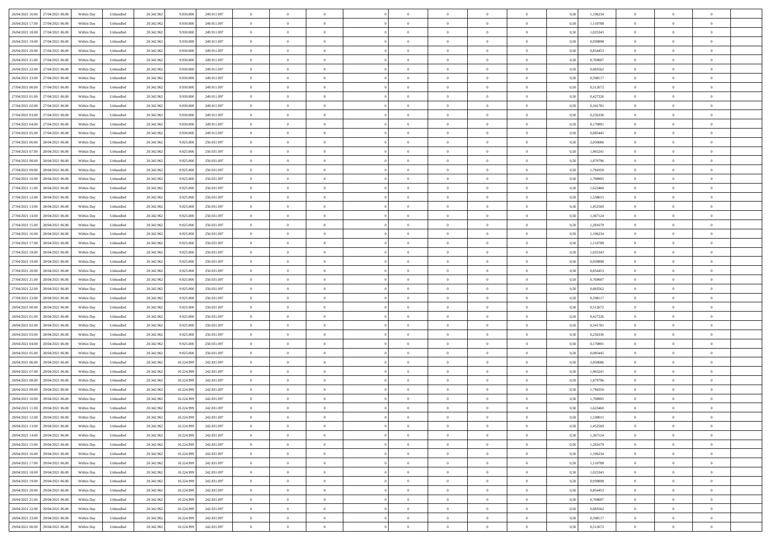| | | | | | | | | | | | | | | | | | | | | | |
|---|---|---|---|---|---|---|---|---|---|---|---|---|---|---|---|---|---|---|---|---|---|
| 26/04/2021 16.00 | 27/04/2021 06.00 | Within Day | Unbundled | 20.342.962 | 9.930.000 | 249.911.097 | 0 | 0 | 0 | | 0 | 0 | 0 | 0 | 0 | 0,50 | 1,196234 | 0 | 0 | 0 | |
| 26/04/2021 17.00 | 27/04/2021 06.00 | Within Day | Unbundled | 20.342.962 | 9.930.000 | 249.911.097 | 0 | 0 | 0 | | 0 | 0 | 0 | 0 | 0 | 0,50 | 1,110788 | 0 | 0 | 0 | |
| 26/04/2021 18.00 | 27/04/2021 06.00 | Within Day | Unbundled | 20.342.962 | 9.930.000 | 249.911.097 | 0 | 0 | 0 | | 0 | 0 | 0 | 0 | 0 | 0,50 | 1,025343 | 0 | 0 | 0 | |
| 26/04/2021 19.00 | 27/04/2021 06.00 | Within Day | Unbundled | 20.342.962 | 9.930.000 | 249.911.097 | 0 | 0 | 0 | | 0 | 0 | 0 | 0 | 0 | 0,50 | 0,939898 | 0 | 0 | 0 | |
| 26/04/2021 20.00 | 27/04/2021 06.00 | Within Day | Unbundled | 20.342.962 | 9.930.000 | 249.911.097 | 0 | 0 | 0 | | 0 | 0 | 0 | 0 | 0 | 0,50 | 0,854453 | 0 | 0 | 0 | |
| 26/04/2021 21.00 | 27/04/2021 06.00 | Within Day | Unbundled | 20.342.962 | 9.930.000 | 249.911.097 | 0 | 0 | 0 | | 0 | 0 | 0 | 0 | 0 | 0,50 | 0,769007 | 0 | 0 | 0 | |
| 26/04/2021 22.00 | 27/04/2021 06.00 | Within Day | Unbundled | 20.342.962 | 9.930.000 | 249.911.097 | 0 | 0 | 0 | | 0 | 0 | 0 | 0 | 0 | 0,50 | 0,683562 | 0 | 0 | 0 | |
| 26/04/2021 23.00 | 27/04/2021 06.00 | Within Day | Unbundled | 20.342.962 | 9.930.000 | 249.911.097 | 0 | 0 | 0 | | 0 | 0 | 0 | 0 | 0 | 0,50 | 0,598117 | 0 | 0 | 0 | |
| 27/04/2021 00.00 | 27/04/2021 06.00 | Within Day | Unbundled | 20.342.962 | 9.930.000 | 249.911.097 | 0 | 0 | 0 | | 0 | 0 | 0 | 0 | 0 | 0,50 | 0,512672 | 0 | 0 | 0 | |
| 27/04/2021 01.00 | 27/04/2021 06.00 | Within Day | Unbundled | 20.342.962 | 9.930.000 | 249.911.097 | 0 | 0 | 0 | | 0 | 0 | 0 | 0 | 0 | 0,50 | 0,427226 | 0 | 0 | 0 | |
| 27/04/2021 02.00 | 27/04/2021 06.00 | Within Day | Unbundled | 20.342.962 | 9.930.000 | 249.911.097 | 0 | 0 | 0 | | 0 | 0 | 0 | 0 | 0 | 0,50 | 0,341781 | 0 | 0 | 0 | |
| 27/04/2021 03.00 | 27/04/2021 06.00 | Within Day | Unbundled | 20.342.962 | 9.930.000 | 249.911.097 | 0 | 0 | 0 | | 0 | 0 | 0 | 0 | 0 | 0,50 | 0,256336 | 0 | 0 | 0 | |
| 27/04/2021 04.00 | 27/04/2021 06.00 | Within Day | Unbundled | 20.342.962 | 9.930.000 | 249.911.097 | 0 | 0 | 0 | | 0 | 0 | 0 | 0 | 0 | 0,50 | 0,170891 | 0 | 0 | 0 | |
| 27/04/2021 05.00 | 27/04/2021 06.00 | Within Day | Unbundled | 20.342.962 | 9.930.000 | 249.911.097 | 0 | 0 | 0 | | 0 | 0 | 0 | 0 | 0 | 0,50 | 0,085445 | 0 | 0 | 0 | |
| 27/04/2021 06.00 | 28/04/2021 06.00 | Within Day | Unbundled | 20.342.962 | 9.925.000 | 250.031.097 | 0 | 0 | 0 | | 0 | 0 | 0 | 0 | 0 | 0,50 | 2,050686 | 0 | 0 | 0 | |
| 27/04/2021 07.00 | 28/04/2021 06.00 | Within Day | Unbundled | 20.342.962 | 9.925.000 | 250.031.097 | 0 | 0 | 0 | | 0 | 0 | 0 | 0 | 0 | 0,50 | 1,965241 | 0 | 0 | 0 | |
| 27/04/2021 08.00 | 28/04/2021 06.00 | Within Day | Unbundled | 20.342.962 | 9.925.000 | 250.031.097 | 0 | 0 | 0 | | 0 | 0 | 0 | 0 | 0 | 0,50 | 1,879796 | 0 | 0 | 0 | |
| 27/04/2021 09.00 | 28/04/2021 06.00 | Within Day | Unbundled | 20.342.962 | 9.925.000 | 250.031.097 | 0 | 0 | 0 | | 0 | 0 | 0 | 0 | 0 | 0,50 | 1,794350 | 0 | 0 | 0 | |
| 27/04/2021 10.00 | 28/04/2021 06.00 | Within Day | Unbundled | 20.342.962 | 9.925.000 | 250.031.097 | 0 | 0 | 0 | | 0 | 0 | 0 | 0 | 0 | 0,50 | 1,708905 | 0 | 0 | 0 | |
| 27/04/2021 11.00 | 28/04/2021 06.00 | Within Day | Unbundled | 20.342.962 | 9.925.000 | 250.031.097 | 0 | 0 | 0 | | 0 | 0 | 0 | 0 | 0 | 0,50 | 1,623460 | 0 | 0 | 0 | |
| 27/04/2021 12.00 | 28/04/2021 06.00 | Within Day | Unbundled | 20.342.962 | 9.925.000 | 250.031.097 | 0 | 0 | 0 | | 0 | 0 | 0 | 0 | 0 | 0,50 | 1,538015 | 0 | 0 | 0 | |
| 27/04/2021 13.00 | 28/04/2021 06.00 | Within Day | Unbundled | 20.342.962 | 9.925.000 | 250.031.097 | 0 | 0 | 0 | | 0 | 0 | 0 | 0 | 0 | 0,50 | 1,452569 | 0 | 0 | 0 | |
| 27/04/2021 14.00 | 28/04/2021 06.00 | Within Day | Unbundled | 20.342.962 | 9.925.000 | 250.031.097 | 0 | 0 | 0 | | 0 | 0 | 0 | 0 | 0 | 0,50 | 1,367124 | 0 | 0 | 0 | |
| 27/04/2021 15.00 | 28/04/2021 06.00 | Within Day | Unbundled | 20.342.962 | 9.925.000 | 250.031.097 | 0 | 0 | 0 | | 0 | 0 | 0 | 0 | 0 | 0,50 | 1,281679 | 0 | 0 | 0 | |
| 27/04/2021 16.00 | 28/04/2021 06.00 | Within Day | Unbundled | 20.342.962 | 9.925.000 | 250.031.097 | 0 | 0 | 0 | | 0 | 0 | 0 | 0 | 0 | 0,50 | 1,196234 | 0 | 0 | 0 | |
| 27/04/2021 17.00 | 28/04/2021 06.00 | Within Day | Unbundled | 20.342.962 | 9.925.000 | 250.031.097 | 0 | 0 | 0 | | 0 | 0 | 0 | 0 | 0 | 0,50 | 1,110788 | 0 | 0 | 0 | |
| 27/04/2021 18.00 | 28/04/2021 06.00 | Within Day | Unbundled | 20.342.962 | 9.925.000 | 250.031.097 | 0 | 0 | 0 | | 0 | 0 | 0 | 0 | 0 | 0,50 | 1,025343 | 0 | 0 | 0 | |
| 27/04/2021 19.00 | 28/04/2021 06.00 | Within Day | Unbundled | 20.342.962 | 9.925.000 | 250.031.097 | 0 | 0 | 0 | | 0 | 0 | 0 | 0 | 0 | 0,50 | 0,939898 | 0 | 0 | 0 | |
| 27/04/2021 20.00 | 28/04/2021 06.00 | Within Day | Unbundled | 20.342.962 | 9.925.000 | 250.031.097 | 0 | 0 | 0 | | 0 | 0 | 0 | 0 | 0 | 0,50 | 0,854453 | 0 | 0 | 0 | |
| 27/04/2021 21.00 | 28/04/2021 06.00 | Within Day | Unbundled | 20.342.962 | 9.925.000 | 250.031.097 | 0 | 0 | 0 | | 0 | 0 | 0 | 0 | 0 | 0,50 | 0,769007 | 0 | 0 | 0 | |
| 27/04/2021 22.00 | 28/04/2021 06.00 | Within Day | Unbundled | 20.342.962 | 9.925.000 | 250.031.097 | 0 | 0 | 0 | | 0 | 0 | 0 | 0 | 0 | 0,50 | 0,683562 | 0 | 0 | 0 | |
| 27/04/2021 23.00 | 28/04/2021 06.00 | Within Day | Unbundled | 20.342.962 | 9.925.000 | 250.031.097 | 0 | 0 | 0 | | 0 | 0 | 0 | 0 | 0 | 0,50 | 0,598117 | 0 | 0 | 0 | |
| 28/04/2021 00.00 | 28/04/2021 06.00 | Within Day | Unbundled | 20.342.962 | 9.925.000 | 250.031.097 | 0 | 0 | 0 | | 0 | 0 | 0 | 0 | 0 | 0,50 | 0,512672 | 0 | 0 | 0 | |
| 28/04/2021 01.00 | 28/04/2021 06.00 | Within Day | Unbundled | 20.342.962 | 9.925.000 | 250.031.097 | 0 | 0 | 0 | | 0 | 0 | 0 | 0 | 0 | 0,50 | 0,427226 | 0 | 0 | 0 | |
| 28/04/2021 02.00 | 28/04/2021 06.00 | Within Day | Unbundled | 20.342.962 | 9.925.000 | 250.031.097 | 0 | 0 | 0 | | 0 | 0 | 0 | 0 | 0 | 0,50 | 0,341781 | 0 | 0 | 0 | |
| 28/04/2021 03.00 | 28/04/2021 06.00 | Within Day | Unbundled | 20.342.962 | 9.925.000 | 250.031.097 | 0 | 0 | 0 | | 0 | 0 | 0 | 0 | 0 | 0,50 | 0,256336 | 0 | 0 | 0 | |
| 28/04/2021 04.00 | 28/04/2021 06.00 | Within Day | Unbundled | 20.342.962 | 9.925.000 | 250.031.097 | 0 | 0 | 0 | | 0 | 0 | 0 | 0 | 0 | 0,50 | 0,170891 | 0 | 0 | 0 | |
| 28/04/2021 05.00 | 28/04/2021 06.00 | Within Day | Unbundled | 20.342.962 | 9.925.000 | 250.031.097 | 0 | 0 | 0 | | 0 | 0 | 0 | 0 | 0 | 0,50 | 0,085445 | 0 | 0 | 0 | |
| 28/04/2021 06.00 | 29/04/2021 06.00 | Within Day | Unbundled | 20.342.962 | 10.224.999 | 242.831.097 | 0 | 0 | 0 | | 0 | 0 | 0 | 0 | 0 | 0,50 | 2,050686 | 0 | 0 | 0 | |
| 28/04/2021 07.00 | 29/04/2021 06.00 | Within Day | Unbundled | 20.342.962 | 10.224.999 | 242.831.097 | 0 | 0 | 0 | | 0 | 0 | 0 | 0 | 0 | 0,50 | 1,965241 | 0 | 0 | 0 | |
| 28/04/2021 08.00 | 29/04/2021 06.00 | Within Day | Unbundled | 20.342.962 | 10.224.999 | 242.831.097 | 0 | 0 | 0 | | 0 | 0 | 0 | 0 | 0 | 0,50 | 1,879796 | 0 | 0 | 0 | |
| 28/04/2021 09.00 | 29/04/2021 06.00 | Within Day | Unbundled | 20.342.962 | 10.224.999 | 242.831.097 | 0 | 0 | 0 | | 0 | 0 | 0 | 0 | 0 | 0,50 | 1,794350 | 0 | 0 | 0 | |
| 28/04/2021 10.00 | 29/04/2021 06.00 | Within Day | Unbundled | 20.342.962 | 10.224.999 | 242.831.097 | 0 | 0 | 0 | | 0 | 0 | 0 | 0 | 0 | 0,50 | 1,708905 | 0 | 0 | 0 | |
| 28/04/2021 11.00 | 29/04/2021 06.00 | Within Day | Unbundled | 20.342.962 | 10.224.999 | 242.831.097 | 0 | 0 | 0 | | 0 | 0 | 0 | 0 | 0 | 0,50 | 1,623460 | 0 | 0 | 0 | |
| 28/04/2021 12.00 | 29/04/2021 06.00 | Within Day | Unbundled | 20.342.962 | 10.224.999 | 242.831.097 | 0 | 0 | 0 | | 0 | 0 | 0 | 0 | 0 | 0,50 | 1,538015 | 0 | 0 | 0 | |
| 28/04/2021 13.00 | 29/04/2021 06.00 | Within Day | Unbundled | 20.342.962 | 10.224.999 | 242.831.097 | 0 | 0 | 0 | | 0 | 0 | 0 | 0 | 0 | 0,50 | 1,452569 | 0 | 0 | 0 | |
| 28/04/2021 14.00 | 29/04/2021 06.00 | Within Day | Unbundled | 20.342.962 | 10.224.999 | 242.831.097 | 0 | 0 | 0 | | 0 | 0 | 0 | 0 | 0 | 0,50 | 1,367124 | 0 | 0 | 0 | |
| 28/04/2021 15.00 | 29/04/2021 06.00 | Within Day | Unbundled | 20.342.962 | 10.224.999 | 242.831.097 | 0 | 0 | 0 | | 0 | 0 | 0 | 0 | 0 | 0,50 | 1,281679 | 0 | 0 | 0 | |
| 28/04/2021 16.00 | 29/04/2021 06.00 | Within Day | Unbundled | 20.342.962 | 10.224.999 | 242.831.097 | 0 | 0 | 0 | | 0 | 0 | 0 | 0 | 0 | 0,50 | 1,196234 | 0 | 0 | 0 | |
| 28/04/2021 17.00 | 29/04/2021 06.00 | Within Day | Unbundled | 20.342.962 | 10.224.999 | 242.831.097 | 0 | 0 | 0 | | 0 | 0 | 0 | 0 | 0 | 0,50 | 1,110788 | 0 | 0 | 0 | |
| 28/04/2021 18.00 | 29/04/2021 06.00 | Within Day | Unbundled | 20.342.962 | 10.224.999 | 242.831.097 | 0 | 0 | 0 | | 0 | 0 | 0 | 0 | 0 | 0,50 | 1,025343 | 0 | 0 | 0 | |
| 28/04/2021 19.00 | 29/04/2021 06.00 | Within Day | Unbundled | 20.342.962 | 10.224.999 | 242.831.097 | 0 | 0 | 0 | | 0 | 0 | 0 | 0 | 0 | 0,50 | 0,939898 | 0 | 0 | 0 | |
| 28/04/2021 20.00 | 29/04/2021 06.00 | Within Day | Unbundled | 20.342.962 | 10.224.999 | 242.831.097 | 0 | 0 | 0 | | 0 | 0 | 0 | 0 | 0 | 0,50 | 0,854453 | 0 | 0 | 0 | |
| 28/04/2021 21.00 | 29/04/2021 06.00 | Within Day | Unbundled | 20.342.962 | 10.224.999 | 242.831.097 | 0 | 0 | 0 | | 0 | 0 | 0 | 0 | 0 | 0,50 | 0,769007 | 0 | 0 | 0 | |
| 28/04/2021 22.00 | 29/04/2021 06.00 | Within Day | Unbundled | 20.342.962 | 10.224.999 | 242.831.097 | 0 | 0 | 0 | | 0 | 0 | 0 | 0 | 0 | 0,50 | 0,683562 | 0 | 0 | 0 | |
| 28/04/2021 23.00 | 29/04/2021 06.00 | Within Day | Unbundled | 20.342.962 | 10.224.999 | 242.831.097 | 0 | 0 | 0 | | 0 | 0 | 0 | 0 | 0 | 0,50 | 0,598117 | 0 | 0 | 0 | |
| 29/04/2021 00.00 | 29/04/2021 06.00 | Within Day | Unbundled | 20.342.962 | 10.224.999 | 242.831.097 | 0 | 0 | 0 | | 0 | 0 | 0 | 0 | 0 | 0,50 | 0,512672 | 0 | 0 | 0 | |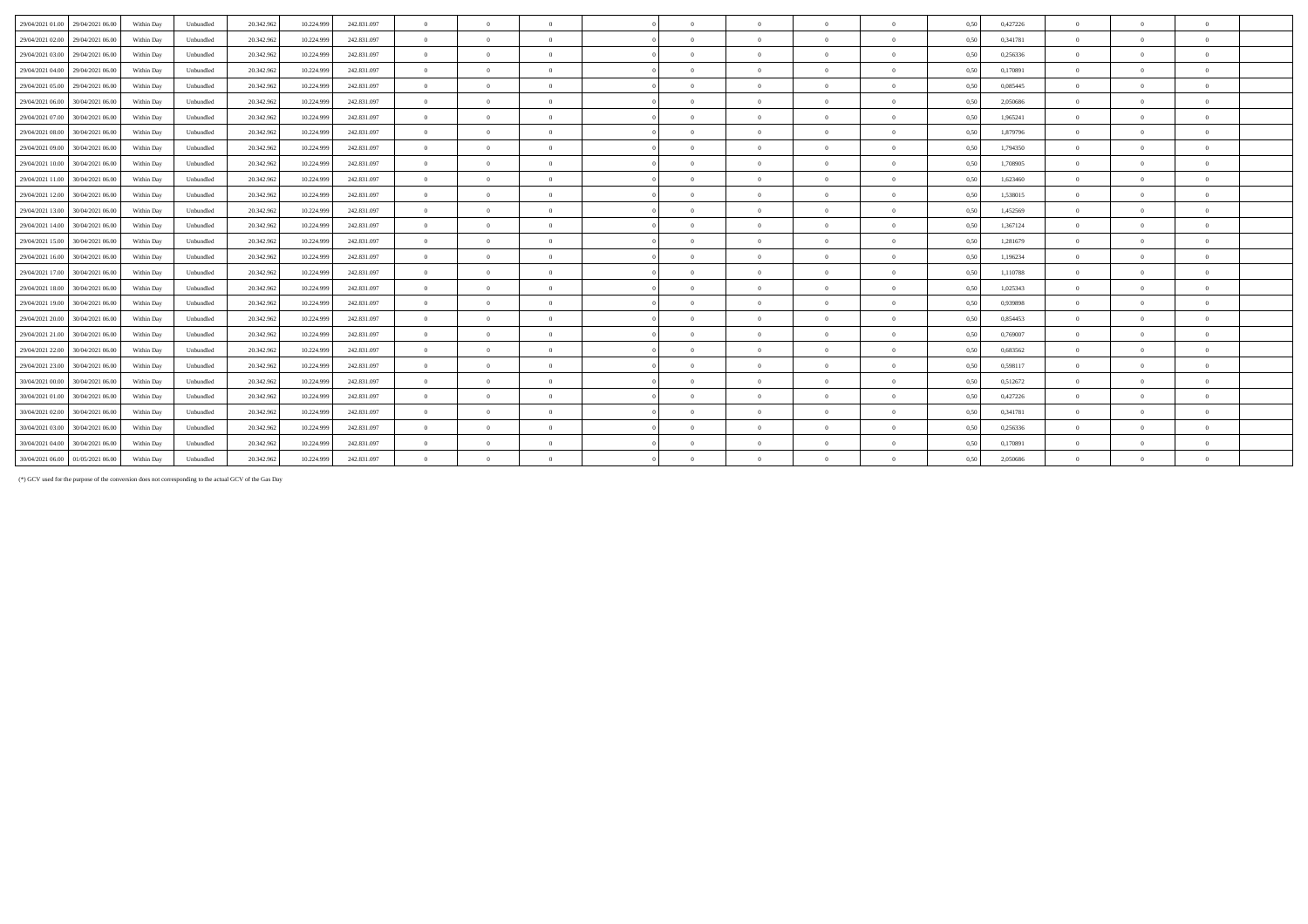| | | | | | | | | | | | | | | | | | | | | |
|---|---|---|---|---|---|---|---|---|---|---|---|---|---|---|---|---|---|---|---|---|
| 29/04/2021 01.00 | 29/04/2021 06.00 | Within Day | Unbundled | 20.342.962 | 10.224.999 | 242.831.097 | 0 | 0 | 0 | 0 | 0 | 0 | 0 | 0 | 0,50 | 0,427226 | 0 | 0 | 0 | |
| 29/04/2021 02.00 | 29/04/2021 06.00 | Within Day | Unbundled | 20.342.962 | 10.224.999 | 242.831.097 | 0 | 0 | 0 | 0 | 0 | 0 | 0 | 0 | 0,50 | 0,341781 | 0 | 0 | 0 | |
| 29/04/2021 03.00 | 29/04/2021 06.00 | Within Day | Unbundled | 20.342.962 | 10.224.999 | 242.831.097 | 0 | 0 | 0 | 0 | 0 | 0 | 0 | 0 | 0,50 | 0,256336 | 0 | 0 | 0 | |
| 29/04/2021 04.00 | 29/04/2021 06.00 | Within Day | Unbundled | 20.342.962 | 10.224.999 | 242.831.097 | 0 | 0 | 0 | 0 | 0 | 0 | 0 | 0 | 0,50 | 0,170891 | 0 | 0 | 0 | |
| 29/04/2021 05.00 | 29/04/2021 06.00 | Within Day | Unbundled | 20.342.962 | 10.224.999 | 242.831.097 | 0 | 0 | 0 | 0 | 0 | 0 | 0 | 0 | 0,50 | 0,085445 | 0 | 0 | 0 | |
| 29/04/2021 06.00 | 30/04/2021 06.00 | Within Day | Unbundled | 20.342.962 | 10.224.999 | 242.831.097 | 0 | 0 | 0 | 0 | 0 | 0 | 0 | 0 | 0,50 | 2,050686 | 0 | 0 | 0 | |
| 29/04/2021 07.00 | 30/04/2021 06.00 | Within Day | Unbundled | 20.342.962 | 10.224.999 | 242.831.097 | 0 | 0 | 0 | 0 | 0 | 0 | 0 | 0 | 0,50 | 1,965241 | 0 | 0 | 0 | |
| 29/04/2021 08.00 | 30/04/2021 06.00 | Within Day | Unbundled | 20.342.962 | 10.224.999 | 242.831.097 | 0 | 0 | 0 | 0 | 0 | 0 | 0 | 0 | 0,50 | 1,879796 | 0 | 0 | 0 | |
| 29/04/2021 09.00 | 30/04/2021 06.00 | Within Day | Unbundled | 20.342.962 | 10.224.999 | 242.831.097 | 0 | 0 | 0 | 0 | 0 | 0 | 0 | 0 | 0,50 | 1,794350 | 0 | 0 | 0 | |
| 29/04/2021 10.00 | 30/04/2021 06.00 | Within Day | Unbundled | 20.342.962 | 10.224.999 | 242.831.097 | 0 | 0 | 0 | 0 | 0 | 0 | 0 | 0 | 0,50 | 1,708905 | 0 | 0 | 0 | |
| 29/04/2021 11.00 | 30/04/2021 06.00 | Within Day | Unbundled | 20.342.962 | 10.224.999 | 242.831.097 | 0 | 0 | 0 | 0 | 0 | 0 | 0 | 0 | 0,50 | 1,623460 | 0 | 0 | 0 | |
| 29/04/2021 12.00 | 30/04/2021 06.00 | Within Day | Unbundled | 20.342.962 | 10.224.999 | 242.831.097 | 0 | 0 | 0 | 0 | 0 | 0 | 0 | 0 | 0,50 | 1,538015 | 0 | 0 | 0 | |
| 29/04/2021 13.00 | 30/04/2021 06.00 | Within Day | Unbundled | 20.342.962 | 10.224.999 | 242.831.097 | 0 | 0 | 0 | 0 | 0 | 0 | 0 | 0 | 0,50 | 1,452569 | 0 | 0 | 0 | |
| 29/04/2021 14.00 | 30/04/2021 06.00 | Within Day | Unbundled | 20.342.962 | 10.224.999 | 242.831.097 | 0 | 0 | 0 | 0 | 0 | 0 | 0 | 0 | 0,50 | 1,367124 | 0 | 0 | 0 | |
| 29/04/2021 15.00 | 30/04/2021 06.00 | Within Day | Unbundled | 20.342.962 | 10.224.999 | 242.831.097 | 0 | 0 | 0 | 0 | 0 | 0 | 0 | 0 | 0,50 | 1,281679 | 0 | 0 | 0 | |
| 29/04/2021 16.00 | 30/04/2021 06.00 | Within Day | Unbundled | 20.342.962 | 10.224.999 | 242.831.097 | 0 | 0 | 0 | 0 | 0 | 0 | 0 | 0 | 0,50 | 1,196234 | 0 | 0 | 0 | |
| 29/04/2021 17.00 | 30/04/2021 06.00 | Within Day | Unbundled | 20.342.962 | 10.224.999 | 242.831.097 | 0 | 0 | 0 | 0 | 0 | 0 | 0 | 0 | 0,50 | 1,110788 | 0 | 0 | 0 | |
| 29/04/2021 18.00 | 30/04/2021 06.00 | Within Day | Unbundled | 20.342.962 | 10.224.999 | 242.831.097 | 0 | 0 | 0 | 0 | 0 | 0 | 0 | 0 | 0,50 | 1,025343 | 0 | 0 | 0 | |
| 29/04/2021 19.00 | 30/04/2021 06.00 | Within Day | Unbundled | 20.342.962 | 10.224.999 | 242.831.097 | 0 | 0 | 0 | 0 | 0 | 0 | 0 | 0 | 0,50 | 0,939898 | 0 | 0 | 0 | |
| 29/04/2021 20.00 | 30/04/2021 06.00 | Within Day | Unbundled | 20.342.962 | 10.224.999 | 242.831.097 | 0 | 0 | 0 | 0 | 0 | 0 | 0 | 0 | 0,50 | 0,854453 | 0 | 0 | 0 | |
| 29/04/2021 21.00 | 30/04/2021 06.00 | Within Day | Unbundled | 20.342.962 | 10.224.999 | 242.831.097 | 0 | 0 | 0 | 0 | 0 | 0 | 0 | 0 | 0,50 | 0,769007 | 0 | 0 | 0 | |
| 29/04/2021 22.00 | 30/04/2021 06.00 | Within Day | Unbundled | 20.342.962 | 10.224.999 | 242.831.097 | 0 | 0 | 0 | 0 | 0 | 0 | 0 | 0 | 0,50 | 0,683562 | 0 | 0 | 0 | |
| 29/04/2021 23.00 | 30/04/2021 06.00 | Within Day | Unbundled | 20.342.962 | 10.224.999 | 242.831.097 | 0 | 0 | 0 | 0 | 0 | 0 | 0 | 0 | 0,50 | 0,598117 | 0 | 0 | 0 | |
| 30/04/2021 00.00 | 30/04/2021 06.00 | Within Day | Unbundled | 20.342.962 | 10.224.999 | 242.831.097 | 0 | 0 | 0 | 0 | 0 | 0 | 0 | 0 | 0,50 | 0,512672 | 0 | 0 | 0 | |
| 30/04/2021 01.00 | 30/04/2021 06.00 | Within Day | Unbundled | 20.342.962 | 10.224.999 | 242.831.097 | 0 | 0 | 0 | 0 | 0 | 0 | 0 | 0 | 0,50 | 0,427226 | 0 | 0 | 0 | |
| 30/04/2021 02.00 | 30/04/2021 06.00 | Within Day | Unbundled | 20.342.962 | 10.224.999 | 242.831.097 | 0 | 0 | 0 | 0 | 0 | 0 | 0 | 0 | 0,50 | 0,341781 | 0 | 0 | 0 | |
| 30/04/2021 03.00 | 30/04/2021 06.00 | Within Day | Unbundled | 20.342.962 | 10.224.999 | 242.831.097 | 0 | 0 | 0 | 0 | 0 | 0 | 0 | 0 | 0,50 | 0,256336 | 0 | 0 | 0 | |
| 30/04/2021 04.00 | 30/04/2021 06.00 | Within Day | Unbundled | 20.342.962 | 10.224.999 | 242.831.097 | 0 | 0 | 0 | 0 | 0 | 0 | 0 | 0 | 0,50 | 0,170891 | 0 | 0 | 0 | |
| 30/04/2021 06.00 | 01/05/2021 06.00 | Within Day | Unbundled | 20.342.962 | 10.224.999 | 242.831.097 | 0 | 0 | 0 | 0 | 0 | 0 | 0 | 0 | 0,50 | 2,050686 | 0 | 0 | 0 | |

(*) GCV used for the purpose of the conversion does not corresponding to the actual GCV of the Gas Day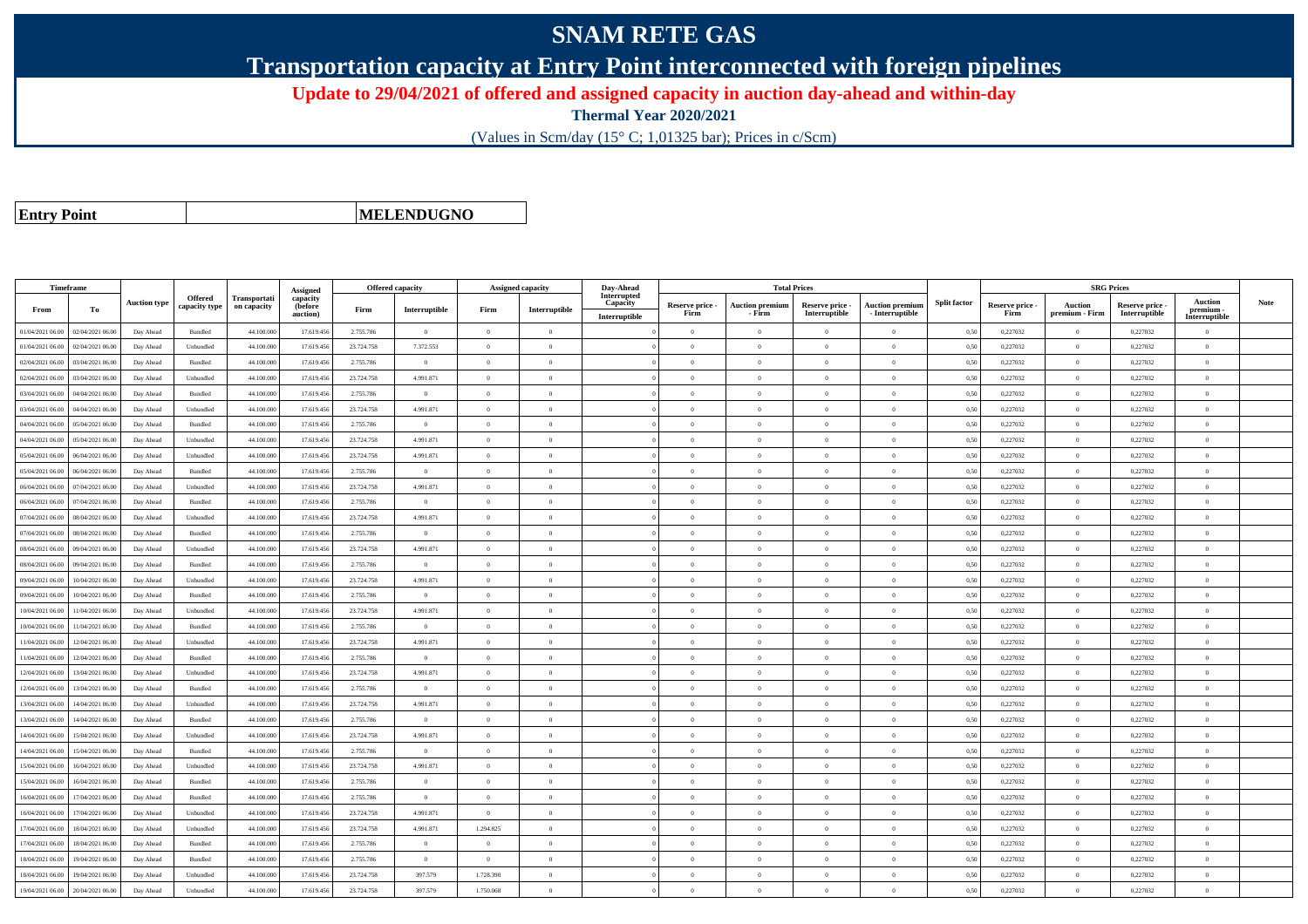# SNAM RETE GAS

## Transportation capacity at Entry Point interconnected with foreign pipelines

**Update to 29/04/2021 of offered and assigned capacity in auction day-ahead and within-day**

**Thermal Year 2020/2021**

(Values in Scm/day (15° C; 1,01325 bar); Prices in c/Scm)

| **Entry Point** | | **MELENDUGNO** |
|---|---|---|

| Timeframe | | Auction type | Offered capacity type | Transportation capacity | Assigned capacity (before auction) | Offered capacity | | Assigned capacity | | Day-Ahead Interrupted Capacity | Total Prices | | | | Split factor | SRG Prices | | | | Note |
|---|---|---|---|---|---|---|---|---|---|---|---|---|---|---|---|---|---|---|---|---|
| From | To | | | | | Firm | Interruptible | Firm | Interruptible | Interruptible | Reserve price - Firm | Auction premium - Firm | Reserve price - Interruptible | Auction premium - Interruptible | | Reserve price - Firm | Auction premium - Firm | Reserve price - Interruptible | Auction premium - Interruptible | |
| 01/04/2021 06.00 | 02/04/2021 06.00 | Day Ahead | Bundled | 44.100.000 | 17.619.456 | 2.755.786 | 0 | 0 | 0 | 0 | 0 | 0 | 0 | 0 | 0,50 | 0,227032 | 0 | 0,227032 | 0 | |
| 01/04/2021 06.00 | 02/04/2021 06.00 | Day Ahead | Unbundled | 44.100.000 | 17.619.456 | 23.724.758 | 7.372.553 | 0 | 0 | 0 | 0 | 0 | 0 | 0 | 0,50 | 0,227032 | 0 | 0,227032 | 0 | |
| 02/04/2021 06.00 | 03/04/2021 06.00 | Day Ahead | Bundled | 44.100.000 | 17.619.456 | 2.755.786 | 0 | 0 | 0 | 0 | 0 | 0 | 0 | 0 | 0,50 | 0,227032 | 0 | 0,227032 | 0 | |
| 02/04/2021 06.00 | 03/04/2021 06.00 | Day Ahead | Unbundled | 44.100.000 | 17.619.456 | 23.724.758 | 4.991.871 | 0 | 0 | 0 | 0 | 0 | 0 | 0 | 0,50 | 0,227032 | 0 | 0,227032 | 0 | |
| 03/04/2021 06.00 | 04/04/2021 06.00 | Day Ahead | Bundled | 44.100.000 | 17.619.456 | 2.755.786 | 0 | 0 | 0 | 0 | 0 | 0 | 0 | 0 | 0,50 | 0,227032 | 0 | 0,227032 | 0 | |
| 03/04/2021 06.00 | 04/04/2021 06.00 | Day Ahead | Unbundled | 44.100.000 | 17.619.456 | 23.724.758 | 4.991.871 | 0 | 0 | 0 | 0 | 0 | 0 | 0 | 0,50 | 0,227032 | 0 | 0,227032 | 0 | |
| 04/04/2021 06.00 | 05/04/2021 06.00 | Day Ahead | Bundled | 44.100.000 | 17.619.456 | 2.755.786 | 0 | 0 | 0 | 0 | 0 | 0 | 0 | 0 | 0,50 | 0,227032 | 0 | 0,227032 | 0 | |
| 04/04/2021 06.00 | 05/04/2021 06.00 | Day Ahead | Unbundled | 44.100.000 | 17.619.456 | 23.724.758 | 4.991.871 | 0 | 0 | 0 | 0 | 0 | 0 | 0 | 0,50 | 0,227032 | 0 | 0,227032 | 0 | |
| 05/04/2021 06.00 | 06/04/2021 06.00 | Day Ahead | Unbundled | 44.100.000 | 17.619.456 | 23.724.758 | 4.991.871 | 0 | 0 | 0 | 0 | 0 | 0 | 0 | 0,50 | 0,227032 | 0 | 0,227032 | 0 | |
| 05/04/2021 06.00 | 06/04/2021 06.00 | Day Ahead | Bundled | 44.100.000 | 17.619.456 | 2.755.786 | 0 | 0 | 0 | 0 | 0 | 0 | 0 | 0 | 0,50 | 0,227032 | 0 | 0,227032 | 0 | |
| 06/04/2021 06.00 | 07/04/2021 06.00 | Day Ahead | Unbundled | 44.100.000 | 17.619.456 | 23.724.758 | 4.991.871 | 0 | 0 | 0 | 0 | 0 | 0 | 0 | 0,50 | 0,227032 | 0 | 0,227032 | 0 | |
| 06/04/2021 06.00 | 07/04/2021 06.00 | Day Ahead | Bundled | 44.100.000 | 17.619.456 | 2.755.786 | 0 | 0 | 0 | 0 | 0 | 0 | 0 | 0 | 0,50 | 0,227032 | 0 | 0,227032 | 0 | |
| 07/04/2021 06.00 | 08/04/2021 06.00 | Day Ahead | Unbundled | 44.100.000 | 17.619.456 | 23.724.758 | 4.991.871 | 0 | 0 | 0 | 0 | 0 | 0 | 0 | 0,50 | 0,227032 | 0 | 0,227032 | 0 | |
| 07/04/2021 06.00 | 08/04/2021 06.00 | Day Ahead | Bundled | 44.100.000 | 17.619.456 | 2.755.786 | 0 | 0 | 0 | 0 | 0 | 0 | 0 | 0 | 0,50 | 0,227032 | 0 | 0,227032 | 0 | |
| 08/04/2021 06.00 | 09/04/2021 06.00 | Day Ahead | Unbundled | 44.100.000 | 17.619.456 | 23.724.758 | 4.991.871 | 0 | 0 | 0 | 0 | 0 | 0 | 0 | 0,50 | 0,227032 | 0 | 0,227032 | 0 | |
| 08/04/2021 06.00 | 09/04/2021 06.00 | Day Ahead | Bundled | 44.100.000 | 17.619.456 | 2.755.786 | 0 | 0 | 0 | 0 | 0 | 0 | 0 | 0 | 0,50 | 0,227032 | 0 | 0,227032 | 0 | |
| 09/04/2021 06.00 | 10/04/2021 06.00 | Day Ahead | Unbundled | 44.100.000 | 17.619.456 | 23.724.758 | 4.991.871 | 0 | 0 | 0 | 0 | 0 | 0 | 0 | 0,50 | 0,227032 | 0 | 0,227032 | 0 | |
| 09/04/2021 06.00 | 10/04/2021 06.00 | Day Ahead | Bundled | 44.100.000 | 17.619.456 | 2.755.786 | 0 | 0 | 0 | 0 | 0 | 0 | 0 | 0 | 0,50 | 0,227032 | 0 | 0,227032 | 0 | |
| 10/04/2021 06.00 | 11/04/2021 06.00 | Day Ahead | Unbundled | 44.100.000 | 17.619.456 | 23.724.758 | 4.991.871 | 0 | 0 | 0 | 0 | 0 | 0 | 0 | 0,50 | 0,227032 | 0 | 0,227032 | 0 | |
| 10/04/2021 06.00 | 11/04/2021 06.00 | Day Ahead | Bundled | 44.100.000 | 17.619.456 | 2.755.786 | 0 | 0 | 0 | 0 | 0 | 0 | 0 | 0 | 0,50 | 0,227032 | 0 | 0,227032 | 0 | |
| 11/04/2021 06.00 | 12/04/2021 06.00 | Day Ahead | Unbundled | 44.100.000 | 17.619.456 | 23.724.758 | 4.991.871 | 0 | 0 | 0 | 0 | 0 | 0 | 0 | 0,50 | 0,227032 | 0 | 0,227032 | 0 | |
| 11/04/2021 06.00 | 12/04/2021 06.00 | Day Ahead | Bundled | 44.100.000 | 17.619.456 | 2.755.786 | 0 | 0 | 0 | 0 | 0 | 0 | 0 | 0 | 0,50 | 0,227032 | 0 | 0,227032 | 0 | |
| 12/04/2021 06.00 | 13/04/2021 06.00 | Day Ahead | Unbundled | 44.100.000 | 17.619.456 | 23.724.758 | 4.991.871 | 0 | 0 | 0 | 0 | 0 | 0 | 0 | 0,50 | 0,227032 | 0 | 0,227032 | 0 | |
| 12/04/2021 06.00 | 13/04/2021 06.00 | Day Ahead | Bundled | 44.100.000 | 17.619.456 | 2.755.786 | 0 | 0 | 0 | 0 | 0 | 0 | 0 | 0 | 0,50 | 0,227032 | 0 | 0,227032 | 0 | |
| 13/04/2021 06.00 | 14/04/2021 06.00 | Day Ahead | Unbundled | 44.100.000 | 17.619.456 | 23.724.758 | 4.991.871 | 0 | 0 | 0 | 0 | 0 | 0 | 0 | 0,50 | 0,227032 | 0 | 0,227032 | 0 | |
| 13/04/2021 06.00 | 14/04/2021 06.00 | Day Ahead | Bundled | 44.100.000 | 17.619.456 | 2.755.786 | 0 | 0 | 0 | 0 | 0 | 0 | 0 | 0 | 0,50 | 0,227032 | 0 | 0,227032 | 0 | |
| 14/04/2021 06.00 | 15/04/2021 06.00 | Day Ahead | Unbundled | 44.100.000 | 17.619.456 | 23.724.758 | 4.991.871 | 0 | 0 | 0 | 0 | 0 | 0 | 0 | 0,50 | 0,227032 | 0 | 0,227032 | 0 | |
| 14/04/2021 06.00 | 15/04/2021 06.00 | Day Ahead | Bundled | 44.100.000 | 17.619.456 | 2.755.786 | 0 | 0 | 0 | 0 | 0 | 0 | 0 | 0 | 0,50 | 0,227032 | 0 | 0,227032 | 0 | |
| 15/04/2021 06.00 | 16/04/2021 06.00 | Day Ahead | Unbundled | 44.100.000 | 17.619.456 | 23.724.758 | 4.991.871 | 0 | 0 | 0 | 0 | 0 | 0 | 0 | 0,50 | 0,227032 | 0 | 0,227032 | 0 | |
| 15/04/2021 06.00 | 16/04/2021 06.00 | Day Ahead | Bundled | 44.100.000 | 17.619.456 | 2.755.786 | 0 | 0 | 0 | 0 | 0 | 0 | 0 | 0 | 0,50 | 0,227032 | 0 | 0,227032 | 0 | |
| 16/04/2021 06.00 | 17/04/2021 06.00 | Day Ahead | Bundled | 44.100.000 | 17.619.456 | 2.755.786 | 0 | 0 | 0 | 0 | 0 | 0 | 0 | 0 | 0,50 | 0,227032 | 0 | 0,227032 | 0 | |
| 16/04/2021 06.00 | 17/04/2021 06.00 | Day Ahead | Unbundled | 44.100.000 | 17.619.456 | 23.724.758 | 4.991.871 | 0 | 0 | 0 | 0 | 0 | 0 | 0 | 0,50 | 0,227032 | 0 | 0,227032 | 0 | |
| 17/04/2021 06.00 | 18/04/2021 06.00 | Day Ahead | Unbundled | 44.100.000 | 17.619.456 | 23.724.758 | 4.991.871 | 1.294.825 | 0 | 0 | 0 | 0 | 0 | 0 | 0,50 | 0,227032 | 0 | 0,227032 | 0 | |
| 17/04/2021 06.00 | 18/04/2021 06.00 | Day Ahead | Bundled | 44.100.000 | 17.619.456 | 2.755.786 | 0 | 0 | 0 | 0 | 0 | 0 | 0 | 0 | 0,50 | 0,227032 | 0 | 0,227032 | 0 | |
| 18/04/2021 06.00 | 19/04/2021 06.00 | Day Ahead | Bundled | 44.100.000 | 17.619.456 | 2.755.786 | 0 | 0 | 0 | 0 | 0 | 0 | 0 | 0 | 0,50 | 0,227032 | 0 | 0,227032 | 0 | |
| 18/04/2021 06.00 | 19/04/2021 06.00 | Day Ahead | Unbundled | 44.100.000 | 17.619.456 | 23.724.758 | 397.579 | 1.728.390 | 0 | 0 | 0 | 0 | 0 | 0 | 0,50 | 0,227032 | 0 | 0,227032 | 0 | |
| 19/04/2021 06.00 | 20/04/2021 06.00 | Day Ahead | Unbundled | 44.100.000 | 17.619.456 | 23.724.758 | 397.579 | 1.750.068 | 0 | 0 | 0 | 0 | 0 | 0 | 0,50 | 0,227032 | 0 | 0,227032 | 0 | |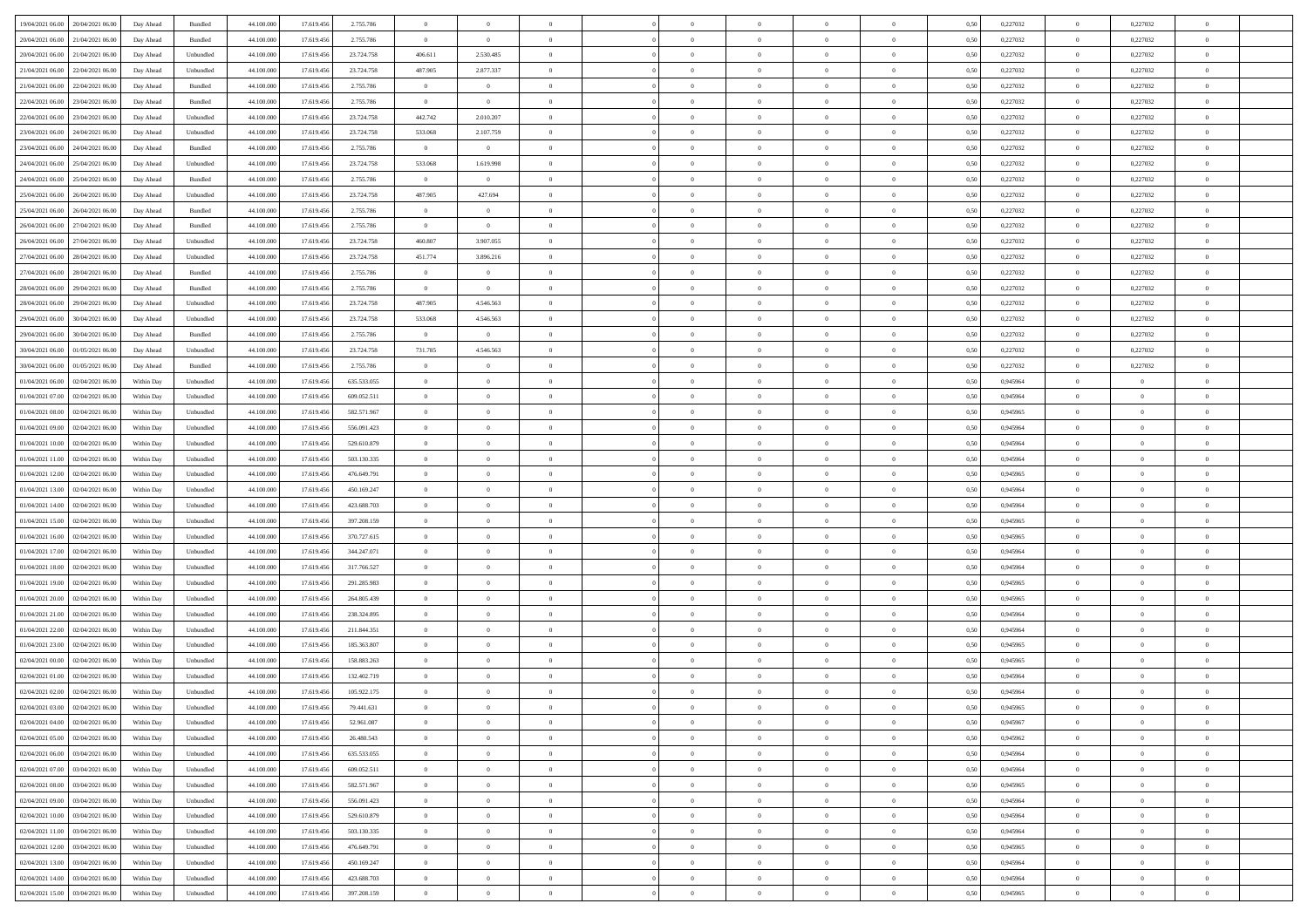| 19/04/2021 06.00 | 20/04/2021 06.00 | Day Ahead | Bundled | 44.100.000 | 17.619.456 | 2.755.786 | 0 | 0 | 0 | | 0 | 0 | 0 | 0 | 0,50 | 0,227032 | 0 | 0,227032 | 0 | |
|---|---|---|---|---|---|---|---|---|---|---|---|---|---|---|---|---|---|---|---|---|
| 20/04/2021 06.00 | 21/04/2021 06.00 | Day Ahead | Bundled | 44.100.000 | 17.619.456 | 2.755.786 | 0 | 0 | 0 | | 0 | 0 | 0 | 0 | 0,50 | 0,227032 | 0 | 0,227032 | 0 | |
| 20/04/2021 06.00 | 21/04/2021 06.00 | Day Ahead | Unbundled | 44.100.000 | 17.619.456 | 23.724.758 | 406.611 | 2.530.485 | 0 | | 0 | 0 | 0 | 0 | 0,50 | 0,227032 | 0 | 0,227032 | 0 | |
| 21/04/2021 06.00 | 22/04/2021 06.00 | Day Ahead | Unbundled | 44.100.000 | 17.619.456 | 23.724.758 | 487.905 | 2.877.337 | 0 | | 0 | 0 | 0 | 0 | 0,50 | 0,227032 | 0 | 0,227032 | 0 | |
| 21/04/2021 06.00 | 22/04/2021 06.00 | Day Ahead | Bundled | 44.100.000 | 17.619.456 | 2.755.786 | 0 | 0 | 0 | | 0 | 0 | 0 | 0 | 0,50 | 0,227032 | 0 | 0,227032 | 0 | |
| 22/04/2021 06.00 | 23/04/2021 06.00 | Day Ahead | Bundled | 44.100.000 | 17.619.456 | 2.755.786 | 0 | 0 | 0 | | 0 | 0 | 0 | 0 | 0,50 | 0,227032 | 0 | 0,227032 | 0 | |
| 22/04/2021 06.00 | 23/04/2021 06.00 | Day Ahead | Unbundled | 44.100.000 | 17.619.456 | 23.724.758 | 442.742 | 2.010.207 | 0 | | 0 | 0 | 0 | 0 | 0,50 | 0,227032 | 0 | 0,227032 | 0 | |
| 23/04/2021 06.00 | 24/04/2021 06.00 | Day Ahead | Unbundled | 44.100.000 | 17.619.456 | 23.724.758 | 533.068 | 2.107.759 | 0 | | 0 | 0 | 0 | 0 | 0,50 | 0,227032 | 0 | 0,227032 | 0 | |
| 23/04/2021 06.00 | 24/04/2021 06.00 | Day Ahead | Bundled | 44.100.000 | 17.619.456 | 2.755.786 | 0 | 0 | 0 | | 0 | 0 | 0 | 0 | 0,50 | 0,227032 | 0 | 0,227032 | 0 | |
| 24/04/2021 06.00 | 25/04/2021 06.00 | Day Ahead | Unbundled | 44.100.000 | 17.619.456 | 23.724.758 | 533.068 | 1.619.998 | 0 | | 0 | 0 | 0 | 0 | 0,50 | 0,227032 | 0 | 0,227032 | 0 | |
| 24/04/2021 06.00 | 25/04/2021 06.00 | Day Ahead | Bundled | 44.100.000 | 17.619.456 | 2.755.786 | 0 | 0 | 0 | | 0 | 0 | 0 | 0 | 0,50 | 0,227032 | 0 | 0,227032 | 0 | |
| 25/04/2021 06.00 | 26/04/2021 06.00 | Day Ahead | Unbundled | 44.100.000 | 17.619.456 | 23.724.758 | 487.905 | 427.694 | 0 | | 0 | 0 | 0 | 0 | 0,50 | 0,227032 | 0 | 0,227032 | 0 | |
| 25/04/2021 06.00 | 26/04/2021 06.00 | Day Ahead | Bundled | 44.100.000 | 17.619.456 | 2.755.786 | 0 | 0 | 0 | | 0 | 0 | 0 | 0 | 0,50 | 0,227032 | 0 | 0,227032 | 0 | |
| 26/04/2021 06.00 | 27/04/2021 06.00 | Day Ahead | Bundled | 44.100.000 | 17.619.456 | 2.755.786 | 0 | 0 | 0 | | 0 | 0 | 0 | 0 | 0,50 | 0,227032 | 0 | 0,227032 | 0 | |
| 26/04/2021 06.00 | 27/04/2021 06.00 | Day Ahead | Unbundled | 44.100.000 | 17.619.456 | 23.724.758 | 460.807 | 3.907.055 | 0 | | 0 | 0 | 0 | 0 | 0,50 | 0,227032 | 0 | 0,227032 | 0 | |
| 27/04/2021 06.00 | 28/04/2021 06.00 | Day Ahead | Unbundled | 44.100.000 | 17.619.456 | 23.724.758 | 451.774 | 3.896.216 | 0 | | 0 | 0 | 0 | 0 | 0,50 | 0,227032 | 0 | 0,227032 | 0 | |
| 27/04/2021 06.00 | 28/04/2021 06.00 | Day Ahead | Bundled | 44.100.000 | 17.619.456 | 2.755.786 | 0 | 0 | 0 | | 0 | 0 | 0 | 0 | 0,50 | 0,227032 | 0 | 0,227032 | 0 | |
| 28/04/2021 06.00 | 29/04/2021 06.00 | Day Ahead | Bundled | 44.100.000 | 17.619.456 | 2.755.786 | 0 | 0 | 0 | | 0 | 0 | 0 | 0 | 0,50 | 0,227032 | 0 | 0,227032 | 0 | |
| 28/04/2021 06.00 | 29/04/2021 06.00 | Day Ahead | Unbundled | 44.100.000 | 17.619.456 | 23.724.758 | 487.905 | 4.546.563 | 0 | | 0 | 0 | 0 | 0 | 0,50 | 0,227032 | 0 | 0,227032 | 0 | |
| 29/04/2021 06.00 | 30/04/2021 06.00 | Day Ahead | Unbundled | 44.100.000 | 17.619.456 | 23.724.758 | 533.068 | 4.546.563 | 0 | | 0 | 0 | 0 | 0 | 0,50 | 0,227032 | 0 | 0,227032 | 0 | |
| 29/04/2021 06.00 | 30/04/2021 06.00 | Day Ahead | Bundled | 44.100.000 | 17.619.456 | 2.755.786 | 0 | 0 | 0 | | 0 | 0 | 0 | 0 | 0,50 | 0,227032 | 0 | 0,227032 | 0 | |
| 30/04/2021 06.00 | 01/05/2021 06.00 | Day Ahead | Unbundled | 44.100.000 | 17.619.456 | 23.724.758 | 731.785 | 4.546.563 | 0 | | 0 | 0 | 0 | 0 | 0,50 | 0,227032 | 0 | 0,227032 | 0 | |
| 30/04/2021 06.00 | 01/05/2021 06.00 | Day Ahead | Bundled | 44.100.000 | 17.619.456 | 2.755.786 | 0 | 0 | 0 | | 0 | 0 | 0 | 0 | 0,50 | 0,227032 | 0 | 0,227032 | 0 | |
| 01/04/2021 06.00 | 02/04/2021 06.00 | Within Day | Unbundled | 44.100.000 | 17.619.456 | 635.533.055 | 0 | 0 | 0 | | 0 | 0 | 0 | 0 | 0,50 | 0,945964 | 0 | 0 | 0 | |
| 01/04/2021 07.00 | 02/04/2021 06.00 | Within Day | Unbundled | 44.100.000 | 17.619.456 | 609.052.511 | 0 | 0 | 0 | | 0 | 0 | 0 | 0 | 0,50 | 0,945964 | 0 | 0 | 0 | |
| 01/04/2021 08.00 | 02/04/2021 06.00 | Within Day | Unbundled | 44.100.000 | 17.619.456 | 582.571.967 | 0 | 0 | 0 | | 0 | 0 | 0 | 0 | 0,50 | 0,945965 | 0 | 0 | 0 | |
| 01/04/2021 09.00 | 02/04/2021 06.00 | Within Day | Unbundled | 44.100.000 | 17.619.456 | 556.091.423 | 0 | 0 | 0 | | 0 | 0 | 0 | 0 | 0,50 | 0,945964 | 0 | 0 | 0 | |
| 01/04/2021 10.00 | 02/04/2021 06.00 | Within Day | Unbundled | 44.100.000 | 17.619.456 | 529.610.879 | 0 | 0 | 0 | | 0 | 0 | 0 | 0 | 0,50 | 0,945964 | 0 | 0 | 0 | |
| 01/04/2021 11.00 | 02/04/2021 06.00 | Within Day | Unbundled | 44.100.000 | 17.619.456 | 503.130.335 | 0 | 0 | 0 | | 0 | 0 | 0 | 0 | 0,50 | 0,945964 | 0 | 0 | 0 | |
| 01/04/2021 12.00 | 02/04/2021 06.00 | Within Day | Unbundled | 44.100.000 | 17.619.456 | 476.649.791 | 0 | 0 | 0 | | 0 | 0 | 0 | 0 | 0,50 | 0,945965 | 0 | 0 | 0 | |
| 01/04/2021 13.00 | 02/04/2021 06.00 | Within Day | Unbundled | 44.100.000 | 17.619.456 | 450.169.247 | 0 | 0 | 0 | | 0 | 0 | 0 | 0 | 0,50 | 0,945964 | 0 | 0 | 0 | |
| 01/04/2021 14.00 | 02/04/2021 06.00 | Within Day | Unbundled | 44.100.000 | 17.619.456 | 423.688.703 | 0 | 0 | 0 | | 0 | 0 | 0 | 0 | 0,50 | 0,945964 | 0 | 0 | 0 | |
| 01/04/2021 15.00 | 02/04/2021 06.00 | Within Day | Unbundled | 44.100.000 | 17.619.456 | 397.208.159 | 0 | 0 | 0 | | 0 | 0 | 0 | 0 | 0,50 | 0,945965 | 0 | 0 | 0 | |
| 01/04/2021 16.00 | 02/04/2021 06.00 | Within Day | Unbundled | 44.100.000 | 17.619.456 | 370.727.615 | 0 | 0 | 0 | | 0 | 0 | 0 | 0 | 0,50 | 0,945965 | 0 | 0 | 0 | |
| 01/04/2021 17.00 | 02/04/2021 06.00 | Within Day | Unbundled | 44.100.000 | 17.619.456 | 344.247.071 | 0 | 0 | 0 | | 0 | 0 | 0 | 0 | 0,50 | 0,945964 | 0 | 0 | 0 | |
| 01/04/2021 18.00 | 02/04/2021 06.00 | Within Day | Unbundled | 44.100.000 | 17.619.456 | 317.766.527 | 0 | 0 | 0 | | 0 | 0 | 0 | 0 | 0,50 | 0,945964 | 0 | 0 | 0 | |
| 01/04/2021 19.00 | 02/04/2021 06.00 | Within Day | Unbundled | 44.100.000 | 17.619.456 | 291.285.983 | 0 | 0 | 0 | | 0 | 0 | 0 | 0 | 0,50 | 0,945965 | 0 | 0 | 0 | |
| 01/04/2021 20.00 | 02/04/2021 06.00 | Within Day | Unbundled | 44.100.000 | 17.619.456 | 264.805.439 | 0 | 0 | 0 | | 0 | 0 | 0 | 0 | 0,50 | 0,945965 | 0 | 0 | 0 | |
| 01/04/2021 21.00 | 02/04/2021 06.00 | Within Day | Unbundled | 44.100.000 | 17.619.456 | 238.324.895 | 0 | 0 | 0 | | 0 | 0 | 0 | 0 | 0,50 | 0,945964 | 0 | 0 | 0 | |
| 01/04/2021 22.00 | 02/04/2021 06.00 | Within Day | Unbundled | 44.100.000 | 17.619.456 | 211.844.351 | 0 | 0 | 0 | | 0 | 0 | 0 | 0 | 0,50 | 0,945964 | 0 | 0 | 0 | |
| 01/04/2021 23.00 | 02/04/2021 06.00 | Within Day | Unbundled | 44.100.000 | 17.619.456 | 185.363.807 | 0 | 0 | 0 | | 0 | 0 | 0 | 0 | 0,50 | 0,945965 | 0 | 0 | 0 | |
| 02/04/2021 00.00 | 02/04/2021 06.00 | Within Day | Unbundled | 44.100.000 | 17.619.456 | 158.883.263 | 0 | 0 | 0 | | 0 | 0 | 0 | 0 | 0,50 | 0,945965 | 0 | 0 | 0 | |
| 02/04/2021 01.00 | 02/04/2021 06.00 | Within Day | Unbundled | 44.100.000 | 17.619.456 | 132.402.719 | 0 | 0 | 0 | | 0 | 0 | 0 | 0 | 0,50 | 0,945964 | 0 | 0 | 0 | |
| 02/04/2021 02.00 | 02/04/2021 06.00 | Within Day | Unbundled | 44.100.000 | 17.619.456 | 105.922.175 | 0 | 0 | 0 | | 0 | 0 | 0 | 0 | 0,50 | 0,945964 | 0 | 0 | 0 | |
| 02/04/2021 03.00 | 02/04/2021 06.00 | Within Day | Unbundled | 44.100.000 | 17.619.456 | 79.441.631 | 0 | 0 | 0 | | 0 | 0 | 0 | 0 | 0,50 | 0,945965 | 0 | 0 | 0 | |
| 02/04/2021 04.00 | 02/04/2021 06.00 | Within Day | Unbundled | 44.100.000 | 17.619.456 | 52.961.087 | 0 | 0 | 0 | | 0 | 0 | 0 | 0 | 0,50 | 0,945967 | 0 | 0 | 0 | |
| 02/04/2021 05.00 | 02/04/2021 06.00 | Within Day | Unbundled | 44.100.000 | 17.619.456 | 26.480.543 | 0 | 0 | 0 | | 0 | 0 | 0 | 0 | 0,50 | 0,945962 | 0 | 0 | 0 | |
| 02/04/2021 06.00 | 03/04/2021 06.00 | Within Day | Unbundled | 44.100.000 | 17.619.456 | 635.533.055 | 0 | 0 | 0 | | 0 | 0 | 0 | 0 | 0,50 | 0,945964 | 0 | 0 | 0 | |
| 02/04/2021 07.00 | 03/04/2021 06.00 | Within Day | Unbundled | 44.100.000 | 17.619.456 | 609.052.511 | 0 | 0 | 0 | | 0 | 0 | 0 | 0 | 0,50 | 0,945964 | 0 | 0 | 0 | |
| 02/04/2021 08.00 | 03/04/2021 06.00 | Within Day | Unbundled | 44.100.000 | 17.619.456 | 582.571.967 | 0 | 0 | 0 | | 0 | 0 | 0 | 0 | 0,50 | 0,945965 | 0 | 0 | 0 | |
| 02/04/2021 09.00 | 03/04/2021 06.00 | Within Day | Unbundled | 44.100.000 | 17.619.456 | 556.091.423 | 0 | 0 | 0 | | 0 | 0 | 0 | 0 | 0,50 | 0,945964 | 0 | 0 | 0 | |
| 02/04/2021 10.00 | 03/04/2021 06.00 | Within Day | Unbundled | 44.100.000 | 17.619.456 | 529.610.879 | 0 | 0 | 0 | | 0 | 0 | 0 | 0 | 0,50 | 0,945964 | 0 | 0 | 0 | |
| 02/04/2021 11.00 | 03/04/2021 06.00 | Within Day | Unbundled | 44.100.000 | 17.619.456 | 503.130.335 | 0 | 0 | 0 | | 0 | 0 | 0 | 0 | 0,50 | 0,945964 | 0 | 0 | 0 | |
| 02/04/2021 12.00 | 03/04/2021 06.00 | Within Day | Unbundled | 44.100.000 | 17.619.456 | 476.649.791 | 0 | 0 | 0 | | 0 | 0 | 0 | 0 | 0,50 | 0,945965 | 0 | 0 | 0 | |
| 02/04/2021 13.00 | 03/04/2021 06.00 | Within Day | Unbundled | 44.100.000 | 17.619.456 | 450.169.247 | 0 | 0 | 0 | | 0 | 0 | 0 | 0 | 0,50 | 0,945964 | 0 | 0 | 0 | |
| 02/04/2021 14.00 | 03/04/2021 06.00 | Within Day | Unbundled | 44.100.000 | 17.619.456 | 423.688.703 | 0 | 0 | 0 | | 0 | 0 | 0 | 0 | 0,50 | 0,945964 | 0 | 0 | 0 | |
| 02/04/2021 15.00 | 03/04/2021 06.00 | Within Day | Unbundled | 44.100.000 | 17.619.456 | 397.208.159 | 0 | 0 | 0 | | 0 | 0 | 0 | 0 | 0,50 | 0,945965 | 0 | 0 | 0 | |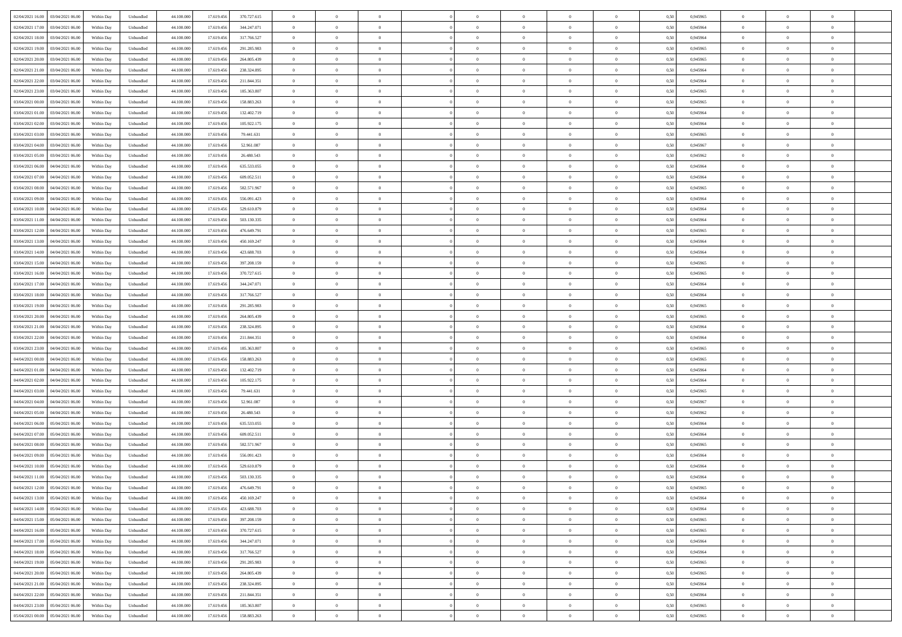| | | | | | | | | | | | | | | | | | | | | | | |
|---|---|---|---|---|---|---|---|---|---|---|---|---|---|---|---|---|---|---|---|---|---|---|
| 02/04/2021 16:00 | 03/04/2021 06:00 | Within Day | Unbundled | 44.100.000 | 17.619.456 | 370.727.615 | 0 | 0 | 0 | | 0 | 0 | 0 | 0 | 0,50 | 0,945965 | 0 | 0 | 0 | |
| 02/04/2021 17:00 | 03/04/2021 06:00 | Within Day | Unbundled | 44.100.000 | 17.619.456 | 344.247.071 | 0 | 0 | 0 | | 0 | 0 | 0 | 0 | 0,50 | 0,945964 | 0 | 0 | 0 | |
| 02/04/2021 18:00 | 03/04/2021 06:00 | Within Day | Unbundled | 44.100.000 | 17.619.456 | 317.766.527 | 0 | 0 | 0 | | 0 | 0 | 0 | 0 | 0,50 | 0,945964 | 0 | 0 | 0 | |
| 02/04/2021 19:00 | 03/04/2021 06:00 | Within Day | Unbundled | 44.100.000 | 17.619.456 | 291.285.983 | 0 | 0 | 0 | | 0 | 0 | 0 | 0 | 0,50 | 0,945965 | 0 | 0 | 0 | |
| 02/04/2021 20:00 | 03/04/2021 06:00 | Within Day | Unbundled | 44.100.000 | 17.619.456 | 264.805.439 | 0 | 0 | 0 | | 0 | 0 | 0 | 0 | 0,50 | 0,945965 | 0 | 0 | 0 | |
| 02/04/2021 21:00 | 03/04/2021 06:00 | Within Day | Unbundled | 44.100.000 | 17.619.456 | 238.324.895 | 0 | 0 | 0 | | 0 | 0 | 0 | 0 | 0,50 | 0,945964 | 0 | 0 | 0 | |
| 02/04/2021 22:00 | 03/04/2021 06:00 | Within Day | Unbundled | 44.100.000 | 17.619.456 | 211.844.351 | 0 | 0 | 0 | | 0 | 0 | 0 | 0 | 0,50 | 0,945964 | 0 | 0 | 0 | |
| 02/04/2021 23:00 | 03/04/2021 06:00 | Within Day | Unbundled | 44.100.000 | 17.619.456 | 185.363.807 | 0 | 0 | 0 | | 0 | 0 | 0 | 0 | 0,50 | 0,945965 | 0 | 0 | 0 | |
| 03/04/2021 00:00 | 03/04/2021 06:00 | Within Day | Unbundled | 44.100.000 | 17.619.456 | 158.883.263 | 0 | 0 | 0 | | 0 | 0 | 0 | 0 | 0,50 | 0,945965 | 0 | 0 | 0 | |
| 03/04/2021 01:00 | 03/04/2021 06:00 | Within Day | Unbundled | 44.100.000 | 17.619.456 | 132.402.719 | 0 | 0 | 0 | | 0 | 0 | 0 | 0 | 0,50 | 0,945964 | 0 | 0 | 0 | |
| 03/04/2021 02:00 | 03/04/2021 06:00 | Within Day | Unbundled | 44.100.000 | 17.619.456 | 105.922.175 | 0 | 0 | 0 | | 0 | 0 | 0 | 0 | 0,50 | 0,945964 | 0 | 0 | 0 | |
| 03/04/2021 03:00 | 03/04/2021 06:00 | Within Day | Unbundled | 44.100.000 | 17.619.456 | 79.441.631 | 0 | 0 | 0 | | 0 | 0 | 0 | 0 | 0,50 | 0,945965 | 0 | 0 | 0 | |
| 03/04/2021 04:00 | 03/04/2021 06:00 | Within Day | Unbundled | 44.100.000 | 17.619.456 | 52.961.087 | 0 | 0 | 0 | | 0 | 0 | 0 | 0 | 0,50 | 0,945967 | 0 | 0 | 0 | |
| 03/04/2021 05:00 | 03/04/2021 06:00 | Within Day | Unbundled | 44.100.000 | 17.619.456 | 26.480.543 | 0 | 0 | 0 | | 0 | 0 | 0 | 0 | 0,50 | 0,945962 | 0 | 0 | 0 | |
| 03/04/2021 06:00 | 04/04/2021 06:00 | Within Day | Unbundled | 44.100.000 | 17.619.456 | 635.533.055 | 0 | 0 | 0 | | 0 | 0 | 0 | 0 | 0,50 | 0,945964 | 0 | 0 | 0 | |
| 03/04/2021 07:00 | 04/04/2021 06:00 | Within Day | Unbundled | 44.100.000 | 17.619.456 | 609.052.511 | 0 | 0 | 0 | | 0 | 0 | 0 | 0 | 0,50 | 0,945964 | 0 | 0 | 0 | |
| 03/04/2021 08:00 | 04/04/2021 06:00 | Within Day | Unbundled | 44.100.000 | 17.619.456 | 582.571.967 | 0 | 0 | 0 | | 0 | 0 | 0 | 0 | 0,50 | 0,945965 | 0 | 0 | 0 | |
| 03/04/2021 09:00 | 04/04/2021 06:00 | Within Day | Unbundled | 44.100.000 | 17.619.456 | 556.091.423 | 0 | 0 | 0 | | 0 | 0 | 0 | 0 | 0,50 | 0,945964 | 0 | 0 | 0 | |
| 03/04/2021 10:00 | 04/04/2021 06:00 | Within Day | Unbundled | 44.100.000 | 17.619.456 | 529.610.879 | 0 | 0 | 0 | | 0 | 0 | 0 | 0 | 0,50 | 0,945964 | 0 | 0 | 0 | |
| 03/04/2021 11:00 | 04/04/2021 06:00 | Within Day | Unbundled | 44.100.000 | 17.619.456 | 503.130.335 | 0 | 0 | 0 | | 0 | 0 | 0 | 0 | 0,50 | 0,945964 | 0 | 0 | 0 | |
| 03/04/2021 12:00 | 04/04/2021 06:00 | Within Day | Unbundled | 44.100.000 | 17.619.456 | 476.649.791 | 0 | 0 | 0 | | 0 | 0 | 0 | 0 | 0,50 | 0,945965 | 0 | 0 | 0 | |
| 03/04/2021 13:00 | 04/04/2021 06:00 | Within Day | Unbundled | 44.100.000 | 17.619.456 | 450.169.247 | 0 | 0 | 0 | | 0 | 0 | 0 | 0 | 0,50 | 0,945964 | 0 | 0 | 0 | |
| 03/04/2021 14:00 | 04/04/2021 06:00 | Within Day | Unbundled | 44.100.000 | 17.619.456 | 423.688.703 | 0 | 0 | 0 | | 0 | 0 | 0 | 0 | 0,50 | 0,945964 | 0 | 0 | 0 | |
| 03/04/2021 15:00 | 04/04/2021 06:00 | Within Day | Unbundled | 44.100.000 | 17.619.456 | 397.208.159 | 0 | 0 | 0 | | 0 | 0 | 0 | 0 | 0,50 | 0,945965 | 0 | 0 | 0 | |
| 03/04/2021 16:00 | 04/04/2021 06:00 | Within Day | Unbundled | 44.100.000 | 17.619.456 | 370.727.615 | 0 | 0 | 0 | | 0 | 0 | 0 | 0 | 0,50 | 0,945965 | 0 | 0 | 0 | |
| 03/04/2021 17:00 | 04/04/2021 06:00 | Within Day | Unbundled | 44.100.000 | 17.619.456 | 344.247.071 | 0 | 0 | 0 | | 0 | 0 | 0 | 0 | 0,50 | 0,945964 | 0 | 0 | 0 | |
| 03/04/2021 18:00 | 04/04/2021 06:00 | Within Day | Unbundled | 44.100.000 | 17.619.456 | 317.766.527 | 0 | 0 | 0 | | 0 | 0 | 0 | 0 | 0,50 | 0,945964 | 0 | 0 | 0 | |
| 03/04/2021 19:00 | 04/04/2021 06:00 | Within Day | Unbundled | 44.100.000 | 17.619.456 | 291.285.983 | 0 | 0 | 0 | | 0 | 0 | 0 | 0 | 0,50 | 0,945965 | 0 | 0 | 0 | |
| 03/04/2021 20:00 | 04/04/2021 06:00 | Within Day | Unbundled | 44.100.000 | 17.619.456 | 264.805.439 | 0 | 0 | 0 | | 0 | 0 | 0 | 0 | 0,50 | 0,945965 | 0 | 0 | 0 | |
| 03/04/2021 21:00 | 04/04/2021 06:00 | Within Day | Unbundled | 44.100.000 | 17.619.456 | 238.324.895 | 0 | 0 | 0 | | 0 | 0 | 0 | 0 | 0,50 | 0,945964 | 0 | 0 | 0 | |
| 03/04/2021 22:00 | 04/04/2021 06:00 | Within Day | Unbundled | 44.100.000 | 17.619.456 | 211.844.351 | 0 | 0 | 0 | | 0 | 0 | 0 | 0 | 0,50 | 0,945964 | 0 | 0 | 0 | |
| 03/04/2021 23:00 | 04/04/2021 06:00 | Within Day | Unbundled | 44.100.000 | 17.619.456 | 185.363.807 | 0 | 0 | 0 | | 0 | 0 | 0 | 0 | 0,50 | 0,945965 | 0 | 0 | 0 | |
| 04/04/2021 00:00 | 04/04/2021 06:00 | Within Day | Unbundled | 44.100.000 | 17.619.456 | 158.883.263 | 0 | 0 | 0 | | 0 | 0 | 0 | 0 | 0,50 | 0,945965 | 0 | 0 | 0 | |
| 04/04/2021 01:00 | 04/04/2021 06:00 | Within Day | Unbundled | 44.100.000 | 17.619.456 | 132.402.719 | 0 | 0 | 0 | | 0 | 0 | 0 | 0 | 0,50 | 0,945964 | 0 | 0 | 0 | |
| 04/04/2021 02:00 | 04/04/2021 06:00 | Within Day | Unbundled | 44.100.000 | 17.619.456 | 105.922.175 | 0 | 0 | 0 | | 0 | 0 | 0 | 0 | 0,50 | 0,945964 | 0 | 0 | 0 | |
| 04/04/2021 03:00 | 04/04/2021 06:00 | Within Day | Unbundled | 44.100.000 | 17.619.456 | 79.441.631 | 0 | 0 | 0 | | 0 | 0 | 0 | 0 | 0,50 | 0,945965 | 0 | 0 | 0 | |
| 04/04/2021 04:00 | 04/04/2021 06:00 | Within Day | Unbundled | 44.100.000 | 17.619.456 | 52.961.087 | 0 | 0 | 0 | | 0 | 0 | 0 | 0 | 0,50 | 0,945967 | 0 | 0 | 0 | |
| 04/04/2021 05:00 | 04/04/2021 06:00 | Within Day | Unbundled | 44.100.000 | 17.619.456 | 26.480.543 | 0 | 0 | 0 | | 0 | 0 | 0 | 0 | 0,50 | 0,945962 | 0 | 0 | 0 | |
| 04/04/2021 06:00 | 05/04/2021 06:00 | Within Day | Unbundled | 44.100.000 | 17.619.456 | 635.533.055 | 0 | 0 | 0 | | 0 | 0 | 0 | 0 | 0,50 | 0,945964 | 0 | 0 | 0 | |
| 04/04/2021 07:00 | 05/04/2021 06:00 | Within Day | Unbundled | 44.100.000 | 17.619.456 | 609.052.511 | 0 | 0 | 0 | | 0 | 0 | 0 | 0 | 0,50 | 0,945964 | 0 | 0 | 0 | |
| 04/04/2021 08:00 | 05/04/2021 06:00 | Within Day | Unbundled | 44.100.000 | 17.619.456 | 582.571.967 | 0 | 0 | 0 | | 0 | 0 | 0 | 0 | 0,50 | 0,945965 | 0 | 0 | 0 | |
| 04/04/2021 09:00 | 05/04/2021 06:00 | Within Day | Unbundled | 44.100.000 | 17.619.456 | 556.091.423 | 0 | 0 | 0 | | 0 | 0 | 0 | 0 | 0,50 | 0,945964 | 0 | 0 | 0 | |
| 04/04/2021 10:00 | 05/04/2021 06:00 | Within Day | Unbundled | 44.100.000 | 17.619.456 | 529.610.879 | 0 | 0 | 0 | | 0 | 0 | 0 | 0 | 0,50 | 0,945964 | 0 | 0 | 0 | |
| 04/04/2021 11:00 | 05/04/2021 06:00 | Within Day | Unbundled | 44.100.000 | 17.619.456 | 503.130.335 | 0 | 0 | 0 | | 0 | 0 | 0 | 0 | 0,50 | 0,945964 | 0 | 0 | 0 | |
| 04/04/2021 12:00 | 05/04/2021 06:00 | Within Day | Unbundled | 44.100.000 | 17.619.456 | 476.649.791 | 0 | 0 | 0 | | 0 | 0 | 0 | 0 | 0,50 | 0,945965 | 0 | 0 | 0 | |
| 04/04/2021 13:00 | 05/04/2021 06:00 | Within Day | Unbundled | 44.100.000 | 17.619.456 | 450.169.247 | 0 | 0 | 0 | | 0 | 0 | 0 | 0 | 0,50 | 0,945964 | 0 | 0 | 0 | |
| 04/04/2021 14:00 | 05/04/2021 06:00 | Within Day | Unbundled | 44.100.000 | 17.619.456 | 423.688.703 | 0 | 0 | 0 | | 0 | 0 | 0 | 0 | 0,50 | 0,945964 | 0 | 0 | 0 | |
| 04/04/2021 15:00 | 05/04/2021 06:00 | Within Day | Unbundled | 44.100.000 | 17.619.456 | 397.208.159 | 0 | 0 | 0 | | 0 | 0 | 0 | 0 | 0,50 | 0,945965 | 0 | 0 | 0 | |
| 04/04/2021 16:00 | 05/04/2021 06:00 | Within Day | Unbundled | 44.100.000 | 17.619.456 | 370.727.615 | 0 | 0 | 0 | | 0 | 0 | 0 | 0 | 0,50 | 0,945965 | 0 | 0 | 0 | |
| 04/04/2021 17:00 | 05/04/2021 06:00 | Within Day | Unbundled | 44.100.000 | 17.619.456 | 344.247.071 | 0 | 0 | 0 | | 0 | 0 | 0 | 0 | 0,50 | 0,945964 | 0 | 0 | 0 | |
| 04/04/2021 18:00 | 05/04/2021 06:00 | Within Day | Unbundled | 44.100.000 | 17.619.456 | 317.766.527 | 0 | 0 | 0 | | 0 | 0 | 0 | 0 | 0,50 | 0,945964 | 0 | 0 | 0 | |
| 04/04/2021 19:00 | 05/04/2021 06:00 | Within Day | Unbundled | 44.100.000 | 17.619.456 | 291.285.983 | 0 | 0 | 0 | | 0 | 0 | 0 | 0 | 0,50 | 0,945965 | 0 | 0 | 0 | |
| 04/04/2021 20:00 | 05/04/2021 06:00 | Within Day | Unbundled | 44.100.000 | 17.619.456 | 264.805.439 | 0 | 0 | 0 | | 0 | 0 | 0 | 0 | 0,50 | 0,945965 | 0 | 0 | 0 | |
| 04/04/2021 21:00 | 05/04/2021 06:00 | Within Day | Unbundled | 44.100.000 | 17.619.456 | 238.324.895 | 0 | 0 | 0 | | 0 | 0 | 0 | 0 | 0,50 | 0,945964 | 0 | 0 | 0 | |
| 04/04/2021 22:00 | 05/04/2021 06:00 | Within Day | Unbundled | 44.100.000 | 17.619.456 | 211.844.351 | 0 | 0 | 0 | | 0 | 0 | 0 | 0 | 0,50 | 0,945964 | 0 | 0 | 0 | |
| 04/04/2021 23:00 | 05/04/2021 06:00 | Within Day | Unbundled | 44.100.000 | 17.619.456 | 185.363.807 | 0 | 0 | 0 | | 0 | 0 | 0 | 0 | 0,50 | 0,945965 | 0 | 0 | 0 | |
| 05/04/2021 00:00 | 05/04/2021 06:00 | Within Day | Unbundled | 44.100.000 | 17.619.456 | 158.883.263 | 0 | 0 | 0 | | 0 | 0 | 0 | 0 | 0,50 | 0,945965 | 0 | 0 | 0 | |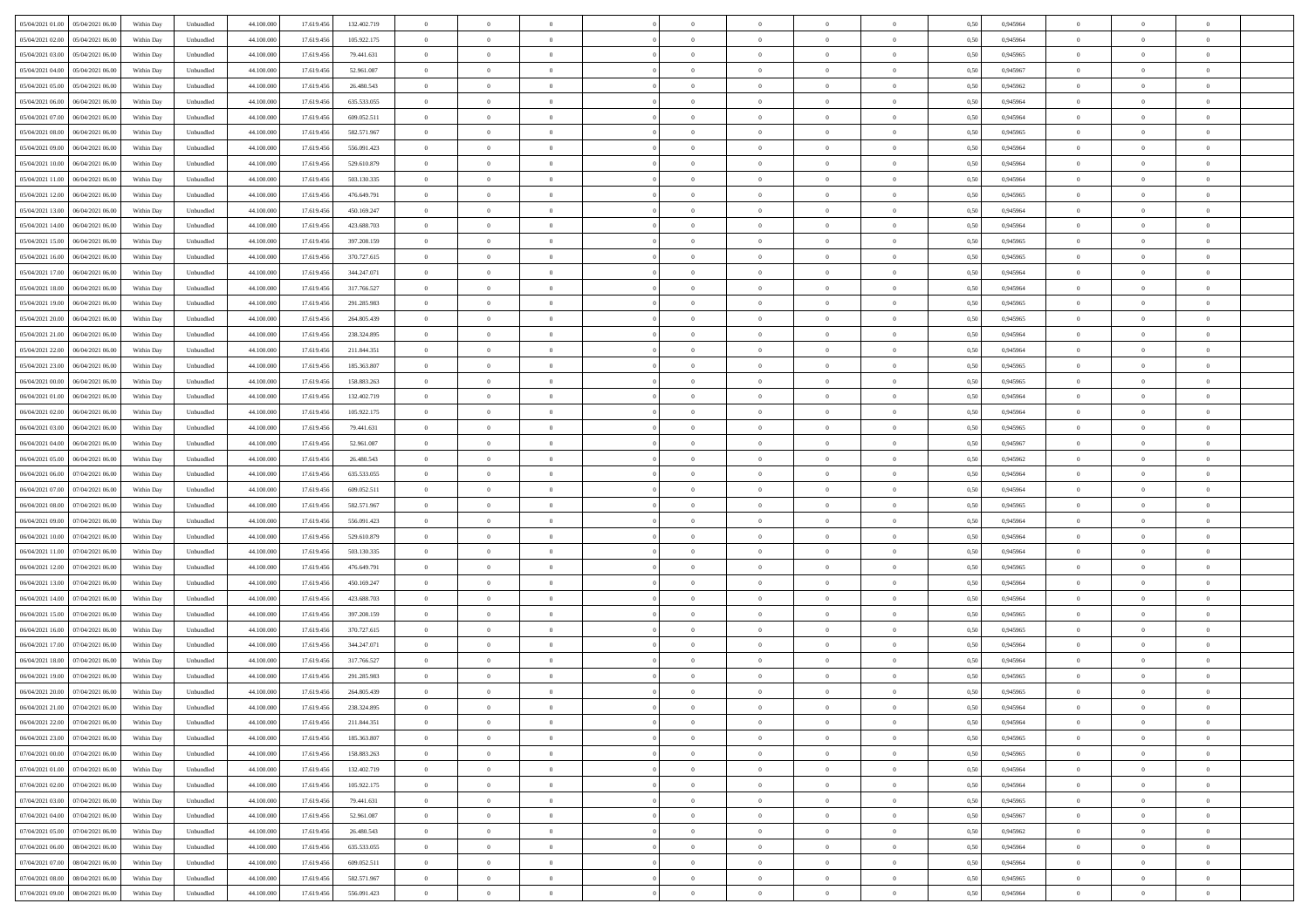| | | | | | | | | | | | | | | | | | | | | | |
|---|---|---|---|---|---|---|---|---|---|---|---|---|---|---|---|---|---|---|---|---|---|
| 05/04/2021 01:00 | 05/04/2021 06:00 | Within Day | Unbundled | 44.100.000 | 17.619.456 | 132.402.719 | 0 | 0 | 0 | | 0 | 0 | 0 | 0 | 0,50 | 0,945964 | 0 | 0 | 0 | |
| 05/04/2021 02:00 | 05/04/2021 06:00 | Within Day | Unbundled | 44.100.000 | 17.619.456 | 105.922.175 | 0 | 0 | 0 | | 0 | 0 | 0 | 0 | 0,50 | 0,945964 | 0 | 0 | 0 | |
| 05/04/2021 03:00 | 05/04/2021 06:00 | Within Day | Unbundled | 44.100.000 | 17.619.456 | 79.441.631 | 0 | 0 | 0 | | 0 | 0 | 0 | 0 | 0,50 | 0,945965 | 0 | 0 | 0 | |
| 05/04/2021 04:00 | 05/04/2021 06:00 | Within Day | Unbundled | 44.100.000 | 17.619.456 | 52.961.087 | 0 | 0 | 0 | | 0 | 0 | 0 | 0 | 0,50 | 0,945967 | 0 | 0 | 0 | |
| 05/04/2021 05:00 | 05/04/2021 06:00 | Within Day | Unbundled | 44.100.000 | 17.619.456 | 26.480.543 | 0 | 0 | 0 | | 0 | 0 | 0 | 0 | 0,50 | 0,945962 | 0 | 0 | 0 | |
| 05/04/2021 06:00 | 06/04/2021 06:00 | Within Day | Unbundled | 44.100.000 | 17.619.456 | 635.533.055 | 0 | 0 | 0 | | 0 | 0 | 0 | 0 | 0,50 | 0,945964 | 0 | 0 | 0 | |
| 05/04/2021 07:00 | 06/04/2021 06:00 | Within Day | Unbundled | 44.100.000 | 17.619.456 | 609.052.511 | 0 | 0 | 0 | | 0 | 0 | 0 | 0 | 0,50 | 0,945964 | 0 | 0 | 0 | |
| 05/04/2021 08:00 | 06/04/2021 06:00 | Within Day | Unbundled | 44.100.000 | 17.619.456 | 582.571.967 | 0 | 0 | 0 | | 0 | 0 | 0 | 0 | 0,50 | 0,945965 | 0 | 0 | 0 | |
| 05/04/2021 09:00 | 06/04/2021 06:00 | Within Day | Unbundled | 44.100.000 | 17.619.456 | 556.091.423 | 0 | 0 | 0 | | 0 | 0 | 0 | 0 | 0,50 | 0,945964 | 0 | 0 | 0 | |
| 05/04/2021 10:00 | 06/04/2021 06:00 | Within Day | Unbundled | 44.100.000 | 17.619.456 | 529.610.879 | 0 | 0 | 0 | | 0 | 0 | 0 | 0 | 0,50 | 0,945964 | 0 | 0 | 0 | |
| 05/04/2021 11:00 | 06/04/2021 06:00 | Within Day | Unbundled | 44.100.000 | 17.619.456 | 503.130.335 | 0 | 0 | 0 | | 0 | 0 | 0 | 0 | 0,50 | 0,945964 | 0 | 0 | 0 | |
| 05/04/2021 12:00 | 06/04/2021 06:00 | Within Day | Unbundled | 44.100.000 | 17.619.456 | 476.649.791 | 0 | 0 | 0 | | 0 | 0 | 0 | 0 | 0,50 | 0,945965 | 0 | 0 | 0 | |
| 05/04/2021 13:00 | 06/04/2021 06:00 | Within Day | Unbundled | 44.100.000 | 17.619.456 | 450.169.247 | 0 | 0 | 0 | | 0 | 0 | 0 | 0 | 0,50 | 0,945964 | 0 | 0 | 0 | |
| 05/04/2021 14:00 | 06/04/2021 06:00 | Within Day | Unbundled | 44.100.000 | 17.619.456 | 423.688.703 | 0 | 0 | 0 | | 0 | 0 | 0 | 0 | 0,50 | 0,945964 | 0 | 0 | 0 | |
| 05/04/2021 15:00 | 06/04/2021 06:00 | Within Day | Unbundled | 44.100.000 | 17.619.456 | 397.208.159 | 0 | 0 | 0 | | 0 | 0 | 0 | 0 | 0,50 | 0,945965 | 0 | 0 | 0 | |
| 05/04/2021 16:00 | 06/04/2021 06:00 | Within Day | Unbundled | 44.100.000 | 17.619.456 | 370.727.615 | 0 | 0 | 0 | | 0 | 0 | 0 | 0 | 0,50 | 0,945965 | 0 | 0 | 0 | |
| 05/04/2021 17:00 | 06/04/2021 06:00 | Within Day | Unbundled | 44.100.000 | 17.619.456 | 344.247.071 | 0 | 0 | 0 | | 0 | 0 | 0 | 0 | 0,50 | 0,945964 | 0 | 0 | 0 | |
| 05/04/2021 18:00 | 06/04/2021 06:00 | Within Day | Unbundled | 44.100.000 | 17.619.456 | 317.766.527 | 0 | 0 | 0 | | 0 | 0 | 0 | 0 | 0,50 | 0,945964 | 0 | 0 | 0 | |
| 05/04/2021 19:00 | 06/04/2021 06:00 | Within Day | Unbundled | 44.100.000 | 17.619.456 | 291.285.983 | 0 | 0 | 0 | | 0 | 0 | 0 | 0 | 0,50 | 0,945965 | 0 | 0 | 0 | |
| 05/04/2021 20:00 | 06/04/2021 06:00 | Within Day | Unbundled | 44.100.000 | 17.619.456 | 264.805.439 | 0 | 0 | 0 | | 0 | 0 | 0 | 0 | 0,50 | 0,945965 | 0 | 0 | 0 | |
| 05/04/2021 21:00 | 06/04/2021 06:00 | Within Day | Unbundled | 44.100.000 | 17.619.456 | 238.324.895 | 0 | 0 | 0 | | 0 | 0 | 0 | 0 | 0,50 | 0,945964 | 0 | 0 | 0 | |
| 05/04/2021 22:00 | 06/04/2021 06:00 | Within Day | Unbundled | 44.100.000 | 17.619.456 | 211.844.351 | 0 | 0 | 0 | | 0 | 0 | 0 | 0 | 0,50 | 0,945964 | 0 | 0 | 0 | |
| 05/04/2021 23:00 | 06/04/2021 06:00 | Within Day | Unbundled | 44.100.000 | 17.619.456 | 185.363.807 | 0 | 0 | 0 | | 0 | 0 | 0 | 0 | 0,50 | 0,945965 | 0 | 0 | 0 | |
| 06/04/2021 00:00 | 06/04/2021 06:00 | Within Day | Unbundled | 44.100.000 | 17.619.456 | 158.883.263 | 0 | 0 | 0 | | 0 | 0 | 0 | 0 | 0,50 | 0,945965 | 0 | 0 | 0 | |
| 06/04/2021 01:00 | 06/04/2021 06:00 | Within Day | Unbundled | 44.100.000 | 17.619.456 | 132.402.719 | 0 | 0 | 0 | | 0 | 0 | 0 | 0 | 0,50 | 0,945964 | 0 | 0 | 0 | |
| 06/04/2021 02:00 | 06/04/2021 06:00 | Within Day | Unbundled | 44.100.000 | 17.619.456 | 105.922.175 | 0 | 0 | 0 | | 0 | 0 | 0 | 0 | 0,50 | 0,945964 | 0 | 0 | 0 | |
| 06/04/2021 03:00 | 06/04/2021 06:00 | Within Day | Unbundled | 44.100.000 | 17.619.456 | 79.441.631 | 0 | 0 | 0 | | 0 | 0 | 0 | 0 | 0,50 | 0,945965 | 0 | 0 | 0 | |
| 06/04/2021 04:00 | 06/04/2021 06:00 | Within Day | Unbundled | 44.100.000 | 17.619.456 | 52.961.087 | 0 | 0 | 0 | | 0 | 0 | 0 | 0 | 0,50 | 0,945967 | 0 | 0 | 0 | |
| 06/04/2021 05:00 | 06/04/2021 06:00 | Within Day | Unbundled | 44.100.000 | 17.619.456 | 26.480.543 | 0 | 0 | 0 | | 0 | 0 | 0 | 0 | 0,50 | 0,945962 | 0 | 0 | 0 | |
| 06/04/2021 06:00 | 07/04/2021 06:00 | Within Day | Unbundled | 44.100.000 | 17.619.456 | 635.533.055 | 0 | 0 | 0 | | 0 | 0 | 0 | 0 | 0,50 | 0,945964 | 0 | 0 | 0 | |
| 06/04/2021 07:00 | 07/04/2021 06:00 | Within Day | Unbundled | 44.100.000 | 17.619.456 | 609.052.511 | 0 | 0 | 0 | | 0 | 0 | 0 | 0 | 0,50 | 0,945964 | 0 | 0 | 0 | |
| 06/04/2021 08:00 | 07/04/2021 06:00 | Within Day | Unbundled | 44.100.000 | 17.619.456 | 582.571.967 | 0 | 0 | 0 | | 0 | 0 | 0 | 0 | 0,50 | 0,945965 | 0 | 0 | 0 | |
| 06/04/2021 09:00 | 07/04/2021 06:00 | Within Day | Unbundled | 44.100.000 | 17.619.456 | 556.091.423 | 0 | 0 | 0 | | 0 | 0 | 0 | 0 | 0,50 | 0,945964 | 0 | 0 | 0 | |
| 06/04/2021 10:00 | 07/04/2021 06:00 | Within Day | Unbundled | 44.100.000 | 17.619.456 | 529.610.879 | 0 | 0 | 0 | | 0 | 0 | 0 | 0 | 0,50 | 0,945964 | 0 | 0 | 0 | |
| 06/04/2021 11:00 | 07/04/2021 06:00 | Within Day | Unbundled | 44.100.000 | 17.619.456 | 503.130.335 | 0 | 0 | 0 | | 0 | 0 | 0 | 0 | 0,50 | 0,945964 | 0 | 0 | 0 | |
| 06/04/2021 12:00 | 07/04/2021 06:00 | Within Day | Unbundled | 44.100.000 | 17.619.456 | 476.649.791 | 0 | 0 | 0 | | 0 | 0 | 0 | 0 | 0,50 | 0,945965 | 0 | 0 | 0 | |
| 06/04/2021 13:00 | 07/04/2021 06:00 | Within Day | Unbundled | 44.100.000 | 17.619.456 | 450.169.247 | 0 | 0 | 0 | | 0 | 0 | 0 | 0 | 0,50 | 0,945964 | 0 | 0 | 0 | |
| 06/04/2021 14:00 | 07/04/2021 06:00 | Within Day | Unbundled | 44.100.000 | 17.619.456 | 423.688.703 | 0 | 0 | 0 | | 0 | 0 | 0 | 0 | 0,50 | 0,945964 | 0 | 0 | 0 | |
| 06/04/2021 15:00 | 07/04/2021 06:00 | Within Day | Unbundled | 44.100.000 | 17.619.456 | 397.208.159 | 0 | 0 | 0 | | 0 | 0 | 0 | 0 | 0,50 | 0,945965 | 0 | 0 | 0 | |
| 06/04/2021 16:00 | 07/04/2021 06:00 | Within Day | Unbundled | 44.100.000 | 17.619.456 | 370.727.615 | 0 | 0 | 0 | | 0 | 0 | 0 | 0 | 0,50 | 0,945965 | 0 | 0 | 0 | |
| 06/04/2021 17:00 | 07/04/2021 06:00 | Within Day | Unbundled | 44.100.000 | 17.619.456 | 344.247.071 | 0 | 0 | 0 | | 0 | 0 | 0 | 0 | 0,50 | 0,945964 | 0 | 0 | 0 | |
| 06/04/2021 18:00 | 07/04/2021 06:00 | Within Day | Unbundled | 44.100.000 | 17.619.456 | 317.766.527 | 0 | 0 | 0 | | 0 | 0 | 0 | 0 | 0,50 | 0,945964 | 0 | 0 | 0 | |
| 06/04/2021 19:00 | 07/04/2021 06:00 | Within Day | Unbundled | 44.100.000 | 17.619.456 | 291.285.983 | 0 | 0 | 0 | | 0 | 0 | 0 | 0 | 0,50 | 0,945965 | 0 | 0 | 0 | |
| 06/04/2021 20:00 | 07/04/2021 06:00 | Within Day | Unbundled | 44.100.000 | 17.619.456 | 264.805.439 | 0 | 0 | 0 | | 0 | 0 | 0 | 0 | 0,50 | 0,945965 | 0 | 0 | 0 | |
| 06/04/2021 21:00 | 07/04/2021 06:00 | Within Day | Unbundled | 44.100.000 | 17.619.456 | 238.324.895 | 0 | 0 | 0 | | 0 | 0 | 0 | 0 | 0,50 | 0,945964 | 0 | 0 | 0 | |
| 06/04/2021 22:00 | 07/04/2021 06:00 | Within Day | Unbundled | 44.100.000 | 17.619.456 | 211.844.351 | 0 | 0 | 0 | | 0 | 0 | 0 | 0 | 0,50 | 0,945964 | 0 | 0 | 0 | |
| 06/04/2021 23:00 | 07/04/2021 06:00 | Within Day | Unbundled | 44.100.000 | 17.619.456 | 185.363.807 | 0 | 0 | 0 | | 0 | 0 | 0 | 0 | 0,50 | 0,945965 | 0 | 0 | 0 | |
| 07/04/2021 00:00 | 07/04/2021 06:00 | Within Day | Unbundled | 44.100.000 | 17.619.456 | 158.883.263 | 0 | 0 | 0 | | 0 | 0 | 0 | 0 | 0,50 | 0,945965 | 0 | 0 | 0 | |
| 07/04/2021 01:00 | 07/04/2021 06:00 | Within Day | Unbundled | 44.100.000 | 17.619.456 | 132.402.719 | 0 | 0 | 0 | | 0 | 0 | 0 | 0 | 0,50 | 0,945964 | 0 | 0 | 0 | |
| 07/04/2021 02:00 | 07/04/2021 06:00 | Within Day | Unbundled | 44.100.000 | 17.619.456 | 105.922.175 | 0 | 0 | 0 | | 0 | 0 | 0 | 0 | 0,50 | 0,945964 | 0 | 0 | 0 | |
| 07/04/2021 03:00 | 07/04/2021 06:00 | Within Day | Unbundled | 44.100.000 | 17.619.456 | 79.441.631 | 0 | 0 | 0 | | 0 | 0 | 0 | 0 | 0,50 | 0,945965 | 0 | 0 | 0 | |
| 07/04/2021 04:00 | 07/04/2021 06:00 | Within Day | Unbundled | 44.100.000 | 17.619.456 | 52.961.087 | 0 | 0 | 0 | | 0 | 0 | 0 | 0 | 0,50 | 0,945967 | 0 | 0 | 0 | |
| 07/04/2021 05:00 | 07/04/2021 06:00 | Within Day | Unbundled | 44.100.000 | 17.619.456 | 26.480.543 | 0 | 0 | 0 | | 0 | 0 | 0 | 0 | 0,50 | 0,945962 | 0 | 0 | 0 | |
| 07/04/2021 06:00 | 08/04/2021 06:00 | Within Day | Unbundled | 44.100.000 | 17.619.456 | 635.533.055 | 0 | 0 | 0 | | 0 | 0 | 0 | 0 | 0,50 | 0,945964 | 0 | 0 | 0 | |
| 07/04/2021 07:00 | 08/04/2021 06:00 | Within Day | Unbundled | 44.100.000 | 17.619.456 | 609.052.511 | 0 | 0 | 0 | | 0 | 0 | 0 | 0 | 0,50 | 0,945964 | 0 | 0 | 0 | |
| 07/04/2021 08:00 | 08/04/2021 06:00 | Within Day | Unbundled | 44.100.000 | 17.619.456 | 582.571.967 | 0 | 0 | 0 | | 0 | 0 | 0 | 0 | 0,50 | 0,945965 | 0 | 0 | 0 | |
| 07/04/2021 09:00 | 08/04/2021 06:00 | Within Day | Unbundled | 44.100.000 | 17.619.456 | 556.091.423 | 0 | 0 | 0 | | 0 | 0 | 0 | 0 | 0,50 | 0,945964 | 0 | 0 | 0 | |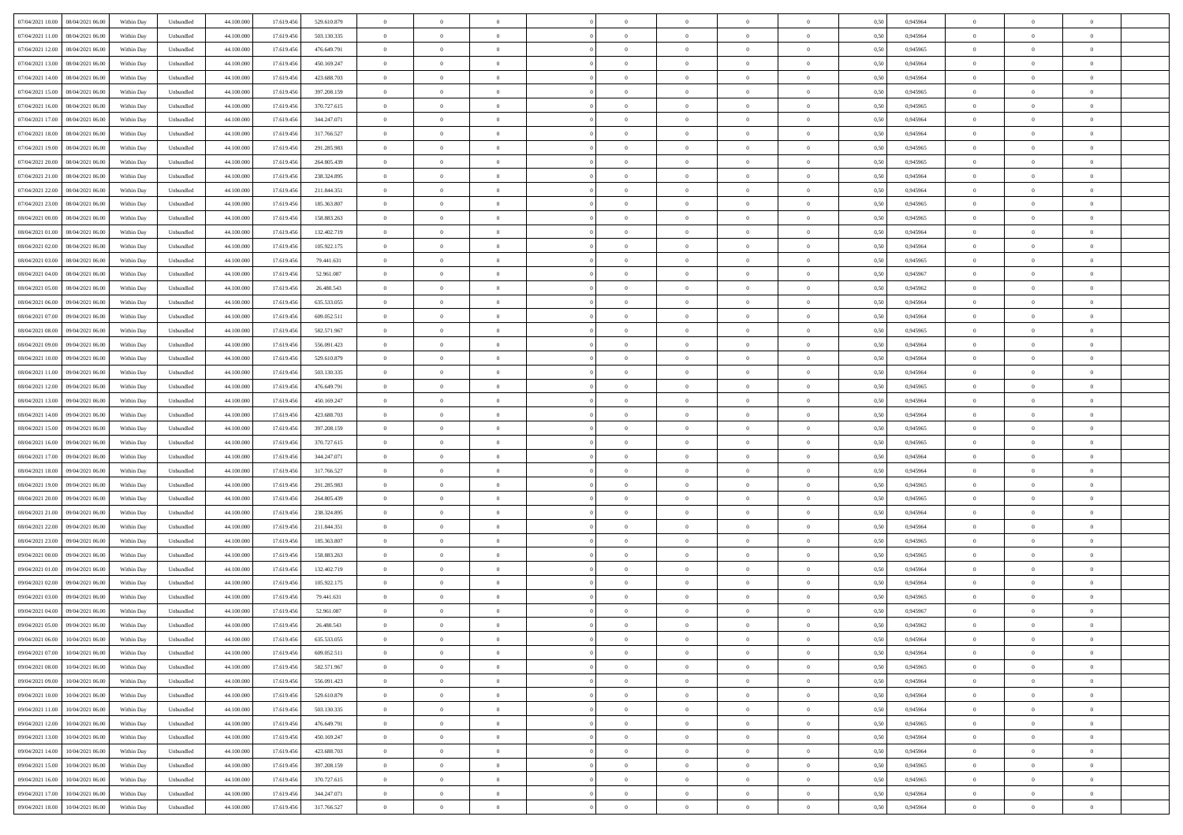| | | | | | | | | | | | | | | | | | | | | | |
|---|---|---|---|---|---|---|---|---|---|---|---|---|---|---|---|---|---|---|---|---|---|
| 07/04/2021 10:00 | 08/04/2021 06:00 | Within Day | Unbundled | 44.100.000 | 17.619.456 | 529.610.879 | 0 | 0 | 0 | | 0 | 0 | 0 | 0 | 0,50 | 0,945964 | 0 | 0 | 0 | |
| 07/04/2021 11:00 | 08/04/2021 06:00 | Within Day | Unbundled | 44.100.000 | 17.619.456 | 503.130.335 | 0 | 0 | 0 | | 0 | 0 | 0 | 0 | 0,50 | 0,945964 | 0 | 0 | 0 | |
| 07/04/2021 12:00 | 08/04/2021 06:00 | Within Day | Unbundled | 44.100.000 | 17.619.456 | 476.649.791 | 0 | 0 | 0 | | 0 | 0 | 0 | 0 | 0,50 | 0,945965 | 0 | 0 | 0 | |
| 07/04/2021 13:00 | 08/04/2021 06:00 | Within Day | Unbundled | 44.100.000 | 17.619.456 | 450.169.247 | 0 | 0 | 0 | | 0 | 0 | 0 | 0 | 0,50 | 0,945964 | 0 | 0 | 0 | |
| 07/04/2021 14:00 | 08/04/2021 06:00 | Within Day | Unbundled | 44.100.000 | 17.619.456 | 423.688.703 | 0 | 0 | 0 | | 0 | 0 | 0 | 0 | 0,50 | 0,945964 | 0 | 0 | 0 | |
| 07/04/2021 15:00 | 08/04/2021 06:00 | Within Day | Unbundled | 44.100.000 | 17.619.456 | 397.208.159 | 0 | 0 | 0 | | 0 | 0 | 0 | 0 | 0,50 | 0,945965 | 0 | 0 | 0 | |
| 07/04/2021 16:00 | 08/04/2021 06:00 | Within Day | Unbundled | 44.100.000 | 17.619.456 | 370.727.615 | 0 | 0 | 0 | | 0 | 0 | 0 | 0 | 0,50 | 0,945965 | 0 | 0 | 0 | |
| 07/04/2021 17:00 | 08/04/2021 06:00 | Within Day | Unbundled | 44.100.000 | 17.619.456 | 344.247.071 | 0 | 0 | 0 | | 0 | 0 | 0 | 0 | 0,50 | 0,945964 | 0 | 0 | 0 | |
| 07/04/2021 18:00 | 08/04/2021 06:00 | Within Day | Unbundled | 44.100.000 | 17.619.456 | 317.766.527 | 0 | 0 | 0 | | 0 | 0 | 0 | 0 | 0,50 | 0,945964 | 0 | 0 | 0 | |
| 07/04/2021 19:00 | 08/04/2021 06:00 | Within Day | Unbundled | 44.100.000 | 17.619.456 | 291.285.983 | 0 | 0 | 0 | | 0 | 0 | 0 | 0 | 0,50 | 0,945965 | 0 | 0 | 0 | |
| 07/04/2021 20:00 | 08/04/2021 06:00 | Within Day | Unbundled | 44.100.000 | 17.619.456 | 264.805.439 | 0 | 0 | 0 | | 0 | 0 | 0 | 0 | 0,50 | 0,945965 | 0 | 0 | 0 | |
| 07/04/2021 21:00 | 08/04/2021 06:00 | Within Day | Unbundled | 44.100.000 | 17.619.456 | 238.324.895 | 0 | 0 | 0 | | 0 | 0 | 0 | 0 | 0,50 | 0,945964 | 0 | 0 | 0 | |
| 07/04/2021 22:00 | 08/04/2021 06:00 | Within Day | Unbundled | 44.100.000 | 17.619.456 | 211.844.351 | 0 | 0 | 0 | | 0 | 0 | 0 | 0 | 0,50 | 0,945964 | 0 | 0 | 0 | |
| 07/04/2021 23:00 | 08/04/2021 06:00 | Within Day | Unbundled | 44.100.000 | 17.619.456 | 185.363.807 | 0 | 0 | 0 | | 0 | 0 | 0 | 0 | 0,50 | 0,945965 | 0 | 0 | 0 | |
| 08/04/2021 00:00 | 08/04/2021 06:00 | Within Day | Unbundled | 44.100.000 | 17.619.456 | 158.883.263 | 0 | 0 | 0 | | 0 | 0 | 0 | 0 | 0,50 | 0,945965 | 0 | 0 | 0 | |
| 08/04/2021 01:00 | 08/04/2021 06:00 | Within Day | Unbundled | 44.100.000 | 17.619.456 | 132.402.719 | 0 | 0 | 0 | | 0 | 0 | 0 | 0 | 0,50 | 0,945964 | 0 | 0 | 0 | |
| 08/04/2021 02:00 | 08/04/2021 06:00 | Within Day | Unbundled | 44.100.000 | 17.619.456 | 105.922.175 | 0 | 0 | 0 | | 0 | 0 | 0 | 0 | 0,50 | 0,945964 | 0 | 0 | 0 | |
| 08/04/2021 03:00 | 08/04/2021 06:00 | Within Day | Unbundled | 44.100.000 | 17.619.456 | 79.441.631 | 0 | 0 | 0 | | 0 | 0 | 0 | 0 | 0,50 | 0,945965 | 0 | 0 | 0 | |
| 08/04/2021 04:00 | 08/04/2021 06:00 | Within Day | Unbundled | 44.100.000 | 17.619.456 | 52.961.087 | 0 | 0 | 0 | | 0 | 0 | 0 | 0 | 0,50 | 0,945967 | 0 | 0 | 0 | |
| 08/04/2021 05:00 | 08/04/2021 06:00 | Within Day | Unbundled | 44.100.000 | 17.619.456 | 26.480.543 | 0 | 0 | 0 | | 0 | 0 | 0 | 0 | 0,50 | 0,945962 | 0 | 0 | 0 | |
| 08/04/2021 06:00 | 09/04/2021 06:00 | Within Day | Unbundled | 44.100.000 | 17.619.456 | 635.533.055 | 0 | 0 | 0 | | 0 | 0 | 0 | 0 | 0,50 | 0,945964 | 0 | 0 | 0 | |
| 08/04/2021 07:00 | 09/04/2021 06:00 | Within Day | Unbundled | 44.100.000 | 17.619.456 | 609.052.511 | 0 | 0 | 0 | | 0 | 0 | 0 | 0 | 0,50 | 0,945964 | 0 | 0 | 0 | |
| 08/04/2021 08:00 | 09/04/2021 06:00 | Within Day | Unbundled | 44.100.000 | 17.619.456 | 582.571.967 | 0 | 0 | 0 | | 0 | 0 | 0 | 0 | 0,50 | 0,945965 | 0 | 0 | 0 | |
| 08/04/2021 09:00 | 09/04/2021 06:00 | Within Day | Unbundled | 44.100.000 | 17.619.456 | 556.091.423 | 0 | 0 | 0 | | 0 | 0 | 0 | 0 | 0,50 | 0,945964 | 0 | 0 | 0 | |
| 08/04/2021 10:00 | 09/04/2021 06:00 | Within Day | Unbundled | 44.100.000 | 17.619.456 | 529.610.879 | 0 | 0 | 0 | | 0 | 0 | 0 | 0 | 0,50 | 0,945964 | 0 | 0 | 0 | |
| 08/04/2021 11:00 | 09/04/2021 06:00 | Within Day | Unbundled | 44.100.000 | 17.619.456 | 503.130.335 | 0 | 0 | 0 | | 0 | 0 | 0 | 0 | 0,50 | 0,945964 | 0 | 0 | 0 | |
| 08/04/2021 12:00 | 09/04/2021 06:00 | Within Day | Unbundled | 44.100.000 | 17.619.456 | 476.649.791 | 0 | 0 | 0 | | 0 | 0 | 0 | 0 | 0,50 | 0,945965 | 0 | 0 | 0 | |
| 08/04/2021 13:00 | 09/04/2021 06:00 | Within Day | Unbundled | 44.100.000 | 17.619.456 | 450.169.247 | 0 | 0 | 0 | | 0 | 0 | 0 | 0 | 0,50 | 0,945964 | 0 | 0 | 0 | |
| 08/04/2021 14:00 | 09/04/2021 06:00 | Within Day | Unbundled | 44.100.000 | 17.619.456 | 423.688.703 | 0 | 0 | 0 | | 0 | 0 | 0 | 0 | 0,50 | 0,945964 | 0 | 0 | 0 | |
| 08/04/2021 15:00 | 09/04/2021 06:00 | Within Day | Unbundled | 44.100.000 | 17.619.456 | 397.208.159 | 0 | 0 | 0 | | 0 | 0 | 0 | 0 | 0,50 | 0,945965 | 0 | 0 | 0 | |
| 08/04/2021 16:00 | 09/04/2021 06:00 | Within Day | Unbundled | 44.100.000 | 17.619.456 | 370.727.615 | 0 | 0 | 0 | | 0 | 0 | 0 | 0 | 0,50 | 0,945965 | 0 | 0 | 0 | |
| 08/04/2021 17:00 | 09/04/2021 06:00 | Within Day | Unbundled | 44.100.000 | 17.619.456 | 344.247.071 | 0 | 0 | 0 | | 0 | 0 | 0 | 0 | 0,50 | 0,945964 | 0 | 0 | 0 | |
| 08/04/2021 18:00 | 09/04/2021 06:00 | Within Day | Unbundled | 44.100.000 | 17.619.456 | 317.766.527 | 0 | 0 | 0 | | 0 | 0 | 0 | 0 | 0,50 | 0,945964 | 0 | 0 | 0 | |
| 08/04/2021 19:00 | 09/04/2021 06:00 | Within Day | Unbundled | 44.100.000 | 17.619.456 | 291.285.983 | 0 | 0 | 0 | | 0 | 0 | 0 | 0 | 0,50 | 0,945965 | 0 | 0 | 0 | |
| 08/04/2021 20:00 | 09/04/2021 06:00 | Within Day | Unbundled | 44.100.000 | 17.619.456 | 264.805.439 | 0 | 0 | 0 | | 0 | 0 | 0 | 0 | 0,50 | 0,945965 | 0 | 0 | 0 | |
| 08/04/2021 21:00 | 09/04/2021 06:00 | Within Day | Unbundled | 44.100.000 | 17.619.456 | 238.324.895 | 0 | 0 | 0 | | 0 | 0 | 0 | 0 | 0,50 | 0,945964 | 0 | 0 | 0 | |
| 08/04/2021 22:00 | 09/04/2021 06:00 | Within Day | Unbundled | 44.100.000 | 17.619.456 | 211.844.351 | 0 | 0 | 0 | | 0 | 0 | 0 | 0 | 0,50 | 0,945964 | 0 | 0 | 0 | |
| 08/04/2021 23:00 | 09/04/2021 06:00 | Within Day | Unbundled | 44.100.000 | 17.619.456 | 185.363.807 | 0 | 0 | 0 | | 0 | 0 | 0 | 0 | 0,50 | 0,945965 | 0 | 0 | 0 | |
| 09/04/2021 00:00 | 09/04/2021 06:00 | Within Day | Unbundled | 44.100.000 | 17.619.456 | 158.883.263 | 0 | 0 | 0 | | 0 | 0 | 0 | 0 | 0,50 | 0,945965 | 0 | 0 | 0 | |
| 09/04/2021 01:00 | 09/04/2021 06:00 | Within Day | Unbundled | 44.100.000 | 17.619.456 | 132.402.719 | 0 | 0 | 0 | | 0 | 0 | 0 | 0 | 0,50 | 0,945964 | 0 | 0 | 0 | |
| 09/04/2021 02:00 | 09/04/2021 06:00 | Within Day | Unbundled | 44.100.000 | 17.619.456 | 105.922.175 | 0 | 0 | 0 | | 0 | 0 | 0 | 0 | 0,50 | 0,945964 | 0 | 0 | 0 | |
| 09/04/2021 03:00 | 09/04/2021 06:00 | Within Day | Unbundled | 44.100.000 | 17.619.456 | 79.441.631 | 0 | 0 | 0 | | 0 | 0 | 0 | 0 | 0,50 | 0,945965 | 0 | 0 | 0 | |
| 09/04/2021 04:00 | 09/04/2021 06:00 | Within Day | Unbundled | 44.100.000 | 17.619.456 | 52.961.087 | 0 | 0 | 0 | | 0 | 0 | 0 | 0 | 0,50 | 0,945967 | 0 | 0 | 0 | |
| 09/04/2021 05:00 | 09/04/2021 06:00 | Within Day | Unbundled | 44.100.000 | 17.619.456 | 26.480.543 | 0 | 0 | 0 | | 0 | 0 | 0 | 0 | 0,50 | 0,945962 | 0 | 0 | 0 | |
| 09/04/2021 06:00 | 10/04/2021 06:00 | Within Day | Unbundled | 44.100.000 | 17.619.456 | 635.533.055 | 0 | 0 | 0 | | 0 | 0 | 0 | 0 | 0,50 | 0,945964 | 0 | 0 | 0 | |
| 09/04/2021 07:00 | 10/04/2021 06:00 | Within Day | Unbundled | 44.100.000 | 17.619.456 | 609.052.511 | 0 | 0 | 0 | | 0 | 0 | 0 | 0 | 0,50 | 0,945964 | 0 | 0 | 0 | |
| 09/04/2021 08:00 | 10/04/2021 06:00 | Within Day | Unbundled | 44.100.000 | 17.619.456 | 582.571.967 | 0 | 0 | 0 | | 0 | 0 | 0 | 0 | 0,50 | 0,945965 | 0 | 0 | 0 | |
| 09/04/2021 09:00 | 10/04/2021 06:00 | Within Day | Unbundled | 44.100.000 | 17.619.456 | 556.091.423 | 0 | 0 | 0 | | 0 | 0 | 0 | 0 | 0,50 | 0,945964 | 0 | 0 | 0 | |
| 09/04/2021 10:00 | 10/04/2021 06:00 | Within Day | Unbundled | 44.100.000 | 17.619.456 | 529.610.879 | 0 | 0 | 0 | | 0 | 0 | 0 | 0 | 0,50 | 0,945964 | 0 | 0 | 0 | |
| 09/04/2021 11:00 | 10/04/2021 06:00 | Within Day | Unbundled | 44.100.000 | 17.619.456 | 503.130.335 | 0 | 0 | 0 | | 0 | 0 | 0 | 0 | 0,50 | 0,945964 | 0 | 0 | 0 | |
| 09/04/2021 12:00 | 10/04/2021 06:00 | Within Day | Unbundled | 44.100.000 | 17.619.456 | 476.649.791 | 0 | 0 | 0 | | 0 | 0 | 0 | 0 | 0,50 | 0,945965 | 0 | 0 | 0 | |
| 09/04/2021 13:00 | 10/04/2021 06:00 | Within Day | Unbundled | 44.100.000 | 17.619.456 | 450.169.247 | 0 | 0 | 0 | | 0 | 0 | 0 | 0 | 0,50 | 0,945964 | 0 | 0 | 0 | |
| 09/04/2021 14:00 | 10/04/2021 06:00 | Within Day | Unbundled | 44.100.000 | 17.619.456 | 423.688.703 | 0 | 0 | 0 | | 0 | 0 | 0 | 0 | 0,50 | 0,945964 | 0 | 0 | 0 | |
| 09/04/2021 15:00 | 10/04/2021 06:00 | Within Day | Unbundled | 44.100.000 | 17.619.456 | 397.208.159 | 0 | 0 | 0 | | 0 | 0 | 0 | 0 | 0,50 | 0,945965 | 0 | 0 | 0 | |
| 09/04/2021 16:00 | 10/04/2021 06:00 | Within Day | Unbundled | 44.100.000 | 17.619.456 | 370.727.615 | 0 | 0 | 0 | | 0 | 0 | 0 | 0 | 0,50 | 0,945965 | 0 | 0 | 0 | |
| 09/04/2021 17:00 | 10/04/2021 06:00 | Within Day | Unbundled | 44.100.000 | 17.619.456 | 344.247.071 | 0 | 0 | 0 | | 0 | 0 | 0 | 0 | 0,50 | 0,945964 | 0 | 0 | 0 | |
| 09/04/2021 18:00 | 10/04/2021 06:00 | Within Day | Unbundled | 44.100.000 | 17.619.456 | 317.766.527 | 0 | 0 | 0 | | 0 | 0 | 0 | 0 | 0,50 | 0,945964 | 0 | 0 | 0 | |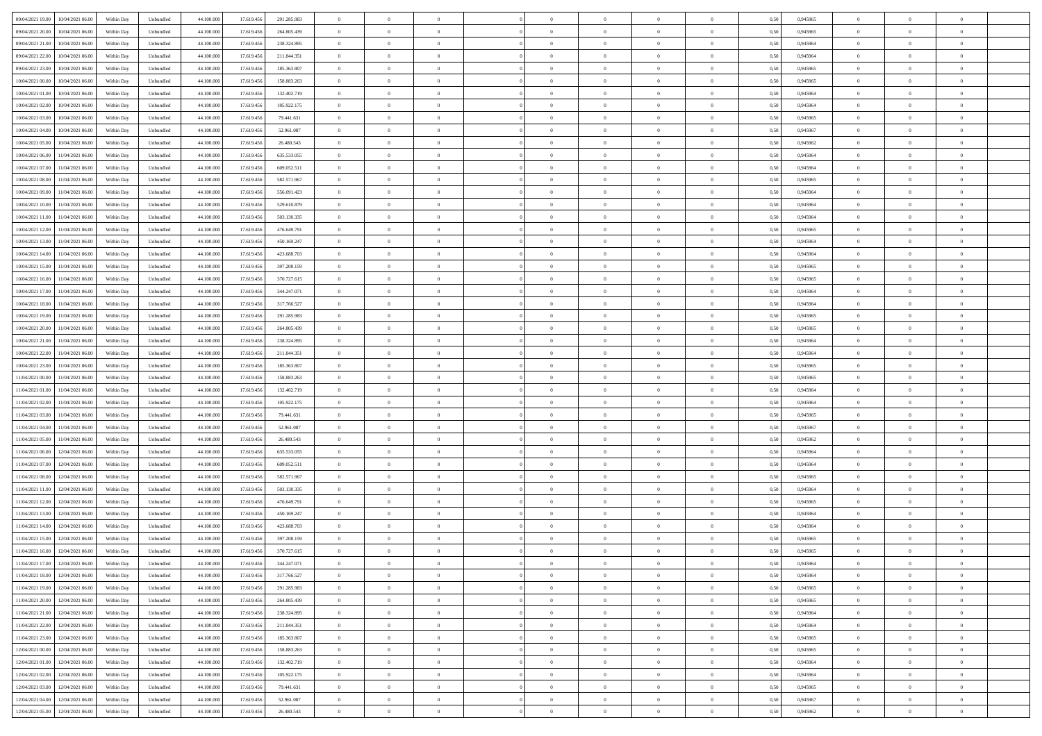| | | | | | | | | | | | | | | | | | | | | |
|---|---|---|---|---|---|---|---|---|---|---|---|---|---|---|---|---|---|---|---|---|
| 09/04/2021 19:00 | 10/04/2021 06:00 | Within Day | Unbundled | 44.100.000 | 17.619.456 | 291.285.983 | 0 | 0 | 0 | | 0 | 0 | 0 | 0 | 0,50 | 0,945965 | 0 | 0 | 0 | |
| 09/04/2021 20:00 | 10/04/2021 06:00 | Within Day | Unbundled | 44.100.000 | 17.619.456 | 264.805.439 | 0 | 0 | 0 | | 0 | 0 | 0 | 0 | 0,50 | 0,945965 | 0 | 0 | 0 | |
| 09/04/2021 21:00 | 10/04/2021 06:00 | Within Day | Unbundled | 44.100.000 | 17.619.456 | 238.324.895 | 0 | 0 | 0 | | 0 | 0 | 0 | 0 | 0,50 | 0,945964 | 0 | 0 | 0 | |
| 09/04/2021 22:00 | 10/04/2021 06:00 | Within Day | Unbundled | 44.100.000 | 17.619.456 | 211.844.351 | 0 | 0 | 0 | | 0 | 0 | 0 | 0 | 0,50 | 0,945964 | 0 | 0 | 0 | |
| 09/04/2021 23:00 | 10/04/2021 06:00 | Within Day | Unbundled | 44.100.000 | 17.619.456 | 185.363.807 | 0 | 0 | 0 | | 0 | 0 | 0 | 0 | 0,50 | 0,945965 | 0 | 0 | 0 | |
| 10/04/2021 00:00 | 10/04/2021 06:00 | Within Day | Unbundled | 44.100.000 | 17.619.456 | 158.883.263 | 0 | 0 | 0 | | 0 | 0 | 0 | 0 | 0,50 | 0,945965 | 0 | 0 | 0 | |
| 10/04/2021 01:00 | 10/04/2021 06:00 | Within Day | Unbundled | 44.100.000 | 17.619.456 | 132.402.719 | 0 | 0 | 0 | | 0 | 0 | 0 | 0 | 0,50 | 0,945964 | 0 | 0 | 0 | |
| 10/04/2021 02:00 | 10/04/2021 06:00 | Within Day | Unbundled | 44.100.000 | 17.619.456 | 105.922.175 | 0 | 0 | 0 | | 0 | 0 | 0 | 0 | 0,50 | 0,945964 | 0 | 0 | 0 | |
| 10/04/2021 03:00 | 10/04/2021 06:00 | Within Day | Unbundled | 44.100.000 | 17.619.456 | 79.441.631 | 0 | 0 | 0 | | 0 | 0 | 0 | 0 | 0,50 | 0,945965 | 0 | 0 | 0 | |
| 10/04/2021 04:00 | 10/04/2021 06:00 | Within Day | Unbundled | 44.100.000 | 17.619.456 | 52.961.087 | 0 | 0 | 0 | | 0 | 0 | 0 | 0 | 0,50 | 0,945967 | 0 | 0 | 0 | |
| 10/04/2021 05:00 | 10/04/2021 06:00 | Within Day | Unbundled | 44.100.000 | 17.619.456 | 26.480.543 | 0 | 0 | 0 | | 0 | 0 | 0 | 0 | 0,50 | 0,945962 | 0 | 0 | 0 | |
| 10/04/2021 06:00 | 11/04/2021 06:00 | Within Day | Unbundled | 44.100.000 | 17.619.456 | 635.533.055 | 0 | 0 | 0 | | 0 | 0 | 0 | 0 | 0,50 | 0,945964 | 0 | 0 | 0 | |
| 10/04/2021 07:00 | 11/04/2021 06:00 | Within Day | Unbundled | 44.100.000 | 17.619.456 | 609.052.511 | 0 | 0 | 0 | | 0 | 0 | 0 | 0 | 0,50 | 0,945964 | 0 | 0 | 0 | |
| 10/04/2021 08:00 | 11/04/2021 06:00 | Within Day | Unbundled | 44.100.000 | 17.619.456 | 582.571.967 | 0 | 0 | 0 | | 0 | 0 | 0 | 0 | 0,50 | 0,945965 | 0 | 0 | 0 | |
| 10/04/2021 09:00 | 11/04/2021 06:00 | Within Day | Unbundled | 44.100.000 | 17.619.456 | 556.091.423 | 0 | 0 | 0 | | 0 | 0 | 0 | 0 | 0,50 | 0,945964 | 0 | 0 | 0 | |
| 10/04/2021 10:00 | 11/04/2021 06:00 | Within Day | Unbundled | 44.100.000 | 17.619.456 | 529.610.879 | 0 | 0 | 0 | | 0 | 0 | 0 | 0 | 0,50 | 0,945964 | 0 | 0 | 0 | |
| 10/04/2021 11:00 | 11/04/2021 06:00 | Within Day | Unbundled | 44.100.000 | 17.619.456 | 503.130.335 | 0 | 0 | 0 | | 0 | 0 | 0 | 0 | 0,50 | 0,945964 | 0 | 0 | 0 | |
| 10/04/2021 12:00 | 11/04/2021 06:00 | Within Day | Unbundled | 44.100.000 | 17.619.456 | 476.649.791 | 0 | 0 | 0 | | 0 | 0 | 0 | 0 | 0,50 | 0,945965 | 0 | 0 | 0 | |
| 10/04/2021 13:00 | 11/04/2021 06:00 | Within Day | Unbundled | 44.100.000 | 17.619.456 | 450.169.247 | 0 | 0 | 0 | | 0 | 0 | 0 | 0 | 0,50 | 0,945964 | 0 | 0 | 0 | |
| 10/04/2021 14:00 | 11/04/2021 06:00 | Within Day | Unbundled | 44.100.000 | 17.619.456 | 423.688.703 | 0 | 0 | 0 | | 0 | 0 | 0 | 0 | 0,50 | 0,945964 | 0 | 0 | 0 | |
| 10/04/2021 15:00 | 11/04/2021 06:00 | Within Day | Unbundled | 44.100.000 | 17.619.456 | 397.208.159 | 0 | 0 | 0 | | 0 | 0 | 0 | 0 | 0,50 | 0,945965 | 0 | 0 | 0 | |
| 10/04/2021 16:00 | 11/04/2021 06:00 | Within Day | Unbundled | 44.100.000 | 17.619.456 | 370.727.615 | 0 | 0 | 0 | | 0 | 0 | 0 | 0 | 0,50 | 0,945965 | 0 | 0 | 0 | |
| 10/04/2021 17:00 | 11/04/2021 06:00 | Within Day | Unbundled | 44.100.000 | 17.619.456 | 344.247.071 | 0 | 0 | 0 | | 0 | 0 | 0 | 0 | 0,50 | 0,945964 | 0 | 0 | 0 | |
| 10/04/2021 18:00 | 11/04/2021 06:00 | Within Day | Unbundled | 44.100.000 | 17.619.456 | 317.766.527 | 0 | 0 | 0 | | 0 | 0 | 0 | 0 | 0,50 | 0,945964 | 0 | 0 | 0 | |
| 10/04/2021 19:00 | 11/04/2021 06:00 | Within Day | Unbundled | 44.100.000 | 17.619.456 | 291.285.983 | 0 | 0 | 0 | | 0 | 0 | 0 | 0 | 0,50 | 0,945965 | 0 | 0 | 0 | |
| 10/04/2021 20:00 | 11/04/2021 06:00 | Within Day | Unbundled | 44.100.000 | 17.619.456 | 264.805.439 | 0 | 0 | 0 | | 0 | 0 | 0 | 0 | 0,50 | 0,945965 | 0 | 0 | 0 | |
| 10/04/2021 21:00 | 11/04/2021 06:00 | Within Day | Unbundled | 44.100.000 | 17.619.456 | 238.324.895 | 0 | 0 | 0 | | 0 | 0 | 0 | 0 | 0,50 | 0,945964 | 0 | 0 | 0 | |
| 10/04/2021 22:00 | 11/04/2021 06:00 | Within Day | Unbundled | 44.100.000 | 17.619.456 | 211.844.351 | 0 | 0 | 0 | | 0 | 0 | 0 | 0 | 0,50 | 0,945964 | 0 | 0 | 0 | |
| 10/04/2021 23:00 | 11/04/2021 06:00 | Within Day | Unbundled | 44.100.000 | 17.619.456 | 185.363.807 | 0 | 0 | 0 | | 0 | 0 | 0 | 0 | 0,50 | 0,945965 | 0 | 0 | 0 | |
| 11/04/2021 00:00 | 11/04/2021 06:00 | Within Day | Unbundled | 44.100.000 | 17.619.456 | 158.883.263 | 0 | 0 | 0 | | 0 | 0 | 0 | 0 | 0,50 | 0,945965 | 0 | 0 | 0 | |
| 11/04/2021 01:00 | 11/04/2021 06:00 | Within Day | Unbundled | 44.100.000 | 17.619.456 | 132.402.719 | 0 | 0 | 0 | | 0 | 0 | 0 | 0 | 0,50 | 0,945964 | 0 | 0 | 0 | |
| 11/04/2021 02:00 | 11/04/2021 06:00 | Within Day | Unbundled | 44.100.000 | 17.619.456 | 105.922.175 | 0 | 0 | 0 | | 0 | 0 | 0 | 0 | 0,50 | 0,945964 | 0 | 0 | 0 | |
| 11/04/2021 03:00 | 11/04/2021 06:00 | Within Day | Unbundled | 44.100.000 | 17.619.456 | 79.441.631 | 0 | 0 | 0 | | 0 | 0 | 0 | 0 | 0,50 | 0,945965 | 0 | 0 | 0 | |
| 11/04/2021 04:00 | 11/04/2021 06:00 | Within Day | Unbundled | 44.100.000 | 17.619.456 | 52.961.087 | 0 | 0 | 0 | | 0 | 0 | 0 | 0 | 0,50 | 0,945967 | 0 | 0 | 0 | |
| 11/04/2021 05:00 | 11/04/2021 06:00 | Within Day | Unbundled | 44.100.000 | 17.619.456 | 26.480.543 | 0 | 0 | 0 | | 0 | 0 | 0 | 0 | 0,50 | 0,945962 | 0 | 0 | 0 | |
| 11/04/2021 06:00 | 12/04/2021 06:00 | Within Day | Unbundled | 44.100.000 | 17.619.456 | 635.533.055 | 0 | 0 | 0 | | 0 | 0 | 0 | 0 | 0,50 | 0,945964 | 0 | 0 | 0 | |
| 11/04/2021 07:00 | 12/04/2021 06:00 | Within Day | Unbundled | 44.100.000 | 17.619.456 | 609.052.511 | 0 | 0 | 0 | | 0 | 0 | 0 | 0 | 0,50 | 0,945964 | 0 | 0 | 0 | |
| 11/04/2021 08:00 | 12/04/2021 06:00 | Within Day | Unbundled | 44.100.000 | 17.619.456 | 582.571.967 | 0 | 0 | 0 | | 0 | 0 | 0 | 0 | 0,50 | 0,945965 | 0 | 0 | 0 | |
| 11/04/2021 11:00 | 12/04/2021 06:00 | Within Day | Unbundled | 44.100.000 | 17.619.456 | 503.130.335 | 0 | 0 | 0 | | 0 | 0 | 0 | 0 | 0,50 | 0,945964 | 0 | 0 | 0 | |
| 11/04/2021 12:00 | 12/04/2021 06:00 | Within Day | Unbundled | 44.100.000 | 17.619.456 | 476.649.791 | 0 | 0 | 0 | | 0 | 0 | 0 | 0 | 0,50 | 0,945965 | 0 | 0 | 0 | |
| 11/04/2021 13:00 | 12/04/2021 06:00 | Within Day | Unbundled | 44.100.000 | 17.619.456 | 450.169.247 | 0 | 0 | 0 | | 0 | 0 | 0 | 0 | 0,50 | 0,945964 | 0 | 0 | 0 | |
| 11/04/2021 14:00 | 12/04/2021 06:00 | Within Day | Unbundled | 44.100.000 | 17.619.456 | 423.688.703 | 0 | 0 | 0 | | 0 | 0 | 0 | 0 | 0,50 | 0,945964 | 0 | 0 | 0 | |
| 11/04/2021 15:00 | 12/04/2021 06:00 | Within Day | Unbundled | 44.100.000 | 17.619.456 | 397.208.159 | 0 | 0 | 0 | | 0 | 0 | 0 | 0 | 0,50 | 0,945965 | 0 | 0 | 0 | |
| 11/04/2021 16:00 | 12/04/2021 06:00 | Within Day | Unbundled | 44.100.000 | 17.619.456 | 370.727.615 | 0 | 0 | 0 | | 0 | 0 | 0 | 0 | 0,50 | 0,945965 | 0 | 0 | 0 | |
| 11/04/2021 17:00 | 12/04/2021 06:00 | Within Day | Unbundled | 44.100.000 | 17.619.456 | 344.247.071 | 0 | 0 | 0 | | 0 | 0 | 0 | 0 | 0,50 | 0,945964 | 0 | 0 | 0 | |
| 11/04/2021 18:00 | 12/04/2021 06:00 | Within Day | Unbundled | 44.100.000 | 17.619.456 | 317.766.527 | 0 | 0 | 0 | | 0 | 0 | 0 | 0 | 0,50 | 0,945964 | 0 | 0 | 0 | |
| 11/04/2021 19:00 | 12/04/2021 06:00 | Within Day | Unbundled | 44.100.000 | 17.619.456 | 291.285.983 | 0 | 0 | 0 | | 0 | 0 | 0 | 0 | 0,50 | 0,945965 | 0 | 0 | 0 | |
| 11/04/2021 20:00 | 12/04/2021 06:00 | Within Day | Unbundled | 44.100.000 | 17.619.456 | 264.805.439 | 0 | 0 | 0 | | 0 | 0 | 0 | 0 | 0,50 | 0,945965 | 0 | 0 | 0 | |
| 11/04/2021 21:00 | 12/04/2021 06:00 | Within Day | Unbundled | 44.100.000 | 17.619.456 | 238.324.895 | 0 | 0 | 0 | | 0 | 0 | 0 | 0 | 0,50 | 0,945964 | 0 | 0 | 0 | |
| 11/04/2021 22:00 | 12/04/2021 06:00 | Within Day | Unbundled | 44.100.000 | 17.619.456 | 211.844.351 | 0 | 0 | 0 | | 0 | 0 | 0 | 0 | 0,50 | 0,945964 | 0 | 0 | 0 | |
| 11/04/2021 23:00 | 12/04/2021 06:00 | Within Day | Unbundled | 44.100.000 | 17.619.456 | 185.363.807 | 0 | 0 | 0 | | 0 | 0 | 0 | 0 | 0,50 | 0,945965 | 0 | 0 | 0 | |
| 12/04/2021 00:00 | 12/04/2021 06:00 | Within Day | Unbundled | 44.100.000 | 17.619.456 | 158.883.263 | 0 | 0 | 0 | | 0 | 0 | 0 | 0 | 0,50 | 0,945965 | 0 | 0 | 0 | |
| 12/04/2021 01:00 | 12/04/2021 06:00 | Within Day | Unbundled | 44.100.000 | 17.619.456 | 132.402.719 | 0 | 0 | 0 | | 0 | 0 | 0 | 0 | 0,50 | 0,945964 | 0 | 0 | 0 | |
| 12/04/2021 02:00 | 12/04/2021 06:00 | Within Day | Unbundled | 44.100.000 | 17.619.456 | 105.922.175 | 0 | 0 | 0 | | 0 | 0 | 0 | 0 | 0,50 | 0,945964 | 0 | 0 | 0 | |
| 12/04/2021 03:00 | 12/04/2021 06:00 | Within Day | Unbundled | 44.100.000 | 17.619.456 | 79.441.631 | 0 | 0 | 0 | | 0 | 0 | 0 | 0 | 0,50 | 0,945965 | 0 | 0 | 0 | |
| 12/04/2021 04:00 | 12/04/2021 06:00 | Within Day | Unbundled | 44.100.000 | 17.619.456 | 52.961.087 | 0 | 0 | 0 | | 0 | 0 | 0 | 0 | 0,50 | 0,945967 | 0 | 0 | 0 | |
| 12/04/2021 05:00 | 12/04/2021 06:00 | Within Day | Unbundled | 44.100.000 | 17.619.456 | 26.480.543 | 0 | 0 | 0 | | 0 | 0 | 0 | 0 | 0,50 | 0,945962 | 0 | 0 | 0 | |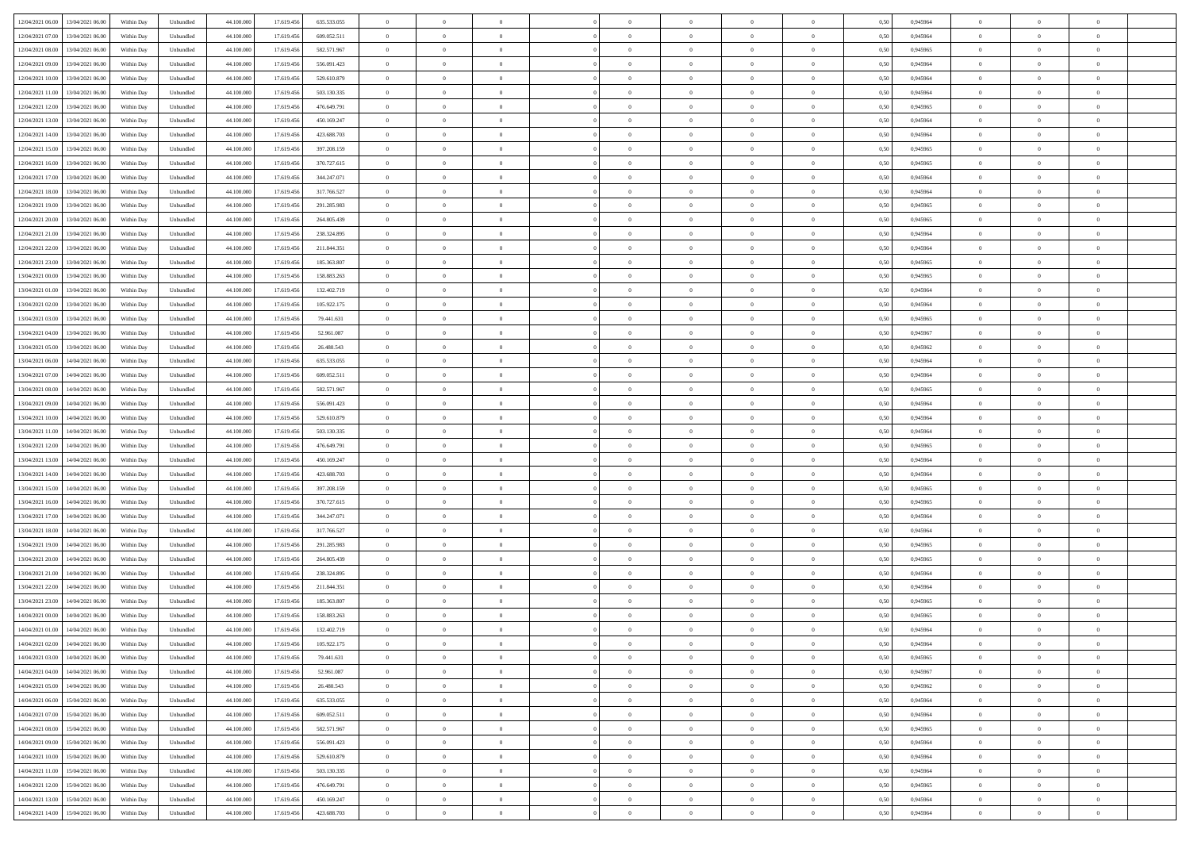| | | | | | | | | | | | | | | | | | | | | | |
|---|---|---|---|---|---|---|---|---|---|---|---|---|---|---|---|---|---|---|---|---|---|
| 12/04/2021 06.00 | 13/04/2021 06.00 | Within Day | Unbundled | 44.100.000 | 17.619.456 | 635.533.055 | 0 | 0 | 0 | | 0 | 0 | 0 | 0 | 0,50 | 0,945964 | 0 | 0 | 0 | |
| 12/04/2021 07.00 | 13/04/2021 06.00 | Within Day | Unbundled | 44.100.000 | 17.619.456 | 609.052.511 | 0 | 0 | 0 | | 0 | 0 | 0 | 0 | 0,50 | 0,945964 | 0 | 0 | 0 | |
| 12/04/2021 08.00 | 13/04/2021 06.00 | Within Day | Unbundled | 44.100.000 | 17.619.456 | 582.571.967 | 0 | 0 | 0 | | 0 | 0 | 0 | 0 | 0,50 | 0,945965 | 0 | 0 | 0 | |
| 12/04/2021 09.00 | 13/04/2021 06.00 | Within Day | Unbundled | 44.100.000 | 17.619.456 | 556.091.423 | 0 | 0 | 0 | | 0 | 0 | 0 | 0 | 0,50 | 0,945964 | 0 | 0 | 0 | |
| 12/04/2021 10.00 | 13/04/2021 06.00 | Within Day | Unbundled | 44.100.000 | 17.619.456 | 529.610.879 | 0 | 0 | 0 | | 0 | 0 | 0 | 0 | 0,50 | 0,945964 | 0 | 0 | 0 | |
| 12/04/2021 11.00 | 13/04/2021 06.00 | Within Day | Unbundled | 44.100.000 | 17.619.456 | 503.130.335 | 0 | 0 | 0 | | 0 | 0 | 0 | 0 | 0,50 | 0,945964 | 0 | 0 | 0 | |
| 12/04/2021 12.00 | 13/04/2021 06.00 | Within Day | Unbundled | 44.100.000 | 17.619.456 | 476.649.791 | 0 | 0 | 0 | | 0 | 0 | 0 | 0 | 0,50 | 0,945965 | 0 | 0 | 0 | |
| 12/04/2021 13.00 | 13/04/2021 06.00 | Within Day | Unbundled | 44.100.000 | 17.619.456 | 450.169.247 | 0 | 0 | 0 | | 0 | 0 | 0 | 0 | 0,50 | 0,945964 | 0 | 0 | 0 | |
| 12/04/2021 14.00 | 13/04/2021 06.00 | Within Day | Unbundled | 44.100.000 | 17.619.456 | 423.688.703 | 0 | 0 | 0 | | 0 | 0 | 0 | 0 | 0,50 | 0,945964 | 0 | 0 | 0 | |
| 12/04/2021 15.00 | 13/04/2021 06.00 | Within Day | Unbundled | 44.100.000 | 17.619.456 | 397.208.159 | 0 | 0 | 0 | | 0 | 0 | 0 | 0 | 0,50 | 0,945965 | 0 | 0 | 0 | |
| 12/04/2021 16.00 | 13/04/2021 06.00 | Within Day | Unbundled | 44.100.000 | 17.619.456 | 370.727.615 | 0 | 0 | 0 | | 0 | 0 | 0 | 0 | 0,50 | 0,945965 | 0 | 0 | 0 | |
| 12/04/2021 17.00 | 13/04/2021 06.00 | Within Day | Unbundled | 44.100.000 | 17.619.456 | 344.247.071 | 0 | 0 | 0 | | 0 | 0 | 0 | 0 | 0,50 | 0,945964 | 0 | 0 | 0 | |
| 12/04/2021 18.00 | 13/04/2021 06.00 | Within Day | Unbundled | 44.100.000 | 17.619.456 | 317.766.527 | 0 | 0 | 0 | | 0 | 0 | 0 | 0 | 0,50 | 0,945964 | 0 | 0 | 0 | |
| 12/04/2021 19.00 | 13/04/2021 06.00 | Within Day | Unbundled | 44.100.000 | 17.619.456 | 291.285.983 | 0 | 0 | 0 | | 0 | 0 | 0 | 0 | 0,50 | 0,945965 | 0 | 0 | 0 | |
| 12/04/2021 20.00 | 13/04/2021 06.00 | Within Day | Unbundled | 44.100.000 | 17.619.456 | 264.805.439 | 0 | 0 | 0 | | 0 | 0 | 0 | 0 | 0,50 | 0,945965 | 0 | 0 | 0 | |
| 12/04/2021 21.00 | 13/04/2021 06.00 | Within Day | Unbundled | 44.100.000 | 17.619.456 | 238.324.895 | 0 | 0 | 0 | | 0 | 0 | 0 | 0 | 0,50 | 0,945964 | 0 | 0 | 0 | |
| 12/04/2021 22.00 | 13/04/2021 06.00 | Within Day | Unbundled | 44.100.000 | 17.619.456 | 211.844.351 | 0 | 0 | 0 | | 0 | 0 | 0 | 0 | 0,50 | 0,945964 | 0 | 0 | 0 | |
| 12/04/2021 23.00 | 13/04/2021 06.00 | Within Day | Unbundled | 44.100.000 | 17.619.456 | 185.363.807 | 0 | 0 | 0 | | 0 | 0 | 0 | 0 | 0,50 | 0,945965 | 0 | 0 | 0 | |
| 13/04/2021 00.00 | 13/04/2021 06.00 | Within Day | Unbundled | 44.100.000 | 17.619.456 | 158.883.263 | 0 | 0 | 0 | | 0 | 0 | 0 | 0 | 0,50 | 0,945965 | 0 | 0 | 0 | |
| 13/04/2021 01.00 | 13/04/2021 06.00 | Within Day | Unbundled | 44.100.000 | 17.619.456 | 132.402.719 | 0 | 0 | 0 | | 0 | 0 | 0 | 0 | 0,50 | 0,945964 | 0 | 0 | 0 | |
| 13/04/2021 02.00 | 13/04/2021 06.00 | Within Day | Unbundled | 44.100.000 | 17.619.456 | 105.922.175 | 0 | 0 | 0 | | 0 | 0 | 0 | 0 | 0,50 | 0,945964 | 0 | 0 | 0 | |
| 13/04/2021 03.00 | 13/04/2021 06.00 | Within Day | Unbundled | 44.100.000 | 17.619.456 | 79.441.631 | 0 | 0 | 0 | | 0 | 0 | 0 | 0 | 0,50 | 0,945965 | 0 | 0 | 0 | |
| 13/04/2021 04.00 | 13/04/2021 06.00 | Within Day | Unbundled | 44.100.000 | 17.619.456 | 52.961.087 | 0 | 0 | 0 | | 0 | 0 | 0 | 0 | 0,50 | 0,945967 | 0 | 0 | 0 | |
| 13/04/2021 05.00 | 13/04/2021 06.00 | Within Day | Unbundled | 44.100.000 | 17.619.456 | 26.480.543 | 0 | 0 | 0 | | 0 | 0 | 0 | 0 | 0,50 | 0,945962 | 0 | 0 | 0 | |
| 13/04/2021 06.00 | 14/04/2021 06.00 | Within Day | Unbundled | 44.100.000 | 17.619.456 | 635.533.055 | 0 | 0 | 0 | | 0 | 0 | 0 | 0 | 0,50 | 0,945964 | 0 | 0 | 0 | |
| 13/04/2021 07.00 | 14/04/2021 06.00 | Within Day | Unbundled | 44.100.000 | 17.619.456 | 609.052.511 | 0 | 0 | 0 | | 0 | 0 | 0 | 0 | 0,50 | 0,945964 | 0 | 0 | 0 | |
| 13/04/2021 08.00 | 14/04/2021 06.00 | Within Day | Unbundled | 44.100.000 | 17.619.456 | 582.571.967 | 0 | 0 | 0 | | 0 | 0 | 0 | 0 | 0,50 | 0,945965 | 0 | 0 | 0 | |
| 13/04/2021 09.00 | 14/04/2021 06.00 | Within Day | Unbundled | 44.100.000 | 17.619.456 | 556.091.423 | 0 | 0 | 0 | | 0 | 0 | 0 | 0 | 0,50 | 0,945964 | 0 | 0 | 0 | |
| 13/04/2021 10.00 | 14/04/2021 06.00 | Within Day | Unbundled | 44.100.000 | 17.619.456 | 529.610.879 | 0 | 0 | 0 | | 0 | 0 | 0 | 0 | 0,50 | 0,945964 | 0 | 0 | 0 | |
| 13/04/2021 11.00 | 14/04/2021 06.00 | Within Day | Unbundled | 44.100.000 | 17.619.456 | 503.130.335 | 0 | 0 | 0 | | 0 | 0 | 0 | 0 | 0,50 | 0,945964 | 0 | 0 | 0 | |
| 13/04/2021 12.00 | 14/04/2021 06.00 | Within Day | Unbundled | 44.100.000 | 17.619.456 | 476.649.791 | 0 | 0 | 0 | | 0 | 0 | 0 | 0 | 0,50 | 0,945965 | 0 | 0 | 0 | |
| 13/04/2021 13.00 | 14/04/2021 06.00 | Within Day | Unbundled | 44.100.000 | 17.619.456 | 450.169.247 | 0 | 0 | 0 | | 0 | 0 | 0 | 0 | 0,50 | 0,945964 | 0 | 0 | 0 | |
| 13/04/2021 14.00 | 14/04/2021 06.00 | Within Day | Unbundled | 44.100.000 | 17.619.456 | 423.688.703 | 0 | 0 | 0 | | 0 | 0 | 0 | 0 | 0,50 | 0,945964 | 0 | 0 | 0 | |
| 13/04/2021 15.00 | 14/04/2021 06.00 | Within Day | Unbundled | 44.100.000 | 17.619.456 | 397.208.159 | 0 | 0 | 0 | | 0 | 0 | 0 | 0 | 0,50 | 0,945965 | 0 | 0 | 0 | |
| 13/04/2021 16.00 | 14/04/2021 06.00 | Within Day | Unbundled | 44.100.000 | 17.619.456 | 370.727.615 | 0 | 0 | 0 | | 0 | 0 | 0 | 0 | 0,50 | 0,945965 | 0 | 0 | 0 | |
| 13/04/2021 17.00 | 14/04/2021 06.00 | Within Day | Unbundled | 44.100.000 | 17.619.456 | 344.247.071 | 0 | 0 | 0 | | 0 | 0 | 0 | 0 | 0,50 | 0,945964 | 0 | 0 | 0 | |
| 13/04/2021 18.00 | 14/04/2021 06.00 | Within Day | Unbundled | 44.100.000 | 17.619.456 | 317.766.527 | 0 | 0 | 0 | | 0 | 0 | 0 | 0 | 0,50 | 0,945964 | 0 | 0 | 0 | |
| 13/04/2021 19.00 | 14/04/2021 06.00 | Within Day | Unbundled | 44.100.000 | 17.619.456 | 291.285.983 | 0 | 0 | 0 | | 0 | 0 | 0 | 0 | 0,50 | 0,945965 | 0 | 0 | 0 | |
| 13/04/2021 20.00 | 14/04/2021 06.00 | Within Day | Unbundled | 44.100.000 | 17.619.456 | 264.805.439 | 0 | 0 | 0 | | 0 | 0 | 0 | 0 | 0,50 | 0,945965 | 0 | 0 | 0 | |
| 13/04/2021 21.00 | 14/04/2021 06.00 | Within Day | Unbundled | 44.100.000 | 17.619.456 | 238.324.895 | 0 | 0 | 0 | | 0 | 0 | 0 | 0 | 0,50 | 0,945964 | 0 | 0 | 0 | |
| 13/04/2021 22.00 | 14/04/2021 06.00 | Within Day | Unbundled | 44.100.000 | 17.619.456 | 211.844.351 | 0 | 0 | 0 | | 0 | 0 | 0 | 0 | 0,50 | 0,945964 | 0 | 0 | 0 | |
| 13/04/2021 23.00 | 14/04/2021 06.00 | Within Day | Unbundled | 44.100.000 | 17.619.456 | 185.363.807 | 0 | 0 | 0 | | 0 | 0 | 0 | 0 | 0,50 | 0,945965 | 0 | 0 | 0 | |
| 14/04/2021 00.00 | 14/04/2021 06.00 | Within Day | Unbundled | 44.100.000 | 17.619.456 | 158.883.263 | 0 | 0 | 0 | | 0 | 0 | 0 | 0 | 0,50 | 0,945965 | 0 | 0 | 0 | |
| 14/04/2021 01.00 | 14/04/2021 06.00 | Within Day | Unbundled | 44.100.000 | 17.619.456 | 132.402.719 | 0 | 0 | 0 | | 0 | 0 | 0 | 0 | 0,50 | 0,945964 | 0 | 0 | 0 | |
| 14/04/2021 02.00 | 14/04/2021 06.00 | Within Day | Unbundled | 44.100.000 | 17.619.456 | 105.922.175 | 0 | 0 | 0 | | 0 | 0 | 0 | 0 | 0,50 | 0,945964 | 0 | 0 | 0 | |
| 14/04/2021 03.00 | 14/04/2021 06.00 | Within Day | Unbundled | 44.100.000 | 17.619.456 | 79.441.631 | 0 | 0 | 0 | | 0 | 0 | 0 | 0 | 0,50 | 0,945965 | 0 | 0 | 0 | |
| 14/04/2021 04.00 | 14/04/2021 06.00 | Within Day | Unbundled | 44.100.000 | 17.619.456 | 52.961.087 | 0 | 0 | 0 | | 0 | 0 | 0 | 0 | 0,50 | 0,945967 | 0 | 0 | 0 | |
| 14/04/2021 05.00 | 14/04/2021 06.00 | Within Day | Unbundled | 44.100.000 | 17.619.456 | 26.480.543 | 0 | 0 | 0 | | 0 | 0 | 0 | 0 | 0,50 | 0,945962 | 0 | 0 | 0 | |
| 14/04/2021 06.00 | 15/04/2021 06.00 | Within Day | Unbundled | 44.100.000 | 17.619.456 | 635.533.055 | 0 | 0 | 0 | | 0 | 0 | 0 | 0 | 0,50 | 0,945964 | 0 | 0 | 0 | |
| 14/04/2021 07.00 | 15/04/2021 06.00 | Within Day | Unbundled | 44.100.000 | 17.619.456 | 609.052.511 | 0 | 0 | 0 | | 0 | 0 | 0 | 0 | 0,50 | 0,945964 | 0 | 0 | 0 | |
| 14/04/2021 08.00 | 15/04/2021 06.00 | Within Day | Unbundled | 44.100.000 | 17.619.456 | 582.571.967 | 0 | 0 | 0 | | 0 | 0 | 0 | 0 | 0,50 | 0,945965 | 0 | 0 | 0 | |
| 14/04/2021 09.00 | 15/04/2021 06.00 | Within Day | Unbundled | 44.100.000 | 17.619.456 | 556.091.423 | 0 | 0 | 0 | | 0 | 0 | 0 | 0 | 0,50 | 0,945964 | 0 | 0 | 0 | |
| 14/04/2021 10.00 | 15/04/2021 06.00 | Within Day | Unbundled | 44.100.000 | 17.619.456 | 529.610.879 | 0 | 0 | 0 | | 0 | 0 | 0 | 0 | 0,50 | 0,945964 | 0 | 0 | 0 | |
| 14/04/2021 11.00 | 15/04/2021 06.00 | Within Day | Unbundled | 44.100.000 | 17.619.456 | 503.130.335 | 0 | 0 | 0 | | 0 | 0 | 0 | 0 | 0,50 | 0,945964 | 0 | 0 | 0 | |
| 14/04/2021 12.00 | 15/04/2021 06.00 | Within Day | Unbundled | 44.100.000 | 17.619.456 | 476.649.791 | 0 | 0 | 0 | | 0 | 0 | 0 | 0 | 0,50 | 0,945965 | 0 | 0 | 0 | |
| 14/04/2021 13.00 | 15/04/2021 06.00 | Within Day | Unbundled | 44.100.000 | 17.619.456 | 450.169.247 | 0 | 0 | 0 | | 0 | 0 | 0 | 0 | 0,50 | 0,945964 | 0 | 0 | 0 | |
| 14/04/2021 14.00 | 15/04/2021 06.00 | Within Day | Unbundled | 44.100.000 | 17.619.456 | 423.688.703 | 0 | 0 | 0 | | 0 | 0 | 0 | 0 | 0,50 | 0,945964 | 0 | 0 | 0 | |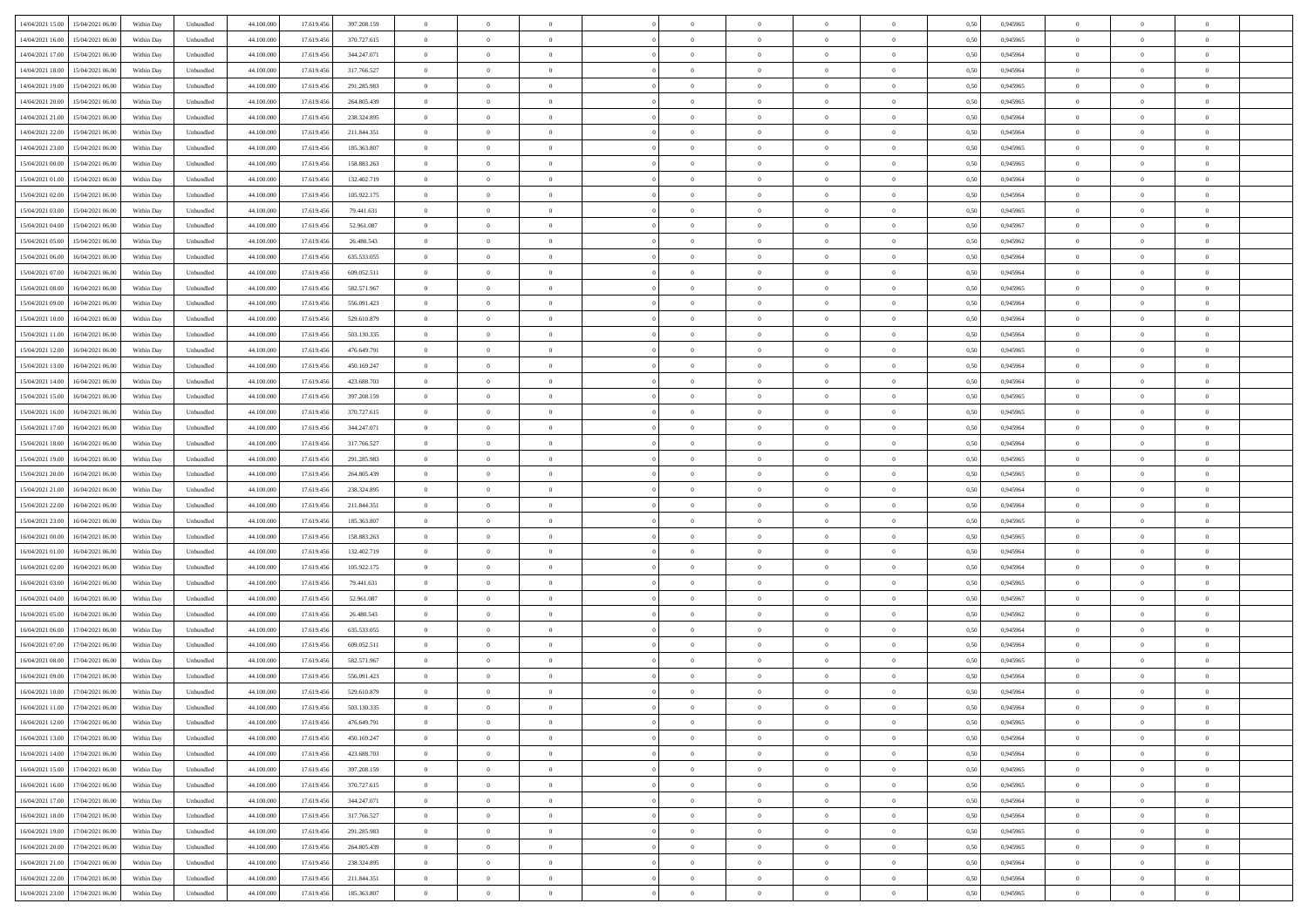| | | | | | | | | | | | | | | | | | | | | | |
|---|---|---|---|---|---|---|---|---|---|---|---|---|---|---|---|---|---|---|---|---|---|
| 14/04/2021 15.00 | 15/04/2021 06.00 | Within Day | Unbundled | 44.100.000 | 17.619.456 | 397.208.159 | 0 | 0 | 0 | | 0 | 0 | 0 | 0 | 0 | 0,50 | 0,945965 | 0 | 0 | 0 | |
| 14/04/2021 16.00 | 15/04/2021 06.00 | Within Day | Unbundled | 44.100.000 | 17.619.456 | 370.727.615 | 0 | 0 | 0 | | 0 | 0 | 0 | 0 | 0 | 0,50 | 0,945965 | 0 | 0 | 0 | |
| 14/04/2021 17.00 | 15/04/2021 06.00 | Within Day | Unbundled | 44.100.000 | 17.619.456 | 344.247.071 | 0 | 0 | 0 | | 0 | 0 | 0 | 0 | 0 | 0,50 | 0,945964 | 0 | 0 | 0 | |
| 14/04/2021 18.00 | 15/04/2021 06.00 | Within Day | Unbundled | 44.100.000 | 17.619.456 | 317.766.527 | 0 | 0 | 0 | | 0 | 0 | 0 | 0 | 0 | 0,50 | 0,945964 | 0 | 0 | 0 | |
| 14/04/2021 19.00 | 15/04/2021 06.00 | Within Day | Unbundled | 44.100.000 | 17.619.456 | 291.285.983 | 0 | 0 | 0 | | 0 | 0 | 0 | 0 | 0 | 0,50 | 0,945965 | 0 | 0 | 0 | |
| 14/04/2021 20.00 | 15/04/2021 06.00 | Within Day | Unbundled | 44.100.000 | 17.619.456 | 264.805.439 | 0 | 0 | 0 | | 0 | 0 | 0 | 0 | 0 | 0,50 | 0,945965 | 0 | 0 | 0 | |
| 14/04/2021 21.00 | 15/04/2021 06.00 | Within Day | Unbundled | 44.100.000 | 17.619.456 | 238.324.895 | 0 | 0 | 0 | | 0 | 0 | 0 | 0 | 0 | 0,50 | 0,945964 | 0 | 0 | 0 | |
| 14/04/2021 22.00 | 15/04/2021 06.00 | Within Day | Unbundled | 44.100.000 | 17.619.456 | 211.844.351 | 0 | 0 | 0 | | 0 | 0 | 0 | 0 | 0 | 0,50 | 0,945964 | 0 | 0 | 0 | |
| 14/04/2021 23.00 | 15/04/2021 06.00 | Within Day | Unbundled | 44.100.000 | 17.619.456 | 185.363.807 | 0 | 0 | 0 | | 0 | 0 | 0 | 0 | 0 | 0,50 | 0,945965 | 0 | 0 | 0 | |
| 15/04/2021 00.00 | 15/04/2021 06.00 | Within Day | Unbundled | 44.100.000 | 17.619.456 | 158.883.263 | 0 | 0 | 0 | | 0 | 0 | 0 | 0 | 0 | 0,50 | 0,945965 | 0 | 0 | 0 | |
| 15/04/2021 01.00 | 15/04/2021 06.00 | Within Day | Unbundled | 44.100.000 | 17.619.456 | 132.402.719 | 0 | 0 | 0 | | 0 | 0 | 0 | 0 | 0 | 0,50 | 0,945964 | 0 | 0 | 0 | |
| 15/04/2021 02.00 | 15/04/2021 06.00 | Within Day | Unbundled | 44.100.000 | 17.619.456 | 105.922.175 | 0 | 0 | 0 | | 0 | 0 | 0 | 0 | 0 | 0,50 | 0,945964 | 0 | 0 | 0 | |
| 15/04/2021 03.00 | 15/04/2021 06.00 | Within Day | Unbundled | 44.100.000 | 17.619.456 | 79.441.631 | 0 | 0 | 0 | | 0 | 0 | 0 | 0 | 0 | 0,50 | 0,945965 | 0 | 0 | 0 | |
| 15/04/2021 04.00 | 15/04/2021 06.00 | Within Day | Unbundled | 44.100.000 | 17.619.456 | 52.961.087 | 0 | 0 | 0 | | 0 | 0 | 0 | 0 | 0 | 0,50 | 0,945967 | 0 | 0 | 0 | |
| 15/04/2021 05.00 | 15/04/2021 06.00 | Within Day | Unbundled | 44.100.000 | 17.619.456 | 26.480.543 | 0 | 0 | 0 | | 0 | 0 | 0 | 0 | 0 | 0,50 | 0,945962 | 0 | 0 | 0 | |
| 15/04/2021 06.00 | 16/04/2021 06.00 | Within Day | Unbundled | 44.100.000 | 17.619.456 | 635.533.055 | 0 | 0 | 0 | | 0 | 0 | 0 | 0 | 0 | 0,50 | 0,945964 | 0 | 0 | 0 | |
| 15/04/2021 07.00 | 16/04/2021 06.00 | Within Day | Unbundled | 44.100.000 | 17.619.456 | 609.052.511 | 0 | 0 | 0 | | 0 | 0 | 0 | 0 | 0 | 0,50 | 0,945964 | 0 | 0 | 0 | |
| 15/04/2021 08.00 | 16/04/2021 06.00 | Within Day | Unbundled | 44.100.000 | 17.619.456 | 582.571.967 | 0 | 0 | 0 | | 0 | 0 | 0 | 0 | 0 | 0,50 | 0,945965 | 0 | 0 | 0 | |
| 15/04/2021 09.00 | 16/04/2021 06.00 | Within Day | Unbundled | 44.100.000 | 17.619.456 | 556.091.423 | 0 | 0 | 0 | | 0 | 0 | 0 | 0 | 0 | 0,50 | 0,945964 | 0 | 0 | 0 | |
| 15/04/2021 10.00 | 16/04/2021 06.00 | Within Day | Unbundled | 44.100.000 | 17.619.456 | 529.610.879 | 0 | 0 | 0 | | 0 | 0 | 0 | 0 | 0 | 0,50 | 0,945964 | 0 | 0 | 0 | |
| 15/04/2021 11.00 | 16/04/2021 06.00 | Within Day | Unbundled | 44.100.000 | 17.619.456 | 503.130.335 | 0 | 0 | 0 | | 0 | 0 | 0 | 0 | 0 | 0,50 | 0,945964 | 0 | 0 | 0 | |
| 15/04/2021 12.00 | 16/04/2021 06.00 | Within Day | Unbundled | 44.100.000 | 17.619.456 | 476.649.791 | 0 | 0 | 0 | | 0 | 0 | 0 | 0 | 0 | 0,50 | 0,945965 | 0 | 0 | 0 | |
| 15/04/2021 13.00 | 16/04/2021 06.00 | Within Day | Unbundled | 44.100.000 | 17.619.456 | 450.169.247 | 0 | 0 | 0 | | 0 | 0 | 0 | 0 | 0 | 0,50 | 0,945964 | 0 | 0 | 0 | |
| 15/04/2021 14.00 | 16/04/2021 06.00 | Within Day | Unbundled | 44.100.000 | 17.619.456 | 423.688.703 | 0 | 0 | 0 | | 0 | 0 | 0 | 0 | 0 | 0,50 | 0,945964 | 0 | 0 | 0 | |
| 15/04/2021 15.00 | 16/04/2021 06.00 | Within Day | Unbundled | 44.100.000 | 17.619.456 | 397.208.159 | 0 | 0 | 0 | | 0 | 0 | 0 | 0 | 0 | 0,50 | 0,945965 | 0 | 0 | 0 | |
| 15/04/2021 16.00 | 16/04/2021 06.00 | Within Day | Unbundled | 44.100.000 | 17.619.456 | 370.727.615 | 0 | 0 | 0 | | 0 | 0 | 0 | 0 | 0 | 0,50 | 0,945965 | 0 | 0 | 0 | |
| 15/04/2021 17.00 | 16/04/2021 06.00 | Within Day | Unbundled | 44.100.000 | 17.619.456 | 344.247.071 | 0 | 0 | 0 | | 0 | 0 | 0 | 0 | 0 | 0,50 | 0,945964 | 0 | 0 | 0 | |
| 15/04/2021 18.00 | 16/04/2021 06.00 | Within Day | Unbundled | 44.100.000 | 17.619.456 | 317.766.527 | 0 | 0 | 0 | | 0 | 0 | 0 | 0 | 0 | 0,50 | 0,945964 | 0 | 0 | 0 | |
| 15/04/2021 19.00 | 16/04/2021 06.00 | Within Day | Unbundled | 44.100.000 | 17.619.456 | 291.285.983 | 0 | 0 | 0 | | 0 | 0 | 0 | 0 | 0 | 0,50 | 0,945965 | 0 | 0 | 0 | |
| 15/04/2021 20.00 | 16/04/2021 06.00 | Within Day | Unbundled | 44.100.000 | 17.619.456 | 264.805.439 | 0 | 0 | 0 | | 0 | 0 | 0 | 0 | 0 | 0,50 | 0,945965 | 0 | 0 | 0 | |
| 15/04/2021 21.00 | 16/04/2021 06.00 | Within Day | Unbundled | 44.100.000 | 17.619.456 | 238.324.895 | 0 | 0 | 0 | | 0 | 0 | 0 | 0 | 0 | 0,50 | 0,945964 | 0 | 0 | 0 | |
| 15/04/2021 22.00 | 16/04/2021 06.00 | Within Day | Unbundled | 44.100.000 | 17.619.456 | 211.844.351 | 0 | 0 | 0 | | 0 | 0 | 0 | 0 | 0 | 0,50 | 0,945964 | 0 | 0 | 0 | |
| 15/04/2021 23.00 | 16/04/2021 06.00 | Within Day | Unbundled | 44.100.000 | 17.619.456 | 185.363.807 | 0 | 0 | 0 | | 0 | 0 | 0 | 0 | 0 | 0,50 | 0,945965 | 0 | 0 | 0 | |
| 16/04/2021 00.00 | 16/04/2021 06.00 | Within Day | Unbundled | 44.100.000 | 17.619.456 | 158.883.263 | 0 | 0 | 0 | | 0 | 0 | 0 | 0 | 0 | 0,50 | 0,945965 | 0 | 0 | 0 | |
| 16/04/2021 01.00 | 16/04/2021 06.00 | Within Day | Unbundled | 44.100.000 | 17.619.456 | 132.402.719 | 0 | 0 | 0 | | 0 | 0 | 0 | 0 | 0 | 0,50 | 0,945964 | 0 | 0 | 0 | |
| 16/04/2021 02.00 | 16/04/2021 06.00 | Within Day | Unbundled | 44.100.000 | 17.619.456 | 105.922.175 | 0 | 0 | 0 | | 0 | 0 | 0 | 0 | 0 | 0,50 | 0,945964 | 0 | 0 | 0 | |
| 16/04/2021 03.00 | 16/04/2021 06.00 | Within Day | Unbundled | 44.100.000 | 17.619.456 | 79.441.631 | 0 | 0 | 0 | | 0 | 0 | 0 | 0 | 0 | 0,50 | 0,945965 | 0 | 0 | 0 | |
| 16/04/2021 04.00 | 16/04/2021 06.00 | Within Day | Unbundled | 44.100.000 | 17.619.456 | 52.961.087 | 0 | 0 | 0 | | 0 | 0 | 0 | 0 | 0 | 0,50 | 0,945967 | 0 | 0 | 0 | |
| 16/04/2021 05.00 | 16/04/2021 06.00 | Within Day | Unbundled | 44.100.000 | 17.619.456 | 26.480.543 | 0 | 0 | 0 | | 0 | 0 | 0 | 0 | 0 | 0,50 | 0,945962 | 0 | 0 | 0 | |
| 16/04/2021 06.00 | 17/04/2021 06.00 | Within Day | Unbundled | 44.100.000 | 17.619.456 | 635.533.055 | 0 | 0 | 0 | | 0 | 0 | 0 | 0 | 0 | 0,50 | 0,945964 | 0 | 0 | 0 | |
| 16/04/2021 07.00 | 17/04/2021 06.00 | Within Day | Unbundled | 44.100.000 | 17.619.456 | 609.052.511 | 0 | 0 | 0 | | 0 | 0 | 0 | 0 | 0 | 0,50 | 0,945964 | 0 | 0 | 0 | |
| 16/04/2021 08.00 | 17/04/2021 06.00 | Within Day | Unbundled | 44.100.000 | 17.619.456 | 582.571.967 | 0 | 0 | 0 | | 0 | 0 | 0 | 0 | 0 | 0,50 | 0,945965 | 0 | 0 | 0 | |
| 16/04/2021 09.00 | 17/04/2021 06.00 | Within Day | Unbundled | 44.100.000 | 17.619.456 | 556.091.423 | 0 | 0 | 0 | | 0 | 0 | 0 | 0 | 0 | 0,50 | 0,945964 | 0 | 0 | 0 | |
| 16/04/2021 10.00 | 17/04/2021 06.00 | Within Day | Unbundled | 44.100.000 | 17.619.456 | 529.610.879 | 0 | 0 | 0 | | 0 | 0 | 0 | 0 | 0 | 0,50 | 0,945964 | 0 | 0 | 0 | |
| 16/04/2021 11.00 | 17/04/2021 06.00 | Within Day | Unbundled | 44.100.000 | 17.619.456 | 503.130.335 | 0 | 0 | 0 | | 0 | 0 | 0 | 0 | 0 | 0,50 | 0,945964 | 0 | 0 | 0 | |
| 16/04/2021 12.00 | 17/04/2021 06.00 | Within Day | Unbundled | 44.100.000 | 17.619.456 | 476.649.791 | 0 | 0 | 0 | | 0 | 0 | 0 | 0 | 0 | 0,50 | 0,945965 | 0 | 0 | 0 | |
| 16/04/2021 13.00 | 17/04/2021 06.00 | Within Day | Unbundled | 44.100.000 | 17.619.456 | 450.169.247 | 0 | 0 | 0 | | 0 | 0 | 0 | 0 | 0 | 0,50 | 0,945964 | 0 | 0 | 0 | |
| 16/04/2021 14.00 | 17/04/2021 06.00 | Within Day | Unbundled | 44.100.000 | 17.619.456 | 423.688.703 | 0 | 0 | 0 | | 0 | 0 | 0 | 0 | 0 | 0,50 | 0,945964 | 0 | 0 | 0 | |
| 16/04/2021 15.00 | 17/04/2021 06.00 | Within Day | Unbundled | 44.100.000 | 17.619.456 | 397.208.159 | 0 | 0 | 0 | | 0 | 0 | 0 | 0 | 0 | 0,50 | 0,945965 | 0 | 0 | 0 | |
| 16/04/2021 16.00 | 17/04/2021 06.00 | Within Day | Unbundled | 44.100.000 | 17.619.456 | 370.727.615 | 0 | 0 | 0 | | 0 | 0 | 0 | 0 | 0 | 0,50 | 0,945965 | 0 | 0 | 0 | |
| 16/04/2021 17.00 | 17/04/2021 06.00 | Within Day | Unbundled | 44.100.000 | 17.619.456 | 344.247.071 | 0 | 0 | 0 | | 0 | 0 | 0 | 0 | 0 | 0,50 | 0,945964 | 0 | 0 | 0 | |
| 16/04/2021 18.00 | 17/04/2021 06.00 | Within Day | Unbundled | 44.100.000 | 17.619.456 | 317.766.527 | 0 | 0 | 0 | | 0 | 0 | 0 | 0 | 0 | 0,50 | 0,945964 | 0 | 0 | 0 | |
| 16/04/2021 19.00 | 17/04/2021 06.00 | Within Day | Unbundled | 44.100.000 | 17.619.456 | 291.285.983 | 0 | 0 | 0 | | 0 | 0 | 0 | 0 | 0 | 0,50 | 0,945965 | 0 | 0 | 0 | |
| 16/04/2021 20.00 | 17/04/2021 06.00 | Within Day | Unbundled | 44.100.000 | 17.619.456 | 264.805.439 | 0 | 0 | 0 | | 0 | 0 | 0 | 0 | 0 | 0,50 | 0,945965 | 0 | 0 | 0 | |
| 16/04/2021 21.00 | 17/04/2021 06.00 | Within Day | Unbundled | 44.100.000 | 17.619.456 | 238.324.895 | 0 | 0 | 0 | | 0 | 0 | 0 | 0 | 0 | 0,50 | 0,945964 | 0 | 0 | 0 | |
| 16/04/2021 22.00 | 17/04/2021 06.00 | Within Day | Unbundled | 44.100.000 | 17.619.456 | 211.844.351 | 0 | 0 | 0 | | 0 | 0 | 0 | 0 | 0 | 0,50 | 0,945964 | 0 | 0 | 0 | |
| 16/04/2021 23.00 | 17/04/2021 06.00 | Within Day | Unbundled | 44.100.000 | 17.619.456 | 185.363.807 | 0 | 0 | 0 | | 0 | 0 | 0 | 0 | 0 | 0,50 | 0,945965 | 0 | 0 | 0 | |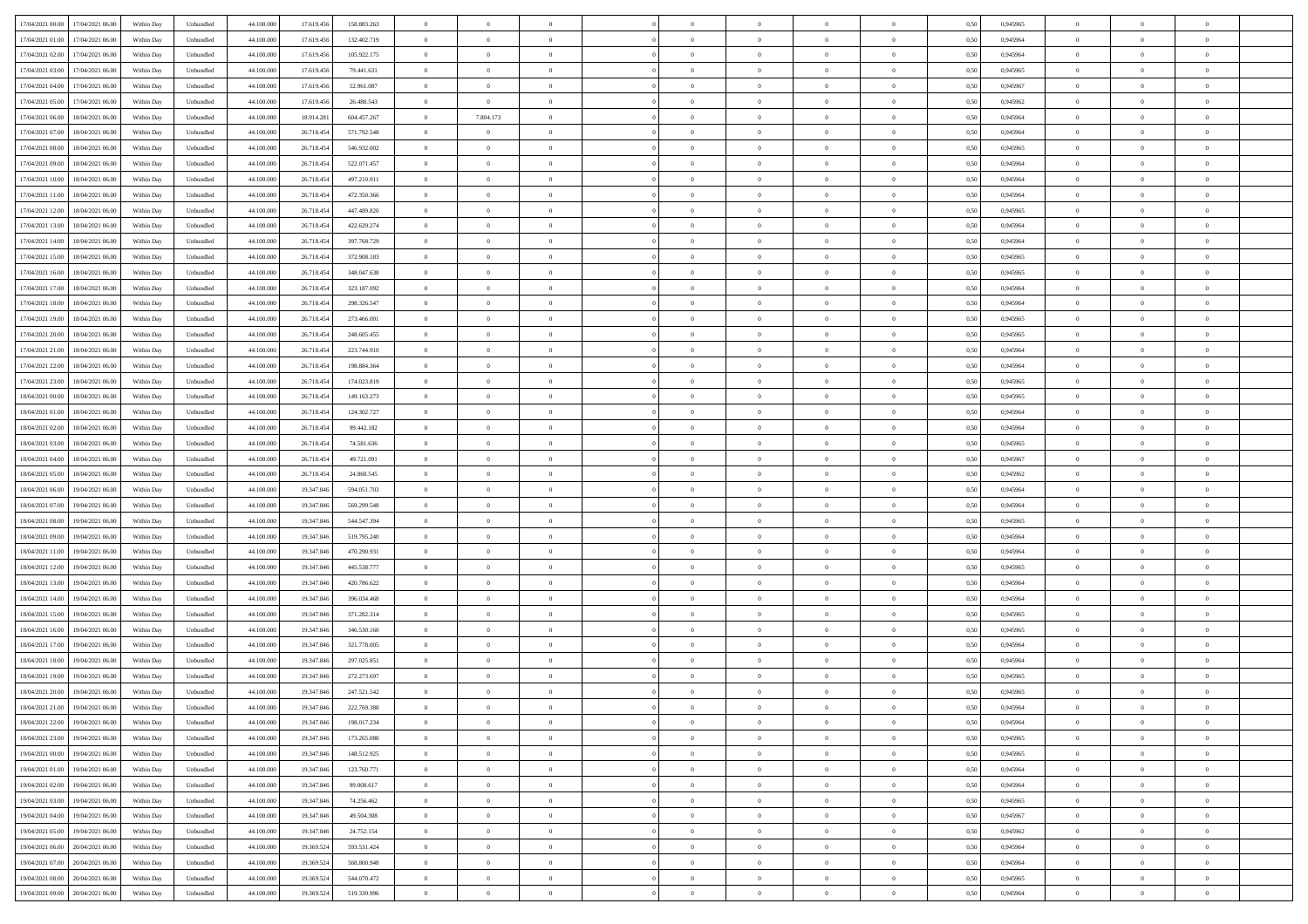| | | | | | | | | | | | | | | | | | | | | |
|---|---|---|---|---|---|---|---|---|---|---|---|---|---|---|---|---|---|---|---|---|
| 17/04/2021 00.00 | 17/04/2021 06.00 | Within Day | Unbundled | 44.100.000 | 17.619.456 | 158.883.263 | 0 | 0 | 0 | | 0 | 0 | 0 | 0 | 0,50 | 0,945965 | 0 | 0 | 0 | |
| 17/04/2021 01.00 | 17/04/2021 06.00 | Within Day | Unbundled | 44.100.000 | 17.619.456 | 132.402.719 | 0 | 0 | 0 | | 0 | 0 | 0 | 0 | 0,50 | 0,945964 | 0 | 0 | 0 | |
| 17/04/2021 02.00 | 17/04/2021 06.00 | Within Day | Unbundled | 44.100.000 | 17.619.456 | 105.922.175 | 0 | 0 | 0 | | 0 | 0 | 0 | 0 | 0,50 | 0,945964 | 0 | 0 | 0 | |
| 17/04/2021 03.00 | 17/04/2021 06.00 | Within Day | Unbundled | 44.100.000 | 17.619.456 | 79.441.631 | 0 | 0 | 0 | | 0 | 0 | 0 | 0 | 0,50 | 0,945965 | 0 | 0 | 0 | |
| 17/04/2021 04.00 | 17/04/2021 06.00 | Within Day | Unbundled | 44.100.000 | 17.619.456 | 52.961.087 | 0 | 0 | 0 | | 0 | 0 | 0 | 0 | 0,50 | 0,945967 | 0 | 0 | 0 | |
| 17/04/2021 05.00 | 17/04/2021 06.00 | Within Day | Unbundled | 44.100.000 | 17.619.456 | 26.480.543 | 0 | 0 | 0 | | 0 | 0 | 0 | 0 | 0,50 | 0,945962 | 0 | 0 | 0 | |
| 17/04/2021 06.00 | 18/04/2021 06.00 | Within Day | Unbundled | 44.100.000 | 18.914.281 | 604.457.267 | 0 | 7.804.173 | 0 | | 0 | 0 | 0 | 0 | 0,50 | 0,945964 | 0 | 0 | 0 | |
| 17/04/2021 07.00 | 18/04/2021 06.00 | Within Day | Unbundled | 44.100.000 | 26.718.454 | 571.792.548 | 0 | 0 | 0 | | 0 | 0 | 0 | 0 | 0,50 | 0,945964 | 0 | 0 | 0 | |
| 17/04/2021 08.00 | 18/04/2021 06.00 | Within Day | Unbundled | 44.100.000 | 26.718.454 | 546.932.002 | 0 | 0 | 0 | | 0 | 0 | 0 | 0 | 0,50 | 0,945965 | 0 | 0 | 0 | |
| 17/04/2021 09.00 | 18/04/2021 06.00 | Within Day | Unbundled | 44.100.000 | 26.718.454 | 522.071.457 | 0 | 0 | 0 | | 0 | 0 | 0 | 0 | 0,50 | 0,945964 | 0 | 0 | 0 | |
| 17/04/2021 10.00 | 18/04/2021 06.00 | Within Day | Unbundled | 44.100.000 | 26.718.454 | 497.210.911 | 0 | 0 | 0 | | 0 | 0 | 0 | 0 | 0,50 | 0,945964 | 0 | 0 | 0 | |
| 17/04/2021 11.00 | 18/04/2021 06.00 | Within Day | Unbundled | 44.100.000 | 26.718.454 | 472.350.366 | 0 | 0 | 0 | | 0 | 0 | 0 | 0 | 0,50 | 0,945964 | 0 | 0 | 0 | |
| 17/04/2021 12.00 | 18/04/2021 06.00 | Within Day | Unbundled | 44.100.000 | 26.718.454 | 447.489.820 | 0 | 0 | 0 | | 0 | 0 | 0 | 0 | 0,50 | 0,945965 | 0 | 0 | 0 | |
| 17/04/2021 13.00 | 18/04/2021 06.00 | Within Day | Unbundled | 44.100.000 | 26.718.454 | 422.629.274 | 0 | 0 | 0 | | 0 | 0 | 0 | 0 | 0,50 | 0,945964 | 0 | 0 | 0 | |
| 17/04/2021 14.00 | 18/04/2021 06.00 | Within Day | Unbundled | 44.100.000 | 26.718.454 | 397.768.729 | 0 | 0 | 0 | | 0 | 0 | 0 | 0 | 0,50 | 0,945964 | 0 | 0 | 0 | |
| 17/04/2021 15.00 | 18/04/2021 06.00 | Within Day | Unbundled | 44.100.000 | 26.718.454 | 372.908.183 | 0 | 0 | 0 | | 0 | 0 | 0 | 0 | 0,50 | 0,945965 | 0 | 0 | 0 | |
| 17/04/2021 16.00 | 18/04/2021 06.00 | Within Day | Unbundled | 44.100.000 | 26.718.454 | 348.047.638 | 0 | 0 | 0 | | 0 | 0 | 0 | 0 | 0,50 | 0,945965 | 0 | 0 | 0 | |
| 17/04/2021 17.00 | 18/04/2021 06.00 | Within Day | Unbundled | 44.100.000 | 26.718.454 | 323.187.092 | 0 | 0 | 0 | | 0 | 0 | 0 | 0 | 0,50 | 0,945964 | 0 | 0 | 0 | |
| 17/04/2021 18.00 | 18/04/2021 06.00 | Within Day | Unbundled | 44.100.000 | 26.718.454 | 298.326.547 | 0 | 0 | 0 | | 0 | 0 | 0 | 0 | 0,50 | 0,945964 | 0 | 0 | 0 | |
| 17/04/2021 19.00 | 18/04/2021 06.00 | Within Day | Unbundled | 44.100.000 | 26.718.454 | 273.466.001 | 0 | 0 | 0 | | 0 | 0 | 0 | 0 | 0,50 | 0,945965 | 0 | 0 | 0 | |
| 17/04/2021 20.00 | 18/04/2021 06.00 | Within Day | Unbundled | 44.100.000 | 26.718.454 | 248.605.455 | 0 | 0 | 0 | | 0 | 0 | 0 | 0 | 0,50 | 0,945965 | 0 | 0 | 0 | |
| 17/04/2021 21.00 | 18/04/2021 06.00 | Within Day | Unbundled | 44.100.000 | 26.718.454 | 223.744.910 | 0 | 0 | 0 | | 0 | 0 | 0 | 0 | 0,50 | 0,945964 | 0 | 0 | 0 | |
| 17/04/2021 22.00 | 18/04/2021 06.00 | Within Day | Unbundled | 44.100.000 | 26.718.454 | 198.884.364 | 0 | 0 | 0 | | 0 | 0 | 0 | 0 | 0,50 | 0,945964 | 0 | 0 | 0 | |
| 17/04/2021 23.00 | 18/04/2021 06.00 | Within Day | Unbundled | 44.100.000 | 26.718.454 | 174.023.819 | 0 | 0 | 0 | | 0 | 0 | 0 | 0 | 0,50 | 0,945965 | 0 | 0 | 0 | |
| 18/04/2021 00.00 | 18/04/2021 06.00 | Within Day | Unbundled | 44.100.000 | 26.718.454 | 149.163.273 | 0 | 0 | 0 | | 0 | 0 | 0 | 0 | 0,50 | 0,945965 | 0 | 0 | 0 | |
| 18/04/2021 01.00 | 18/04/2021 06.00 | Within Day | Unbundled | 44.100.000 | 26.718.454 | 124.302.727 | 0 | 0 | 0 | | 0 | 0 | 0 | 0 | 0,50 | 0,945964 | 0 | 0 | 0 | |
| 18/04/2021 02.00 | 18/04/2021 06.00 | Within Day | Unbundled | 44.100.000 | 26.718.454 | 99.442.182 | 0 | 0 | 0 | | 0 | 0 | 0 | 0 | 0,50 | 0,945964 | 0 | 0 | 0 | |
| 18/04/2021 03.00 | 18/04/2021 06.00 | Within Day | Unbundled | 44.100.000 | 26.718.454 | 74.581.636 | 0 | 0 | 0 | | 0 | 0 | 0 | 0 | 0,50 | 0,945965 | 0 | 0 | 0 | |
| 18/04/2021 04.00 | 18/04/2021 06.00 | Within Day | Unbundled | 44.100.000 | 26.718.454 | 49.721.091 | 0 | 0 | 0 | | 0 | 0 | 0 | 0 | 0,50 | 0,945967 | 0 | 0 | 0 | |
| 18/04/2021 05.00 | 18/04/2021 06.00 | Within Day | Unbundled | 44.100.000 | 26.718.454 | 24.860.545 | 0 | 0 | 0 | | 0 | 0 | 0 | 0 | 0,50 | 0,945962 | 0 | 0 | 0 | |
| 18/04/2021 06.00 | 19/04/2021 06.00 | Within Day | Unbundled | 44.100.000 | 19.347.846 | 594.051.703 | 0 | 0 | 0 | | 0 | 0 | 0 | 0 | 0,50 | 0,945964 | 0 | 0 | 0 | |
| 18/04/2021 07.00 | 19/04/2021 06.00 | Within Day | Unbundled | 44.100.000 | 19.347.846 | 569.299.548 | 0 | 0 | 0 | | 0 | 0 | 0 | 0 | 0,50 | 0,945964 | 0 | 0 | 0 | |
| 18/04/2021 08.00 | 19/04/2021 06.00 | Within Day | Unbundled | 44.100.000 | 19.347.846 | 544.547.394 | 0 | 0 | 0 | | 0 | 0 | 0 | 0 | 0,50 | 0,945965 | 0 | 0 | 0 | |
| 18/04/2021 09.00 | 19/04/2021 06.00 | Within Day | Unbundled | 44.100.000 | 19.347.846 | 519.795.240 | 0 | 0 | 0 | | 0 | 0 | 0 | 0 | 0,50 | 0,945964 | 0 | 0 | 0 | |
| 18/04/2021 11.00 | 19/04/2021 06.00 | Within Day | Unbundled | 44.100.000 | 19.347.846 | 470.290.931 | 0 | 0 | 0 | | 0 | 0 | 0 | 0 | 0,50 | 0,945964 | 0 | 0 | 0 | |
| 18/04/2021 12.00 | 19/04/2021 06.00 | Within Day | Unbundled | 44.100.000 | 19.347.846 | 445.538.777 | 0 | 0 | 0 | | 0 | 0 | 0 | 0 | 0,50 | 0,945965 | 0 | 0 | 0 | |
| 18/04/2021 13.00 | 19/04/2021 06.00 | Within Day | Unbundled | 44.100.000 | 19.347.846 | 420.786.622 | 0 | 0 | 0 | | 0 | 0 | 0 | 0 | 0,50 | 0,945964 | 0 | 0 | 0 | |
| 18/04/2021 14.00 | 19/04/2021 06.00 | Within Day | Unbundled | 44.100.000 | 19.347.846 | 396.034.468 | 0 | 0 | 0 | | 0 | 0 | 0 | 0 | 0,50 | 0,945964 | 0 | 0 | 0 | |
| 18/04/2021 15.00 | 19/04/2021 06.00 | Within Day | Unbundled | 44.100.000 | 19.347.846 | 371.282.314 | 0 | 0 | 0 | | 0 | 0 | 0 | 0 | 0,50 | 0,945965 | 0 | 0 | 0 | |
| 18/04/2021 16.00 | 19/04/2021 06.00 | Within Day | Unbundled | 44.100.000 | 19.347.846 | 346.530.160 | 0 | 0 | 0 | | 0 | 0 | 0 | 0 | 0,50 | 0,945965 | 0 | 0 | 0 | |
| 18/04/2021 17.00 | 19/04/2021 06.00 | Within Day | Unbundled | 44.100.000 | 19.347.846 | 321.778.005 | 0 | 0 | 0 | | 0 | 0 | 0 | 0 | 0,50 | 0,945964 | 0 | 0 | 0 | |
| 18/04/2021 18.00 | 19/04/2021 06.00 | Within Day | Unbundled | 44.100.000 | 19.347.846 | 297.025.851 | 0 | 0 | 0 | | 0 | 0 | 0 | 0 | 0,50 | 0,945964 | 0 | 0 | 0 | |
| 18/04/2021 19.00 | 19/04/2021 06.00 | Within Day | Unbundled | 44.100.000 | 19.347.846 | 272.273.697 | 0 | 0 | 0 | | 0 | 0 | 0 | 0 | 0,50 | 0,945965 | 0 | 0 | 0 | |
| 18/04/2021 20.00 | 19/04/2021 06.00 | Within Day | Unbundled | 44.100.000 | 19.347.846 | 247.521.542 | 0 | 0 | 0 | | 0 | 0 | 0 | 0 | 0,50 | 0,945965 | 0 | 0 | 0 | |
| 18/04/2021 21.00 | 19/04/2021 06.00 | Within Day | Unbundled | 44.100.000 | 19.347.846 | 222.769.388 | 0 | 0 | 0 | | 0 | 0 | 0 | 0 | 0,50 | 0,945964 | 0 | 0 | 0 | |
| 18/04/2021 22.00 | 19/04/2021 06.00 | Within Day | Unbundled | 44.100.000 | 19.347.846 | 198.017.234 | 0 | 0 | 0 | | 0 | 0 | 0 | 0 | 0,50 | 0,945964 | 0 | 0 | 0 | |
| 18/04/2021 23.00 | 19/04/2021 06.00 | Within Day | Unbundled | 44.100.000 | 19.347.846 | 173.265.080 | 0 | 0 | 0 | | 0 | 0 | 0 | 0 | 0,50 | 0,945965 | 0 | 0 | 0 | |
| 19/04/2021 00.00 | 19/04/2021 06.00 | Within Day | Unbundled | 44.100.000 | 19.347.846 | 148.512.925 | 0 | 0 | 0 | | 0 | 0 | 0 | 0 | 0,50 | 0,945965 | 0 | 0 | 0 | |
| 19/04/2021 01.00 | 19/04/2021 06.00 | Within Day | Unbundled | 44.100.000 | 19.347.846 | 123.760.771 | 0 | 0 | 0 | | 0 | 0 | 0 | 0 | 0,50 | 0,945964 | 0 | 0 | 0 | |
| 19/04/2021 02.00 | 19/04/2021 06.00 | Within Day | Unbundled | 44.100.000 | 19.347.846 | 99.008.617 | 0 | 0 | 0 | | 0 | 0 | 0 | 0 | 0,50 | 0,945964 | 0 | 0 | 0 | |
| 19/04/2021 03.00 | 19/04/2021 06.00 | Within Day | Unbundled | 44.100.000 | 19.347.846 | 74.256.462 | 0 | 0 | 0 | | 0 | 0 | 0 | 0 | 0,50 | 0,945965 | 0 | 0 | 0 | |
| 19/04/2021 04.00 | 19/04/2021 06.00 | Within Day | Unbundled | 44.100.000 | 19.347.846 | 49.504.308 | 0 | 0 | 0 | | 0 | 0 | 0 | 0 | 0,50 | 0,945967 | 0 | 0 | 0 | |
| 19/04/2021 05.00 | 19/04/2021 06.00 | Within Day | Unbundled | 44.100.000 | 19.347.846 | 24.752.154 | 0 | 0 | 0 | | 0 | 0 | 0 | 0 | 0,50 | 0,945962 | 0 | 0 | 0 | |
| 19/04/2021 06.00 | 20/04/2021 06.00 | Within Day | Unbundled | 44.100.000 | 19.369.524 | 593.531.424 | 0 | 0 | 0 | | 0 | 0 | 0 | 0 | 0,50 | 0,945964 | 0 | 0 | 0 | |
| 19/04/2021 07.00 | 20/04/2021 06.00 | Within Day | Unbundled | 44.100.000 | 19.369.524 | 568.800.948 | 0 | 0 | 0 | | 0 | 0 | 0 | 0 | 0,50 | 0,945964 | 0 | 0 | 0 | |
| 19/04/2021 08.00 | 20/04/2021 06.00 | Within Day | Unbundled | 44.100.000 | 19.369.524 | 544.070.472 | 0 | 0 | 0 | | 0 | 0 | 0 | 0 | 0,50 | 0,945965 | 0 | 0 | 0 | |
| 19/04/2021 09.00 | 20/04/2021 06.00 | Within Day | Unbundled | 44.100.000 | 19.369.524 | 519.339.996 | 0 | 0 | 0 | | 0 | 0 | 0 | 0 | 0,50 | 0,945964 | 0 | 0 | 0 | |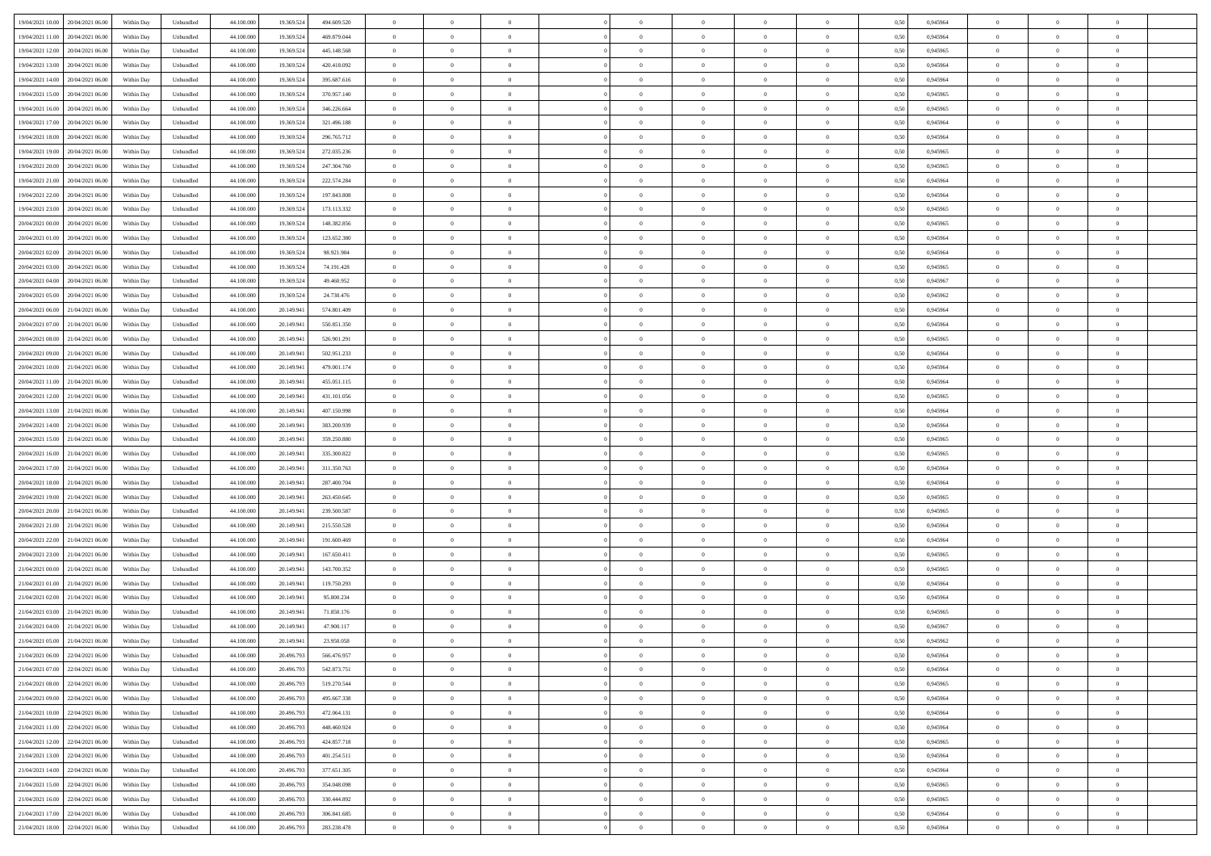| | | | | | | | | | | | | | | | | | | | | | |
|---|---|---|---|---|---|---|---|---|---|---|---|---|---|---|---|---|---|---|---|---|---|
| 19/04/2021 10:00 | 20/04/2021 06:00 | Within Day | Unbundled | 44.100.000 | 19.369.524 | 494.609.520 | 0 | 0 | 0 | | 0 | 0 | 0 | 0 | 0 | 0,50 | 0,945964 | 0 | 0 | 0 | |
| 19/04/2021 11:00 | 20/04/2021 06:00 | Within Day | Unbundled | 44.100.000 | 19.369.524 | 469.879.044 | 0 | 0 | 0 | | 0 | 0 | 0 | 0 | 0 | 0,50 | 0,945964 | 0 | 0 | 0 | |
| 19/04/2021 12:00 | 20/04/2021 06:00 | Within Day | Unbundled | 44.100.000 | 19.369.524 | 445.148.568 | 0 | 0 | 0 | | 0 | 0 | 0 | 0 | 0 | 0,50 | 0,945965 | 0 | 0 | 0 | |
| 19/04/2021 13:00 | 20/04/2021 06:00 | Within Day | Unbundled | 44.100.000 | 19.369.524 | 420.418.092 | 0 | 0 | 0 | | 0 | 0 | 0 | 0 | 0 | 0,50 | 0,945964 | 0 | 0 | 0 | |
| 19/04/2021 14:00 | 20/04/2021 06:00 | Within Day | Unbundled | 44.100.000 | 19.369.524 | 395.687.616 | 0 | 0 | 0 | | 0 | 0 | 0 | 0 | 0 | 0,50 | 0,945964 | 0 | 0 | 0 | |
| 19/04/2021 15:00 | 20/04/2021 06:00 | Within Day | Unbundled | 44.100.000 | 19.369.524 | 370.957.140 | 0 | 0 | 0 | | 0 | 0 | 0 | 0 | 0 | 0,50 | 0,945965 | 0 | 0 | 0 | |
| 19/04/2021 16:00 | 20/04/2021 06:00 | Within Day | Unbundled | 44.100.000 | 19.369.524 | 346.226.664 | 0 | 0 | 0 | | 0 | 0 | 0 | 0 | 0 | 0,50 | 0,945965 | 0 | 0 | 0 | |
| 19/04/2021 17:00 | 20/04/2021 06:00 | Within Day | Unbundled | 44.100.000 | 19.369.524 | 321.496.188 | 0 | 0 | 0 | | 0 | 0 | 0 | 0 | 0 | 0,50 | 0,945964 | 0 | 0 | 0 | |
| 19/04/2021 18:00 | 20/04/2021 06:00 | Within Day | Unbundled | 44.100.000 | 19.369.524 | 296.765.712 | 0 | 0 | 0 | | 0 | 0 | 0 | 0 | 0 | 0,50 | 0,945964 | 0 | 0 | 0 | |
| 19/04/2021 19:00 | 20/04/2021 06:00 | Within Day | Unbundled | 44.100.000 | 19.369.524 | 272.035.236 | 0 | 0 | 0 | | 0 | 0 | 0 | 0 | 0 | 0,50 | 0,945965 | 0 | 0 | 0 | |
| 19/04/2021 20:00 | 20/04/2021 06:00 | Within Day | Unbundled | 44.100.000 | 19.369.524 | 247.304.760 | 0 | 0 | 0 | | 0 | 0 | 0 | 0 | 0 | 0,50 | 0,945965 | 0 | 0 | 0 | |
| 19/04/2021 21:00 | 20/04/2021 06:00 | Within Day | Unbundled | 44.100.000 | 19.369.524 | 222.574.284 | 0 | 0 | 0 | | 0 | 0 | 0 | 0 | 0 | 0,50 | 0,945964 | 0 | 0 | 0 | |
| 19/04/2021 22:00 | 20/04/2021 06:00 | Within Day | Unbundled | 44.100.000 | 19.369.524 | 197.843.808 | 0 | 0 | 0 | | 0 | 0 | 0 | 0 | 0 | 0,50 | 0,945964 | 0 | 0 | 0 | |
| 19/04/2021 23:00 | 20/04/2021 06:00 | Within Day | Unbundled | 44.100.000 | 19.369.524 | 173.113.332 | 0 | 0 | 0 | | 0 | 0 | 0 | 0 | 0 | 0,50 | 0,945965 | 0 | 0 | 0 | |
| 20/04/2021 00:00 | 20/04/2021 06:00 | Within Day | Unbundled | 44.100.000 | 19.369.524 | 148.382.856 | 0 | 0 | 0 | | 0 | 0 | 0 | 0 | 0 | 0,50 | 0,945965 | 0 | 0 | 0 | |
| 20/04/2021 01:00 | 20/04/2021 06:00 | Within Day | Unbundled | 44.100.000 | 19.369.524 | 123.652.380 | 0 | 0 | 0 | | 0 | 0 | 0 | 0 | 0 | 0,50 | 0,945964 | 0 | 0 | 0 | |
| 20/04/2021 02:00 | 20/04/2021 06:00 | Within Day | Unbundled | 44.100.000 | 19.369.524 | 98.921.904 | 0 | 0 | 0 | | 0 | 0 | 0 | 0 | 0 | 0,50 | 0,945964 | 0 | 0 | 0 | |
| 20/04/2021 03:00 | 20/04/2021 06:00 | Within Day | Unbundled | 44.100.000 | 19.369.524 | 74.191.428 | 0 | 0 | 0 | | 0 | 0 | 0 | 0 | 0 | 0,50 | 0,945965 | 0 | 0 | 0 | |
| 20/04/2021 04:00 | 20/04/2021 06:00 | Within Day | Unbundled | 44.100.000 | 19.369.524 | 49.460.952 | 0 | 0 | 0 | | 0 | 0 | 0 | 0 | 0 | 0,50 | 0,945967 | 0 | 0 | 0 | |
| 20/04/2021 05:00 | 20/04/2021 06:00 | Within Day | Unbundled | 44.100.000 | 19.369.524 | 24.730.476 | 0 | 0 | 0 | | 0 | 0 | 0 | 0 | 0 | 0,50 | 0,945962 | 0 | 0 | 0 | |
| 20/04/2021 06:00 | 21/04/2021 06:00 | Within Day | Unbundled | 44.100.000 | 20.149.941 | 574.801.409 | 0 | 0 | 0 | | 0 | 0 | 0 | 0 | 0 | 0,50 | 0,945964 | 0 | 0 | 0 | |
| 20/04/2021 07:00 | 21/04/2021 06:00 | Within Day | Unbundled | 44.100.000 | 20.149.941 | 550.851.350 | 0 | 0 | 0 | | 0 | 0 | 0 | 0 | 0 | 0,50 | 0,945964 | 0 | 0 | 0 | |
| 20/04/2021 08:00 | 21/04/2021 06:00 | Within Day | Unbundled | 44.100.000 | 20.149.941 | 526.901.291 | 0 | 0 | 0 | | 0 | 0 | 0 | 0 | 0 | 0,50 | 0,945965 | 0 | 0 | 0 | |
| 20/04/2021 09:00 | 21/04/2021 06:00 | Within Day | Unbundled | 44.100.000 | 20.149.941 | 502.951.233 | 0 | 0 | 0 | | 0 | 0 | 0 | 0 | 0 | 0,50 | 0,945964 | 0 | 0 | 0 | |
| 20/04/2021 10:00 | 21/04/2021 06:00 | Within Day | Unbundled | 44.100.000 | 20.149.941 | 479.001.174 | 0 | 0 | 0 | | 0 | 0 | 0 | 0 | 0 | 0,50 | 0,945964 | 0 | 0 | 0 | |
| 20/04/2021 11:00 | 21/04/2021 06:00 | Within Day | Unbundled | 44.100.000 | 20.149.941 | 455.051.115 | 0 | 0 | 0 | | 0 | 0 | 0 | 0 | 0 | 0,50 | 0,945964 | 0 | 0 | 0 | |
| 20/04/2021 12:00 | 21/04/2021 06:00 | Within Day | Unbundled | 44.100.000 | 20.149.941 | 431.101.056 | 0 | 0 | 0 | | 0 | 0 | 0 | 0 | 0 | 0,50 | 0,945965 | 0 | 0 | 0 | |
| 20/04/2021 13:00 | 21/04/2021 06:00 | Within Day | Unbundled | 44.100.000 | 20.149.941 | 407.150.998 | 0 | 0 | 0 | | 0 | 0 | 0 | 0 | 0 | 0,50 | 0,945964 | 0 | 0 | 0 | |
| 20/04/2021 14:00 | 21/04/2021 06:00 | Within Day | Unbundled | 44.100.000 | 20.149.941 | 383.200.939 | 0 | 0 | 0 | | 0 | 0 | 0 | 0 | 0 | 0,50 | 0,945964 | 0 | 0 | 0 | |
| 20/04/2021 15:00 | 21/04/2021 06:00 | Within Day | Unbundled | 44.100.000 | 20.149.941 | 359.250.880 | 0 | 0 | 0 | | 0 | 0 | 0 | 0 | 0 | 0,50 | 0,945965 | 0 | 0 | 0 | |
| 20/04/2021 16:00 | 21/04/2021 06:00 | Within Day | Unbundled | 44.100.000 | 20.149.941 | 335.300.822 | 0 | 0 | 0 | | 0 | 0 | 0 | 0 | 0 | 0,50 | 0,945965 | 0 | 0 | 0 | |
| 20/04/2021 17:00 | 21/04/2021 06:00 | Within Day | Unbundled | 44.100.000 | 20.149.941 | 311.350.763 | 0 | 0 | 0 | | 0 | 0 | 0 | 0 | 0 | 0,50 | 0,945964 | 0 | 0 | 0 | |
| 20/04/2021 18:00 | 21/04/2021 06:00 | Within Day | Unbundled | 44.100.000 | 20.149.941 | 287.400.704 | 0 | 0 | 0 | | 0 | 0 | 0 | 0 | 0 | 0,50 | 0,945964 | 0 | 0 | 0 | |
| 20/04/2021 19:00 | 21/04/2021 06:00 | Within Day | Unbundled | 44.100.000 | 20.149.941 | 263.450.645 | 0 | 0 | 0 | | 0 | 0 | 0 | 0 | 0 | 0,50 | 0,945965 | 0 | 0 | 0 | |
| 20/04/2021 20:00 | 21/04/2021 06:00 | Within Day | Unbundled | 44.100.000 | 20.149.941 | 239.500.587 | 0 | 0 | 0 | | 0 | 0 | 0 | 0 | 0 | 0,50 | 0,945965 | 0 | 0 | 0 | |
| 20/04/2021 21:00 | 21/04/2021 06:00 | Within Day | Unbundled | 44.100.000 | 20.149.941 | 215.550.528 | 0 | 0 | 0 | | 0 | 0 | 0 | 0 | 0 | 0,50 | 0,945964 | 0 | 0 | 0 | |
| 20/04/2021 22:00 | 21/04/2021 06:00 | Within Day | Unbundled | 44.100.000 | 20.149.941 | 191.600.469 | 0 | 0 | 0 | | 0 | 0 | 0 | 0 | 0 | 0,50 | 0,945964 | 0 | 0 | 0 | |
| 20/04/2021 23:00 | 21/04/2021 06:00 | Within Day | Unbundled | 44.100.000 | 20.149.941 | 167.650.411 | 0 | 0 | 0 | | 0 | 0 | 0 | 0 | 0 | 0,50 | 0,945965 | 0 | 0 | 0 | |
| 21/04/2021 00:00 | 21/04/2021 06:00 | Within Day | Unbundled | 44.100.000 | 20.149.941 | 143.700.352 | 0 | 0 | 0 | | 0 | 0 | 0 | 0 | 0 | 0,50 | 0,945965 | 0 | 0 | 0 | |
| 21/04/2021 01:00 | 21/04/2021 06:00 | Within Day | Unbundled | 44.100.000 | 20.149.941 | 119.750.293 | 0 | 0 | 0 | | 0 | 0 | 0 | 0 | 0 | 0,50 | 0,945964 | 0 | 0 | 0 | |
| 21/04/2021 02:00 | 21/04/2021 06:00 | Within Day | Unbundled | 44.100.000 | 20.149.941 | 95.800.234 | 0 | 0 | 0 | | 0 | 0 | 0 | 0 | 0 | 0,50 | 0,945964 | 0 | 0 | 0 | |
| 21/04/2021 03:00 | 21/04/2021 06:00 | Within Day | Unbundled | 44.100.000 | 20.149.941 | 71.850.176 | 0 | 0 | 0 | | 0 | 0 | 0 | 0 | 0 | 0,50 | 0,945965 | 0 | 0 | 0 | |
| 21/04/2021 04:00 | 21/04/2021 06:00 | Within Day | Unbundled | 44.100.000 | 20.149.941 | 47.900.117 | 0 | 0 | 0 | | 0 | 0 | 0 | 0 | 0 | 0,50 | 0,945967 | 0 | 0 | 0 | |
| 21/04/2021 05:00 | 21/04/2021 06:00 | Within Day | Unbundled | 44.100.000 | 20.149.941 | 23.950.058 | 0 | 0 | 0 | | 0 | 0 | 0 | 0 | 0 | 0,50 | 0,945962 | 0 | 0 | 0 | |
| 21/04/2021 06:00 | 22/04/2021 06:00 | Within Day | Unbundled | 44.100.000 | 20.496.793 | 566.476.957 | 0 | 0 | 0 | | 0 | 0 | 0 | 0 | 0 | 0,50 | 0,945964 | 0 | 0 | 0 | |
| 21/04/2021 07:00 | 22/04/2021 06:00 | Within Day | Unbundled | 44.100.000 | 20.496.793 | 542.873.751 | 0 | 0 | 0 | | 0 | 0 | 0 | 0 | 0 | 0,50 | 0,945964 | 0 | 0 | 0 | |
| 21/04/2021 08:00 | 22/04/2021 06:00 | Within Day | Unbundled | 44.100.000 | 20.496.793 | 519.270.544 | 0 | 0 | 0 | | 0 | 0 | 0 | 0 | 0 | 0,50 | 0,945965 | 0 | 0 | 0 | |
| 21/04/2021 09:00 | 22/04/2021 06:00 | Within Day | Unbundled | 44.100.000 | 20.496.793 | 495.667.338 | 0 | 0 | 0 | | 0 | 0 | 0 | 0 | 0 | 0,50 | 0,945964 | 0 | 0 | 0 | |
| 21/04/2021 10:00 | 22/04/2021 06:00 | Within Day | Unbundled | 44.100.000 | 20.496.793 | 472.064.131 | 0 | 0 | 0 | | 0 | 0 | 0 | 0 | 0 | 0,50 | 0,945964 | 0 | 0 | 0 | |
| 21/04/2021 11:00 | 22/04/2021 06:00 | Within Day | Unbundled | 44.100.000 | 20.496.793 | 448.460.924 | 0 | 0 | 0 | | 0 | 0 | 0 | 0 | 0 | 0,50 | 0,945964 | 0 | 0 | 0 | |
| 21/04/2021 12:00 | 22/04/2021 06:00 | Within Day | Unbundled | 44.100.000 | 20.496.793 | 424.857.718 | 0 | 0 | 0 | | 0 | 0 | 0 | 0 | 0 | 0,50 | 0,945965 | 0 | 0 | 0 | |
| 21/04/2021 13:00 | 22/04/2021 06:00 | Within Day | Unbundled | 44.100.000 | 20.496.793 | 401.254.511 | 0 | 0 | 0 | | 0 | 0 | 0 | 0 | 0 | 0,50 | 0,945964 | 0 | 0 | 0 | |
| 21/04/2021 14:00 | 22/04/2021 06:00 | Within Day | Unbundled | 44.100.000 | 20.496.793 | 377.651.305 | 0 | 0 | 0 | | 0 | 0 | 0 | 0 | 0 | 0,50 | 0,945964 | 0 | 0 | 0 | |
| 21/04/2021 15:00 | 22/04/2021 06:00 | Within Day | Unbundled | 44.100.000 | 20.496.793 | 354.048.098 | 0 | 0 | 0 | | 0 | 0 | 0 | 0 | 0 | 0,50 | 0,945965 | 0 | 0 | 0 | |
| 21/04/2021 16:00 | 22/04/2021 06:00 | Within Day | Unbundled | 44.100.000 | 20.496.793 | 330.444.892 | 0 | 0 | 0 | | 0 | 0 | 0 | 0 | 0 | 0,50 | 0,945965 | 0 | 0 | 0 | |
| 21/04/2021 17:00 | 22/04/2021 06:00 | Within Day | Unbundled | 44.100.000 | 20.496.793 | 306.841.685 | 0 | 0 | 0 | | 0 | 0 | 0 | 0 | 0 | 0,50 | 0,945964 | 0 | 0 | 0 | |
| 21/04/2021 18:00 | 22/04/2021 06:00 | Within Day | Unbundled | 44.100.000 | 20.496.793 | 283.238.478 | 0 | 0 | 0 | | 0 | 0 | 0 | 0 | 0 | 0,50 | 0,945964 | 0 | 0 | 0 | |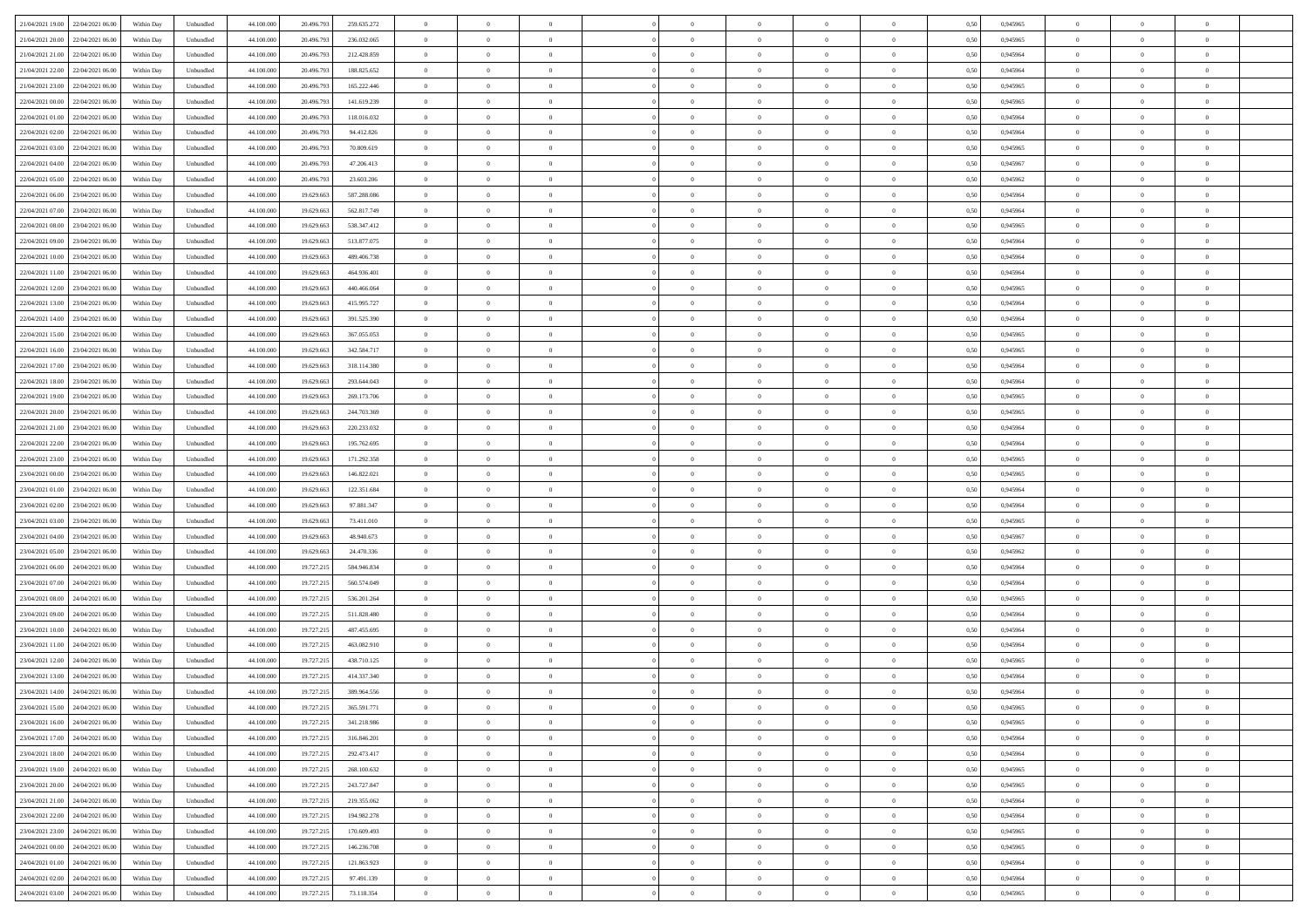| | | | | | | | | | | | | | | | | | | | | | |
|---|---|---|---|---|---|---|---|---|---|---|---|---|---|---|---|---|---|---|---|---|---|
| 21/04/2021 19:00 | 22/04/2021 06:00 | Within Day | Unbundled | 44.100.000 | 20.496.793 | 259.635.272 | 0 | 0 | 0 | | 0 | 0 | 0 | 0 | 0,50 | 0,945965 | 0 | 0 | 0 | |
| 21/04/2021 20:00 | 22/04/2021 06:00 | Within Day | Unbundled | 44.100.000 | 20.496.793 | 236.032.065 | 0 | 0 | 0 | | 0 | 0 | 0 | 0 | 0,50 | 0,945965 | 0 | 0 | 0 | |
| 21/04/2021 21:00 | 22/04/2021 06:00 | Within Day | Unbundled | 44.100.000 | 20.496.793 | 212.428.859 | 0 | 0 | 0 | | 0 | 0 | 0 | 0 | 0,50 | 0,945964 | 0 | 0 | 0 | |
| 21/04/2021 22:00 | 22/04/2021 06:00 | Within Day | Unbundled | 44.100.000 | 20.496.793 | 188.825.652 | 0 | 0 | 0 | | 0 | 0 | 0 | 0 | 0,50 | 0,945964 | 0 | 0 | 0 | |
| 21/04/2021 23:00 | 22/04/2021 06:00 | Within Day | Unbundled | 44.100.000 | 20.496.793 | 165.222.446 | 0 | 0 | 0 | | 0 | 0 | 0 | 0 | 0,50 | 0,945965 | 0 | 0 | 0 | |
| 22/04/2021 00:00 | 22/04/2021 06:00 | Within Day | Unbundled | 44.100.000 | 20.496.793 | 141.619.239 | 0 | 0 | 0 | | 0 | 0 | 0 | 0 | 0,50 | 0,945965 | 0 | 0 | 0 | |
| 22/04/2021 01:00 | 22/04/2021 06:00 | Within Day | Unbundled | 44.100.000 | 20.496.793 | 118.016.032 | 0 | 0 | 0 | | 0 | 0 | 0 | 0 | 0,50 | 0,945964 | 0 | 0 | 0 | |
| 22/04/2021 02:00 | 22/04/2021 06:00 | Within Day | Unbundled | 44.100.000 | 20.496.793 | 94.412.826 | 0 | 0 | 0 | | 0 | 0 | 0 | 0 | 0,50 | 0,945964 | 0 | 0 | 0 | |
| 22/04/2021 03:00 | 22/04/2021 06:00 | Within Day | Unbundled | 44.100.000 | 20.496.793 | 70.809.619 | 0 | 0 | 0 | | 0 | 0 | 0 | 0 | 0,50 | 0,945965 | 0 | 0 | 0 | |
| 22/04/2021 04:00 | 22/04/2021 06:00 | Within Day | Unbundled | 44.100.000 | 20.496.793 | 47.206.413 | 0 | 0 | 0 | | 0 | 0 | 0 | 0 | 0,50 | 0,945967 | 0 | 0 | 0 | |
| 22/04/2021 05:00 | 22/04/2021 06:00 | Within Day | Unbundled | 44.100.000 | 20.496.793 | 23.603.206 | 0 | 0 | 0 | | 0 | 0 | 0 | 0 | 0,50 | 0,945962 | 0 | 0 | 0 | |
| 22/04/2021 06:00 | 23/04/2021 06:00 | Within Day | Unbundled | 44.100.000 | 19.629.663 | 587.288.086 | 0 | 0 | 0 | | 0 | 0 | 0 | 0 | 0,50 | 0,945964 | 0 | 0 | 0 | |
| 22/04/2021 07:00 | 23/04/2021 06:00 | Within Day | Unbundled | 44.100.000 | 19.629.663 | 562.817.749 | 0 | 0 | 0 | | 0 | 0 | 0 | 0 | 0,50 | 0,945964 | 0 | 0 | 0 | |
| 22/04/2021 08:00 | 23/04/2021 06:00 | Within Day | Unbundled | 44.100.000 | 19.629.663 | 538.347.412 | 0 | 0 | 0 | | 0 | 0 | 0 | 0 | 0,50 | 0,945965 | 0 | 0 | 0 | |
| 22/04/2021 09:00 | 23/04/2021 06:00 | Within Day | Unbundled | 44.100.000 | 19.629.663 | 513.877.075 | 0 | 0 | 0 | | 0 | 0 | 0 | 0 | 0,50 | 0,945964 | 0 | 0 | 0 | |
| 22/04/2021 10:00 | 23/04/2021 06:00 | Within Day | Unbundled | 44.100.000 | 19.629.663 | 489.406.738 | 0 | 0 | 0 | | 0 | 0 | 0 | 0 | 0,50 | 0,945964 | 0 | 0 | 0 | |
| 22/04/2021 11:00 | 23/04/2021 06:00 | Within Day | Unbundled | 44.100.000 | 19.629.663 | 464.936.401 | 0 | 0 | 0 | | 0 | 0 | 0 | 0 | 0,50 | 0,945964 | 0 | 0 | 0 | |
| 22/04/2021 12:00 | 23/04/2021 06:00 | Within Day | Unbundled | 44.100.000 | 19.629.663 | 440.466.064 | 0 | 0 | 0 | | 0 | 0 | 0 | 0 | 0,50 | 0,945965 | 0 | 0 | 0 | |
| 22/04/2021 13:00 | 23/04/2021 06:00 | Within Day | Unbundled | 44.100.000 | 19.629.663 | 415.995.727 | 0 | 0 | 0 | | 0 | 0 | 0 | 0 | 0,50 | 0,945964 | 0 | 0 | 0 | |
| 22/04/2021 14:00 | 23/04/2021 06:00 | Within Day | Unbundled | 44.100.000 | 19.629.663 | 391.525.390 | 0 | 0 | 0 | | 0 | 0 | 0 | 0 | 0,50 | 0,945964 | 0 | 0 | 0 | |
| 22/04/2021 15:00 | 23/04/2021 06:00 | Within Day | Unbundled | 44.100.000 | 19.629.663 | 367.055.053 | 0 | 0 | 0 | | 0 | 0 | 0 | 0 | 0,50 | 0,945965 | 0 | 0 | 0 | |
| 22/04/2021 16:00 | 23/04/2021 06:00 | Within Day | Unbundled | 44.100.000 | 19.629.663 | 342.584.717 | 0 | 0 | 0 | | 0 | 0 | 0 | 0 | 0,50 | 0,945965 | 0 | 0 | 0 | |
| 22/04/2021 17:00 | 23/04/2021 06:00 | Within Day | Unbundled | 44.100.000 | 19.629.663 | 318.114.380 | 0 | 0 | 0 | | 0 | 0 | 0 | 0 | 0,50 | 0,945964 | 0 | 0 | 0 | |
| 22/04/2021 18:00 | 23/04/2021 06:00 | Within Day | Unbundled | 44.100.000 | 19.629.663 | 293.644.043 | 0 | 0 | 0 | | 0 | 0 | 0 | 0 | 0,50 | 0,945964 | 0 | 0 | 0 | |
| 22/04/2021 19:00 | 23/04/2021 06:00 | Within Day | Unbundled | 44.100.000 | 19.629.663 | 269.173.706 | 0 | 0 | 0 | | 0 | 0 | 0 | 0 | 0,50 | 0,945965 | 0 | 0 | 0 | |
| 22/04/2021 20:00 | 23/04/2021 06:00 | Within Day | Unbundled | 44.100.000 | 19.629.663 | 244.703.369 | 0 | 0 | 0 | | 0 | 0 | 0 | 0 | 0,50 | 0,945965 | 0 | 0 | 0 | |
| 22/04/2021 21:00 | 23/04/2021 06:00 | Within Day | Unbundled | 44.100.000 | 19.629.663 | 220.233.032 | 0 | 0 | 0 | | 0 | 0 | 0 | 0 | 0,50 | 0,945964 | 0 | 0 | 0 | |
| 22/04/2021 22:00 | 23/04/2021 06:00 | Within Day | Unbundled | 44.100.000 | 19.629.663 | 195.762.695 | 0 | 0 | 0 | | 0 | 0 | 0 | 0 | 0,50 | 0,945964 | 0 | 0 | 0 | |
| 22/04/2021 23:00 | 23/04/2021 06:00 | Within Day | Unbundled | 44.100.000 | 19.629.663 | 171.292.358 | 0 | 0 | 0 | | 0 | 0 | 0 | 0 | 0,50 | 0,945965 | 0 | 0 | 0 | |
| 23/04/2021 00:00 | 23/04/2021 06:00 | Within Day | Unbundled | 44.100.000 | 19.629.663 | 146.822.021 | 0 | 0 | 0 | | 0 | 0 | 0 | 0 | 0,50 | 0,945965 | 0 | 0 | 0 | |
| 23/04/2021 01:00 | 23/04/2021 06:00 | Within Day | Unbundled | 44.100.000 | 19.629.663 | 122.351.684 | 0 | 0 | 0 | | 0 | 0 | 0 | 0 | 0,50 | 0,945964 | 0 | 0 | 0 | |
| 23/04/2021 02:00 | 23/04/2021 06:00 | Within Day | Unbundled | 44.100.000 | 19.629.663 | 97.881.347 | 0 | 0 | 0 | | 0 | 0 | 0 | 0 | 0,50 | 0,945964 | 0 | 0 | 0 | |
| 23/04/2021 03:00 | 23/04/2021 06:00 | Within Day | Unbundled | 44.100.000 | 19.629.663 | 73.411.010 | 0 | 0 | 0 | | 0 | 0 | 0 | 0 | 0,50 | 0,945965 | 0 | 0 | 0 | |
| 23/04/2021 04:00 | 23/04/2021 06:00 | Within Day | Unbundled | 44.100.000 | 19.629.663 | 48.940.673 | 0 | 0 | 0 | | 0 | 0 | 0 | 0 | 0,50 | 0,945967 | 0 | 0 | 0 | |
| 23/04/2021 05:00 | 23/04/2021 06:00 | Within Day | Unbundled | 44.100.000 | 19.629.663 | 24.470.336 | 0 | 0 | 0 | | 0 | 0 | 0 | 0 | 0,50 | 0,945962 | 0 | 0 | 0 | |
| 23/04/2021 06:00 | 24/04/2021 06:00 | Within Day | Unbundled | 44.100.000 | 19.727.215 | 584.946.834 | 0 | 0 | 0 | | 0 | 0 | 0 | 0 | 0,50 | 0,945964 | 0 | 0 | 0 | |
| 23/04/2021 07:00 | 24/04/2021 06:00 | Within Day | Unbundled | 44.100.000 | 19.727.215 | 560.574.049 | 0 | 0 | 0 | | 0 | 0 | 0 | 0 | 0,50 | 0,945964 | 0 | 0 | 0 | |
| 23/04/2021 08:00 | 24/04/2021 06:00 | Within Day | Unbundled | 44.100.000 | 19.727.215 | 536.201.264 | 0 | 0 | 0 | | 0 | 0 | 0 | 0 | 0,50 | 0,945965 | 0 | 0 | 0 | |
| 23/04/2021 09:00 | 24/04/2021 06:00 | Within Day | Unbundled | 44.100.000 | 19.727.215 | 511.828.480 | 0 | 0 | 0 | | 0 | 0 | 0 | 0 | 0,50 | 0,945964 | 0 | 0 | 0 | |
| 23/04/2021 10:00 | 24/04/2021 06:00 | Within Day | Unbundled | 44.100.000 | 19.727.215 | 487.455.695 | 0 | 0 | 0 | | 0 | 0 | 0 | 0 | 0,50 | 0,945964 | 0 | 0 | 0 | |
| 23/04/2021 11:00 | 24/04/2021 06:00 | Within Day | Unbundled | 44.100.000 | 19.727.215 | 463.082.910 | 0 | 0 | 0 | | 0 | 0 | 0 | 0 | 0,50 | 0,945964 | 0 | 0 | 0 | |
| 23/04/2021 12:00 | 24/04/2021 06:00 | Within Day | Unbundled | 44.100.000 | 19.727.215 | 438.710.125 | 0 | 0 | 0 | | 0 | 0 | 0 | 0 | 0,50 | 0,945965 | 0 | 0 | 0 | |
| 23/04/2021 13:00 | 24/04/2021 06:00 | Within Day | Unbundled | 44.100.000 | 19.727.215 | 414.337.340 | 0 | 0 | 0 | | 0 | 0 | 0 | 0 | 0,50 | 0,945964 | 0 | 0 | 0 | |
| 23/04/2021 14:00 | 24/04/2021 06:00 | Within Day | Unbundled | 44.100.000 | 19.727.215 | 389.964.556 | 0 | 0 | 0 | | 0 | 0 | 0 | 0 | 0,50 | 0,945964 | 0 | 0 | 0 | |
| 23/04/2021 15:00 | 24/04/2021 06:00 | Within Day | Unbundled | 44.100.000 | 19.727.215 | 365.591.771 | 0 | 0 | 0 | | 0 | 0 | 0 | 0 | 0,50 | 0,945965 | 0 | 0 | 0 | |
| 23/04/2021 16:00 | 24/04/2021 06:00 | Within Day | Unbundled | 44.100.000 | 19.727.215 | 341.218.986 | 0 | 0 | 0 | | 0 | 0 | 0 | 0 | 0,50 | 0,945965 | 0 | 0 | 0 | |
| 23/04/2021 17:00 | 24/04/2021 06:00 | Within Day | Unbundled | 44.100.000 | 19.727.215 | 316.846.201 | 0 | 0 | 0 | | 0 | 0 | 0 | 0 | 0,50 | 0,945964 | 0 | 0 | 0 | |
| 23/04/2021 18:00 | 24/04/2021 06:00 | Within Day | Unbundled | 44.100.000 | 19.727.215 | 292.473.417 | 0 | 0 | 0 | | 0 | 0 | 0 | 0 | 0,50 | 0,945964 | 0 | 0 | 0 | |
| 23/04/2021 19:00 | 24/04/2021 06:00 | Within Day | Unbundled | 44.100.000 | 19.727.215 | 268.100.632 | 0 | 0 | 0 | | 0 | 0 | 0 | 0 | 0,50 | 0,945965 | 0 | 0 | 0 | |
| 23/04/2021 20:00 | 24/04/2021 06:00 | Within Day | Unbundled | 44.100.000 | 19.727.215 | 243.727.847 | 0 | 0 | 0 | | 0 | 0 | 0 | 0 | 0,50 | 0,945965 | 0 | 0 | 0 | |
| 23/04/2021 21:00 | 24/04/2021 06:00 | Within Day | Unbundled | 44.100.000 | 19.727.215 | 219.355.062 | 0 | 0 | 0 | | 0 | 0 | 0 | 0 | 0,50 | 0,945964 | 0 | 0 | 0 | |
| 23/04/2021 22:00 | 24/04/2021 06:00 | Within Day | Unbundled | 44.100.000 | 19.727.215 | 194.982.278 | 0 | 0 | 0 | | 0 | 0 | 0 | 0 | 0,50 | 0,945964 | 0 | 0 | 0 | |
| 23/04/2021 23:00 | 24/04/2021 06:00 | Within Day | Unbundled | 44.100.000 | 19.727.215 | 170.609.493 | 0 | 0 | 0 | | 0 | 0 | 0 | 0 | 0,50 | 0,945965 | 0 | 0 | 0 | |
| 24/04/2021 00:00 | 24/04/2021 06:00 | Within Day | Unbundled | 44.100.000 | 19.727.215 | 146.236.708 | 0 | 0 | 0 | | 0 | 0 | 0 | 0 | 0,50 | 0,945965 | 0 | 0 | 0 | |
| 24/04/2021 01:00 | 24/04/2021 06:00 | Within Day | Unbundled | 44.100.000 | 19.727.215 | 121.863.923 | 0 | 0 | 0 | | 0 | 0 | 0 | 0 | 0,50 | 0,945964 | 0 | 0 | 0 | |
| 24/04/2021 02:00 | 24/04/2021 06:00 | Within Day | Unbundled | 44.100.000 | 19.727.215 | 97.491.139 | 0 | 0 | 0 | | 0 | 0 | 0 | 0 | 0,50 | 0,945964 | 0 | 0 | 0 | |
| 24/04/2021 03:00 | 24/04/2021 06:00 | Within Day | Unbundled | 44.100.000 | 19.727.215 | 73.118.354 | 0 | 0 | 0 | | 0 | 0 | 0 | 0 | 0,50 | 0,945965 | 0 | 0 | 0 | |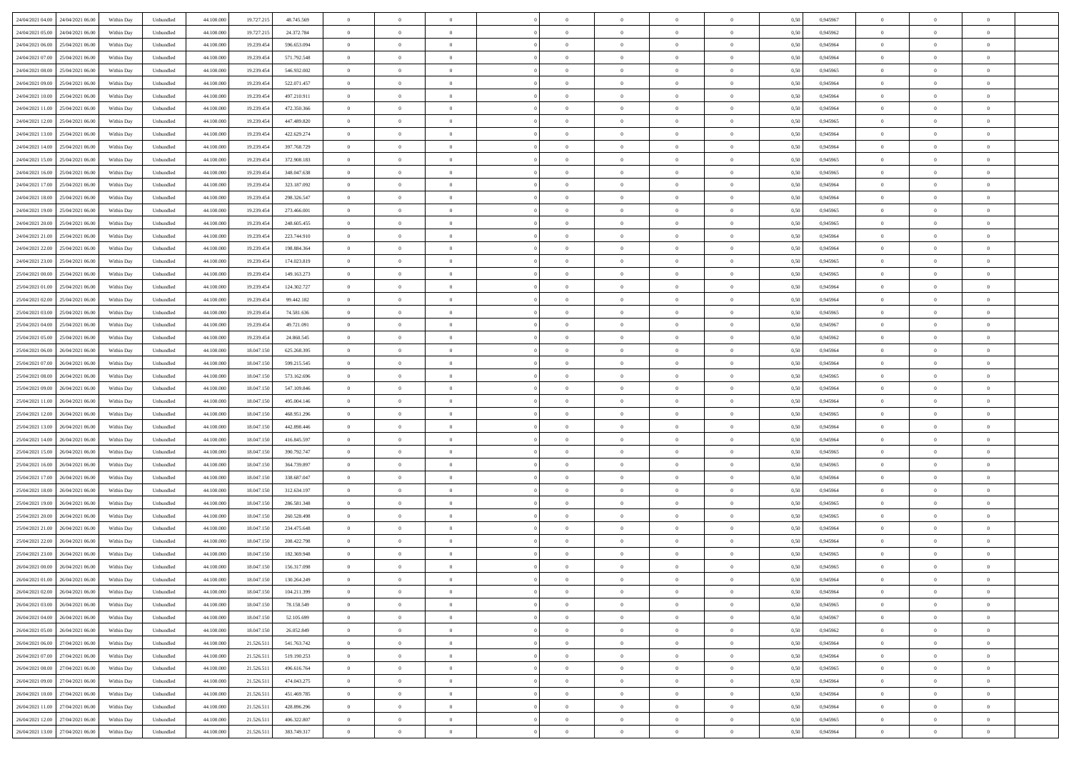| | | | | | | | | | | | | | | | | | | | | | |
|---|---|---|---|---|---|---|---|---|---|---|---|---|---|---|---|---|---|---|---|---|---|
| 24/04/2021 04:00 | 24/04/2021 06:00 | Within Day | Unbundled | 44.100.000 | 19.727.215 | 48.745.569 | 0 | 0 | 0 | | 0 | 0 | 0 | 0 | 0 | 0,50 | 0,945967 | 0 | 0 | 0 | |
| 24/04/2021 05:00 | 24/04/2021 06:00 | Within Day | Unbundled | 44.100.000 | 19.727.215 | 24.372.784 | 0 | 0 | 0 | | 0 | 0 | 0 | 0 | 0 | 0,50 | 0,945962 | 0 | 0 | 0 | |
| 24/04/2021 06:00 | 25/04/2021 06:00 | Within Day | Unbundled | 44.100.000 | 19.239.454 | 596.653.094 | 0 | 0 | 0 | | 0 | 0 | 0 | 0 | 0 | 0,50 | 0,945964 | 0 | 0 | 0 | |
| 24/04/2021 07:00 | 25/04/2021 06:00 | Within Day | Unbundled | 44.100.000 | 19.239.454 | 571.792.548 | 0 | 0 | 0 | | 0 | 0 | 0 | 0 | 0 | 0,50 | 0,945964 | 0 | 0 | 0 | |
| 24/04/2021 08:00 | 25/04/2021 06:00 | Within Day | Unbundled | 44.100.000 | 19.239.454 | 546.932.002 | 0 | 0 | 0 | | 0 | 0 | 0 | 0 | 0 | 0,50 | 0,945965 | 0 | 0 | 0 | |
| 24/04/2021 09:00 | 25/04/2021 06:00 | Within Day | Unbundled | 44.100.000 | 19.239.454 | 522.071.457 | 0 | 0 | 0 | | 0 | 0 | 0 | 0 | 0 | 0,50 | 0,945964 | 0 | 0 | 0 | |
| 24/04/2021 10:00 | 25/04/2021 06:00 | Within Day | Unbundled | 44.100.000 | 19.239.454 | 497.210.911 | 0 | 0 | 0 | | 0 | 0 | 0 | 0 | 0 | 0,50 | 0,945964 | 0 | 0 | 0 | |
| 24/04/2021 11:00 | 25/04/2021 06:00 | Within Day | Unbundled | 44.100.000 | 19.239.454 | 472.350.366 | 0 | 0 | 0 | | 0 | 0 | 0 | 0 | 0 | 0,50 | 0,945964 | 0 | 0 | 0 | |
| 24/04/2021 12:00 | 25/04/2021 06:00 | Within Day | Unbundled | 44.100.000 | 19.239.454 | 447.489.820 | 0 | 0 | 0 | | 0 | 0 | 0 | 0 | 0 | 0,50 | 0,945965 | 0 | 0 | 0 | |
| 24/04/2021 13:00 | 25/04/2021 06:00 | Within Day | Unbundled | 44.100.000 | 19.239.454 | 422.629.274 | 0 | 0 | 0 | | 0 | 0 | 0 | 0 | 0 | 0,50 | 0,945964 | 0 | 0 | 0 | |
| 24/04/2021 14:00 | 25/04/2021 06:00 | Within Day | Unbundled | 44.100.000 | 19.239.454 | 397.768.729 | 0 | 0 | 0 | | 0 | 0 | 0 | 0 | 0 | 0,50 | 0,945964 | 0 | 0 | 0 | |
| 24/04/2021 15:00 | 25/04/2021 06:00 | Within Day | Unbundled | 44.100.000 | 19.239.454 | 372.908.183 | 0 | 0 | 0 | | 0 | 0 | 0 | 0 | 0 | 0,50 | 0,945965 | 0 | 0 | 0 | |
| 24/04/2021 16:00 | 25/04/2021 06:00 | Within Day | Unbundled | 44.100.000 | 19.239.454 | 348.047.638 | 0 | 0 | 0 | | 0 | 0 | 0 | 0 | 0 | 0,50 | 0,945965 | 0 | 0 | 0 | |
| 24/04/2021 17:00 | 25/04/2021 06:00 | Within Day | Unbundled | 44.100.000 | 19.239.454 | 323.187.092 | 0 | 0 | 0 | | 0 | 0 | 0 | 0 | 0 | 0,50 | 0,945964 | 0 | 0 | 0 | |
| 24/04/2021 18:00 | 25/04/2021 06:00 | Within Day | Unbundled | 44.100.000 | 19.239.454 | 298.326.547 | 0 | 0 | 0 | | 0 | 0 | 0 | 0 | 0 | 0,50 | 0,945964 | 0 | 0 | 0 | |
| 24/04/2021 19:00 | 25/04/2021 06:00 | Within Day | Unbundled | 44.100.000 | 19.239.454 | 273.466.001 | 0 | 0 | 0 | | 0 | 0 | 0 | 0 | 0 | 0,50 | 0,945965 | 0 | 0 | 0 | |
| 24/04/2021 20:00 | 25/04/2021 06:00 | Within Day | Unbundled | 44.100.000 | 19.239.454 | 248.605.455 | 0 | 0 | 0 | | 0 | 0 | 0 | 0 | 0 | 0,50 | 0,945965 | 0 | 0 | 0 | |
| 24/04/2021 21:00 | 25/04/2021 06:00 | Within Day | Unbundled | 44.100.000 | 19.239.454 | 223.744.910 | 0 | 0 | 0 | | 0 | 0 | 0 | 0 | 0 | 0,50 | 0,945964 | 0 | 0 | 0 | |
| 24/04/2021 22:00 | 25/04/2021 06:00 | Within Day | Unbundled | 44.100.000 | 19.239.454 | 198.884.364 | 0 | 0 | 0 | | 0 | 0 | 0 | 0 | 0 | 0,50 | 0,945964 | 0 | 0 | 0 | |
| 24/04/2021 23:00 | 25/04/2021 06:00 | Within Day | Unbundled | 44.100.000 | 19.239.454 | 174.023.819 | 0 | 0 | 0 | | 0 | 0 | 0 | 0 | 0 | 0,50 | 0,945965 | 0 | 0 | 0 | |
| 25/04/2021 00:00 | 25/04/2021 06:00 | Within Day | Unbundled | 44.100.000 | 19.239.454 | 149.163.273 | 0 | 0 | 0 | | 0 | 0 | 0 | 0 | 0 | 0,50 | 0,945965 | 0 | 0 | 0 | |
| 25/04/2021 01:00 | 25/04/2021 06:00 | Within Day | Unbundled | 44.100.000 | 19.239.454 | 124.302.727 | 0 | 0 | 0 | | 0 | 0 | 0 | 0 | 0 | 0,50 | 0,945964 | 0 | 0 | 0 | |
| 25/04/2021 02:00 | 25/04/2021 06:00 | Within Day | Unbundled | 44.100.000 | 19.239.454 | 99.442.182 | 0 | 0 | 0 | | 0 | 0 | 0 | 0 | 0 | 0,50 | 0,945964 | 0 | 0 | 0 | |
| 25/04/2021 03:00 | 25/04/2021 06:00 | Within Day | Unbundled | 44.100.000 | 19.239.454 | 74.581.636 | 0 | 0 | 0 | | 0 | 0 | 0 | 0 | 0 | 0,50 | 0,945965 | 0 | 0 | 0 | |
| 25/04/2021 04:00 | 25/04/2021 06:00 | Within Day | Unbundled | 44.100.000 | 19.239.454 | 49.721.091 | 0 | 0 | 0 | | 0 | 0 | 0 | 0 | 0 | 0,50 | 0,945967 | 0 | 0 | 0 | |
| 25/04/2021 05:00 | 25/04/2021 06:00 | Within Day | Unbundled | 44.100.000 | 19.239.454 | 24.860.545 | 0 | 0 | 0 | | 0 | 0 | 0 | 0 | 0 | 0,50 | 0,945962 | 0 | 0 | 0 | |
| 25/04/2021 06:00 | 26/04/2021 06:00 | Within Day | Unbundled | 44.100.000 | 18.047.150 | 625.268.395 | 0 | 0 | 0 | | 0 | 0 | 0 | 0 | 0 | 0,50 | 0,945964 | 0 | 0 | 0 | |
| 25/04/2021 07:00 | 26/04/2021 06:00 | Within Day | Unbundled | 44.100.000 | 18.047.150 | 599.215.545 | 0 | 0 | 0 | | 0 | 0 | 0 | 0 | 0 | 0,50 | 0,945964 | 0 | 0 | 0 | |
| 25/04/2021 08:00 | 26/04/2021 06:00 | Within Day | Unbundled | 44.100.000 | 18.047.150 | 573.162.696 | 0 | 0 | 0 | | 0 | 0 | 0 | 0 | 0 | 0,50 | 0,945965 | 0 | 0 | 0 | |
| 25/04/2021 09:00 | 26/04/2021 06:00 | Within Day | Unbundled | 44.100.000 | 18.047.150 | 547.109.846 | 0 | 0 | 0 | | 0 | 0 | 0 | 0 | 0 | 0,50 | 0,945964 | 0 | 0 | 0 | |
| 25/04/2021 11:00 | 26/04/2021 06:00 | Within Day | Unbundled | 44.100.000 | 18.047.150 | 495.004.146 | 0 | 0 | 0 | | 0 | 0 | 0 | 0 | 0 | 0,50 | 0,945964 | 0 | 0 | 0 | |
| 25/04/2021 12:00 | 26/04/2021 06:00 | Within Day | Unbundled | 44.100.000 | 18.047.150 | 468.951.296 | 0 | 0 | 0 | | 0 | 0 | 0 | 0 | 0 | 0,50 | 0,945965 | 0 | 0 | 0 | |
| 25/04/2021 13:00 | 26/04/2021 06:00 | Within Day | Unbundled | 44.100.000 | 18.047.150 | 442.898.446 | 0 | 0 | 0 | | 0 | 0 | 0 | 0 | 0 | 0,50 | 0,945964 | 0 | 0 | 0 | |
| 25/04/2021 14:00 | 26/04/2021 06:00 | Within Day | Unbundled | 44.100.000 | 18.047.150 | 416.845.597 | 0 | 0 | 0 | | 0 | 0 | 0 | 0 | 0 | 0,50 | 0,945964 | 0 | 0 | 0 | |
| 25/04/2021 15:00 | 26/04/2021 06:00 | Within Day | Unbundled | 44.100.000 | 18.047.150 | 390.792.747 | 0 | 0 | 0 | | 0 | 0 | 0 | 0 | 0 | 0,50 | 0,945965 | 0 | 0 | 0 | |
| 25/04/2021 16:00 | 26/04/2021 06:00 | Within Day | Unbundled | 44.100.000 | 18.047.150 | 364.739.897 | 0 | 0 | 0 | | 0 | 0 | 0 | 0 | 0 | 0,50 | 0,945965 | 0 | 0 | 0 | |
| 25/04/2021 17:00 | 26/04/2021 06:00 | Within Day | Unbundled | 44.100.000 | 18.047.150 | 338.687.047 | 0 | 0 | 0 | | 0 | 0 | 0 | 0 | 0 | 0,50 | 0,945964 | 0 | 0 | 0 | |
| 25/04/2021 18:00 | 26/04/2021 06:00 | Within Day | Unbundled | 44.100.000 | 18.047.150 | 312.634.197 | 0 | 0 | 0 | | 0 | 0 | 0 | 0 | 0 | 0,50 | 0,945964 | 0 | 0 | 0 | |
| 25/04/2021 19:00 | 26/04/2021 06:00 | Within Day | Unbundled | 44.100.000 | 18.047.150 | 286.581.348 | 0 | 0 | 0 | | 0 | 0 | 0 | 0 | 0 | 0,50 | 0,945965 | 0 | 0 | 0 | |
| 25/04/2021 20:00 | 26/04/2021 06:00 | Within Day | Unbundled | 44.100.000 | 18.047.150 | 260.528.498 | 0 | 0 | 0 | | 0 | 0 | 0 | 0 | 0 | 0,50 | 0,945965 | 0 | 0 | 0 | |
| 25/04/2021 21:00 | 26/04/2021 06:00 | Within Day | Unbundled | 44.100.000 | 18.047.150 | 234.475.648 | 0 | 0 | 0 | | 0 | 0 | 0 | 0 | 0 | 0,50 | 0,945964 | 0 | 0 | 0 | |
| 25/04/2021 22:00 | 26/04/2021 06:00 | Within Day | Unbundled | 44.100.000 | 18.047.150 | 208.422.798 | 0 | 0 | 0 | | 0 | 0 | 0 | 0 | 0 | 0,50 | 0,945964 | 0 | 0 | 0 | |
| 25/04/2021 23:00 | 26/04/2021 06:00 | Within Day | Unbundled | 44.100.000 | 18.047.150 | 182.369.948 | 0 | 0 | 0 | | 0 | 0 | 0 | 0 | 0 | 0,50 | 0,945965 | 0 | 0 | 0 | |
| 26/04/2021 00:00 | 26/04/2021 06:00 | Within Day | Unbundled | 44.100.000 | 18.047.150 | 156.317.098 | 0 | 0 | 0 | | 0 | 0 | 0 | 0 | 0 | 0,50 | 0,945965 | 0 | 0 | 0 | |
| 26/04/2021 01:00 | 26/04/2021 06:00 | Within Day | Unbundled | 44.100.000 | 18.047.150 | 130.264.249 | 0 | 0 | 0 | | 0 | 0 | 0 | 0 | 0 | 0,50 | 0,945964 | 0 | 0 | 0 | |
| 26/04/2021 02:00 | 26/04/2021 06:00 | Within Day | Unbundled | 44.100.000 | 18.047.150 | 104.211.399 | 0 | 0 | 0 | | 0 | 0 | 0 | 0 | 0 | 0,50 | 0,945964 | 0 | 0 | 0 | |
| 26/04/2021 03:00 | 26/04/2021 06:00 | Within Day | Unbundled | 44.100.000 | 18.047.150 | 78.158.549 | 0 | 0 | 0 | | 0 | 0 | 0 | 0 | 0 | 0,50 | 0,945965 | 0 | 0 | 0 | |
| 26/04/2021 04:00 | 26/04/2021 06:00 | Within Day | Unbundled | 44.100.000 | 18.047.150 | 52.105.699 | 0 | 0 | 0 | | 0 | 0 | 0 | 0 | 0 | 0,50 | 0,945967 | 0 | 0 | 0 | |
| 26/04/2021 05:00 | 26/04/2021 06:00 | Within Day | Unbundled | 44.100.000 | 18.047.150 | 26.052.849 | 0 | 0 | 0 | | 0 | 0 | 0 | 0 | 0 | 0,50 | 0,945962 | 0 | 0 | 0 | |
| 26/04/2021 06:00 | 27/04/2021 06:00 | Within Day | Unbundled | 44.100.000 | 21.526.511 | 541.763.742 | 0 | 0 | 0 | | 0 | 0 | 0 | 0 | 0 | 0,50 | 0,945964 | 0 | 0 | 0 | |
| 26/04/2021 07:00 | 27/04/2021 06:00 | Within Day | Unbundled | 44.100.000 | 21.526.511 | 519.190.253 | 0 | 0 | 0 | | 0 | 0 | 0 | 0 | 0 | 0,50 | 0,945964 | 0 | 0 | 0 | |
| 26/04/2021 08:00 | 27/04/2021 06:00 | Within Day | Unbundled | 44.100.000 | 21.526.511 | 496.616.764 | 0 | 0 | 0 | | 0 | 0 | 0 | 0 | 0 | 0,50 | 0,945965 | 0 | 0 | 0 | |
| 26/04/2021 09:00 | 27/04/2021 06:00 | Within Day | Unbundled | 44.100.000 | 21.526.511 | 474.043.275 | 0 | 0 | 0 | | 0 | 0 | 0 | 0 | 0 | 0,50 | 0,945964 | 0 | 0 | 0 | |
| 26/04/2021 10:00 | 27/04/2021 06:00 | Within Day | Unbundled | 44.100.000 | 21.526.511 | 451.469.785 | 0 | 0 | 0 | | 0 | 0 | 0 | 0 | 0 | 0,50 | 0,945964 | 0 | 0 | 0 | |
| 26/04/2021 11:00 | 27/04/2021 06:00 | Within Day | Unbundled | 44.100.000 | 21.526.511 | 428.896.296 | 0 | 0 | 0 | | 0 | 0 | 0 | 0 | 0 | 0,50 | 0,945964 | 0 | 0 | 0 | |
| 26/04/2021 12:00 | 27/04/2021 06:00 | Within Day | Unbundled | 44.100.000 | 21.526.511 | 406.322.807 | 0 | 0 | 0 | | 0 | 0 | 0 | 0 | 0 | 0,50 | 0,945965 | 0 | 0 | 0 | |
| 26/04/2021 13:00 | 27/04/2021 06:00 | Within Day | Unbundled | 44.100.000 | 21.526.511 | 383.749.317 | 0 | 0 | 0 | | 0 | 0 | 0 | 0 | 0 | 0,50 | 0,945964 | 0 | 0 | 0 | |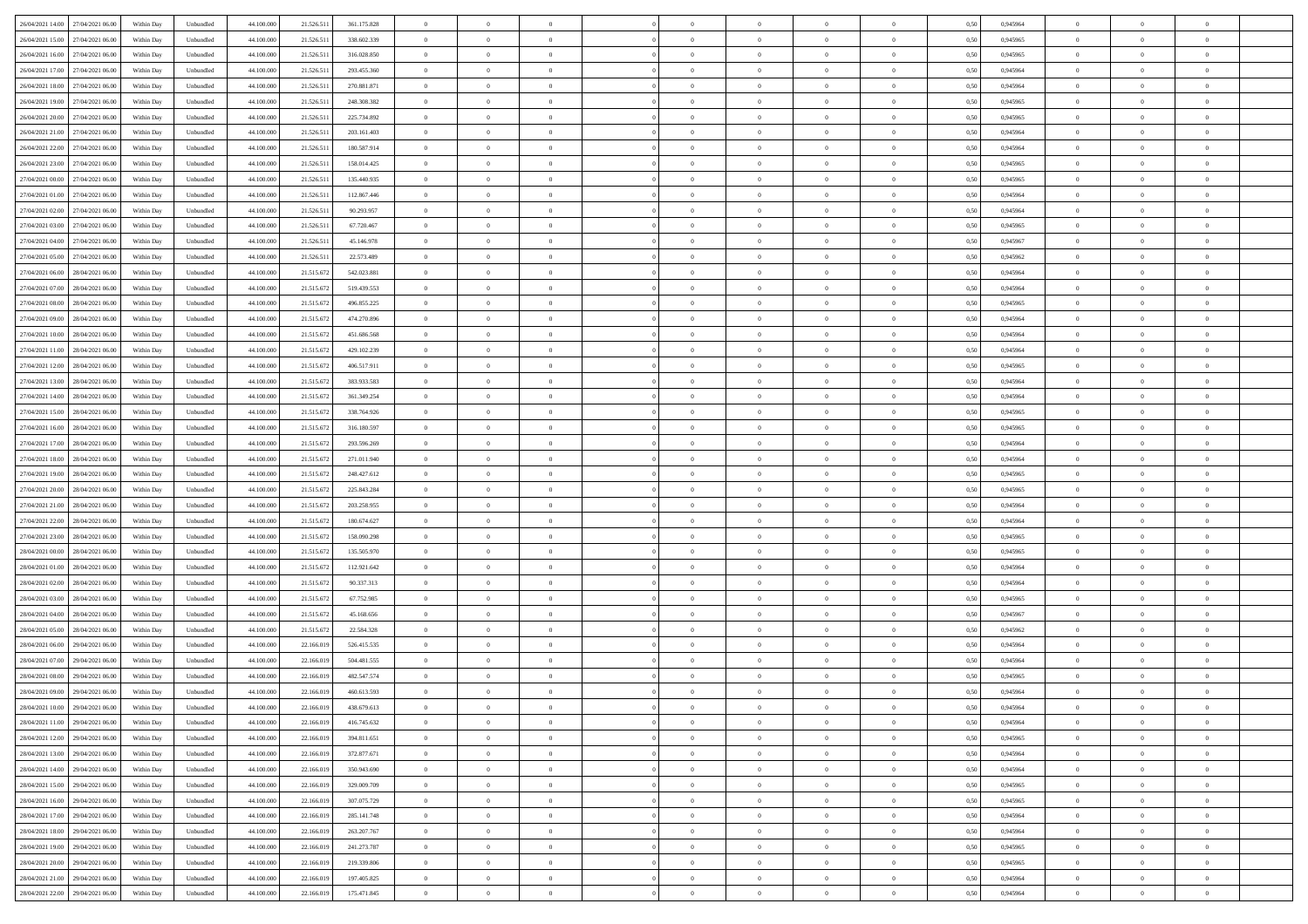| | | | | | | | | | | | | | | | | | | | | | |
|---|---|---|---|---|---|---|---|---|---|---|---|---|---|---|---|---|---|---|---|---|---|
| 26/04/2021 14:00 | 27/04/2021 06:00 | Within Day | Unbundled | 44.100.000 | 21.526.511 | 361.175.828 | 0 | 0 | 0 | | 0 | 0 | 0 | 0 | 0 | 0,50 | 0,945964 | 0 | 0 | 0 | |
| 26/04/2021 15:00 | 27/04/2021 06:00 | Within Day | Unbundled | 44.100.000 | 21.526.511 | 338.602.339 | 0 | 0 | 0 | | 0 | 0 | 0 | 0 | 0 | 0,50 | 0,945965 | 0 | 0 | 0 | |
| 26/04/2021 16:00 | 27/04/2021 06:00 | Within Day | Unbundled | 44.100.000 | 21.526.511 | 316.028.850 | 0 | 0 | 0 | | 0 | 0 | 0 | 0 | 0 | 0,50 | 0,945965 | 0 | 0 | 0 | |
| 26/04/2021 17:00 | 27/04/2021 06:00 | Within Day | Unbundled | 44.100.000 | 21.526.511 | 293.455.360 | 0 | 0 | 0 | | 0 | 0 | 0 | 0 | 0 | 0,50 | 0,945964 | 0 | 0 | 0 | |
| 26/04/2021 18:00 | 27/04/2021 06:00 | Within Day | Unbundled | 44.100.000 | 21.526.511 | 270.881.871 | 0 | 0 | 0 | | 0 | 0 | 0 | 0 | 0 | 0,50 | 0,945964 | 0 | 0 | 0 | |
| 26/04/2021 19:00 | 27/04/2021 06:00 | Within Day | Unbundled | 44.100.000 | 21.526.511 | 248.308.382 | 0 | 0 | 0 | | 0 | 0 | 0 | 0 | 0 | 0,50 | 0,945965 | 0 | 0 | 0 | |
| 26/04/2021 20:00 | 27/04/2021 06:00 | Within Day | Unbundled | 44.100.000 | 21.526.511 | 225.734.892 | 0 | 0 | 0 | | 0 | 0 | 0 | 0 | 0 | 0,50 | 0,945965 | 0 | 0 | 0 | |
| 26/04/2021 21:00 | 27/04/2021 06:00 | Within Day | Unbundled | 44.100.000 | 21.526.511 | 203.161.403 | 0 | 0 | 0 | | 0 | 0 | 0 | 0 | 0 | 0,50 | 0,945964 | 0 | 0 | 0 | |
| 26/04/2021 22:00 | 27/04/2021 06:00 | Within Day | Unbundled | 44.100.000 | 21.526.511 | 180.587.914 | 0 | 0 | 0 | | 0 | 0 | 0 | 0 | 0 | 0,50 | 0,945964 | 0 | 0 | 0 | |
| 26/04/2021 23:00 | 27/04/2021 06:00 | Within Day | Unbundled | 44.100.000 | 21.526.511 | 158.014.425 | 0 | 0 | 0 | | 0 | 0 | 0 | 0 | 0 | 0,50 | 0,945965 | 0 | 0 | 0 | |
| 27/04/2021 00:00 | 27/04/2021 06:00 | Within Day | Unbundled | 44.100.000 | 21.526.511 | 135.440.935 | 0 | 0 | 0 | | 0 | 0 | 0 | 0 | 0 | 0,50 | 0,945965 | 0 | 0 | 0 | |
| 27/04/2021 01:00 | 27/04/2021 06:00 | Within Day | Unbundled | 44.100.000 | 21.526.511 | 112.867.446 | 0 | 0 | 0 | | 0 | 0 | 0 | 0 | 0 | 0,50 | 0,945964 | 0 | 0 | 0 | |
| 27/04/2021 02:00 | 27/04/2021 06:00 | Within Day | Unbundled | 44.100.000 | 21.526.511 | 90.293.957 | 0 | 0 | 0 | | 0 | 0 | 0 | 0 | 0 | 0,50 | 0,945964 | 0 | 0 | 0 | |
| 27/04/2021 03:00 | 27/04/2021 06:00 | Within Day | Unbundled | 44.100.000 | 21.526.511 | 67.720.467 | 0 | 0 | 0 | | 0 | 0 | 0 | 0 | 0 | 0,50 | 0,945965 | 0 | 0 | 0 | |
| 27/04/2021 04:00 | 27/04/2021 06:00 | Within Day | Unbundled | 44.100.000 | 21.526.511 | 45.146.978 | 0 | 0 | 0 | | 0 | 0 | 0 | 0 | 0 | 0,50 | 0,945967 | 0 | 0 | 0 | |
| 27/04/2021 05:00 | 27/04/2021 06:00 | Within Day | Unbundled | 44.100.000 | 21.526.511 | 22.573.489 | 0 | 0 | 0 | | 0 | 0 | 0 | 0 | 0 | 0,50 | 0,945962 | 0 | 0 | 0 | |
| 27/04/2021 06:00 | 28/04/2021 06:00 | Within Day | Unbundled | 44.100.000 | 21.515.672 | 542.023.881 | 0 | 0 | 0 | | 0 | 0 | 0 | 0 | 0 | 0,50 | 0,945964 | 0 | 0 | 0 | |
| 27/04/2021 07:00 | 28/04/2021 06:00 | Within Day | Unbundled | 44.100.000 | 21.515.672 | 519.439.553 | 0 | 0 | 0 | | 0 | 0 | 0 | 0 | 0 | 0,50 | 0,945964 | 0 | 0 | 0 | |
| 27/04/2021 08:00 | 28/04/2021 06:00 | Within Day | Unbundled | 44.100.000 | 21.515.672 | 496.855.225 | 0 | 0 | 0 | | 0 | 0 | 0 | 0 | 0 | 0,50 | 0,945965 | 0 | 0 | 0 | |
| 27/04/2021 09:00 | 28/04/2021 06:00 | Within Day | Unbundled | 44.100.000 | 21.515.672 | 474.270.896 | 0 | 0 | 0 | | 0 | 0 | 0 | 0 | 0 | 0,50 | 0,945964 | 0 | 0 | 0 | |
| 27/04/2021 10:00 | 28/04/2021 06:00 | Within Day | Unbundled | 44.100.000 | 21.515.672 | 451.686.568 | 0 | 0 | 0 | | 0 | 0 | 0 | 0 | 0 | 0,50 | 0,945964 | 0 | 0 | 0 | |
| 27/04/2021 11:00 | 28/04/2021 06:00 | Within Day | Unbundled | 44.100.000 | 21.515.672 | 429.102.239 | 0 | 0 | 0 | | 0 | 0 | 0 | 0 | 0 | 0,50 | 0,945964 | 0 | 0 | 0 | |
| 27/04/2021 12:00 | 28/04/2021 06:00 | Within Day | Unbundled | 44.100.000 | 21.515.672 | 406.517.911 | 0 | 0 | 0 | | 0 | 0 | 0 | 0 | 0 | 0,50 | 0,945965 | 0 | 0 | 0 | |
| 27/04/2021 13:00 | 28/04/2021 06:00 | Within Day | Unbundled | 44.100.000 | 21.515.672 | 383.933.583 | 0 | 0 | 0 | | 0 | 0 | 0 | 0 | 0 | 0,50 | 0,945964 | 0 | 0 | 0 | |
| 27/04/2021 14:00 | 28/04/2021 06:00 | Within Day | Unbundled | 44.100.000 | 21.515.672 | 361.349.254 | 0 | 0 | 0 | | 0 | 0 | 0 | 0 | 0 | 0,50 | 0,945964 | 0 | 0 | 0 | |
| 27/04/2021 15:00 | 28/04/2021 06:00 | Within Day | Unbundled | 44.100.000 | 21.515.672 | 338.764.926 | 0 | 0 | 0 | | 0 | 0 | 0 | 0 | 0 | 0,50 | 0,945965 | 0 | 0 | 0 | |
| 27/04/2021 16:00 | 28/04/2021 06:00 | Within Day | Unbundled | 44.100.000 | 21.515.672 | 316.180.597 | 0 | 0 | 0 | | 0 | 0 | 0 | 0 | 0 | 0,50 | 0,945965 | 0 | 0 | 0 | |
| 27/04/2021 17:00 | 28/04/2021 06:00 | Within Day | Unbundled | 44.100.000 | 21.515.672 | 293.596.269 | 0 | 0 | 0 | | 0 | 0 | 0 | 0 | 0 | 0,50 | 0,945964 | 0 | 0 | 0 | |
| 27/04/2021 18:00 | 28/04/2021 06:00 | Within Day | Unbundled | 44.100.000 | 21.515.672 | 271.011.940 | 0 | 0 | 0 | | 0 | 0 | 0 | 0 | 0 | 0,50 | 0,945964 | 0 | 0 | 0 | |
| 27/04/2021 19:00 | 28/04/2021 06:00 | Within Day | Unbundled | 44.100.000 | 21.515.672 | 248.427.612 | 0 | 0 | 0 | | 0 | 0 | 0 | 0 | 0 | 0,50 | 0,945965 | 0 | 0 | 0 | |
| 27/04/2021 20:00 | 28/04/2021 06:00 | Within Day | Unbundled | 44.100.000 | 21.515.672 | 225.843.284 | 0 | 0 | 0 | | 0 | 0 | 0 | 0 | 0 | 0,50 | 0,945965 | 0 | 0 | 0 | |
| 27/04/2021 21:00 | 28/04/2021 06:00 | Within Day | Unbundled | 44.100.000 | 21.515.672 | 203.258.955 | 0 | 0 | 0 | | 0 | 0 | 0 | 0 | 0 | 0,50 | 0,945964 | 0 | 0 | 0 | |
| 27/04/2021 22:00 | 28/04/2021 06:00 | Within Day | Unbundled | 44.100.000 | 21.515.672 | 180.674.627 | 0 | 0 | 0 | | 0 | 0 | 0 | 0 | 0 | 0,50 | 0,945964 | 0 | 0 | 0 | |
| 27/04/2021 23:00 | 28/04/2021 06:00 | Within Day | Unbundled | 44.100.000 | 21.515.672 | 158.090.298 | 0 | 0 | 0 | | 0 | 0 | 0 | 0 | 0 | 0,50 | 0,945965 | 0 | 0 | 0 | |
| 28/04/2021 00:00 | 28/04/2021 06:00 | Within Day | Unbundled | 44.100.000 | 21.515.672 | 135.505.970 | 0 | 0 | 0 | | 0 | 0 | 0 | 0 | 0 | 0,50 | 0,945965 | 0 | 0 | 0 | |
| 28/04/2021 01:00 | 28/04/2021 06:00 | Within Day | Unbundled | 44.100.000 | 21.515.672 | 112.921.642 | 0 | 0 | 0 | | 0 | 0 | 0 | 0 | 0 | 0,50 | 0,945964 | 0 | 0 | 0 | |
| 28/04/2021 02:00 | 28/04/2021 06:00 | Within Day | Unbundled | 44.100.000 | 21.515.672 | 90.337.313 | 0 | 0 | 0 | | 0 | 0 | 0 | 0 | 0 | 0,50 | 0,945964 | 0 | 0 | 0 | |
| 28/04/2021 03:00 | 28/04/2021 06:00 | Within Day | Unbundled | 44.100.000 | 21.515.672 | 67.752.985 | 0 | 0 | 0 | | 0 | 0 | 0 | 0 | 0 | 0,50 | 0,945965 | 0 | 0 | 0 | |
| 28/04/2021 04:00 | 28/04/2021 06:00 | Within Day | Unbundled | 44.100.000 | 21.515.672 | 45.168.656 | 0 | 0 | 0 | | 0 | 0 | 0 | 0 | 0 | 0,50 | 0,945967 | 0 | 0 | 0 | |
| 28/04/2021 05:00 | 28/04/2021 06:00 | Within Day | Unbundled | 44.100.000 | 21.515.672 | 22.584.328 | 0 | 0 | 0 | | 0 | 0 | 0 | 0 | 0 | 0,50 | 0,945962 | 0 | 0 | 0 | |
| 28/04/2021 06:00 | 29/04/2021 06:00 | Within Day | Unbundled | 44.100.000 | 22.166.019 | 526.415.535 | 0 | 0 | 0 | | 0 | 0 | 0 | 0 | 0 | 0,50 | 0,945964 | 0 | 0 | 0 | |
| 28/04/2021 07:00 | 29/04/2021 06:00 | Within Day | Unbundled | 44.100.000 | 22.166.019 | 504.481.555 | 0 | 0 | 0 | | 0 | 0 | 0 | 0 | 0 | 0,50 | 0,945964 | 0 | 0 | 0 | |
| 28/04/2021 08:00 | 29/04/2021 06:00 | Within Day | Unbundled | 44.100.000 | 22.166.019 | 482.547.574 | 0 | 0 | 0 | | 0 | 0 | 0 | 0 | 0 | 0,50 | 0,945965 | 0 | 0 | 0 | |
| 28/04/2021 09:00 | 29/04/2021 06:00 | Within Day | Unbundled | 44.100.000 | 22.166.019 | 460.613.593 | 0 | 0 | 0 | | 0 | 0 | 0 | 0 | 0 | 0,50 | 0,945964 | 0 | 0 | 0 | |
| 28/04/2021 10:00 | 29/04/2021 06:00 | Within Day | Unbundled | 44.100.000 | 22.166.019 | 438.679.613 | 0 | 0 | 0 | | 0 | 0 | 0 | 0 | 0 | 0,50 | 0,945964 | 0 | 0 | 0 | |
| 28/04/2021 11:00 | 29/04/2021 06:00 | Within Day | Unbundled | 44.100.000 | 22.166.019 | 416.745.632 | 0 | 0 | 0 | | 0 | 0 | 0 | 0 | 0 | 0,50 | 0,945964 | 0 | 0 | 0 | |
| 28/04/2021 12:00 | 29/04/2021 06:00 | Within Day | Unbundled | 44.100.000 | 22.166.019 | 394.811.651 | 0 | 0 | 0 | | 0 | 0 | 0 | 0 | 0 | 0,50 | 0,945965 | 0 | 0 | 0 | |
| 28/04/2021 13:00 | 29/04/2021 06:00 | Within Day | Unbundled | 44.100.000 | 22.166.019 | 372.877.671 | 0 | 0 | 0 | | 0 | 0 | 0 | 0 | 0 | 0,50 | 0,945964 | 0 | 0 | 0 | |
| 28/04/2021 14:00 | 29/04/2021 06:00 | Within Day | Unbundled | 44.100.000 | 22.166.019 | 350.943.690 | 0 | 0 | 0 | | 0 | 0 | 0 | 0 | 0 | 0,50 | 0,945964 | 0 | 0 | 0 | |
| 28/04/2021 15:00 | 29/04/2021 06:00 | Within Day | Unbundled | 44.100.000 | 22.166.019 | 329.009.709 | 0 | 0 | 0 | | 0 | 0 | 0 | 0 | 0 | 0,50 | 0,945965 | 0 | 0 | 0 | |
| 28/04/2021 16:00 | 29/04/2021 06:00 | Within Day | Unbundled | 44.100.000 | 22.166.019 | 307.075.729 | 0 | 0 | 0 | | 0 | 0 | 0 | 0 | 0 | 0,50 | 0,945965 | 0 | 0 | 0 | |
| 28/04/2021 17:00 | 29/04/2021 06:00 | Within Day | Unbundled | 44.100.000 | 22.166.019 | 285.141.748 | 0 | 0 | 0 | | 0 | 0 | 0 | 0 | 0 | 0,50 | 0,945964 | 0 | 0 | 0 | |
| 28/04/2021 18:00 | 29/04/2021 06:00 | Within Day | Unbundled | 44.100.000 | 22.166.019 | 263.207.767 | 0 | 0 | 0 | | 0 | 0 | 0 | 0 | 0 | 0,50 | 0,945964 | 0 | 0 | 0 | |
| 28/04/2021 19:00 | 29/04/2021 06:00 | Within Day | Unbundled | 44.100.000 | 22.166.019 | 241.273.787 | 0 | 0 | 0 | | 0 | 0 | 0 | 0 | 0 | 0,50 | 0,945965 | 0 | 0 | 0 | |
| 28/04/2021 20:00 | 29/04/2021 06:00 | Within Day | Unbundled | 44.100.000 | 22.166.019 | 219.339.806 | 0 | 0 | 0 | | 0 | 0 | 0 | 0 | 0 | 0,50 | 0,945965 | 0 | 0 | 0 | |
| 28/04/2021 21:00 | 29/04/2021 06:00 | Within Day | Unbundled | 44.100.000 | 22.166.019 | 197.405.825 | 0 | 0 | 0 | | 0 | 0 | 0 | 0 | 0 | 0,50 | 0,945964 | 0 | 0 | 0 | |
| 28/04/2021 22:00 | 29/04/2021 06:00 | Within Day | Unbundled | 44.100.000 | 22.166.019 | 175.471.845 | 0 | 0 | 0 | | 0 | 0 | 0 | 0 | 0 | 0,50 | 0,945964 | 0 | 0 | 0 | |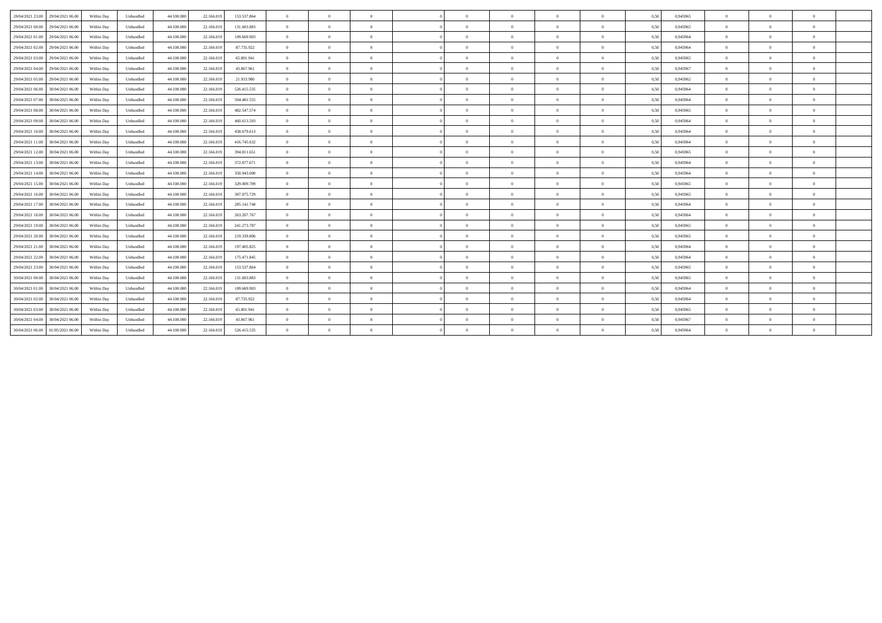| 28/04/2021 23.00 | 29/04/2021 06.00 | Within Day | Unbundled | 44.100.000 | 22.166.019 | 153.537.864 | 0 | 0 | 0 | | 0 | 0 | 0 | 0 | 0 | 0,50 | 0,945965 | 0 | 0 | 0 | |
|---|---|---|---|---|---|---|---|---|---|---|---|---|---|---|---|---|---|---|---|---|---|
| 29/04/2021 00.00 | 29/04/2021 06.00 | Within Day | Unbundled | 44.100.000 | 22.166.019 | 131.603.883 | 0 | 0 | 0 | | 0 | 0 | 0 | 0 | 0 | 0,50 | 0,945965 | 0 | 0 | 0 | |
| 29/04/2021 01.00 | 29/04/2021 06.00 | Within Day | Unbundled | 44.100.000 | 22.166.019 | 109.669.903 | 0 | 0 | 0 | | 0 | 0 | 0 | 0 | 0 | 0,50 | 0,945964 | 0 | 0 | 0 | |
| 29/04/2021 02.00 | 29/04/2021 06.00 | Within Day | Unbundled | 44.100.000 | 22.166.019 | 87.735.922 | 0 | 0 | 0 | | 0 | 0 | 0 | 0 | 0 | 0,50 | 0,945964 | 0 | 0 | 0 | |
| 29/04/2021 03.00 | 29/04/2021 06.00 | Within Day | Unbundled | 44.100.000 | 22.166.019 | 65.801.941 | 0 | 0 | 0 | | 0 | 0 | 0 | 0 | 0 | 0,50 | 0,945965 | 0 | 0 | 0 | |
| 29/04/2021 04.00 | 29/04/2021 06.00 | Within Day | Unbundled | 44.100.000 | 22.166.019 | 43.867.961 | 0 | 0 | 0 | | 0 | 0 | 0 | 0 | 0 | 0,50 | 0,945967 | 0 | 0 | 0 | |
| 29/04/2021 05.00 | 29/04/2021 06.00 | Within Day | Unbundled | 44.100.000 | 22.166.019 | 21.933.980 | 0 | 0 | 0 | | 0 | 0 | 0 | 0 | 0 | 0,50 | 0,945962 | 0 | 0 | 0 | |
| 29/04/2021 06.00 | 30/04/2021 06.00 | Within Day | Unbundled | 44.100.000 | 22.166.019 | 526.415.535 | 0 | 0 | 0 | | 0 | 0 | 0 | 0 | 0 | 0,50 | 0,945964 | 0 | 0 | 0 | |
| 29/04/2021 07.00 | 30/04/2021 06.00 | Within Day | Unbundled | 44.100.000 | 22.166.019 | 504.481.555 | 0 | 0 | 0 | | 0 | 0 | 0 | 0 | 0 | 0,50 | 0,945964 | 0 | 0 | 0 | |
| 29/04/2021 08.00 | 30/04/2021 06.00 | Within Day | Unbundled | 44.100.000 | 22.166.019 | 482.547.574 | 0 | 0 | 0 | | 0 | 0 | 0 | 0 | 0 | 0,50 | 0,945965 | 0 | 0 | 0 | |
| 29/04/2021 09.00 | 30/04/2021 06.00 | Within Day | Unbundled | 44.100.000 | 22.166.019 | 460.613.593 | 0 | 0 | 0 | | 0 | 0 | 0 | 0 | 0 | 0,50 | 0,945964 | 0 | 0 | 0 | |
| 29/04/2021 10.00 | 30/04/2021 06.00 | Within Day | Unbundled | 44.100.000 | 22.166.019 | 438.679.613 | 0 | 0 | 0 | | 0 | 0 | 0 | 0 | 0 | 0,50 | 0,945964 | 0 | 0 | 0 | |
| 29/04/2021 11.00 | 30/04/2021 06.00 | Within Day | Unbundled | 44.100.000 | 22.166.019 | 416.745.632 | 0 | 0 | 0 | | 0 | 0 | 0 | 0 | 0 | 0,50 | 0,945964 | 0 | 0 | 0 | |
| 29/04/2021 12.00 | 30/04/2021 06.00 | Within Day | Unbundled | 44.100.000 | 22.166.019 | 394.811.651 | 0 | 0 | 0 | | 0 | 0 | 0 | 0 | 0 | 0,50 | 0,945965 | 0 | 0 | 0 | |
| 29/04/2021 13.00 | 30/04/2021 06.00 | Within Day | Unbundled | 44.100.000 | 22.166.019 | 372.877.671 | 0 | 0 | 0 | | 0 | 0 | 0 | 0 | 0 | 0,50 | 0,945964 | 0 | 0 | 0 | |
| 29/04/2021 14.00 | 30/04/2021 06.00 | Within Day | Unbundled | 44.100.000 | 22.166.019 | 350.943.690 | 0 | 0 | 0 | | 0 | 0 | 0 | 0 | 0 | 0,50 | 0,945964 | 0 | 0 | 0 | |
| 29/04/2021 15.00 | 30/04/2021 06.00 | Within Day | Unbundled | 44.100.000 | 22.166.019 | 329.009.709 | 0 | 0 | 0 | | 0 | 0 | 0 | 0 | 0 | 0,50 | 0,945965 | 0 | 0 | 0 | |
| 29/04/2021 16.00 | 30/04/2021 06.00 | Within Day | Unbundled | 44.100.000 | 22.166.019 | 307.075.729 | 0 | 0 | 0 | | 0 | 0 | 0 | 0 | 0 | 0,50 | 0,945965 | 0 | 0 | 0 | |
| 29/04/2021 17.00 | 30/04/2021 06.00 | Within Day | Unbundled | 44.100.000 | 22.166.019 | 285.141.748 | 0 | 0 | 0 | | 0 | 0 | 0 | 0 | 0 | 0,50 | 0,945964 | 0 | 0 | 0 | |
| 29/04/2021 18.00 | 30/04/2021 06.00 | Within Day | Unbundled | 44.100.000 | 22.166.019 | 263.207.767 | 0 | 0 | 0 | | 0 | 0 | 0 | 0 | 0 | 0,50 | 0,945964 | 0 | 0 | 0 | |
| 29/04/2021 19.00 | 30/04/2021 06.00 | Within Day | Unbundled | 44.100.000 | 22.166.019 | 241.273.787 | 0 | 0 | 0 | | 0 | 0 | 0 | 0 | 0 | 0,50 | 0,945965 | 0 | 0 | 0 | |
| 29/04/2021 20.00 | 30/04/2021 06.00 | Within Day | Unbundled | 44.100.000 | 22.166.019 | 219.339.806 | 0 | 0 | 0 | | 0 | 0 | 0 | 0 | 0 | 0,50 | 0,945965 | 0 | 0 | 0 | |
| 29/04/2021 21.00 | 30/04/2021 06.00 | Within Day | Unbundled | 44.100.000 | 22.166.019 | 197.405.825 | 0 | 0 | 0 | | 0 | 0 | 0 | 0 | 0 | 0,50 | 0,945964 | 0 | 0 | 0 | |
| 29/04/2021 22.00 | 30/04/2021 06.00 | Within Day | Unbundled | 44.100.000 | 22.166.019 | 175.471.845 | 0 | 0 | 0 | | 0 | 0 | 0 | 0 | 0 | 0,50 | 0,945964 | 0 | 0 | 0 | |
| 29/04/2021 23.00 | 30/04/2021 06.00 | Within Day | Unbundled | 44.100.000 | 22.166.019 | 153.537.864 | 0 | 0 | 0 | | 0 | 0 | 0 | 0 | 0 | 0,50 | 0,945965 | 0 | 0 | 0 | |
| 30/04/2021 00.00 | 30/04/2021 06.00 | Within Day | Unbundled | 44.100.000 | 22.166.019 | 131.603.883 | 0 | 0 | 0 | | 0 | 0 | 0 | 0 | 0 | 0,50 | 0,945965 | 0 | 0 | 0 | |
| 30/04/2021 01.00 | 30/04/2021 06.00 | Within Day | Unbundled | 44.100.000 | 22.166.019 | 109.669.903 | 0 | 0 | 0 | | 0 | 0 | 0 | 0 | 0 | 0,50 | 0,945964 | 0 | 0 | 0 | |
| 30/04/2021 02.00 | 30/04/2021 06.00 | Within Day | Unbundled | 44.100.000 | 22.166.019 | 87.735.922 | 0 | 0 | 0 | | 0 | 0 | 0 | 0 | 0 | 0,50 | 0,945964 | 0 | 0 | 0 | |
| 30/04/2021 03.00 | 30/04/2021 06.00 | Within Day | Unbundled | 44.100.000 | 22.166.019 | 65.801.941 | 0 | 0 | 0 | | 0 | 0 | 0 | 0 | 0 | 0,50 | 0,945965 | 0 | 0 | 0 | |
| 30/04/2021 04.00 | 30/04/2021 06.00 | Within Day | Unbundled | 44.100.000 | 22.166.019 | 43.867.961 | 0 | 0 | 0 | | 0 | 0 | 0 | 0 | 0 | 0,50 | 0,945967 | 0 | 0 | 0 | |
| 30/04/2021 06.00 | 01/05/2021 06.00 | Within Day | Unbundled | 44.100.000 | 22.166.019 | 526.415.535 | 0 | 0 | 0 | | 0 | 0 | 0 | 0 | 0 | 0,50 | 0,945964 | 0 | 0 | 0 | |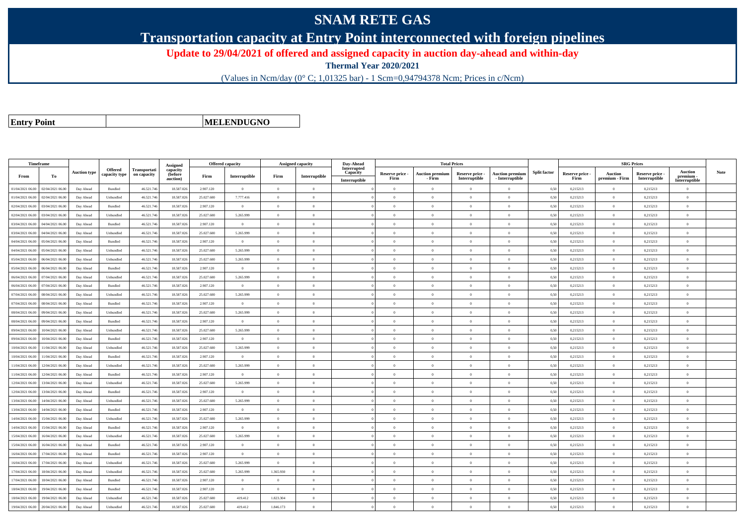# SNAM RETE GAS

## Transportation capacity at Entry Point interconnected with foreign pipelines

### Update to 29/04/2021 of offered and assigned capacity in auction day-ahead and within-day

**Thermal Year 2020/2021**

(Values in Ncm/day (0° C; 1,01325 bar) - 1 Scm=0,94794378 Ncm; Prices in c/Ncm)

| **Entry Point** | **MELENDUGNO** |
|---|---|

| Timeframe | | Auction type | Offered capacity type | Transportation capacity | Assigned capacity (before auction) | Offered capacity | | Assigned capacity | | Day-Ahead Interrupted Capacity | Total Prices | | | | Split factor | SRG Prices | | | | Note |
|---|---|---|---|---|---|---|---|---|---|---|---|---|---|---|---|---|---|---|---|---|
| From | To | | | | | Firm | Interruptible | Firm | Interruptible | Interruptible | Reserve price - Firm | Auction premium - Firm | Reserve price - Interruptible | Auction premium - Interruptible | | Reserve price - Firm | Auction premium - Firm | Reserve price - Interruptible | Auction premium - Interruptible | |
| 01/04/2021 06.00 | 02/04/2021 06.00 | Day Ahead | Bundled | 46.521.746 | 18.587.026 | 2.907.120 | 0 | 0 | 0 | 0 | 0 | 0 | 0 | 0 | 0,50 | 0,215213 | 0 | 0,215213 | 0 | |
| 01/04/2021 06.00 | 02/04/2021 06.00 | Day Ahead | Unbundled | 46.521.746 | 18.587.026 | 25.027.600 | 7.777.416 | 0 | 0 | 0 | 0 | 0 | 0 | 0 | 0,50 | 0,215213 | 0 | 0,215213 | 0 | |
| 02/04/2021 06.00 | 03/04/2021 06.00 | Day Ahead | Bundled | 46.521.746 | 18.587.026 | 2.907.120 | 0 | 0 | 0 | 0 | 0 | 0 | 0 | 0 | 0,50 | 0,215213 | 0 | 0,215213 | 0 | |
| 02/04/2021 06.00 | 03/04/2021 06.00 | Day Ahead | Unbundled | 46.521.746 | 18.587.026 | 25.027.600 | 5.265.999 | 0 | 0 | 0 | 0 | 0 | 0 | 0 | 0,50 | 0,215213 | 0 | 0,215213 | 0 | |
| 03/04/2021 06.00 | 04/04/2021 06.00 | Day Ahead | Bundled | 46.521.746 | 18.587.026 | 2.907.120 | 0 | 0 | 0 | 0 | 0 | 0 | 0 | 0 | 0,50 | 0,215213 | 0 | 0,215213 | 0 | |
| 03/04/2021 06.00 | 04/04/2021 06.00 | Day Ahead | Unbundled | 46.521.746 | 18.587.026 | 25.027.600 | 5.265.999 | 0 | 0 | 0 | 0 | 0 | 0 | 0 | 0,50 | 0,215213 | 0 | 0,215213 | 0 | |
| 04/04/2021 06.00 | 05/04/2021 06.00 | Day Ahead | Bundled | 46.521.746 | 18.587.026 | 2.907.120 | 0 | 0 | 0 | 0 | 0 | 0 | 0 | 0 | 0,50 | 0,215213 | 0 | 0,215213 | 0 | |
| 04/04/2021 06.00 | 05/04/2021 06.00 | Day Ahead | Unbundled | 46.521.746 | 18.587.026 | 25.027.600 | 5.265.999 | 0 | 0 | 0 | 0 | 0 | 0 | 0 | 0,50 | 0,215213 | 0 | 0,215213 | 0 | |
| 05/04/2021 06.00 | 06/04/2021 06.00 | Day Ahead | Unbundled | 46.521.746 | 18.587.026 | 25.027.600 | 5.265.999 | 0 | 0 | 0 | 0 | 0 | 0 | 0 | 0,50 | 0,215213 | 0 | 0,215213 | 0 | |
| 05/04/2021 06.00 | 06/04/2021 06.00 | Day Ahead | Bundled | 46.521.746 | 18.587.026 | 2.907.120 | 0 | 0 | 0 | 0 | 0 | 0 | 0 | 0 | 0,50 | 0,215213 | 0 | 0,215213 | 0 | |
| 06/04/2021 06.00 | 07/04/2021 06.00 | Day Ahead | Unbundled | 46.521.746 | 18.587.026 | 25.027.600 | 5.265.999 | 0 | 0 | 0 | 0 | 0 | 0 | 0 | 0,50 | 0,215213 | 0 | 0,215213 | 0 | |
| 06/04/2021 06.00 | 07/04/2021 06.00 | Day Ahead | Bundled | 46.521.746 | 18.587.026 | 2.907.120 | 0 | 0 | 0 | 0 | 0 | 0 | 0 | 0 | 0,50 | 0,215213 | 0 | 0,215213 | 0 | |
| 07/04/2021 06.00 | 08/04/2021 06.00 | Day Ahead | Unbundled | 46.521.746 | 18.587.026 | 25.027.600 | 5.265.999 | 0 | 0 | 0 | 0 | 0 | 0 | 0 | 0,50 | 0,215213 | 0 | 0,215213 | 0 | |
| 07/04/2021 06.00 | 08/04/2021 06.00 | Day Ahead | Bundled | 46.521.746 | 18.587.026 | 2.907.120 | 0 | 0 | 0 | 0 | 0 | 0 | 0 | 0 | 0,50 | 0,215213 | 0 | 0,215213 | 0 | |
| 08/04/2021 06.00 | 09/04/2021 06.00 | Day Ahead | Unbundled | 46.521.746 | 18.587.026 | 25.027.600 | 5.265.999 | 0 | 0 | 0 | 0 | 0 | 0 | 0 | 0,50 | 0,215213 | 0 | 0,215213 | 0 | |
| 08/04/2021 06.00 | 09/04/2021 06.00 | Day Ahead | Bundled | 46.521.746 | 18.587.026 | 2.907.120 | 0 | 0 | 0 | 0 | 0 | 0 | 0 | 0 | 0,50 | 0,215213 | 0 | 0,215213 | 0 | |
| 09/04/2021 06.00 | 10/04/2021 06.00 | Day Ahead | Unbundled | 46.521.746 | 18.587.026 | 25.027.600 | 5.265.999 | 0 | 0 | 0 | 0 | 0 | 0 | 0 | 0,50 | 0,215213 | 0 | 0,215213 | 0 | |
| 09/04/2021 06.00 | 10/04/2021 06.00 | Day Ahead | Bundled | 46.521.746 | 18.587.026 | 2.907.120 | 0 | 0 | 0 | 0 | 0 | 0 | 0 | 0 | 0,50 | 0,215213 | 0 | 0,215213 | 0 | |
| 10/04/2021 06.00 | 11/04/2021 06.00 | Day Ahead | Unbundled | 46.521.746 | 18.587.026 | 25.027.600 | 5.265.999 | 0 | 0 | 0 | 0 | 0 | 0 | 0 | 0,50 | 0,215213 | 0 | 0,215213 | 0 | |
| 10/04/2021 06.00 | 11/04/2021 06.00 | Day Ahead | Bundled | 46.521.746 | 18.587.026 | 2.907.120 | 0 | 0 | 0 | 0 | 0 | 0 | 0 | 0 | 0,50 | 0,215213 | 0 | 0,215213 | 0 | |
| 11/04/2021 06.00 | 12/04/2021 06.00 | Day Ahead | Unbundled | 46.521.746 | 18.587.026 | 25.027.600 | 5.265.999 | 0 | 0 | 0 | 0 | 0 | 0 | 0 | 0,50 | 0,215213 | 0 | 0,215213 | 0 | |
| 11/04/2021 06.00 | 12/04/2021 06.00 | Day Ahead | Bundled | 46.521.746 | 18.587.026 | 2.907.120 | 0 | 0 | 0 | 0 | 0 | 0 | 0 | 0 | 0,50 | 0,215213 | 0 | 0,215213 | 0 | |
| 12/04/2021 06.00 | 13/04/2021 06.00 | Day Ahead | Unbundled | 46.521.746 | 18.587.026 | 25.027.600 | 5.265.999 | 0 | 0 | 0 | 0 | 0 | 0 | 0 | 0,50 | 0,215213 | 0 | 0,215213 | 0 | |
| 12/04/2021 06.00 | 13/04/2021 06.00 | Day Ahead | Bundled | 46.521.746 | 18.587.026 | 2.907.120 | 0 | 0 | 0 | 0 | 0 | 0 | 0 | 0 | 0,50 | 0,215213 | 0 | 0,215213 | 0 | |
| 13/04/2021 06.00 | 14/04/2021 06.00 | Day Ahead | Unbundled | 46.521.746 | 18.587.026 | 25.027.600 | 5.265.999 | 0 | 0 | 0 | 0 | 0 | 0 | 0 | 0,50 | 0,215213 | 0 | 0,215213 | 0 | |
| 13/04/2021 06.00 | 14/04/2021 06.00 | Day Ahead | Bundled | 46.521.746 | 18.587.026 | 2.907.120 | 0 | 0 | 0 | 0 | 0 | 0 | 0 | 0 | 0,50 | 0,215213 | 0 | 0,215213 | 0 | |
| 14/04/2021 06.00 | 15/04/2021 06.00 | Day Ahead | Unbundled | 46.521.746 | 18.587.026 | 25.027.600 | 5.265.999 | 0 | 0 | 0 | 0 | 0 | 0 | 0 | 0,50 | 0,215213 | 0 | 0,215213 | 0 | |
| 14/04/2021 06.00 | 15/04/2021 06.00 | Day Ahead | Bundled | 46.521.746 | 18.587.026 | 2.907.120 | 0 | 0 | 0 | 0 | 0 | 0 | 0 | 0 | 0,50 | 0,215213 | 0 | 0,215213 | 0 | |
| 15/04/2021 06.00 | 16/04/2021 06.00 | Day Ahead | Unbundled | 46.521.746 | 18.587.026 | 25.027.600 | 5.265.999 | 0 | 0 | 0 | 0 | 0 | 0 | 0 | 0,50 | 0,215213 | 0 | 0,215213 | 0 | |
| 15/04/2021 06.00 | 16/04/2021 06.00 | Day Ahead | Bundled | 46.521.746 | 18.587.026 | 2.907.120 | 0 | 0 | 0 | 0 | 0 | 0 | 0 | 0 | 0,50 | 0,215213 | 0 | 0,215213 | 0 | |
| 16/04/2021 06.00 | 17/04/2021 06.00 | Day Ahead | Bundled | 46.521.746 | 18.587.026 | 2.907.120 | 0 | 0 | 0 | 0 | 0 | 0 | 0 | 0 | 0,50 | 0,215213 | 0 | 0,215213 | 0 | |
| 16/04/2021 06.00 | 17/04/2021 06.00 | Day Ahead | Unbundled | 46.521.746 | 18.587.026 | 25.027.600 | 5.265.999 | 0 | 0 | 0 | 0 | 0 | 0 | 0 | 0,50 | 0,215213 | 0 | 0,215213 | 0 | |
| 17/04/2021 06.00 | 18/04/2021 06.00 | Day Ahead | Unbundled | 46.521.746 | 18.587.026 | 25.027.600 | 5.265.999 | 1.365.930 | 0 | 0 | 0 | 0 | 0 | 0 | 0,50 | 0,215213 | 0 | 0,215213 | 0 | |
| 17/04/2021 06.00 | 18/04/2021 06.00 | Day Ahead | Bundled | 46.521.746 | 18.587.026 | 2.907.120 | 0 | 0 | 0 | 0 | 0 | 0 | 0 | 0 | 0,50 | 0,215213 | 0 | 0,215213 | 0 | |
| 18/04/2021 06.00 | 19/04/2021 06.00 | Day Ahead | Bundled | 46.521.746 | 18.587.026 | 2.907.120 | 0 | 0 | 0 | 0 | 0 | 0 | 0 | 0 | 0,50 | 0,215213 | 0 | 0,215213 | 0 | |
| 18/04/2021 06.00 | 19/04/2021 06.00 | Day Ahead | Unbundled | 46.521.746 | 18.587.026 | 25.027.600 | 419.412 | 1.823.304 | 0 | 0 | 0 | 0 | 0 | 0 | 0,50 | 0,215213 | 0 | 0,215213 | 0 | |
| 19/04/2021 06.00 | 20/04/2021 06.00 | Day Ahead | Unbundled | 46.521.746 | 18.587.026 | 25.027.600 | 419.412 | 1.846.173 | 0 | 0 | 0 | 0 | 0 | 0 | 0,50 | 0,215213 | 0 | 0,215213 | 0 | |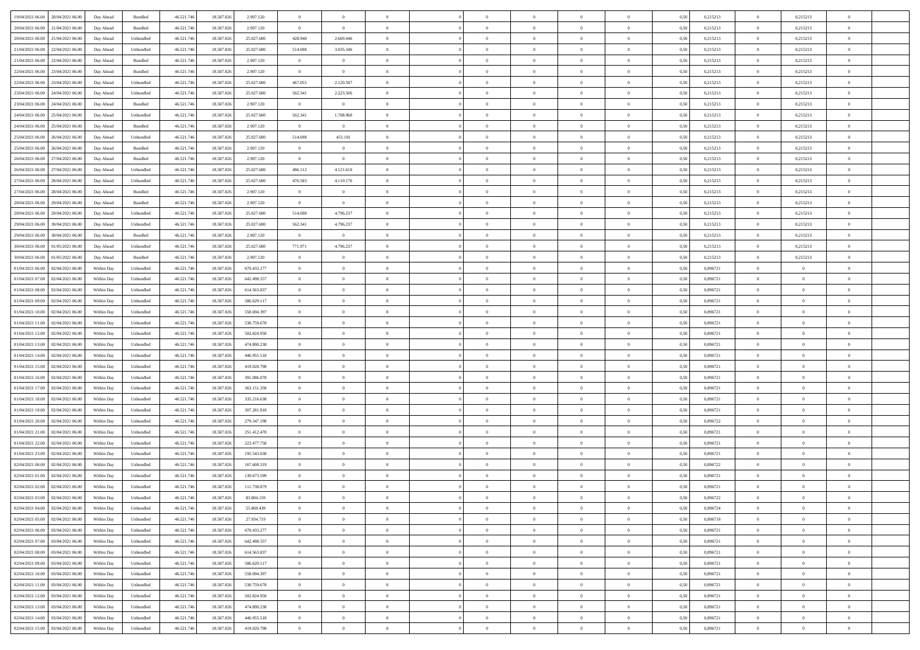| | | | | | | | | | | | | | | | | | | | | | |
|---|---|---|---|---|---|---|---|---|---|---|---|---|---|---|---|---|---|---|---|---|---|
| 19/04/2021 06:00 | 20/04/2021 06:00 | Day Ahead | Bundled | 46.521.746 | 18.587.026 | 2.907.120 | 0 | 0 | 0 | | | 0 | 0 | 0 | 0 | 0,50 | 0,215213 | 0 | 0,215213 | 0 | |
| 20/04/2021 06:00 | 21/04/2021 06:00 | Day Ahead | Bundled | 46.521.746 | 18.587.026 | 2.907.120 | 0 | 0 | 0 | | | 0 | 0 | 0 | 0 | 0,50 | 0,215213 | 0 | 0,215213 | 0 | |
| 20/04/2021 06:00 | 21/04/2021 06:00 | Day Ahead | Unbundled | 46.521.746 | 18.587.026 | 25.027.600 | 428.940 | 2.669.446 | 0 | | | 0 | 0 | 0 | 0 | 0,50 | 0,215213 | 0 | 0,215213 | 0 | |
| 21/04/2021 06:00 | 22/04/2021 06:00 | Day Ahead | Unbundled | 46.521.746 | 18.587.026 | 25.027.600 | 514.698 | 3.035.346 | 0 | | | 0 | 0 | 0 | 0 | 0,50 | 0,215213 | 0 | 0,215213 | 0 | |
| 21/04/2021 06:00 | 22/04/2021 06:00 | Day Ahead | Bundled | 46.521.746 | 18.587.026 | 2.907.120 | 0 | 0 | 0 | | | 0 | 0 | 0 | 0 | 0,50 | 0,215213 | 0 | 0,215213 | 0 | |
| 22/04/2021 06:00 | 23/04/2021 06:00 | Day Ahead | Bundled | 46.521.746 | 18.587.026 | 2.907.120 | 0 | 0 | 0 | | | 0 | 0 | 0 | 0 | 0,50 | 0,215213 | 0 | 0,215213 | 0 | |
| 22/04/2021 06:00 | 23/04/2021 06:00 | Day Ahead | Unbundled | 46.521.746 | 18.587.026 | 25.027.600 | 467.055 | 2.120.597 | 0 | | | 0 | 0 | 0 | 0 | 0,50 | 0,215213 | 0 | 0,215213 | 0 | |
| 23/04/2021 06:00 | 24/04/2021 06:00 | Day Ahead | Unbundled | 46.521.746 | 18.587.026 | 25.027.600 | 562.341 | 2.223.506 | 0 | | | 0 | 0 | 0 | 0 | 0,50 | 0,215213 | 0 | 0,215213 | 0 | |
| 23/04/2021 06:00 | 24/04/2021 06:00 | Day Ahead | Bundled | 46.521.746 | 18.587.026 | 2.907.120 | 0 | 0 | 0 | | | 0 | 0 | 0 | 0 | 0,50 | 0,215213 | 0 | 0,215213 | 0 | |
| 24/04/2021 06:00 | 25/04/2021 06:00 | Day Ahead | Unbundled | 46.521.746 | 18.587.026 | 25.027.600 | 562.341 | 1.708.960 | 0 | | | 0 | 0 | 0 | 0 | 0,50 | 0,215213 | 0 | 0,215213 | 0 | |
| 24/04/2021 06:00 | 25/04/2021 06:00 | Day Ahead | Bundled | 46.521.746 | 18.587.026 | 2.907.120 | 0 | 0 | 0 | | | 0 | 0 | 0 | 0 | 0,50 | 0,215213 | 0 | 0,215213 | 0 | |
| 25/04/2021 06:00 | 26/04/2021 06:00 | Day Ahead | Unbundled | 46.521.746 | 18.587.026 | 25.027.600 | 514.698 | 451.181 | 0 | | | 0 | 0 | 0 | 0 | 0,50 | 0,215213 | 0 | 0,215213 | 0 | |
| 25/04/2021 06:00 | 26/04/2021 06:00 | Day Ahead | Bundled | 46.521.746 | 18.587.026 | 2.907.120 | 0 | 0 | 0 | | | 0 | 0 | 0 | 0 | 0,50 | 0,215213 | 0 | 0,215213 | 0 | |
| 26/04/2021 06:00 | 27/04/2021 06:00 | Day Ahead | Bundled | 46.521.746 | 18.587.026 | 2.907.120 | 0 | 0 | 0 | | | 0 | 0 | 0 | 0 | 0,50 | 0,215213 | 0 | 0,215213 | 0 | |
| 26/04/2021 06:00 | 27/04/2021 06:00 | Day Ahead | Unbundled | 46.521.746 | 18.587.026 | 25.027.600 | 486.112 | 4.121.610 | 0 | | | 0 | 0 | 0 | 0 | 0,50 | 0,215213 | 0 | 0,215213 | 0 | |
| 27/04/2021 06:00 | 28/04/2021 06:00 | Day Ahead | Unbundled | 46.521.746 | 18.587.026 | 25.027.600 | 476.583 | 4.110.176 | 0 | | | 0 | 0 | 0 | 0 | 0,50 | 0,215213 | 0 | 0,215213 | 0 | |
| 27/04/2021 06:00 | 28/04/2021 06:00 | Day Ahead | Bundled | 46.521.746 | 18.587.026 | 2.907.120 | 0 | 0 | 0 | | | 0 | 0 | 0 | 0 | 0,50 | 0,215213 | 0 | 0,215213 | 0 | |
| 28/04/2021 06:00 | 29/04/2021 06:00 | Day Ahead | Bundled | 46.521.746 | 18.587.026 | 2.907.120 | 0 | 0 | 0 | | | 0 | 0 | 0 | 0 | 0,50 | 0,215213 | 0 | 0,215213 | 0 | |
| 28/04/2021 06:00 | 29/04/2021 06:00 | Day Ahead | Unbundled | 46.521.746 | 18.587.026 | 25.027.600 | 514.698 | 4.796.237 | 0 | | | 0 | 0 | 0 | 0 | 0,50 | 0,215213 | 0 | 0,215213 | 0 | |
| 29/04/2021 06:00 | 30/04/2021 06:00 | Day Ahead | Unbundled | 46.521.746 | 18.587.026 | 25.027.600 | 562.341 | 4.796.237 | 0 | | | 0 | 0 | 0 | 0 | 0,50 | 0,215213 | 0 | 0,215213 | 0 | |
| 29/04/2021 06:00 | 30/04/2021 06:00 | Day Ahead | Bundled | 46.521.746 | 18.587.026 | 2.907.120 | 0 | 0 | 0 | | | 0 | 0 | 0 | 0 | 0,50 | 0,215213 | 0 | 0,215213 | 0 | |
| 30/04/2021 06:00 | 01/05/2021 06:00 | Day Ahead | Unbundled | 46.521.746 | 18.587.026 | 25.027.600 | 771.971 | 4.796.237 | 0 | | | 0 | 0 | 0 | 0 | 0,50 | 0,215213 | 0 | 0,215213 | 0 | |
| 30/04/2021 06:00 | 01/05/2021 06:00 | Day Ahead | Bundled | 46.521.746 | 18.587.026 | 2.907.120 | 0 | 0 | 0 | | | 0 | 0 | 0 | 0 | 0,50 | 0,215213 | 0 | 0,215213 | 0 | |
| 01/04/2021 06:00 | 02/04/2021 06:00 | Within Day | Unbundled | 46.521.746 | 18.587.026 | 670.433.277 | 0 | 0 | 0 | | | 0 | 0 | 0 | 0 | 0,50 | 0,896721 | 0 | 0 | 0 | |
| 01/04/2021 07:00 | 02/04/2021 06:00 | Within Day | Unbundled | 46.521.746 | 18.587.026 | 642.498.557 | 0 | 0 | 0 | | | 0 | 0 | 0 | 0 | 0,50 | 0,896721 | 0 | 0 | 0 | |
| 01/04/2021 08:00 | 02/04/2021 06:00 | Within Day | Unbundled | 46.521.746 | 18.587.026 | 614.563.837 | 0 | 0 | 0 | | | 0 | 0 | 0 | 0 | 0,50 | 0,896721 | 0 | 0 | 0 | |
| 01/04/2021 09:00 | 02/04/2021 06:00 | Within Day | Unbundled | 46.521.746 | 18.587.026 | 586.629.117 | 0 | 0 | 0 | | | 0 | 0 | 0 | 0 | 0,50 | 0,896721 | 0 | 0 | 0 | |
| 01/04/2021 10:00 | 02/04/2021 06:00 | Within Day | Unbundled | 46.521.746 | 18.587.026 | 558.694.397 | 0 | 0 | 0 | | | 0 | 0 | 0 | 0 | 0,50 | 0,896721 | 0 | 0 | 0 | |
| 01/04/2021 11:00 | 02/04/2021 06:00 | Within Day | Unbundled | 46.521.746 | 18.587.026 | 530.759.678 | 0 | 0 | 0 | | | 0 | 0 | 0 | 0 | 0,50 | 0,896721 | 0 | 0 | 0 | |
| 01/04/2021 12:00 | 02/04/2021 06:00 | Within Day | Unbundled | 46.521.746 | 18.587.026 | 502.824.958 | 0 | 0 | 0 | | | 0 | 0 | 0 | 0 | 0,50 | 0,896721 | 0 | 0 | 0 | |
| 01/04/2021 13:00 | 02/04/2021 06:00 | Within Day | Unbundled | 46.521.746 | 18.587.026 | 474.890.238 | 0 | 0 | 0 | | | 0 | 0 | 0 | 0 | 0,50 | 0,896721 | 0 | 0 | 0 | |
| 01/04/2021 14:00 | 02/04/2021 06:00 | Within Day | Unbundled | 46.521.746 | 18.587.026 | 446.955.518 | 0 | 0 | 0 | | | 0 | 0 | 0 | 0 | 0,50 | 0,896721 | 0 | 0 | 0 | |
| 01/04/2021 15:00 | 02/04/2021 06:00 | Within Day | Unbundled | 46.521.746 | 18.587.026 | 419.020.798 | 0 | 0 | 0 | | | 0 | 0 | 0 | 0 | 0,50 | 0,896721 | 0 | 0 | 0 | |
| 01/04/2021 16:00 | 02/04/2021 06:00 | Within Day | Unbundled | 46.521.746 | 18.587.026 | 391.086.078 | 0 | 0 | 0 | | | 0 | 0 | 0 | 0 | 0,50 | 0,896721 | 0 | 0 | 0 | |
| 01/04/2021 17:00 | 02/04/2021 06:00 | Within Day | Unbundled | 46.521.746 | 18.587.026 | 363.151.358 | 0 | 0 | 0 | | | 0 | 0 | 0 | 0 | 0,50 | 0,896721 | 0 | 0 | 0 | |
| 01/04/2021 18:00 | 02/04/2021 06:00 | Within Day | Unbundled | 46.521.746 | 18.587.026 | 335.216.638 | 0 | 0 | 0 | | | 0 | 0 | 0 | 0 | 0,50 | 0,896721 | 0 | 0 | 0 | |
| 01/04/2021 19:00 | 02/04/2021 06:00 | Within Day | Unbundled | 46.521.746 | 18.587.026 | 307.281.918 | 0 | 0 | 0 | | | 0 | 0 | 0 | 0 | 0,50 | 0,896721 | 0 | 0 | 0 | |
| 01/04/2021 20:00 | 02/04/2021 06:00 | Within Day | Unbundled | 46.521.746 | 18.587.026 | 279.347.198 | 0 | 0 | 0 | | | 0 | 0 | 0 | 0 | 0,50 | 0,896722 | 0 | 0 | 0 | |
| 01/04/2021 21:00 | 02/04/2021 06:00 | Within Day | Unbundled | 46.521.746 | 18.587.026 | 251.412.478 | 0 | 0 | 0 | | | 0 | 0 | 0 | 0 | 0,50 | 0,896721 | 0 | 0 | 0 | |
| 01/04/2021 22:00 | 02/04/2021 06:00 | Within Day | Unbundled | 46.521.746 | 18.587.026 | 223.477.758 | 0 | 0 | 0 | | | 0 | 0 | 0 | 0 | 0,50 | 0,896721 | 0 | 0 | 0 | |
| 01/04/2021 23:00 | 02/04/2021 06:00 | Within Day | Unbundled | 46.521.746 | 18.587.026 | 195.543.038 | 0 | 0 | 0 | | | 0 | 0 | 0 | 0 | 0,50 | 0,896721 | 0 | 0 | 0 | |
| 02/04/2021 00:00 | 02/04/2021 06:00 | Within Day | Unbundled | 46.521.746 | 18.587.026 | 167.608.319 | 0 | 0 | 0 | | | 0 | 0 | 0 | 0 | 0,50 | 0,896722 | 0 | 0 | 0 | |
| 02/04/2021 01:00 | 02/04/2021 06:00 | Within Day | Unbundled | 46.521.746 | 18.587.026 | 139.673.599 | 0 | 0 | 0 | | | 0 | 0 | 0 | 0 | 0,50 | 0,896721 | 0 | 0 | 0 | |
| 02/04/2021 02:00 | 02/04/2021 06:00 | Within Day | Unbundled | 46.521.746 | 18.587.026 | 111.738.879 | 0 | 0 | 0 | | | 0 | 0 | 0 | 0 | 0,50 | 0,896721 | 0 | 0 | 0 | |
| 02/04/2021 03:00 | 02/04/2021 06:00 | Within Day | Unbundled | 46.521.746 | 18.587.026 | 83.804.159 | 0 | 0 | 0 | | | 0 | 0 | 0 | 0 | 0,50 | 0,896722 | 0 | 0 | 0 | |
| 02/04/2021 04:00 | 02/04/2021 06:00 | Within Day | Unbundled | 46.521.746 | 18.587.026 | 55.869.439 | 0 | 0 | 0 | | | 0 | 0 | 0 | 0 | 0,50 | 0,896724 | 0 | 0 | 0 | |
| 02/04/2021 05:00 | 02/04/2021 06:00 | Within Day | Unbundled | 46.521.746 | 18.587.026 | 27.934.719 | 0 | 0 | 0 | | | 0 | 0 | 0 | 0 | 0,50 | 0,896718 | 0 | 0 | 0 | |
| 02/04/2021 06:00 | 03/04/2021 06:00 | Within Day | Unbundled | 46.521.746 | 18.587.026 | 670.433.277 | 0 | 0 | 0 | | | 0 | 0 | 0 | 0 | 0,50 | 0,896721 | 0 | 0 | 0 | |
| 02/04/2021 07:00 | 03/04/2021 06:00 | Within Day | Unbundled | 46.521.746 | 18.587.026 | 642.498.557 | 0 | 0 | 0 | | | 0 | 0 | 0 | 0 | 0,50 | 0,896721 | 0 | 0 | 0 | |
| 02/04/2021 08:00 | 03/04/2021 06:00 | Within Day | Unbundled | 46.521.746 | 18.587.026 | 614.563.837 | 0 | 0 | 0 | | | 0 | 0 | 0 | 0 | 0,50 | 0,896721 | 0 | 0 | 0 | |
| 02/04/2021 09:00 | 03/04/2021 06:00 | Within Day | Unbundled | 46.521.746 | 18.587.026 | 586.629.117 | 0 | 0 | 0 | | | 0 | 0 | 0 | 0 | 0,50 | 0,896721 | 0 | 0 | 0 | |
| 02/04/2021 10:00 | 03/04/2021 06:00 | Within Day | Unbundled | 46.521.746 | 18.587.026 | 558.694.397 | 0 | 0 | 0 | | | 0 | 0 | 0 | 0 | 0,50 | 0,896721 | 0 | 0 | 0 | |
| 02/04/2021 11:00 | 03/04/2021 06:00 | Within Day | Unbundled | 46.521.746 | 18.587.026 | 530.759.678 | 0 | 0 | 0 | | | 0 | 0 | 0 | 0 | 0,50 | 0,896721 | 0 | 0 | 0 | |
| 02/04/2021 12:00 | 03/04/2021 06:00 | Within Day | Unbundled | 46.521.746 | 18.587.026 | 502.824.958 | 0 | 0 | 0 | | | 0 | 0 | 0 | 0 | 0,50 | 0,896721 | 0 | 0 | 0 | |
| 02/04/2021 13:00 | 03/04/2021 06:00 | Within Day | Unbundled | 46.521.746 | 18.587.026 | 474.890.238 | 0 | 0 | 0 | | | 0 | 0 | 0 | 0 | 0,50 | 0,896721 | 0 | 0 | 0 | |
| 02/04/2021 14:00 | 03/04/2021 06:00 | Within Day | Unbundled | 46.521.746 | 18.587.026 | 446.955.518 | 0 | 0 | 0 | | | 0 | 0 | 0 | 0 | 0,50 | 0,896721 | 0 | 0 | 0 | |
| 02/04/2021 15:00 | 03/04/2021 06:00 | Within Day | Unbundled | 46.521.746 | 18.587.026 | 419.020.798 | 0 | 0 | 0 | | | 0 | 0 | 0 | 0 | 0,50 | 0,896721 | 0 | 0 | 0 | |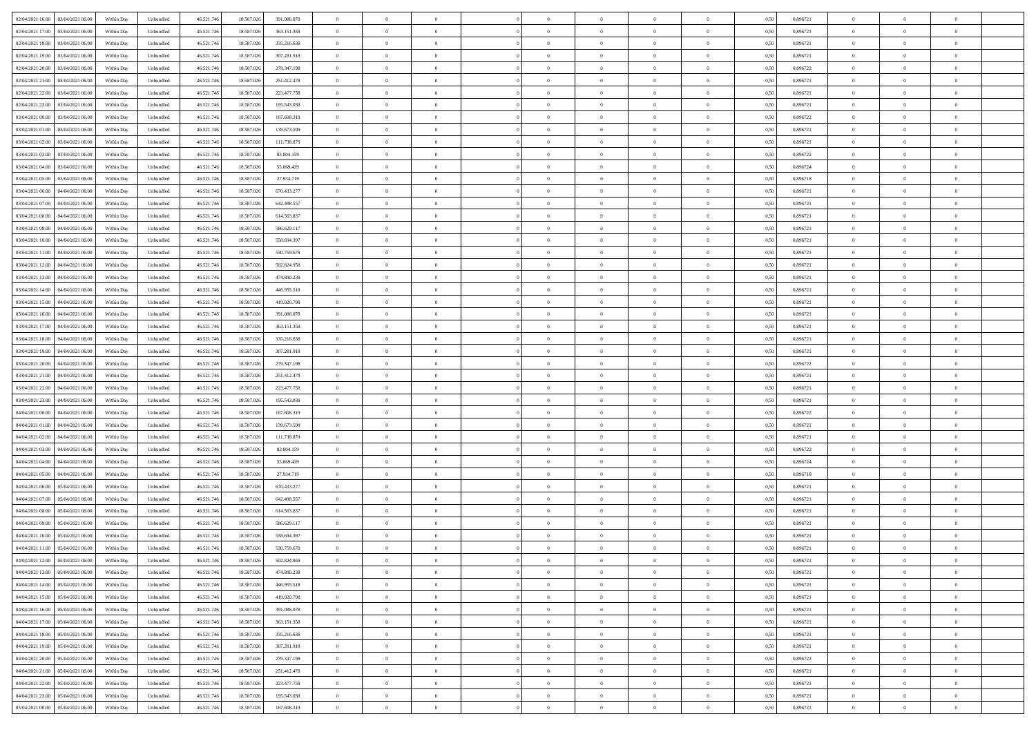| | | | | | | | | | | | | | | | | | | | | | | |
|---|---|---|---|---|---|---|---|---|---|---|---|---|---|---|---|---|---|---|---|---|---|---|
| 02/04/2021 16:00 | 03/04/2021 06:00 | Within Day | Unbundled | 46.521.746 | 18.587.026 | 391.086.078 | 0 | 0 | 0 | | 0 | 0 | 0 | 0 | 0 | 0,50 | 0,896721 | 0 | 0 | 0 | |
| 02/04/2021 17:00 | 03/04/2021 06:00 | Within Day | Unbundled | 46.521.746 | 18.587.026 | 363.151.358 | 0 | 0 | 0 | | 0 | 0 | 0 | 0 | 0 | 0,50 | 0,896721 | 0 | 0 | 0 | |
| 02/04/2021 18:00 | 03/04/2021 06:00 | Within Day | Unbundled | 46.521.746 | 18.587.026 | 335.216.638 | 0 | 0 | 0 | | 0 | 0 | 0 | 0 | 0 | 0,50 | 0,896721 | 0 | 0 | 0 | |
| 02/04/2021 19:00 | 03/04/2021 06:00 | Within Day | Unbundled | 46.521.746 | 18.587.026 | 307.281.918 | 0 | 0 | 0 | | 0 | 0 | 0 | 0 | 0 | 0,50 | 0,896721 | 0 | 0 | 0 | |
| 02/04/2021 20:00 | 03/04/2021 06:00 | Within Day | Unbundled | 46.521.746 | 18.587.026 | 279.347.198 | 0 | 0 | 0 | | 0 | 0 | 0 | 0 | 0 | 0,50 | 0,896722 | 0 | 0 | 0 | |
| 02/04/2021 21:00 | 03/04/2021 06:00 | Within Day | Unbundled | 46.521.746 | 18.587.026 | 251.412.478 | 0 | 0 | 0 | | 0 | 0 | 0 | 0 | 0 | 0,50 | 0,896721 | 0 | 0 | 0 | |
| 02/04/2021 22:00 | 03/04/2021 06:00 | Within Day | Unbundled | 46.521.746 | 18.587.026 | 223.477.758 | 0 | 0 | 0 | | 0 | 0 | 0 | 0 | 0 | 0,50 | 0,896721 | 0 | 0 | 0 | |
| 02/04/2021 23:00 | 03/04/2021 06:00 | Within Day | Unbundled | 46.521.746 | 18.587.026 | 195.543.038 | 0 | 0 | 0 | | 0 | 0 | 0 | 0 | 0 | 0,50 | 0,896721 | 0 | 0 | 0 | |
| 03/04/2021 00:00 | 03/04/2021 06:00 | Within Day | Unbundled | 46.521.746 | 18.587.026 | 167.608.319 | 0 | 0 | 0 | | 0 | 0 | 0 | 0 | 0 | 0,50 | 0,896722 | 0 | 0 | 0 | |
| 03/04/2021 01:00 | 03/04/2021 06:00 | Within Day | Unbundled | 46.521.746 | 18.587.026 | 139.673.599 | 0 | 0 | 0 | | 0 | 0 | 0 | 0 | 0 | 0,50 | 0,896721 | 0 | 0 | 0 | |
| 03/04/2021 02:00 | 03/04/2021 06:00 | Within Day | Unbundled | 46.521.746 | 18.587.026 | 111.738.879 | 0 | 0 | 0 | | 0 | 0 | 0 | 0 | 0 | 0,50 | 0,896721 | 0 | 0 | 0 | |
| 03/04/2021 03:00 | 03/04/2021 06:00 | Within Day | Unbundled | 46.521.746 | 18.587.026 | 83.804.159 | 0 | 0 | 0 | | 0 | 0 | 0 | 0 | 0 | 0,50 | 0,896722 | 0 | 0 | 0 | |
| 03/04/2021 04:00 | 03/04/2021 06:00 | Within Day | Unbundled | 46.521.746 | 18.587.026 | 55.869.439 | 0 | 0 | 0 | | 0 | 0 | 0 | 0 | 0 | 0,50 | 0,896724 | 0 | 0 | 0 | |
| 03/04/2021 05:00 | 03/04/2021 06:00 | Within Day | Unbundled | 46.521.746 | 18.587.026 | 27.934.719 | 0 | 0 | 0 | | 0 | 0 | 0 | 0 | 0 | 0,50 | 0,896718 | 0 | 0 | 0 | |
| 03/04/2021 06:00 | 04/04/2021 06:00 | Within Day | Unbundled | 46.521.746 | 18.587.026 | 670.433.277 | 0 | 0 | 0 | | 0 | 0 | 0 | 0 | 0 | 0,50 | 0,896721 | 0 | 0 | 0 | |
| 03/04/2021 07:00 | 04/04/2021 06:00 | Within Day | Unbundled | 46.521.746 | 18.587.026 | 642.498.557 | 0 | 0 | 0 | | 0 | 0 | 0 | 0 | 0 | 0,50 | 0,896721 | 0 | 0 | 0 | |
| 03/04/2021 08:00 | 04/04/2021 06:00 | Within Day | Unbundled | 46.521.746 | 18.587.026 | 614.563.837 | 0 | 0 | 0 | | 0 | 0 | 0 | 0 | 0 | 0,50 | 0,896721 | 0 | 0 | 0 | |
| 03/04/2021 09:00 | 04/04/2021 06:00 | Within Day | Unbundled | 46.521.746 | 18.587.026 | 586.629.117 | 0 | 0 | 0 | | 0 | 0 | 0 | 0 | 0 | 0,50 | 0,896721 | 0 | 0 | 0 | |
| 03/04/2021 10:00 | 04/04/2021 06:00 | Within Day | Unbundled | 46.521.746 | 18.587.026 | 558.694.397 | 0 | 0 | 0 | | 0 | 0 | 0 | 0 | 0 | 0,50 | 0,896721 | 0 | 0 | 0 | |
| 03/04/2021 11:00 | 04/04/2021 06:00 | Within Day | Unbundled | 46.521.746 | 18.587.026 | 530.759.678 | 0 | 0 | 0 | | 0 | 0 | 0 | 0 | 0 | 0,50 | 0,896721 | 0 | 0 | 0 | |
| 03/04/2021 12:00 | 04/04/2021 06:00 | Within Day | Unbundled | 46.521.746 | 18.587.026 | 502.824.958 | 0 | 0 | 0 | | 0 | 0 | 0 | 0 | 0 | 0,50 | 0,896721 | 0 | 0 | 0 | |
| 03/04/2021 13:00 | 04/04/2021 06:00 | Within Day | Unbundled | 46.521.746 | 18.587.026 | 474.890.238 | 0 | 0 | 0 | | 0 | 0 | 0 | 0 | 0 | 0,50 | 0,896721 | 0 | 0 | 0 | |
| 03/04/2021 14:00 | 04/04/2021 06:00 | Within Day | Unbundled | 46.521.746 | 18.587.026 | 446.955.518 | 0 | 0 | 0 | | 0 | 0 | 0 | 0 | 0 | 0,50 | 0,896721 | 0 | 0 | 0 | |
| 03/04/2021 15:00 | 04/04/2021 06:00 | Within Day | Unbundled | 46.521.746 | 18.587.026 | 419.020.798 | 0 | 0 | 0 | | 0 | 0 | 0 | 0 | 0 | 0,50 | 0,896721 | 0 | 0 | 0 | |
| 03/04/2021 16:00 | 04/04/2021 06:00 | Within Day | Unbundled | 46.521.746 | 18.587.026 | 391.086.078 | 0 | 0 | 0 | | 0 | 0 | 0 | 0 | 0 | 0,50 | 0,896721 | 0 | 0 | 0 | |
| 03/04/2021 17:00 | 04/04/2021 06:00 | Within Day | Unbundled | 46.521.746 | 18.587.026 | 363.151.358 | 0 | 0 | 0 | | 0 | 0 | 0 | 0 | 0 | 0,50 | 0,896721 | 0 | 0 | 0 | |
| 03/04/2021 18:00 | 04/04/2021 06:00 | Within Day | Unbundled | 46.521.746 | 18.587.026 | 335.216.638 | 0 | 0 | 0 | | 0 | 0 | 0 | 0 | 0 | 0,50 | 0,896721 | 0 | 0 | 0 | |
| 03/04/2021 19:00 | 04/04/2021 06:00 | Within Day | Unbundled | 46.521.746 | 18.587.026 | 307.281.918 | 0 | 0 | 0 | | 0 | 0 | 0 | 0 | 0 | 0,50 | 0,896721 | 0 | 0 | 0 | |
| 03/04/2021 20:00 | 04/04/2021 06:00 | Within Day | Unbundled | 46.521.746 | 18.587.026 | 279.347.198 | 0 | 0 | 0 | | 0 | 0 | 0 | 0 | 0 | 0,50 | 0,896722 | 0 | 0 | 0 | |
| 03/04/2021 21:00 | 04/04/2021 06:00 | Within Day | Unbundled | 46.521.746 | 18.587.026 | 251.412.478 | 0 | 0 | 0 | | 0 | 0 | 0 | 0 | 0 | 0,50 | 0,896721 | 0 | 0 | 0 | |
| 03/04/2021 22:00 | 04/04/2021 06:00 | Within Day | Unbundled | 46.521.746 | 18.587.026 | 223.477.758 | 0 | 0 | 0 | | 0 | 0 | 0 | 0 | 0 | 0,50 | 0,896721 | 0 | 0 | 0 | |
| 03/04/2021 23:00 | 04/04/2021 06:00 | Within Day | Unbundled | 46.521.746 | 18.587.026 | 195.543.038 | 0 | 0 | 0 | | 0 | 0 | 0 | 0 | 0 | 0,50 | 0,896721 | 0 | 0 | 0 | |
| 04/04/2021 00:00 | 04/04/2021 06:00 | Within Day | Unbundled | 46.521.746 | 18.587.026 | 167.608.319 | 0 | 0 | 0 | | 0 | 0 | 0 | 0 | 0 | 0,50 | 0,896722 | 0 | 0 | 0 | |
| 04/04/2021 01:00 | 04/04/2021 06:00 | Within Day | Unbundled | 46.521.746 | 18.587.026 | 139.673.599 | 0 | 0 | 0 | | 0 | 0 | 0 | 0 | 0 | 0,50 | 0,896721 | 0 | 0 | 0 | |
| 04/04/2021 02:00 | 04/04/2021 06:00 | Within Day | Unbundled | 46.521.746 | 18.587.026 | 111.738.879 | 0 | 0 | 0 | | 0 | 0 | 0 | 0 | 0 | 0,50 | 0,896721 | 0 | 0 | 0 | |
| 04/04/2021 03:00 | 04/04/2021 06:00 | Within Day | Unbundled | 46.521.746 | 18.587.026 | 83.804.159 | 0 | 0 | 0 | | 0 | 0 | 0 | 0 | 0 | 0,50 | 0,896722 | 0 | 0 | 0 | |
| 04/04/2021 04:00 | 04/04/2021 06:00 | Within Day | Unbundled | 46.521.746 | 18.587.026 | 55.869.439 | 0 | 0 | 0 | | 0 | 0 | 0 | 0 | 0 | 0,50 | 0,896724 | 0 | 0 | 0 | |
| 04/04/2021 05:00 | 04/04/2021 06:00 | Within Day | Unbundled | 46.521.746 | 18.587.026 | 27.934.719 | 0 | 0 | 0 | | 0 | 0 | 0 | 0 | 0 | 0,50 | 0,896718 | 0 | 0 | 0 | |
| 04/04/2021 06:00 | 05/04/2021 06:00 | Within Day | Unbundled | 46.521.746 | 18.587.026 | 670.433.277 | 0 | 0 | 0 | | 0 | 0 | 0 | 0 | 0 | 0,50 | 0,896721 | 0 | 0 | 0 | |
| 04/04/2021 07:00 | 05/04/2021 06:00 | Within Day | Unbundled | 46.521.746 | 18.587.026 | 642.498.557 | 0 | 0 | 0 | | 0 | 0 | 0 | 0 | 0 | 0,50 | 0,896721 | 0 | 0 | 0 | |
| 04/04/2021 08:00 | 05/04/2021 06:00 | Within Day | Unbundled | 46.521.746 | 18.587.026 | 614.563.837 | 0 | 0 | 0 | | 0 | 0 | 0 | 0 | 0 | 0,50 | 0,896721 | 0 | 0 | 0 | |
| 04/04/2021 09:00 | 05/04/2021 06:00 | Within Day | Unbundled | 46.521.746 | 18.587.026 | 586.629.117 | 0 | 0 | 0 | | 0 | 0 | 0 | 0 | 0 | 0,50 | 0,896721 | 0 | 0 | 0 | |
| 04/04/2021 10:00 | 05/04/2021 06:00 | Within Day | Unbundled | 46.521.746 | 18.587.026 | 558.694.397 | 0 | 0 | 0 | | 0 | 0 | 0 | 0 | 0 | 0,50 | 0,896721 | 0 | 0 | 0 | |
| 04/04/2021 11:00 | 05/04/2021 06:00 | Within Day | Unbundled | 46.521.746 | 18.587.026 | 530.759.678 | 0 | 0 | 0 | | 0 | 0 | 0 | 0 | 0 | 0,50 | 0,896721 | 0 | 0 | 0 | |
| 04/04/2021 12:00 | 05/04/2021 06:00 | Within Day | Unbundled | 46.521.746 | 18.587.026 | 502.824.958 | 0 | 0 | 0 | | 0 | 0 | 0 | 0 | 0 | 0,50 | 0,896721 | 0 | 0 | 0 | |
| 04/04/2021 13:00 | 05/04/2021 06:00 | Within Day | Unbundled | 46.521.746 | 18.587.026 | 474.890.238 | 0 | 0 | 0 | | 0 | 0 | 0 | 0 | 0 | 0,50 | 0,896721 | 0 | 0 | 0 | |
| 04/04/2021 14:00 | 05/04/2021 06:00 | Within Day | Unbundled | 46.521.746 | 18.587.026 | 446.955.518 | 0 | 0 | 0 | | 0 | 0 | 0 | 0 | 0 | 0,50 | 0,896721 | 0 | 0 | 0 | |
| 04/04/2021 15:00 | 05/04/2021 06:00 | Within Day | Unbundled | 46.521.746 | 18.587.026 | 419.020.798 | 0 | 0 | 0 | | 0 | 0 | 0 | 0 | 0 | 0,50 | 0,896721 | 0 | 0 | 0 | |
| 04/04/2021 16:00 | 05/04/2021 06:00 | Within Day | Unbundled | 46.521.746 | 18.587.026 | 391.086.078 | 0 | 0 | 0 | | 0 | 0 | 0 | 0 | 0 | 0,50 | 0,896721 | 0 | 0 | 0 | |
| 04/04/2021 17:00 | 05/04/2021 06:00 | Within Day | Unbundled | 46.521.746 | 18.587.026 | 363.151.358 | 0 | 0 | 0 | | 0 | 0 | 0 | 0 | 0 | 0,50 | 0,896721 | 0 | 0 | 0 | |
| 04/04/2021 18:00 | 05/04/2021 06:00 | Within Day | Unbundled | 46.521.746 | 18.587.026 | 335.216.638 | 0 | 0 | 0 | | 0 | 0 | 0 | 0 | 0 | 0,50 | 0,896721 | 0 | 0 | 0 | |
| 04/04/2021 19:00 | 05/04/2021 06:00 | Within Day | Unbundled | 46.521.746 | 18.587.026 | 307.281.918 | 0 | 0 | 0 | | 0 | 0 | 0 | 0 | 0 | 0,50 | 0,896721 | 0 | 0 | 0 | |
| 04/04/2021 20:00 | 05/04/2021 06:00 | Within Day | Unbundled | 46.521.746 | 18.587.026 | 279.347.198 | 0 | 0 | 0 | | 0 | 0 | 0 | 0 | 0 | 0,50 | 0,896722 | 0 | 0 | 0 | |
| 04/04/2021 21:00 | 05/04/2021 06:00 | Within Day | Unbundled | 46.521.746 | 18.587.026 | 251.412.478 | 0 | 0 | 0 | | 0 | 0 | 0 | 0 | 0 | 0,50 | 0,896721 | 0 | 0 | 0 | |
| 04/04/2021 22:00 | 05/04/2021 06:00 | Within Day | Unbundled | 46.521.746 | 18.587.026 | 223.477.758 | 0 | 0 | 0 | | 0 | 0 | 0 | 0 | 0 | 0,50 | 0,896721 | 0 | 0 | 0 | |
| 04/04/2021 23:00 | 05/04/2021 06:00 | Within Day | Unbundled | 46.521.746 | 18.587.026 | 195.543.038 | 0 | 0 | 0 | | 0 | 0 | 0 | 0 | 0 | 0,50 | 0,896721 | 0 | 0 | 0 | |
| 05/04/2021 00:00 | 05/04/2021 06:00 | Within Day | Unbundled | 46.521.746 | 18.587.026 | 167.608.319 | 0 | 0 | 0 | | 0 | 0 | 0 | 0 | 0 | 0,50 | 0,896722 | 0 | 0 | 0 | |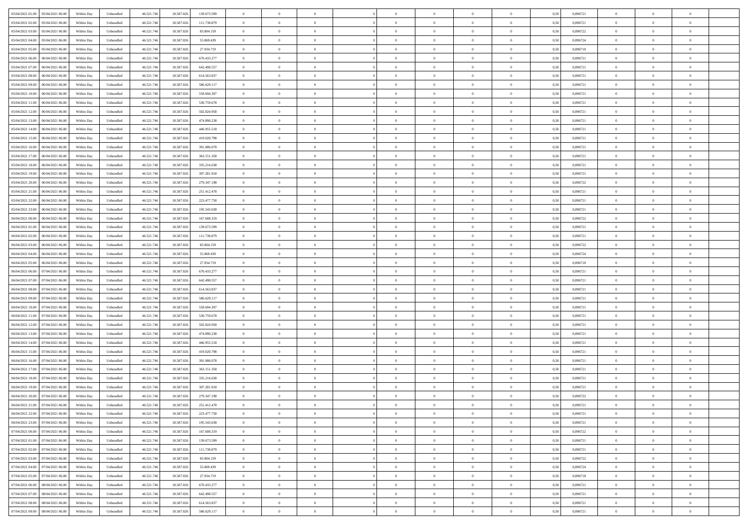| 05/04/2021 01:00 | 05/04/2021 06:00 | Within Day | Unbundled | 46.521.746 | 18.587.026 | 139.673.599 | 0 | 0 | 0 | | 0 | 0 | 0 | 0 | 0,50 | 0,896721 | 0 | 0 | 0 | |
|---|---|---|---|---|---|---|---|---|---|---|---|---|---|---|---|---|---|---|---|---|
| 05/04/2021 02:00 | 05/04/2021 06:00 | Within Day | Unbundled | 46.521.746 | 18.587.026 | 111.738.879 | 0 | 0 | 0 | | 0 | 0 | 0 | 0 | 0,50 | 0,896721 | 0 | 0 | 0 | |
| 05/04/2021 03:00 | 05/04/2021 06:00 | Within Day | Unbundled | 46.521.746 | 18.587.026 | 83.804.159 | 0 | 0 | 0 | | 0 | 0 | 0 | 0 | 0,50 | 0,896722 | 0 | 0 | 0 | |
| 05/04/2021 04:00 | 05/04/2021 06:00 | Within Day | Unbundled | 46.521.746 | 18.587.026 | 55.869.439 | 0 | 0 | 0 | | 0 | 0 | 0 | 0 | 0,50 | 0,896724 | 0 | 0 | 0 | |
| 05/04/2021 05:00 | 05/04/2021 06:00 | Within Day | Unbundled | 46.521.746 | 18.587.026 | 27.934.719 | 0 | 0 | 0 | | 0 | 0 | 0 | 0 | 0,50 | 0,896718 | 0 | 0 | 0 | |
| 05/04/2021 06:00 | 06/04/2021 06:00 | Within Day | Unbundled | 46.521.746 | 18.587.026 | 670.433.277 | 0 | 0 | 0 | | 0 | 0 | 0 | 0 | 0,50 | 0,896721 | 0 | 0 | 0 | |
| 05/04/2021 07:00 | 06/04/2021 06:00 | Within Day | Unbundled | 46.521.746 | 18.587.026 | 642.498.557 | 0 | 0 | 0 | | 0 | 0 | 0 | 0 | 0,50 | 0,896721 | 0 | 0 | 0 | |
| 05/04/2021 08:00 | 06/04/2021 06:00 | Within Day | Unbundled | 46.521.746 | 18.587.026 | 614.563.837 | 0 | 0 | 0 | | 0 | 0 | 0 | 0 | 0,50 | 0,896721 | 0 | 0 | 0 | |
| 05/04/2021 09:00 | 06/04/2021 06:00 | Within Day | Unbundled | 46.521.746 | 18.587.026 | 586.629.117 | 0 | 0 | 0 | | 0 | 0 | 0 | 0 | 0,50 | 0,896721 | 0 | 0 | 0 | |
| 05/04/2021 10:00 | 06/04/2021 06:00 | Within Day | Unbundled | 46.521.746 | 18.587.026 | 558.694.397 | 0 | 0 | 0 | | 0 | 0 | 0 | 0 | 0,50 | 0,896721 | 0 | 0 | 0 | |
| 05/04/2021 11:00 | 06/04/2021 06:00 | Within Day | Unbundled | 46.521.746 | 18.587.026 | 530.759.678 | 0 | 0 | 0 | | 0 | 0 | 0 | 0 | 0,50 | 0,896721 | 0 | 0 | 0 | |
| 05/04/2021 12:00 | 06/04/2021 06:00 | Within Day | Unbundled | 46.521.746 | 18.587.026 | 502.824.958 | 0 | 0 | 0 | | 0 | 0 | 0 | 0 | 0,50 | 0,896721 | 0 | 0 | 0 | |
| 05/04/2021 13:00 | 06/04/2021 06:00 | Within Day | Unbundled | 46.521.746 | 18.587.026 | 474.890.238 | 0 | 0 | 0 | | 0 | 0 | 0 | 0 | 0,50 | 0,896721 | 0 | 0 | 0 | |
| 05/04/2021 14:00 | 06/04/2021 06:00 | Within Day | Unbundled | 46.521.746 | 18.587.026 | 446.955.518 | 0 | 0 | 0 | | 0 | 0 | 0 | 0 | 0,50 | 0,896721 | 0 | 0 | 0 | |
| 05/04/2021 15:00 | 06/04/2021 06:00 | Within Day | Unbundled | 46.521.746 | 18.587.026 | 419.020.798 | 0 | 0 | 0 | | 0 | 0 | 0 | 0 | 0,50 | 0,896721 | 0 | 0 | 0 | |
| 05/04/2021 16:00 | 06/04/2021 06:00 | Within Day | Unbundled | 46.521.746 | 18.587.026 | 391.086.078 | 0 | 0 | 0 | | 0 | 0 | 0 | 0 | 0,50 | 0,896721 | 0 | 0 | 0 | |
| 05/04/2021 17:00 | 06/04/2021 06:00 | Within Day | Unbundled | 46.521.746 | 18.587.026 | 363.151.358 | 0 | 0 | 0 | | 0 | 0 | 0 | 0 | 0,50 | 0,896721 | 0 | 0 | 0 | |
| 05/04/2021 18:00 | 06/04/2021 06:00 | Within Day | Unbundled | 46.521.746 | 18.587.026 | 335.216.638 | 0 | 0 | 0 | | 0 | 0 | 0 | 0 | 0,50 | 0,896721 | 0 | 0 | 0 | |
| 05/04/2021 19:00 | 06/04/2021 06:00 | Within Day | Unbundled | 46.521.746 | 18.587.026 | 307.281.918 | 0 | 0 | 0 | | 0 | 0 | 0 | 0 | 0,50 | 0,896721 | 0 | 0 | 0 | |
| 05/04/2021 20:00 | 06/04/2021 06:00 | Within Day | Unbundled | 46.521.746 | 18.587.026 | 279.347.198 | 0 | 0 | 0 | | 0 | 0 | 0 | 0 | 0,50 | 0,896722 | 0 | 0 | 0 | |
| 05/04/2021 21:00 | 06/04/2021 06:00 | Within Day | Unbundled | 46.521.746 | 18.587.026 | 251.412.478 | 0 | 0 | 0 | | 0 | 0 | 0 | 0 | 0,50 | 0,896721 | 0 | 0 | 0 | |
| 05/04/2021 22:00 | 06/04/2021 06:00 | Within Day | Unbundled | 46.521.746 | 18.587.026 | 223.477.758 | 0 | 0 | 0 | | 0 | 0 | 0 | 0 | 0,50 | 0,896721 | 0 | 0 | 0 | |
| 05/04/2021 23:00 | 06/04/2021 06:00 | Within Day | Unbundled | 46.521.746 | 18.587.026 | 195.543.038 | 0 | 0 | 0 | | 0 | 0 | 0 | 0 | 0,50 | 0,896721 | 0 | 0 | 0 | |
| 06/04/2021 00:00 | 06/04/2021 06:00 | Within Day | Unbundled | 46.521.746 | 18.587.026 | 167.608.319 | 0 | 0 | 0 | | 0 | 0 | 0 | 0 | 0,50 | 0,896722 | 0 | 0 | 0 | |
| 06/04/2021 01:00 | 06/04/2021 06:00 | Within Day | Unbundled | 46.521.746 | 18.587.026 | 139.673.599 | 0 | 0 | 0 | | 0 | 0 | 0 | 0 | 0,50 | 0,896721 | 0 | 0 | 0 | |
| 06/04/2021 02:00 | 06/04/2021 06:00 | Within Day | Unbundled | 46.521.746 | 18.587.026 | 111.738.879 | 0 | 0 | 0 | | 0 | 0 | 0 | 0 | 0,50 | 0,896721 | 0 | 0 | 0 | |
| 06/04/2021 03:00 | 06/04/2021 06:00 | Within Day | Unbundled | 46.521.746 | 18.587.026 | 83.804.159 | 0 | 0 | 0 | | 0 | 0 | 0 | 0 | 0,50 | 0,896722 | 0 | 0 | 0 | |
| 06/04/2021 04:00 | 06/04/2021 06:00 | Within Day | Unbundled | 46.521.746 | 18.587.026 | 55.869.439 | 0 | 0 | 0 | | 0 | 0 | 0 | 0 | 0,50 | 0,896724 | 0 | 0 | 0 | |
| 06/04/2021 05:00 | 06/04/2021 06:00 | Within Day | Unbundled | 46.521.746 | 18.587.026 | 27.934.719 | 0 | 0 | 0 | | 0 | 0 | 0 | 0 | 0,50 | 0,896718 | 0 | 0 | 0 | |
| 06/04/2021 06:00 | 07/04/2021 06:00 | Within Day | Unbundled | 46.521.746 | 18.587.026 | 670.433.277 | 0 | 0 | 0 | | 0 | 0 | 0 | 0 | 0,50 | 0,896721 | 0 | 0 | 0 | |
| 06/04/2021 07:00 | 07/04/2021 06:00 | Within Day | Unbundled | 46.521.746 | 18.587.026 | 642.498.557 | 0 | 0 | 0 | | 0 | 0 | 0 | 0 | 0,50 | 0,896721 | 0 | 0 | 0 | |
| 06/04/2021 08:00 | 07/04/2021 06:00 | Within Day | Unbundled | 46.521.746 | 18.587.026 | 614.563.837 | 0 | 0 | 0 | | 0 | 0 | 0 | 0 | 0,50 | 0,896721 | 0 | 0 | 0 | |
| 06/04/2021 09:00 | 07/04/2021 06:00 | Within Day | Unbundled | 46.521.746 | 18.587.026 | 586.629.117 | 0 | 0 | 0 | | 0 | 0 | 0 | 0 | 0,50 | 0,896721 | 0 | 0 | 0 | |
| 06/04/2021 10:00 | 07/04/2021 06:00 | Within Day | Unbundled | 46.521.746 | 18.587.026 | 558.694.397 | 0 | 0 | 0 | | 0 | 0 | 0 | 0 | 0,50 | 0,896721 | 0 | 0 | 0 | |
| 06/04/2021 11:00 | 07/04/2021 06:00 | Within Day | Unbundled | 46.521.746 | 18.587.026 | 530.759.678 | 0 | 0 | 0 | | 0 | 0 | 0 | 0 | 0,50 | 0,896721 | 0 | 0 | 0 | |
| 06/04/2021 12:00 | 07/04/2021 06:00 | Within Day | Unbundled | 46.521.746 | 18.587.026 | 502.824.958 | 0 | 0 | 0 | | 0 | 0 | 0 | 0 | 0,50 | 0,896721 | 0 | 0 | 0 | |
| 06/04/2021 13:00 | 07/04/2021 06:00 | Within Day | Unbundled | 46.521.746 | 18.587.026 | 474.890.238 | 0 | 0 | 0 | | 0 | 0 | 0 | 0 | 0,50 | 0,896721 | 0 | 0 | 0 | |
| 06/04/2021 14:00 | 07/04/2021 06:00 | Within Day | Unbundled | 46.521.746 | 18.587.026 | 446.955.518 | 0 | 0 | 0 | | 0 | 0 | 0 | 0 | 0,50 | 0,896721 | 0 | 0 | 0 | |
| 06/04/2021 15:00 | 07/04/2021 06:00 | Within Day | Unbundled | 46.521.746 | 18.587.026 | 419.020.798 | 0 | 0 | 0 | | 0 | 0 | 0 | 0 | 0,50 | 0,896721 | 0 | 0 | 0 | |
| 06/04/2021 16:00 | 07/04/2021 06:00 | Within Day | Unbundled | 46.521.746 | 18.587.026 | 391.086.078 | 0 | 0 | 0 | | 0 | 0 | 0 | 0 | 0,50 | 0,896721 | 0 | 0 | 0 | |
| 06/04/2021 17:00 | 07/04/2021 06:00 | Within Day | Unbundled | 46.521.746 | 18.587.026 | 363.151.358 | 0 | 0 | 0 | | 0 | 0 | 0 | 0 | 0,50 | 0,896721 | 0 | 0 | 0 | |
| 06/04/2021 18:00 | 07/04/2021 06:00 | Within Day | Unbundled | 46.521.746 | 18.587.026 | 335.216.638 | 0 | 0 | 0 | | 0 | 0 | 0 | 0 | 0,50 | 0,896721 | 0 | 0 | 0 | |
| 06/04/2021 19:00 | 07/04/2021 06:00 | Within Day | Unbundled | 46.521.746 | 18.587.026 | 307.281.918 | 0 | 0 | 0 | | 0 | 0 | 0 | 0 | 0,50 | 0,896721 | 0 | 0 | 0 | |
| 06/04/2021 20:00 | 07/04/2021 06:00 | Within Day | Unbundled | 46.521.746 | 18.587.026 | 279.347.198 | 0 | 0 | 0 | | 0 | 0 | 0 | 0 | 0,50 | 0,896722 | 0 | 0 | 0 | |
| 06/04/2021 21:00 | 07/04/2021 06:00 | Within Day | Unbundled | 46.521.746 | 18.587.026 | 251.412.478 | 0 | 0 | 0 | | 0 | 0 | 0 | 0 | 0,50 | 0,896721 | 0 | 0 | 0 | |
| 06/04/2021 22:00 | 07/04/2021 06:00 | Within Day | Unbundled | 46.521.746 | 18.587.026 | 223.477.758 | 0 | 0 | 0 | | 0 | 0 | 0 | 0 | 0,50 | 0,896721 | 0 | 0 | 0 | |
| 06/04/2021 23:00 | 07/04/2021 06:00 | Within Day | Unbundled | 46.521.746 | 18.587.026 | 195.543.038 | 0 | 0 | 0 | | 0 | 0 | 0 | 0 | 0,50 | 0,896721 | 0 | 0 | 0 | |
| 07/04/2021 00:00 | 07/04/2021 06:00 | Within Day | Unbundled | 46.521.746 | 18.587.026 | 167.608.319 | 0 | 0 | 0 | | 0 | 0 | 0 | 0 | 0,50 | 0,896722 | 0 | 0 | 0 | |
| 07/04/2021 01:00 | 07/04/2021 06:00 | Within Day | Unbundled | 46.521.746 | 18.587.026 | 139.673.599 | 0 | 0 | 0 | | 0 | 0 | 0 | 0 | 0,50 | 0,896721 | 0 | 0 | 0 | |
| 07/04/2021 02:00 | 07/04/2021 06:00 | Within Day | Unbundled | 46.521.746 | 18.587.026 | 111.738.879 | 0 | 0 | 0 | | 0 | 0 | 0 | 0 | 0,50 | 0,896721 | 0 | 0 | 0 | |
| 07/04/2021 03:00 | 07/04/2021 06:00 | Within Day | Unbundled | 46.521.746 | 18.587.026 | 83.804.159 | 0 | 0 | 0 | | 0 | 0 | 0 | 0 | 0,50 | 0,896722 | 0 | 0 | 0 | |
| 07/04/2021 04:00 | 07/04/2021 06:00 | Within Day | Unbundled | 46.521.746 | 18.587.026 | 55.869.439 | 0 | 0 | 0 | | 0 | 0 | 0 | 0 | 0,50 | 0,896724 | 0 | 0 | 0 | |
| 07/04/2021 05:00 | 07/04/2021 06:00 | Within Day | Unbundled | 46.521.746 | 18.587.026 | 27.934.719 | 0 | 0 | 0 | | 0 | 0 | 0 | 0 | 0,50 | 0,896718 | 0 | 0 | 0 | |
| 07/04/2021 06:00 | 08/04/2021 06:00 | Within Day | Unbundled | 46.521.746 | 18.587.026 | 670.433.277 | 0 | 0 | 0 | | 0 | 0 | 0 | 0 | 0,50 | 0,896721 | 0 | 0 | 0 | |
| 07/04/2021 07:00 | 08/04/2021 06:00 | Within Day | Unbundled | 46.521.746 | 18.587.026 | 642.498.557 | 0 | 0 | 0 | | 0 | 0 | 0 | 0 | 0,50 | 0,896721 | 0 | 0 | 0 | |
| 07/04/2021 08:00 | 08/04/2021 06:00 | Within Day | Unbundled | 46.521.746 | 18.587.026 | 614.563.837 | 0 | 0 | 0 | | 0 | 0 | 0 | 0 | 0,50 | 0,896721 | 0 | 0 | 0 | |
| 07/04/2021 09:00 | 08/04/2021 06:00 | Within Day | Unbundled | 46.521.746 | 18.587.026 | 586.629.117 | 0 | 0 | 0 | | 0 | 0 | 0 | 0 | 0,50 | 0,896721 | 0 | 0 | 0 | |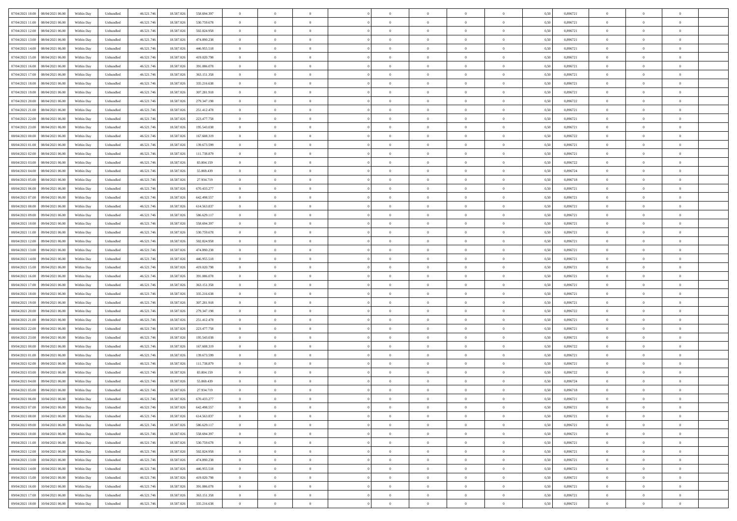| | | | | | | | | | | | | | | | | | | | | | |
|---|---|---|---|---|---|---|---|---|---|---|---|---|---|---|---|---|---|---|---|---|---|
| 07/04/2021 10:00 | 08/04/2021 06:00 | Within Day | Unbundled | 46.521.746 | 18.587.026 | 558.694.397 | 0 | 0 | 0 | | 0 | 0 | 0 | 0 | 0 | 0,50 | 0,896721 | 0 | 0 | 0 | |
| 07/04/2021 11:00 | 08/04/2021 06:00 | Within Day | Unbundled | 46.521.746 | 18.587.026 | 530.759.678 | 0 | 0 | 0 | | 0 | 0 | 0 | 0 | 0 | 0,50 | 0,896721 | 0 | 0 | 0 | |
| 07/04/2021 12:00 | 08/04/2021 06:00 | Within Day | Unbundled | 46.521.746 | 18.587.026 | 502.824.958 | 0 | 0 | 0 | | 0 | 0 | 0 | 0 | 0 | 0,50 | 0,896721 | 0 | 0 | 0 | |
| 07/04/2021 13:00 | 08/04/2021 06:00 | Within Day | Unbundled | 46.521.746 | 18.587.026 | 474.890.238 | 0 | 0 | 0 | | 0 | 0 | 0 | 0 | 0 | 0,50 | 0,896721 | 0 | 0 | 0 | |
| 07/04/2021 14:00 | 08/04/2021 06:00 | Within Day | Unbundled | 46.521.746 | 18.587.026 | 446.955.518 | 0 | 0 | 0 | | 0 | 0 | 0 | 0 | 0 | 0,50 | 0,896721 | 0 | 0 | 0 | |
| 07/04/2021 15:00 | 08/04/2021 06:00 | Within Day | Unbundled | 46.521.746 | 18.587.026 | 419.020.798 | 0 | 0 | 0 | | 0 | 0 | 0 | 0 | 0 | 0,50 | 0,896721 | 0 | 0 | 0 | |
| 07/04/2021 16:00 | 08/04/2021 06:00 | Within Day | Unbundled | 46.521.746 | 18.587.026 | 391.086.078 | 0 | 0 | 0 | | 0 | 0 | 0 | 0 | 0 | 0,50 | 0,896721 | 0 | 0 | 0 | |
| 07/04/2021 17:00 | 08/04/2021 06:00 | Within Day | Unbundled | 46.521.746 | 18.587.026 | 363.151.358 | 0 | 0 | 0 | | 0 | 0 | 0 | 0 | 0 | 0,50 | 0,896721 | 0 | 0 | 0 | |
| 07/04/2021 18:00 | 08/04/2021 06:00 | Within Day | Unbundled | 46.521.746 | 18.587.026 | 335.216.638 | 0 | 0 | 0 | | 0 | 0 | 0 | 0 | 0 | 0,50 | 0,896721 | 0 | 0 | 0 | |
| 07/04/2021 19:00 | 08/04/2021 06:00 | Within Day | Unbundled | 46.521.746 | 18.587.026 | 307.281.918 | 0 | 0 | 0 | | 0 | 0 | 0 | 0 | 0 | 0,50 | 0,896721 | 0 | 0 | 0 | |
| 07/04/2021 20:00 | 08/04/2021 06:00 | Within Day | Unbundled | 46.521.746 | 18.587.026 | 279.347.198 | 0 | 0 | 0 | | 0 | 0 | 0 | 0 | 0 | 0,50 | 0,896722 | 0 | 0 | 0 | |
| 07/04/2021 21:00 | 08/04/2021 06:00 | Within Day | Unbundled | 46.521.746 | 18.587.026 | 251.412.478 | 0 | 0 | 0 | | 0 | 0 | 0 | 0 | 0 | 0,50 | 0,896721 | 0 | 0 | 0 | |
| 07/04/2021 22:00 | 08/04/2021 06:00 | Within Day | Unbundled | 46.521.746 | 18.587.026 | 223.477.758 | 0 | 0 | 0 | | 0 | 0 | 0 | 0 | 0 | 0,50 | 0,896721 | 0 | 0 | 0 | |
| 07/04/2021 23:00 | 08/04/2021 06:00 | Within Day | Unbundled | 46.521.746 | 18.587.026 | 195.543.038 | 0 | 0 | 0 | | 0 | 0 | 0 | 0 | 0 | 0,50 | 0,896721 | 0 | 0 | 0 | |
| 08/04/2021 00:00 | 08/04/2021 06:00 | Within Day | Unbundled | 46.521.746 | 18.587.026 | 167.608.319 | 0 | 0 | 0 | | 0 | 0 | 0 | 0 | 0 | 0,50 | 0,896722 | 0 | 0 | 0 | |
| 08/04/2021 01:00 | 08/04/2021 06:00 | Within Day | Unbundled | 46.521.746 | 18.587.026 | 139.673.599 | 0 | 0 | 0 | | 0 | 0 | 0 | 0 | 0 | 0,50 | 0,896721 | 0 | 0 | 0 | |
| 08/04/2021 02:00 | 08/04/2021 06:00 | Within Day | Unbundled | 46.521.746 | 18.587.026 | 111.738.879 | 0 | 0 | 0 | | 0 | 0 | 0 | 0 | 0 | 0,50 | 0,896721 | 0 | 0 | 0 | |
| 08/04/2021 03:00 | 08/04/2021 06:00 | Within Day | Unbundled | 46.521.746 | 18.587.026 | 83.804.159 | 0 | 0 | 0 | | 0 | 0 | 0 | 0 | 0 | 0,50 | 0,896722 | 0 | 0 | 0 | |
| 08/04/2021 04:00 | 08/04/2021 06:00 | Within Day | Unbundled | 46.521.746 | 18.587.026 | 55.869.439 | 0 | 0 | 0 | | 0 | 0 | 0 | 0 | 0 | 0,50 | 0,896724 | 0 | 0 | 0 | |
| 08/04/2021 05:00 | 08/04/2021 06:00 | Within Day | Unbundled | 46.521.746 | 18.587.026 | 27.934.719 | 0 | 0 | 0 | | 0 | 0 | 0 | 0 | 0 | 0,50 | 0,896718 | 0 | 0 | 0 | |
| 08/04/2021 06:00 | 09/04/2021 06:00 | Within Day | Unbundled | 46.521.746 | 18.587.026 | 670.433.277 | 0 | 0 | 0 | | 0 | 0 | 0 | 0 | 0 | 0,50 | 0,896721 | 0 | 0 | 0 | |
| 08/04/2021 07:00 | 09/04/2021 06:00 | Within Day | Unbundled | 46.521.746 | 18.587.026 | 642.498.557 | 0 | 0 | 0 | | 0 | 0 | 0 | 0 | 0 | 0,50 | 0,896721 | 0 | 0 | 0 | |
| 08/04/2021 08:00 | 09/04/2021 06:00 | Within Day | Unbundled | 46.521.746 | 18.587.026 | 614.563.837 | 0 | 0 | 0 | | 0 | 0 | 0 | 0 | 0 | 0,50 | 0,896721 | 0 | 0 | 0 | |
| 08/04/2021 09:00 | 09/04/2021 06:00 | Within Day | Unbundled | 46.521.746 | 18.587.026 | 586.629.117 | 0 | 0 | 0 | | 0 | 0 | 0 | 0 | 0 | 0,50 | 0,896721 | 0 | 0 | 0 | |
| 08/04/2021 10:00 | 09/04/2021 06:00 | Within Day | Unbundled | 46.521.746 | 18.587.026 | 558.694.397 | 0 | 0 | 0 | | 0 | 0 | 0 | 0 | 0 | 0,50 | 0,896721 | 0 | 0 | 0 | |
| 08/04/2021 11:00 | 09/04/2021 06:00 | Within Day | Unbundled | 46.521.746 | 18.587.026 | 530.759.678 | 0 | 0 | 0 | | 0 | 0 | 0 | 0 | 0 | 0,50 | 0,896721 | 0 | 0 | 0 | |
| 08/04/2021 12:00 | 09/04/2021 06:00 | Within Day | Unbundled | 46.521.746 | 18.587.026 | 502.824.958 | 0 | 0 | 0 | | 0 | 0 | 0 | 0 | 0 | 0,50 | 0,896721 | 0 | 0 | 0 | |
| 08/04/2021 13:00 | 09/04/2021 06:00 | Within Day | Unbundled | 46.521.746 | 18.587.026 | 474.890.238 | 0 | 0 | 0 | | 0 | 0 | 0 | 0 | 0 | 0,50 | 0,896721 | 0 | 0 | 0 | |
| 08/04/2021 14:00 | 09/04/2021 06:00 | Within Day | Unbundled | 46.521.746 | 18.587.026 | 446.955.518 | 0 | 0 | 0 | | 0 | 0 | 0 | 0 | 0 | 0,50 | 0,896721 | 0 | 0 | 0 | |
| 08/04/2021 15:00 | 09/04/2021 06:00 | Within Day | Unbundled | 46.521.746 | 18.587.026 | 419.020.798 | 0 | 0 | 0 | | 0 | 0 | 0 | 0 | 0 | 0,50 | 0,896721 | 0 | 0 | 0 | |
| 08/04/2021 16:00 | 09/04/2021 06:00 | Within Day | Unbundled | 46.521.746 | 18.587.026 | 391.086.078 | 0 | 0 | 0 | | 0 | 0 | 0 | 0 | 0 | 0,50 | 0,896721 | 0 | 0 | 0 | |
| 08/04/2021 17:00 | 09/04/2021 06:00 | Within Day | Unbundled | 46.521.746 | 18.587.026 | 363.151.358 | 0 | 0 | 0 | | 0 | 0 | 0 | 0 | 0 | 0,50 | 0,896721 | 0 | 0 | 0 | |
| 08/04/2021 18:00 | 09/04/2021 06:00 | Within Day | Unbundled | 46.521.746 | 18.587.026 | 335.216.638 | 0 | 0 | 0 | | 0 | 0 | 0 | 0 | 0 | 0,50 | 0,896721 | 0 | 0 | 0 | |
| 08/04/2021 19:00 | 09/04/2021 06:00 | Within Day | Unbundled | 46.521.746 | 18.587.026 | 307.281.918 | 0 | 0 | 0 | | 0 | 0 | 0 | 0 | 0 | 0,50 | 0,896721 | 0 | 0 | 0 | |
| 08/04/2021 20:00 | 09/04/2021 06:00 | Within Day | Unbundled | 46.521.746 | 18.587.026 | 279.347.198 | 0 | 0 | 0 | | 0 | 0 | 0 | 0 | 0 | 0,50 | 0,896722 | 0 | 0 | 0 | |
| 08/04/2021 21:00 | 09/04/2021 06:00 | Within Day | Unbundled | 46.521.746 | 18.587.026 | 251.412.478 | 0 | 0 | 0 | | 0 | 0 | 0 | 0 | 0 | 0,50 | 0,896721 | 0 | 0 | 0 | |
| 08/04/2021 22:00 | 09/04/2021 06:00 | Within Day | Unbundled | 46.521.746 | 18.587.026 | 223.477.758 | 0 | 0 | 0 | | 0 | 0 | 0 | 0 | 0 | 0,50 | 0,896721 | 0 | 0 | 0 | |
| 08/04/2021 23:00 | 09/04/2021 06:00 | Within Day | Unbundled | 46.521.746 | 18.587.026 | 195.543.038 | 0 | 0 | 0 | | 0 | 0 | 0 | 0 | 0 | 0,50 | 0,896721 | 0 | 0 | 0 | |
| 09/04/2021 00:00 | 09/04/2021 06:00 | Within Day | Unbundled | 46.521.746 | 18.587.026 | 167.608.319 | 0 | 0 | 0 | | 0 | 0 | 0 | 0 | 0 | 0,50 | 0,896722 | 0 | 0 | 0 | |
| 09/04/2021 01:00 | 09/04/2021 06:00 | Within Day | Unbundled | 46.521.746 | 18.587.026 | 139.673.599 | 0 | 0 | 0 | | 0 | 0 | 0 | 0 | 0 | 0,50 | 0,896721 | 0 | 0 | 0 | |
| 09/04/2021 02:00 | 09/04/2021 06:00 | Within Day | Unbundled | 46.521.746 | 18.587.026 | 111.738.879 | 0 | 0 | 0 | | 0 | 0 | 0 | 0 | 0 | 0,50 | 0,896721 | 0 | 0 | 0 | |
| 09/04/2021 03:00 | 09/04/2021 06:00 | Within Day | Unbundled | 46.521.746 | 18.587.026 | 83.804.159 | 0 | 0 | 0 | | 0 | 0 | 0 | 0 | 0 | 0,50 | 0,896722 | 0 | 0 | 0 | |
| 09/04/2021 04:00 | 09/04/2021 06:00 | Within Day | Unbundled | 46.521.746 | 18.587.026 | 55.869.439 | 0 | 0 | 0 | | 0 | 0 | 0 | 0 | 0 | 0,50 | 0,896724 | 0 | 0 | 0 | |
| 09/04/2021 05:00 | 09/04/2021 06:00 | Within Day | Unbundled | 46.521.746 | 18.587.026 | 27.934.719 | 0 | 0 | 0 | | 0 | 0 | 0 | 0 | 0 | 0,50 | 0,896718 | 0 | 0 | 0 | |
| 09/04/2021 06:00 | 10/04/2021 06:00 | Within Day | Unbundled | 46.521.746 | 18.587.026 | 670.433.277 | 0 | 0 | 0 | | 0 | 0 | 0 | 0 | 0 | 0,50 | 0,896721 | 0 | 0 | 0 | |
| 09/04/2021 07:00 | 10/04/2021 06:00 | Within Day | Unbundled | 46.521.746 | 18.587.026 | 642.498.557 | 0 | 0 | 0 | | 0 | 0 | 0 | 0 | 0 | 0,50 | 0,896721 | 0 | 0 | 0 | |
| 09/04/2021 08:00 | 10/04/2021 06:00 | Within Day | Unbundled | 46.521.746 | 18.587.026 | 614.563.837 | 0 | 0 | 0 | | 0 | 0 | 0 | 0 | 0 | 0,50 | 0,896721 | 0 | 0 | 0 | |
| 09/04/2021 09:00 | 10/04/2021 06:00 | Within Day | Unbundled | 46.521.746 | 18.587.026 | 586.629.117 | 0 | 0 | 0 | | 0 | 0 | 0 | 0 | 0 | 0,50 | 0,896721 | 0 | 0 | 0 | |
| 09/04/2021 10:00 | 10/04/2021 06:00 | Within Day | Unbundled | 46.521.746 | 18.587.026 | 558.694.397 | 0 | 0 | 0 | | 0 | 0 | 0 | 0 | 0 | 0,50 | 0,896721 | 0 | 0 | 0 | |
| 09/04/2021 11:00 | 10/04/2021 06:00 | Within Day | Unbundled | 46.521.746 | 18.587.026 | 530.759.678 | 0 | 0 | 0 | | 0 | 0 | 0 | 0 | 0 | 0,50 | 0,896721 | 0 | 0 | 0 | |
| 09/04/2021 12:00 | 10/04/2021 06:00 | Within Day | Unbundled | 46.521.746 | 18.587.026 | 502.824.958 | 0 | 0 | 0 | | 0 | 0 | 0 | 0 | 0 | 0,50 | 0,896721 | 0 | 0 | 0 | |
| 09/04/2021 13:00 | 10/04/2021 06:00 | Within Day | Unbundled | 46.521.746 | 18.587.026 | 474.890.238 | 0 | 0 | 0 | | 0 | 0 | 0 | 0 | 0 | 0,50 | 0,896721 | 0 | 0 | 0 | |
| 09/04/2021 14:00 | 10/04/2021 06:00 | Within Day | Unbundled | 46.521.746 | 18.587.026 | 446.955.518 | 0 | 0 | 0 | | 0 | 0 | 0 | 0 | 0 | 0,50 | 0,896721 | 0 | 0 | 0 | |
| 09/04/2021 15:00 | 10/04/2021 06:00 | Within Day | Unbundled | 46.521.746 | 18.587.026 | 419.020.798 | 0 | 0 | 0 | | 0 | 0 | 0 | 0 | 0 | 0,50 | 0,896721 | 0 | 0 | 0 | |
| 09/04/2021 16:00 | 10/04/2021 06:00 | Within Day | Unbundled | 46.521.746 | 18.587.026 | 391.086.078 | 0 | 0 | 0 | | 0 | 0 | 0 | 0 | 0 | 0,50 | 0,896721 | 0 | 0 | 0 | |
| 09/04/2021 17:00 | 10/04/2021 06:00 | Within Day | Unbundled | 46.521.746 | 18.587.026 | 363.151.358 | 0 | 0 | 0 | | 0 | 0 | 0 | 0 | 0 | 0,50 | 0,896721 | 0 | 0 | 0 | |
| 09/04/2021 18:00 | 10/04/2021 06:00 | Within Day | Unbundled | 46.521.746 | 18.587.026 | 335.216.638 | 0 | 0 | 0 | | 0 | 0 | 0 | 0 | 0 | 0,50 | 0,896721 | 0 | 0 | 0 | |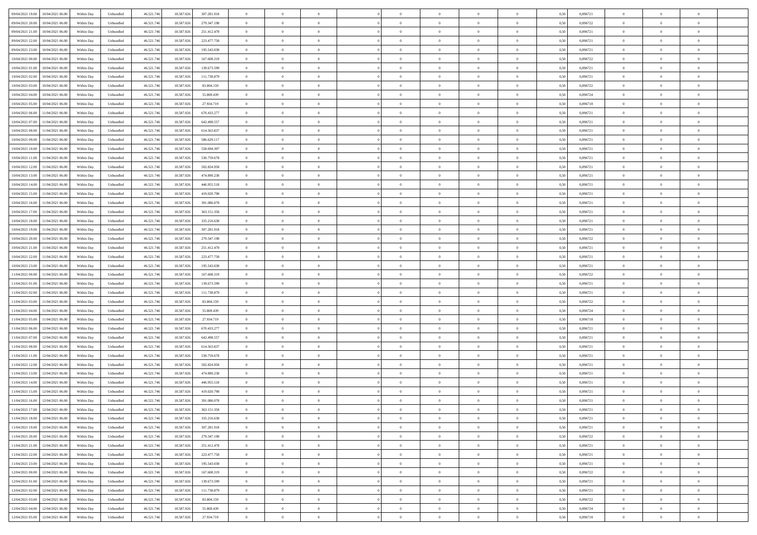| | | | | | | | | | | | | | | | | | | | | | |
|---|---|---|---|---|---|---|---|---|---|---|---|---|---|---|---|---|---|---|---|---|---|
| 09/04/2021 19:00 | 10/04/2021 06:00 | Within Day | Unbundled | 46.521.746 | 18.587.026 | 307.281.918 | 0 | 0 | 0 | | 0 | 0 | 0 | 0 | 0 | 0,50 | 0,896721 | 0 | 0 | 0 | |
| 09/04/2021 20:00 | 10/04/2021 06:00 | Within Day | Unbundled | 46.521.746 | 18.587.026 | 279.347.198 | 0 | 0 | 0 | | 0 | 0 | 0 | 0 | 0 | 0,50 | 0,896722 | 0 | 0 | 0 | |
| 09/04/2021 21:00 | 10/04/2021 06:00 | Within Day | Unbundled | 46.521.746 | 18.587.026 | 251.412.478 | 0 | 0 | 0 | | 0 | 0 | 0 | 0 | 0 | 0,50 | 0,896721 | 0 | 0 | 0 | |
| 09/04/2021 22:00 | 10/04/2021 06:00 | Within Day | Unbundled | 46.521.746 | 18.587.026 | 223.477.758 | 0 | 0 | 0 | | 0 | 0 | 0 | 0 | 0 | 0,50 | 0,896721 | 0 | 0 | 0 | |
| 09/04/2021 23:00 | 10/04/2021 06:00 | Within Day | Unbundled | 46.521.746 | 18.587.026 | 195.543.038 | 0 | 0 | 0 | | 0 | 0 | 0 | 0 | 0 | 0,50 | 0,896721 | 0 | 0 | 0 | |
| 10/04/2021 00:00 | 10/04/2021 06:00 | Within Day | Unbundled | 46.521.746 | 18.587.026 | 167.608.319 | 0 | 0 | 0 | | 0 | 0 | 0 | 0 | 0 | 0,50 | 0,896722 | 0 | 0 | 0 | |
| 10/04/2021 01:00 | 10/04/2021 06:00 | Within Day | Unbundled | 46.521.746 | 18.587.026 | 139.673.599 | 0 | 0 | 0 | | 0 | 0 | 0 | 0 | 0 | 0,50 | 0,896721 | 0 | 0 | 0 | |
| 10/04/2021 02:00 | 10/04/2021 06:00 | Within Day | Unbundled | 46.521.746 | 18.587.026 | 111.738.879 | 0 | 0 | 0 | | 0 | 0 | 0 | 0 | 0 | 0,50 | 0,896721 | 0 | 0 | 0 | |
| 10/04/2021 03:00 | 10/04/2021 06:00 | Within Day | Unbundled | 46.521.746 | 18.587.026 | 83.804.159 | 0 | 0 | 0 | | 0 | 0 | 0 | 0 | 0 | 0,50 | 0,896722 | 0 | 0 | 0 | |
| 10/04/2021 04:00 | 10/04/2021 06:00 | Within Day | Unbundled | 46.521.746 | 18.587.026 | 55.869.439 | 0 | 0 | 0 | | 0 | 0 | 0 | 0 | 0 | 0,50 | 0,896724 | 0 | 0 | 0 | |
| 10/04/2021 05:00 | 10/04/2021 06:00 | Within Day | Unbundled | 46.521.746 | 18.587.026 | 27.934.719 | 0 | 0 | 0 | | 0 | 0 | 0 | 0 | 0 | 0,50 | 0,896718 | 0 | 0 | 0 | |
| 10/04/2021 06:00 | 11/04/2021 06:00 | Within Day | Unbundled | 46.521.746 | 18.587.026 | 670.433.277 | 0 | 0 | 0 | | 0 | 0 | 0 | 0 | 0 | 0,50 | 0,896721 | 0 | 0 | 0 | |
| 10/04/2021 07:00 | 11/04/2021 06:00 | Within Day | Unbundled | 46.521.746 | 18.587.026 | 642.498.557 | 0 | 0 | 0 | | 0 | 0 | 0 | 0 | 0 | 0,50 | 0,896721 | 0 | 0 | 0 | |
| 10/04/2021 08:00 | 11/04/2021 06:00 | Within Day | Unbundled | 46.521.746 | 18.587.026 | 614.563.837 | 0 | 0 | 0 | | 0 | 0 | 0 | 0 | 0 | 0,50 | 0,896721 | 0 | 0 | 0 | |
| 10/04/2021 09:00 | 11/04/2021 06:00 | Within Day | Unbundled | 46.521.746 | 18.587.026 | 586.629.117 | 0 | 0 | 0 | | 0 | 0 | 0 | 0 | 0 | 0,50 | 0,896721 | 0 | 0 | 0 | |
| 10/04/2021 10:00 | 11/04/2021 06:00 | Within Day | Unbundled | 46.521.746 | 18.587.026 | 558.694.397 | 0 | 0 | 0 | | 0 | 0 | 0 | 0 | 0 | 0,50 | 0,896721 | 0 | 0 | 0 | |
| 10/04/2021 11:00 | 11/04/2021 06:00 | Within Day | Unbundled | 46.521.746 | 18.587.026 | 530.759.678 | 0 | 0 | 0 | | 0 | 0 | 0 | 0 | 0 | 0,50 | 0,896721 | 0 | 0 | 0 | |
| 10/04/2021 12:00 | 11/04/2021 06:00 | Within Day | Unbundled | 46.521.746 | 18.587.026 | 502.824.958 | 0 | 0 | 0 | | 0 | 0 | 0 | 0 | 0 | 0,50 | 0,896721 | 0 | 0 | 0 | |
| 10/04/2021 13:00 | 11/04/2021 06:00 | Within Day | Unbundled | 46.521.746 | 18.587.026 | 474.890.238 | 0 | 0 | 0 | | 0 | 0 | 0 | 0 | 0 | 0,50 | 0,896721 | 0 | 0 | 0 | |
| 10/04/2021 14:00 | 11/04/2021 06:00 | Within Day | Unbundled | 46.521.746 | 18.587.026 | 446.955.518 | 0 | 0 | 0 | | 0 | 0 | 0 | 0 | 0 | 0,50 | 0,896721 | 0 | 0 | 0 | |
| 10/04/2021 15:00 | 11/04/2021 06:00 | Within Day | Unbundled | 46.521.746 | 18.587.026 | 419.020.798 | 0 | 0 | 0 | | 0 | 0 | 0 | 0 | 0 | 0,50 | 0,896721 | 0 | 0 | 0 | |
| 10/04/2021 16:00 | 11/04/2021 06:00 | Within Day | Unbundled | 46.521.746 | 18.587.026 | 391.086.078 | 0 | 0 | 0 | | 0 | 0 | 0 | 0 | 0 | 0,50 | 0,896721 | 0 | 0 | 0 | |
| 10/04/2021 17:00 | 11/04/2021 06:00 | Within Day | Unbundled | 46.521.746 | 18.587.026 | 363.151.358 | 0 | 0 | 0 | | 0 | 0 | 0 | 0 | 0 | 0,50 | 0,896721 | 0 | 0 | 0 | |
| 10/04/2021 18:00 | 11/04/2021 06:00 | Within Day | Unbundled | 46.521.746 | 18.587.026 | 335.216.638 | 0 | 0 | 0 | | 0 | 0 | 0 | 0 | 0 | 0,50 | 0,896721 | 0 | 0 | 0 | |
| 10/04/2021 19:00 | 11/04/2021 06:00 | Within Day | Unbundled | 46.521.746 | 18.587.026 | 307.281.918 | 0 | 0 | 0 | | 0 | 0 | 0 | 0 | 0 | 0,50 | 0,896721 | 0 | 0 | 0 | |
| 10/04/2021 20:00 | 11/04/2021 06:00 | Within Day | Unbundled | 46.521.746 | 18.587.026 | 279.347.198 | 0 | 0 | 0 | | 0 | 0 | 0 | 0 | 0 | 0,50 | 0,896722 | 0 | 0 | 0 | |
| 10/04/2021 21:00 | 11/04/2021 06:00 | Within Day | Unbundled | 46.521.746 | 18.587.026 | 251.412.478 | 0 | 0 | 0 | | 0 | 0 | 0 | 0 | 0 | 0,50 | 0,896721 | 0 | 0 | 0 | |
| 10/04/2021 22:00 | 11/04/2021 06:00 | Within Day | Unbundled | 46.521.746 | 18.587.026 | 223.477.758 | 0 | 0 | 0 | | 0 | 0 | 0 | 0 | 0 | 0,50 | 0,896721 | 0 | 0 | 0 | |
| 10/04/2021 23:00 | 11/04/2021 06:00 | Within Day | Unbundled | 46.521.746 | 18.587.026 | 195.543.038 | 0 | 0 | 0 | | 0 | 0 | 0 | 0 | 0 | 0,50 | 0,896721 | 0 | 0 | 0 | |
| 11/04/2021 00:00 | 11/04/2021 06:00 | Within Day | Unbundled | 46.521.746 | 18.587.026 | 167.608.319 | 0 | 0 | 0 | | 0 | 0 | 0 | 0 | 0 | 0,50 | 0,896722 | 0 | 0 | 0 | |
| 11/04/2021 01:00 | 11/04/2021 06:00 | Within Day | Unbundled | 46.521.746 | 18.587.026 | 139.673.599 | 0 | 0 | 0 | | 0 | 0 | 0 | 0 | 0 | 0,50 | 0,896721 | 0 | 0 | 0 | |
| 11/04/2021 02:00 | 11/04/2021 06:00 | Within Day | Unbundled | 46.521.746 | 18.587.026 | 111.738.879 | 0 | 0 | 0 | | 0 | 0 | 0 | 0 | 0 | 0,50 | 0,896721 | 0 | 0 | 0 | |
| 11/04/2021 03:00 | 11/04/2021 06:00 | Within Day | Unbundled | 46.521.746 | 18.587.026 | 83.804.159 | 0 | 0 | 0 | | 0 | 0 | 0 | 0 | 0 | 0,50 | 0,896722 | 0 | 0 | 0 | |
| 11/04/2021 04:00 | 11/04/2021 06:00 | Within Day | Unbundled | 46.521.746 | 18.587.026 | 55.869.439 | 0 | 0 | 0 | | 0 | 0 | 0 | 0 | 0 | 0,50 | 0,896724 | 0 | 0 | 0 | |
| 11/04/2021 05:00 | 11/04/2021 06:00 | Within Day | Unbundled | 46.521.746 | 18.587.026 | 27.934.719 | 0 | 0 | 0 | | 0 | 0 | 0 | 0 | 0 | 0,50 | 0,896718 | 0 | 0 | 0 | |
| 11/04/2021 06:00 | 12/04/2021 06:00 | Within Day | Unbundled | 46.521.746 | 18.587.026 | 670.433.277 | 0 | 0 | 0 | | 0 | 0 | 0 | 0 | 0 | 0,50 | 0,896721 | 0 | 0 | 0 | |
| 11/04/2021 07:00 | 12/04/2021 06:00 | Within Day | Unbundled | 46.521.746 | 18.587.026 | 642.498.557 | 0 | 0 | 0 | | 0 | 0 | 0 | 0 | 0 | 0,50 | 0,896721 | 0 | 0 | 0 | |
| 11/04/2021 08:00 | 12/04/2021 06:00 | Within Day | Unbundled | 46.521.746 | 18.587.026 | 614.563.837 | 0 | 0 | 0 | | 0 | 0 | 0 | 0 | 0 | 0,50 | 0,896721 | 0 | 0 | 0 | |
| 11/04/2021 11:00 | 12/04/2021 06:00 | Within Day | Unbundled | 46.521.746 | 18.587.026 | 530.759.678 | 0 | 0 | 0 | | 0 | 0 | 0 | 0 | 0 | 0,50 | 0,896721 | 0 | 0 | 0 | |
| 11/04/2021 12:00 | 12/04/2021 06:00 | Within Day | Unbundled | 46.521.746 | 18.587.026 | 502.824.958 | 0 | 0 | 0 | | 0 | 0 | 0 | 0 | 0 | 0,50 | 0,896721 | 0 | 0 | 0 | |
| 11/04/2021 13:00 | 12/04/2021 06:00 | Within Day | Unbundled | 46.521.746 | 18.587.026 | 474.890.238 | 0 | 0 | 0 | | 0 | 0 | 0 | 0 | 0 | 0,50 | 0,896721 | 0 | 0 | 0 | |
| 11/04/2021 14:00 | 12/04/2021 06:00 | Within Day | Unbundled | 46.521.746 | 18.587.026 | 446.955.518 | 0 | 0 | 0 | | 0 | 0 | 0 | 0 | 0 | 0,50 | 0,896721 | 0 | 0 | 0 | |
| 11/04/2021 15:00 | 12/04/2021 06:00 | Within Day | Unbundled | 46.521.746 | 18.587.026 | 419.020.798 | 0 | 0 | 0 | | 0 | 0 | 0 | 0 | 0 | 0,50 | 0,896721 | 0 | 0 | 0 | |
| 11/04/2021 16:00 | 12/04/2021 06:00 | Within Day | Unbundled | 46.521.746 | 18.587.026 | 391.086.078 | 0 | 0 | 0 | | 0 | 0 | 0 | 0 | 0 | 0,50 | 0,896721 | 0 | 0 | 0 | |
| 11/04/2021 17:00 | 12/04/2021 06:00 | Within Day | Unbundled | 46.521.746 | 18.587.026 | 363.151.358 | 0 | 0 | 0 | | 0 | 0 | 0 | 0 | 0 | 0,50 | 0,896721 | 0 | 0 | 0 | |
| 11/04/2021 18:00 | 12/04/2021 06:00 | Within Day | Unbundled | 46.521.746 | 18.587.026 | 335.216.638 | 0 | 0 | 0 | | 0 | 0 | 0 | 0 | 0 | 0,50 | 0,896721 | 0 | 0 | 0 | |
| 11/04/2021 19:00 | 12/04/2021 06:00 | Within Day | Unbundled | 46.521.746 | 18.587.026 | 307.281.918 | 0 | 0 | 0 | | 0 | 0 | 0 | 0 | 0 | 0,50 | 0,896721 | 0 | 0 | 0 | |
| 11/04/2021 20:00 | 12/04/2021 06:00 | Within Day | Unbundled | 46.521.746 | 18.587.026 | 279.347.198 | 0 | 0 | 0 | | 0 | 0 | 0 | 0 | 0 | 0,50 | 0,896722 | 0 | 0 | 0 | |
| 11/04/2021 21:00 | 12/04/2021 06:00 | Within Day | Unbundled | 46.521.746 | 18.587.026 | 251.412.478 | 0 | 0 | 0 | | 0 | 0 | 0 | 0 | 0 | 0,50 | 0,896721 | 0 | 0 | 0 | |
| 11/04/2021 22:00 | 12/04/2021 06:00 | Within Day | Unbundled | 46.521.746 | 18.587.026 | 223.477.758 | 0 | 0 | 0 | | 0 | 0 | 0 | 0 | 0 | 0,50 | 0,896721 | 0 | 0 | 0 | |
| 11/04/2021 23:00 | 12/04/2021 06:00 | Within Day | Unbundled | 46.521.746 | 18.587.026 | 195.543.038 | 0 | 0 | 0 | | 0 | 0 | 0 | 0 | 0 | 0,50 | 0,896721 | 0 | 0 | 0 | |
| 12/04/2021 00:00 | 12/04/2021 06:00 | Within Day | Unbundled | 46.521.746 | 18.587.026 | 167.608.319 | 0 | 0 | 0 | | 0 | 0 | 0 | 0 | 0 | 0,50 | 0,896722 | 0 | 0 | 0 | |
| 12/04/2021 01:00 | 12/04/2021 06:00 | Within Day | Unbundled | 46.521.746 | 18.587.026 | 139.673.599 | 0 | 0 | 0 | | 0 | 0 | 0 | 0 | 0 | 0,50 | 0,896721 | 0 | 0 | 0 | |
| 12/04/2021 02:00 | 12/04/2021 06:00 | Within Day | Unbundled | 46.521.746 | 18.587.026 | 111.738.879 | 0 | 0 | 0 | | 0 | 0 | 0 | 0 | 0 | 0,50 | 0,896721 | 0 | 0 | 0 | |
| 12/04/2021 03:00 | 12/04/2021 06:00 | Within Day | Unbundled | 46.521.746 | 18.587.026 | 83.804.159 | 0 | 0 | 0 | | 0 | 0 | 0 | 0 | 0 | 0,50 | 0,896722 | 0 | 0 | 0 | |
| 12/04/2021 04:00 | 12/04/2021 06:00 | Within Day | Unbundled | 46.521.746 | 18.587.026 | 55.869.439 | 0 | 0 | 0 | | 0 | 0 | 0 | 0 | 0 | 0,50 | 0,896724 | 0 | 0 | 0 | |
| 12/04/2021 05:00 | 12/04/2021 06:00 | Within Day | Unbundled | 46.521.746 | 18.587.026 | 27.934.719 | 0 | 0 | 0 | | 0 | 0 | 0 | 0 | 0 | 0,50 | 0,896718 | 0 | 0 | 0 | |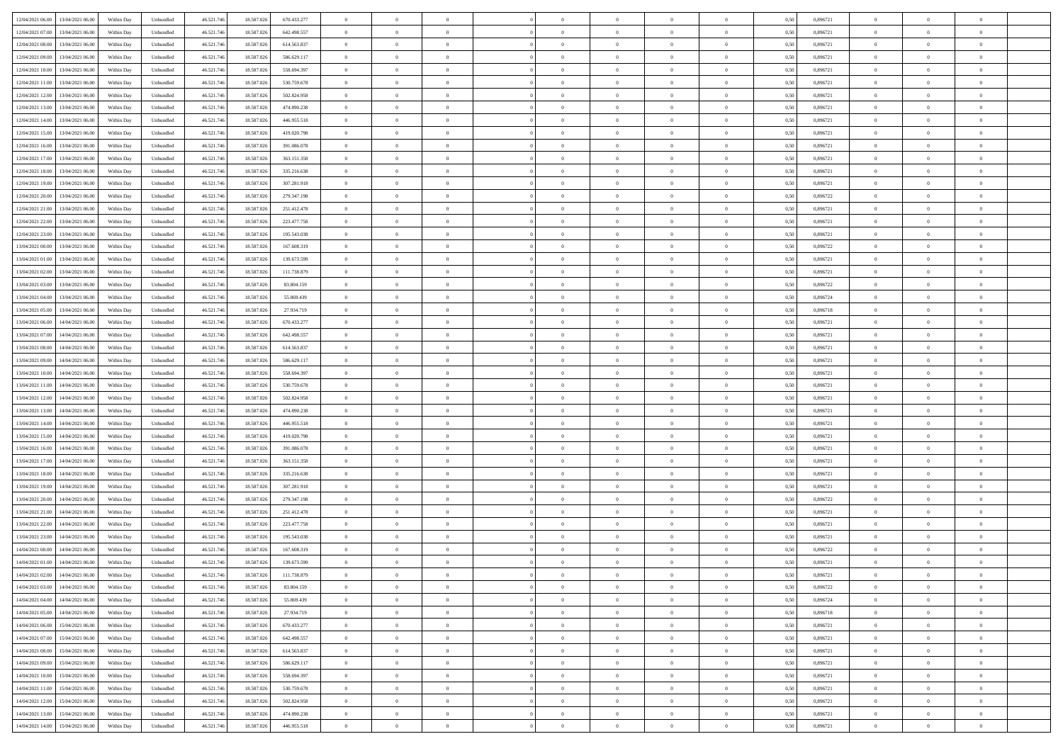| | | | | | | | | | | | | | | | | | | | | | |
|---|---|---|---|---|---|---|---|---|---|---|---|---|---|---|---|---|---|---|---|---|---|
| 12/04/2021 06:00 | 13/04/2021 06:00 | Within Day | Unbundled | 46.521.746 | 18.587.026 | 670.433.277 | 0 | 0 | 0 | | 0 | 0 | 0 | 0 | 0,50 | 0,896721 | 0 | 0 | 0 | |
| 12/04/2021 07:00 | 13/04/2021 06:00 | Within Day | Unbundled | 46.521.746 | 18.587.026 | 642.498.557 | 0 | 0 | 0 | | 0 | 0 | 0 | 0 | 0,50 | 0,896721 | 0 | 0 | 0 | |
| 12/04/2021 08:00 | 13/04/2021 06:00 | Within Day | Unbundled | 46.521.746 | 18.587.026 | 614.563.837 | 0 | 0 | 0 | | 0 | 0 | 0 | 0 | 0,50 | 0,896721 | 0 | 0 | 0 | |
| 12/04/2021 09:00 | 13/04/2021 06:00 | Within Day | Unbundled | 46.521.746 | 18.587.026 | 586.629.117 | 0 | 0 | 0 | | 0 | 0 | 0 | 0 | 0,50 | 0,896721 | 0 | 0 | 0 | |
| 12/04/2021 10:00 | 13/04/2021 06:00 | Within Day | Unbundled | 46.521.746 | 18.587.026 | 558.694.397 | 0 | 0 | 0 | | 0 | 0 | 0 | 0 | 0,50 | 0,896721 | 0 | 0 | 0 | |
| 12/04/2021 11:00 | 13/04/2021 06:00 | Within Day | Unbundled | 46.521.746 | 18.587.026 | 530.759.678 | 0 | 0 | 0 | | 0 | 0 | 0 | 0 | 0,50 | 0,896721 | 0 | 0 | 0 | |
| 12/04/2021 12:00 | 13/04/2021 06:00 | Within Day | Unbundled | 46.521.746 | 18.587.026 | 502.824.958 | 0 | 0 | 0 | | 0 | 0 | 0 | 0 | 0,50 | 0,896721 | 0 | 0 | 0 | |
| 12/04/2021 13:00 | 13/04/2021 06:00 | Within Day | Unbundled | 46.521.746 | 18.587.026 | 474.890.238 | 0 | 0 | 0 | | 0 | 0 | 0 | 0 | 0,50 | 0,896721 | 0 | 0 | 0 | |
| 12/04/2021 14:00 | 13/04/2021 06:00 | Within Day | Unbundled | 46.521.746 | 18.587.026 | 446.955.518 | 0 | 0 | 0 | | 0 | 0 | 0 | 0 | 0,50 | 0,896721 | 0 | 0 | 0 | |
| 12/04/2021 15:00 | 13/04/2021 06:00 | Within Day | Unbundled | 46.521.746 | 18.587.026 | 419.020.798 | 0 | 0 | 0 | | 0 | 0 | 0 | 0 | 0,50 | 0,896721 | 0 | 0 | 0 | |
| 12/04/2021 16:00 | 13/04/2021 06:00 | Within Day | Unbundled | 46.521.746 | 18.587.026 | 391.086.078 | 0 | 0 | 0 | | 0 | 0 | 0 | 0 | 0,50 | 0,896721 | 0 | 0 | 0 | |
| 12/04/2021 17:00 | 13/04/2021 06:00 | Within Day | Unbundled | 46.521.746 | 18.587.026 | 363.151.358 | 0 | 0 | 0 | | 0 | 0 | 0 | 0 | 0,50 | 0,896721 | 0 | 0 | 0 | |
| 12/04/2021 18:00 | 13/04/2021 06:00 | Within Day | Unbundled | 46.521.746 | 18.587.026 | 335.216.638 | 0 | 0 | 0 | | 0 | 0 | 0 | 0 | 0,50 | 0,896721 | 0 | 0 | 0 | |
| 12/04/2021 19:00 | 13/04/2021 06:00 | Within Day | Unbundled | 46.521.746 | 18.587.026 | 307.281.918 | 0 | 0 | 0 | | 0 | 0 | 0 | 0 | 0,50 | 0,896721 | 0 | 0 | 0 | |
| 12/04/2021 20:00 | 13/04/2021 06:00 | Within Day | Unbundled | 46.521.746 | 18.587.026 | 279.347.198 | 0 | 0 | 0 | | 0 | 0 | 0 | 0 | 0,50 | 0,896722 | 0 | 0 | 0 | |
| 12/04/2021 21:00 | 13/04/2021 06:00 | Within Day | Unbundled | 46.521.746 | 18.587.026 | 251.412.478 | 0 | 0 | 0 | | 0 | 0 | 0 | 0 | 0,50 | 0,896721 | 0 | 0 | 0 | |
| 12/04/2021 22:00 | 13/04/2021 06:00 | Within Day | Unbundled | 46.521.746 | 18.587.026 | 223.477.758 | 0 | 0 | 0 | | 0 | 0 | 0 | 0 | 0,50 | 0,896721 | 0 | 0 | 0 | |
| 12/04/2021 23:00 | 13/04/2021 06:00 | Within Day | Unbundled | 46.521.746 | 18.587.026 | 195.543.038 | 0 | 0 | 0 | | 0 | 0 | 0 | 0 | 0,50 | 0,896721 | 0 | 0 | 0 | |
| 13/04/2021 00:00 | 13/04/2021 06:00 | Within Day | Unbundled | 46.521.746 | 18.587.026 | 167.608.319 | 0 | 0 | 0 | | 0 | 0 | 0 | 0 | 0,50 | 0,896722 | 0 | 0 | 0 | |
| 13/04/2021 01:00 | 13/04/2021 06:00 | Within Day | Unbundled | 46.521.746 | 18.587.026 | 139.673.599 | 0 | 0 | 0 | | 0 | 0 | 0 | 0 | 0,50 | 0,896721 | 0 | 0 | 0 | |
| 13/04/2021 02:00 | 13/04/2021 06:00 | Within Day | Unbundled | 46.521.746 | 18.587.026 | 111.738.879 | 0 | 0 | 0 | | 0 | 0 | 0 | 0 | 0,50 | 0,896721 | 0 | 0 | 0 | |
| 13/04/2021 03:00 | 13/04/2021 06:00 | Within Day | Unbundled | 46.521.746 | 18.587.026 | 83.804.159 | 0 | 0 | 0 | | 0 | 0 | 0 | 0 | 0,50 | 0,896722 | 0 | 0 | 0 | |
| 13/04/2021 04:00 | 13/04/2021 06:00 | Within Day | Unbundled | 46.521.746 | 18.587.026 | 55.869.439 | 0 | 0 | 0 | | 0 | 0 | 0 | 0 | 0,50 | 0,896724 | 0 | 0 | 0 | |
| 13/04/2021 05:00 | 13/04/2021 06:00 | Within Day | Unbundled | 46.521.746 | 18.587.026 | 27.934.719 | 0 | 0 | 0 | | 0 | 0 | 0 | 0 | 0,50 | 0,896718 | 0 | 0 | 0 | |
| 13/04/2021 06:00 | 14/04/2021 06:00 | Within Day | Unbundled | 46.521.746 | 18.587.026 | 670.433.277 | 0 | 0 | 0 | | 0 | 0 | 0 | 0 | 0,50 | 0,896721 | 0 | 0 | 0 | |
| 13/04/2021 07:00 | 14/04/2021 06:00 | Within Day | Unbundled | 46.521.746 | 18.587.026 | 642.498.557 | 0 | 0 | 0 | | 0 | 0 | 0 | 0 | 0,50 | 0,896721 | 0 | 0 | 0 | |
| 13/04/2021 08:00 | 14/04/2021 06:00 | Within Day | Unbundled | 46.521.746 | 18.587.026 | 614.563.837 | 0 | 0 | 0 | | 0 | 0 | 0 | 0 | 0,50 | 0,896721 | 0 | 0 | 0 | |
| 13/04/2021 09:00 | 14/04/2021 06:00 | Within Day | Unbundled | 46.521.746 | 18.587.026 | 586.629.117 | 0 | 0 | 0 | | 0 | 0 | 0 | 0 | 0,50 | 0,896721 | 0 | 0 | 0 | |
| 13/04/2021 10:00 | 14/04/2021 06:00 | Within Day | Unbundled | 46.521.746 | 18.587.026 | 558.694.397 | 0 | 0 | 0 | | 0 | 0 | 0 | 0 | 0,50 | 0,896721 | 0 | 0 | 0 | |
| 13/04/2021 11:00 | 14/04/2021 06:00 | Within Day | Unbundled | 46.521.746 | 18.587.026 | 530.759.678 | 0 | 0 | 0 | | 0 | 0 | 0 | 0 | 0,50 | 0,896721 | 0 | 0 | 0 | |
| 13/04/2021 12:00 | 14/04/2021 06:00 | Within Day | Unbundled | 46.521.746 | 18.587.026 | 502.824.958 | 0 | 0 | 0 | | 0 | 0 | 0 | 0 | 0,50 | 0,896721 | 0 | 0 | 0 | |
| 13/04/2021 13:00 | 14/04/2021 06:00 | Within Day | Unbundled | 46.521.746 | 18.587.026 | 474.890.238 | 0 | 0 | 0 | | 0 | 0 | 0 | 0 | 0,50 | 0,896721 | 0 | 0 | 0 | |
| 13/04/2021 14:00 | 14/04/2021 06:00 | Within Day | Unbundled | 46.521.746 | 18.587.026 | 446.955.518 | 0 | 0 | 0 | | 0 | 0 | 0 | 0 | 0,50 | 0,896721 | 0 | 0 | 0 | |
| 13/04/2021 15:00 | 14/04/2021 06:00 | Within Day | Unbundled | 46.521.746 | 18.587.026 | 419.020.798 | 0 | 0 | 0 | | 0 | 0 | 0 | 0 | 0,50 | 0,896721 | 0 | 0 | 0 | |
| 13/04/2021 16:00 | 14/04/2021 06:00 | Within Day | Unbundled | 46.521.746 | 18.587.026 | 391.086.078 | 0 | 0 | 0 | | 0 | 0 | 0 | 0 | 0,50 | 0,896721 | 0 | 0 | 0 | |
| 13/04/2021 17:00 | 14/04/2021 06:00 | Within Day | Unbundled | 46.521.746 | 18.587.026 | 363.151.358 | 0 | 0 | 0 | | 0 | 0 | 0 | 0 | 0,50 | 0,896721 | 0 | 0 | 0 | |
| 13/04/2021 18:00 | 14/04/2021 06:00 | Within Day | Unbundled | 46.521.746 | 18.587.026 | 335.216.638 | 0 | 0 | 0 | | 0 | 0 | 0 | 0 | 0,50 | 0,896721 | 0 | 0 | 0 | |
| 13/04/2021 19:00 | 14/04/2021 06:00 | Within Day | Unbundled | 46.521.746 | 18.587.026 | 307.281.918 | 0 | 0 | 0 | | 0 | 0 | 0 | 0 | 0,50 | 0,896721 | 0 | 0 | 0 | |
| 13/04/2021 20:00 | 14/04/2021 06:00 | Within Day | Unbundled | 46.521.746 | 18.587.026 | 279.347.198 | 0 | 0 | 0 | | 0 | 0 | 0 | 0 | 0,50 | 0,896722 | 0 | 0 | 0 | |
| 13/04/2021 21:00 | 14/04/2021 06:00 | Within Day | Unbundled | 46.521.746 | 18.587.026 | 251.412.478 | 0 | 0 | 0 | | 0 | 0 | 0 | 0 | 0,50 | 0,896721 | 0 | 0 | 0 | |
| 13/04/2021 22:00 | 14/04/2021 06:00 | Within Day | Unbundled | 46.521.746 | 18.587.026 | 223.477.758 | 0 | 0 | 0 | | 0 | 0 | 0 | 0 | 0,50 | 0,896721 | 0 | 0 | 0 | |
| 13/04/2021 23:00 | 14/04/2021 06:00 | Within Day | Unbundled | 46.521.746 | 18.587.026 | 195.543.038 | 0 | 0 | 0 | | 0 | 0 | 0 | 0 | 0,50 | 0,896721 | 0 | 0 | 0 | |
| 14/04/2021 00:00 | 14/04/2021 06:00 | Within Day | Unbundled | 46.521.746 | 18.587.026 | 167.608.319 | 0 | 0 | 0 | | 0 | 0 | 0 | 0 | 0,50 | 0,896722 | 0 | 0 | 0 | |
| 14/04/2021 01:00 | 14/04/2021 06:00 | Within Day | Unbundled | 46.521.746 | 18.587.026 | 139.673.599 | 0 | 0 | 0 | | 0 | 0 | 0 | 0 | 0,50 | 0,896721 | 0 | 0 | 0 | |
| 14/04/2021 02:00 | 14/04/2021 06:00 | Within Day | Unbundled | 46.521.746 | 18.587.026 | 111.738.879 | 0 | 0 | 0 | | 0 | 0 | 0 | 0 | 0,50 | 0,896721 | 0 | 0 | 0 | |
| 14/04/2021 03:00 | 14/04/2021 06:00 | Within Day | Unbundled | 46.521.746 | 18.587.026 | 83.804.159 | 0 | 0 | 0 | | 0 | 0 | 0 | 0 | 0,50 | 0,896722 | 0 | 0 | 0 | |
| 14/04/2021 04:00 | 14/04/2021 06:00 | Within Day | Unbundled | 46.521.746 | 18.587.026 | 55.869.439 | 0 | 0 | 0 | | 0 | 0 | 0 | 0 | 0,50 | 0,896724 | 0 | 0 | 0 | |
| 14/04/2021 05:00 | 14/04/2021 06:00 | Within Day | Unbundled | 46.521.746 | 18.587.026 | 27.934.719 | 0 | 0 | 0 | | 0 | 0 | 0 | 0 | 0,50 | 0,896718 | 0 | 0 | 0 | |
| 14/04/2021 06:00 | 15/04/2021 06:00 | Within Day | Unbundled | 46.521.746 | 18.587.026 | 670.433.277 | 0 | 0 | 0 | | 0 | 0 | 0 | 0 | 0,50 | 0,896721 | 0 | 0 | 0 | |
| 14/04/2021 07:00 | 15/04/2021 06:00 | Within Day | Unbundled | 46.521.746 | 18.587.026 | 642.498.557 | 0 | 0 | 0 | | 0 | 0 | 0 | 0 | 0,50 | 0,896721 | 0 | 0 | 0 | |
| 14/04/2021 08:00 | 15/04/2021 06:00 | Within Day | Unbundled | 46.521.746 | 18.587.026 | 614.563.837 | 0 | 0 | 0 | | 0 | 0 | 0 | 0 | 0,50 | 0,896721 | 0 | 0 | 0 | |
| 14/04/2021 09:00 | 15/04/2021 06:00 | Within Day | Unbundled | 46.521.746 | 18.587.026 | 586.629.117 | 0 | 0 | 0 | | 0 | 0 | 0 | 0 | 0,50 | 0,896721 | 0 | 0 | 0 | |
| 14/04/2021 10:00 | 15/04/2021 06:00 | Within Day | Unbundled | 46.521.746 | 18.587.026 | 558.694.397 | 0 | 0 | 0 | | 0 | 0 | 0 | 0 | 0,50 | 0,896721 | 0 | 0 | 0 | |
| 14/04/2021 11:00 | 15/04/2021 06:00 | Within Day | Unbundled | 46.521.746 | 18.587.026 | 530.759.678 | 0 | 0 | 0 | | 0 | 0 | 0 | 0 | 0,50 | 0,896721 | 0 | 0 | 0 | |
| 14/04/2021 12:00 | 15/04/2021 06:00 | Within Day | Unbundled | 46.521.746 | 18.587.026 | 502.824.958 | 0 | 0 | 0 | | 0 | 0 | 0 | 0 | 0,50 | 0,896721 | 0 | 0 | 0 | |
| 14/04/2021 13:00 | 15/04/2021 06:00 | Within Day | Unbundled | 46.521.746 | 18.587.026 | 474.890.238 | 0 | 0 | 0 | | 0 | 0 | 0 | 0 | 0,50 | 0,896721 | 0 | 0 | 0 | |
| 14/04/2021 14:00 | 15/04/2021 06:00 | Within Day | Unbundled | 46.521.746 | 18.587.026 | 446.955.518 | 0 | 0 | 0 | | 0 | 0 | 0 | 0 | 0,50 | 0,896721 | 0 | 0 | 0 | |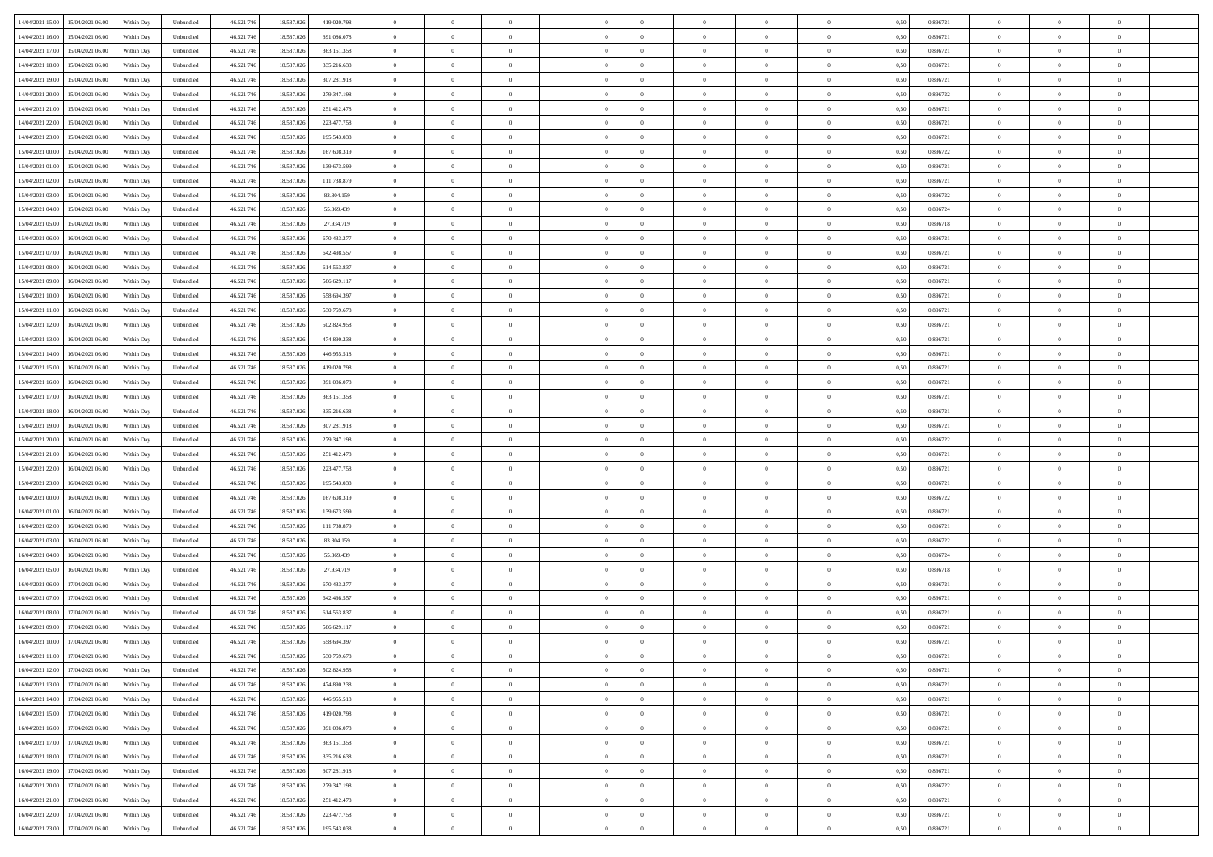| | | | | | | | | | | | | | | | | | | | | |
|---|---|---|---|---|---|---|---|---|---|---|---|---|---|---|---|---|---|---|---|---|
| 14/04/2021 15:00 | 15/04/2021 06:00 | Within Day | Unbundled | 46.521.746 | 18.587.026 | 419.020.798 | 0 | 0 | 0 | | 0 | 0 | 0 | 0 | 0,50 | 0,896721 | 0 | 0 | 0 | |
| 14/04/2021 16:00 | 15/04/2021 06:00 | Within Day | Unbundled | 46.521.746 | 18.587.026 | 391.086.078 | 0 | 0 | 0 | | 0 | 0 | 0 | 0 | 0,50 | 0,896721 | 0 | 0 | 0 | |
| 14/04/2021 17:00 | 15/04/2021 06:00 | Within Day | Unbundled | 46.521.746 | 18.587.026 | 363.151.358 | 0 | 0 | 0 | | 0 | 0 | 0 | 0 | 0,50 | 0,896721 | 0 | 0 | 0 | |
| 14/04/2021 18:00 | 15/04/2021 06:00 | Within Day | Unbundled | 46.521.746 | 18.587.026 | 335.216.638 | 0 | 0 | 0 | | 0 | 0 | 0 | 0 | 0,50 | 0,896721 | 0 | 0 | 0 | |
| 14/04/2021 19:00 | 15/04/2021 06:00 | Within Day | Unbundled | 46.521.746 | 18.587.026 | 307.281.918 | 0 | 0 | 0 | | 0 | 0 | 0 | 0 | 0,50 | 0,896721 | 0 | 0 | 0 | |
| 14/04/2021 20:00 | 15/04/2021 06:00 | Within Day | Unbundled | 46.521.746 | 18.587.026 | 279.347.198 | 0 | 0 | 0 | | 0 | 0 | 0 | 0 | 0,50 | 0,896722 | 0 | 0 | 0 | |
| 14/04/2021 21:00 | 15/04/2021 06:00 | Within Day | Unbundled | 46.521.746 | 18.587.026 | 251.412.478 | 0 | 0 | 0 | | 0 | 0 | 0 | 0 | 0,50 | 0,896721 | 0 | 0 | 0 | |
| 14/04/2021 22:00 | 15/04/2021 06:00 | Within Day | Unbundled | 46.521.746 | 18.587.026 | 223.477.758 | 0 | 0 | 0 | | 0 | 0 | 0 | 0 | 0,50 | 0,896721 | 0 | 0 | 0 | |
| 14/04/2021 23:00 | 15/04/2021 06:00 | Within Day | Unbundled | 46.521.746 | 18.587.026 | 195.543.038 | 0 | 0 | 0 | | 0 | 0 | 0 | 0 | 0,50 | 0,896721 | 0 | 0 | 0 | |
| 15/04/2021 00:00 | 15/04/2021 06:00 | Within Day | Unbundled | 46.521.746 | 18.587.026 | 167.608.319 | 0 | 0 | 0 | | 0 | 0 | 0 | 0 | 0,50 | 0,896722 | 0 | 0 | 0 | |
| 15/04/2021 01:00 | 15/04/2021 06:00 | Within Day | Unbundled | 46.521.746 | 18.587.026 | 139.673.599 | 0 | 0 | 0 | | 0 | 0 | 0 | 0 | 0,50 | 0,896721 | 0 | 0 | 0 | |
| 15/04/2021 02:00 | 15/04/2021 06:00 | Within Day | Unbundled | 46.521.746 | 18.587.026 | 111.738.879 | 0 | 0 | 0 | | 0 | 0 | 0 | 0 | 0,50 | 0,896721 | 0 | 0 | 0 | |
| 15/04/2021 03:00 | 15/04/2021 06:00 | Within Day | Unbundled | 46.521.746 | 18.587.026 | 83.804.159 | 0 | 0 | 0 | | 0 | 0 | 0 | 0 | 0,50 | 0,896722 | 0 | 0 | 0 | |
| 15/04/2021 04:00 | 15/04/2021 06:00 | Within Day | Unbundled | 46.521.746 | 18.587.026 | 55.869.439 | 0 | 0 | 0 | | 0 | 0 | 0 | 0 | 0,50 | 0,896724 | 0 | 0 | 0 | |
| 15/04/2021 05:00 | 15/04/2021 06:00 | Within Day | Unbundled | 46.521.746 | 18.587.026 | 27.934.719 | 0 | 0 | 0 | | 0 | 0 | 0 | 0 | 0,50 | 0,896718 | 0 | 0 | 0 | |
| 15/04/2021 06:00 | 16/04/2021 06:00 | Within Day | Unbundled | 46.521.746 | 18.587.026 | 670.433.277 | 0 | 0 | 0 | | 0 | 0 | 0 | 0 | 0,50 | 0,896721 | 0 | 0 | 0 | |
| 15/04/2021 07:00 | 16/04/2021 06:00 | Within Day | Unbundled | 46.521.746 | 18.587.026 | 642.498.557 | 0 | 0 | 0 | | 0 | 0 | 0 | 0 | 0,50 | 0,896721 | 0 | 0 | 0 | |
| 15/04/2021 08:00 | 16/04/2021 06:00 | Within Day | Unbundled | 46.521.746 | 18.587.026 | 614.563.837 | 0 | 0 | 0 | | 0 | 0 | 0 | 0 | 0,50 | 0,896721 | 0 | 0 | 0 | |
| 15/04/2021 09:00 | 16/04/2021 06:00 | Within Day | Unbundled | 46.521.746 | 18.587.026 | 586.629.117 | 0 | 0 | 0 | | 0 | 0 | 0 | 0 | 0,50 | 0,896721 | 0 | 0 | 0 | |
| 15/04/2021 10:00 | 16/04/2021 06:00 | Within Day | Unbundled | 46.521.746 | 18.587.026 | 558.694.397 | 0 | 0 | 0 | | 0 | 0 | 0 | 0 | 0,50 | 0,896721 | 0 | 0 | 0 | |
| 15/04/2021 11:00 | 16/04/2021 06:00 | Within Day | Unbundled | 46.521.746 | 18.587.026 | 530.759.678 | 0 | 0 | 0 | | 0 | 0 | 0 | 0 | 0,50 | 0,896721 | 0 | 0 | 0 | |
| 15/04/2021 12:00 | 16/04/2021 06:00 | Within Day | Unbundled | 46.521.746 | 18.587.026 | 502.824.958 | 0 | 0 | 0 | | 0 | 0 | 0 | 0 | 0,50 | 0,896721 | 0 | 0 | 0 | |
| 15/04/2021 13:00 | 16/04/2021 06:00 | Within Day | Unbundled | 46.521.746 | 18.587.026 | 474.890.238 | 0 | 0 | 0 | | 0 | 0 | 0 | 0 | 0,50 | 0,896721 | 0 | 0 | 0 | |
| 15/04/2021 14:00 | 16/04/2021 06:00 | Within Day | Unbundled | 46.521.746 | 18.587.026 | 446.955.518 | 0 | 0 | 0 | | 0 | 0 | 0 | 0 | 0,50 | 0,896721 | 0 | 0 | 0 | |
| 15/04/2021 15:00 | 16/04/2021 06:00 | Within Day | Unbundled | 46.521.746 | 18.587.026 | 419.020.798 | 0 | 0 | 0 | | 0 | 0 | 0 | 0 | 0,50 | 0,896721 | 0 | 0 | 0 | |
| 15/04/2021 16:00 | 16/04/2021 06:00 | Within Day | Unbundled | 46.521.746 | 18.587.026 | 391.086.078 | 0 | 0 | 0 | | 0 | 0 | 0 | 0 | 0,50 | 0,896721 | 0 | 0 | 0 | |
| 15/04/2021 17:00 | 16/04/2021 06:00 | Within Day | Unbundled | 46.521.746 | 18.587.026 | 363.151.358 | 0 | 0 | 0 | | 0 | 0 | 0 | 0 | 0,50 | 0,896721 | 0 | 0 | 0 | |
| 15/04/2021 18:00 | 16/04/2021 06:00 | Within Day | Unbundled | 46.521.746 | 18.587.026 | 335.216.638 | 0 | 0 | 0 | | 0 | 0 | 0 | 0 | 0,50 | 0,896721 | 0 | 0 | 0 | |
| 15/04/2021 19:00 | 16/04/2021 06:00 | Within Day | Unbundled | 46.521.746 | 18.587.026 | 307.281.918 | 0 | 0 | 0 | | 0 | 0 | 0 | 0 | 0,50 | 0,896721 | 0 | 0 | 0 | |
| 15/04/2021 20:00 | 16/04/2021 06:00 | Within Day | Unbundled | 46.521.746 | 18.587.026 | 279.347.198 | 0 | 0 | 0 | | 0 | 0 | 0 | 0 | 0,50 | 0,896722 | 0 | 0 | 0 | |
| 15/04/2021 21:00 | 16/04/2021 06:00 | Within Day | Unbundled | 46.521.746 | 18.587.026 | 251.412.478 | 0 | 0 | 0 | | 0 | 0 | 0 | 0 | 0,50 | 0,896721 | 0 | 0 | 0 | |
| 15/04/2021 22:00 | 16/04/2021 06:00 | Within Day | Unbundled | 46.521.746 | 18.587.026 | 223.477.758 | 0 | 0 | 0 | | 0 | 0 | 0 | 0 | 0,50 | 0,896721 | 0 | 0 | 0 | |
| 15/04/2021 23:00 | 16/04/2021 06:00 | Within Day | Unbundled | 46.521.746 | 18.587.026 | 195.543.038 | 0 | 0 | 0 | | 0 | 0 | 0 | 0 | 0,50 | 0,896721 | 0 | 0 | 0 | |
| 16/04/2021 00:00 | 16/04/2021 06:00 | Within Day | Unbundled | 46.521.746 | 18.587.026 | 167.608.319 | 0 | 0 | 0 | | 0 | 0 | 0 | 0 | 0,50 | 0,896722 | 0 | 0 | 0 | |
| 16/04/2021 01:00 | 16/04/2021 06:00 | Within Day | Unbundled | 46.521.746 | 18.587.026 | 139.673.599 | 0 | 0 | 0 | | 0 | 0 | 0 | 0 | 0,50 | 0,896721 | 0 | 0 | 0 | |
| 16/04/2021 02:00 | 16/04/2021 06:00 | Within Day | Unbundled | 46.521.746 | 18.587.026 | 111.738.879 | 0 | 0 | 0 | | 0 | 0 | 0 | 0 | 0,50 | 0,896721 | 0 | 0 | 0 | |
| 16/04/2021 03:00 | 16/04/2021 06:00 | Within Day | Unbundled | 46.521.746 | 18.587.026 | 83.804.159 | 0 | 0 | 0 | | 0 | 0 | 0 | 0 | 0,50 | 0,896722 | 0 | 0 | 0 | |
| 16/04/2021 04:00 | 16/04/2021 06:00 | Within Day | Unbundled | 46.521.746 | 18.587.026 | 55.869.439 | 0 | 0 | 0 | | 0 | 0 | 0 | 0 | 0,50 | 0,896724 | 0 | 0 | 0 | |
| 16/04/2021 05:00 | 16/04/2021 06:00 | Within Day | Unbundled | 46.521.746 | 18.587.026 | 27.934.719 | 0 | 0 | 0 | | 0 | 0 | 0 | 0 | 0,50 | 0,896718 | 0 | 0 | 0 | |
| 16/04/2021 06:00 | 17/04/2021 06:00 | Within Day | Unbundled | 46.521.746 | 18.587.026 | 670.433.277 | 0 | 0 | 0 | | 0 | 0 | 0 | 0 | 0,50 | 0,896721 | 0 | 0 | 0 | |
| 16/04/2021 07:00 | 17/04/2021 06:00 | Within Day | Unbundled | 46.521.746 | 18.587.026 | 642.498.557 | 0 | 0 | 0 | | 0 | 0 | 0 | 0 | 0,50 | 0,896721 | 0 | 0 | 0 | |
| 16/04/2021 08:00 | 17/04/2021 06:00 | Within Day | Unbundled | 46.521.746 | 18.587.026 | 614.563.837 | 0 | 0 | 0 | | 0 | 0 | 0 | 0 | 0,50 | 0,896721 | 0 | 0 | 0 | |
| 16/04/2021 09:00 | 17/04/2021 06:00 | Within Day | Unbundled | 46.521.746 | 18.587.026 | 586.629.117 | 0 | 0 | 0 | | 0 | 0 | 0 | 0 | 0,50 | 0,896721 | 0 | 0 | 0 | |
| 16/04/2021 10:00 | 17/04/2021 06:00 | Within Day | Unbundled | 46.521.746 | 18.587.026 | 558.694.397 | 0 | 0 | 0 | | 0 | 0 | 0 | 0 | 0,50 | 0,896721 | 0 | 0 | 0 | |
| 16/04/2021 11:00 | 17/04/2021 06:00 | Within Day | Unbundled | 46.521.746 | 18.587.026 | 530.759.678 | 0 | 0 | 0 | | 0 | 0 | 0 | 0 | 0,50 | 0,896721 | 0 | 0 | 0 | |
| 16/04/2021 12:00 | 17/04/2021 06:00 | Within Day | Unbundled | 46.521.746 | 18.587.026 | 502.824.958 | 0 | 0 | 0 | | 0 | 0 | 0 | 0 | 0,50 | 0,896721 | 0 | 0 | 0 | |
| 16/04/2021 13:00 | 17/04/2021 06:00 | Within Day | Unbundled | 46.521.746 | 18.587.026 | 474.890.238 | 0 | 0 | 0 | | 0 | 0 | 0 | 0 | 0,50 | 0,896721 | 0 | 0 | 0 | |
| 16/04/2021 14:00 | 17/04/2021 06:00 | Within Day | Unbundled | 46.521.746 | 18.587.026 | 446.955.518 | 0 | 0 | 0 | | 0 | 0 | 0 | 0 | 0,50 | 0,896721 | 0 | 0 | 0 | |
| 16/04/2021 15:00 | 17/04/2021 06:00 | Within Day | Unbundled | 46.521.746 | 18.587.026 | 419.020.798 | 0 | 0 | 0 | | 0 | 0 | 0 | 0 | 0,50 | 0,896721 | 0 | 0 | 0 | |
| 16/04/2021 16:00 | 17/04/2021 06:00 | Within Day | Unbundled | 46.521.746 | 18.587.026 | 391.086.078 | 0 | 0 | 0 | | 0 | 0 | 0 | 0 | 0,50 | 0,896721 | 0 | 0 | 0 | |
| 16/04/2021 17:00 | 17/04/2021 06:00 | Within Day | Unbundled | 46.521.746 | 18.587.026 | 363.151.358 | 0 | 0 | 0 | | 0 | 0 | 0 | 0 | 0,50 | 0,896721 | 0 | 0 | 0 | |
| 16/04/2021 18:00 | 17/04/2021 06:00 | Within Day | Unbundled | 46.521.746 | 18.587.026 | 335.216.638 | 0 | 0 | 0 | | 0 | 0 | 0 | 0 | 0,50 | 0,896721 | 0 | 0 | 0 | |
| 16/04/2021 19:00 | 17/04/2021 06:00 | Within Day | Unbundled | 46.521.746 | 18.587.026 | 307.281.918 | 0 | 0 | 0 | | 0 | 0 | 0 | 0 | 0,50 | 0,896721 | 0 | 0 | 0 | |
| 16/04/2021 20:00 | 17/04/2021 06:00 | Within Day | Unbundled | 46.521.746 | 18.587.026 | 279.347.198 | 0 | 0 | 0 | | 0 | 0 | 0 | 0 | 0,50 | 0,896722 | 0 | 0 | 0 | |
| 16/04/2021 21:00 | 17/04/2021 06:00 | Within Day | Unbundled | 46.521.746 | 18.587.026 | 251.412.478 | 0 | 0 | 0 | | 0 | 0 | 0 | 0 | 0,50 | 0,896721 | 0 | 0 | 0 | |
| 16/04/2021 22:00 | 17/04/2021 06:00 | Within Day | Unbundled | 46.521.746 | 18.587.026 | 223.477.758 | 0 | 0 | 0 | | 0 | 0 | 0 | 0 | 0,50 | 0,896721 | 0 | 0 | 0 | |
| 16/04/2021 23:00 | 17/04/2021 06:00 | Within Day | Unbundled | 46.521.746 | 18.587.026 | 195.543.038 | 0 | 0 | 0 | | 0 | 0 | 0 | 0 | 0,50 | 0,896721 | 0 | 0 | 0 | |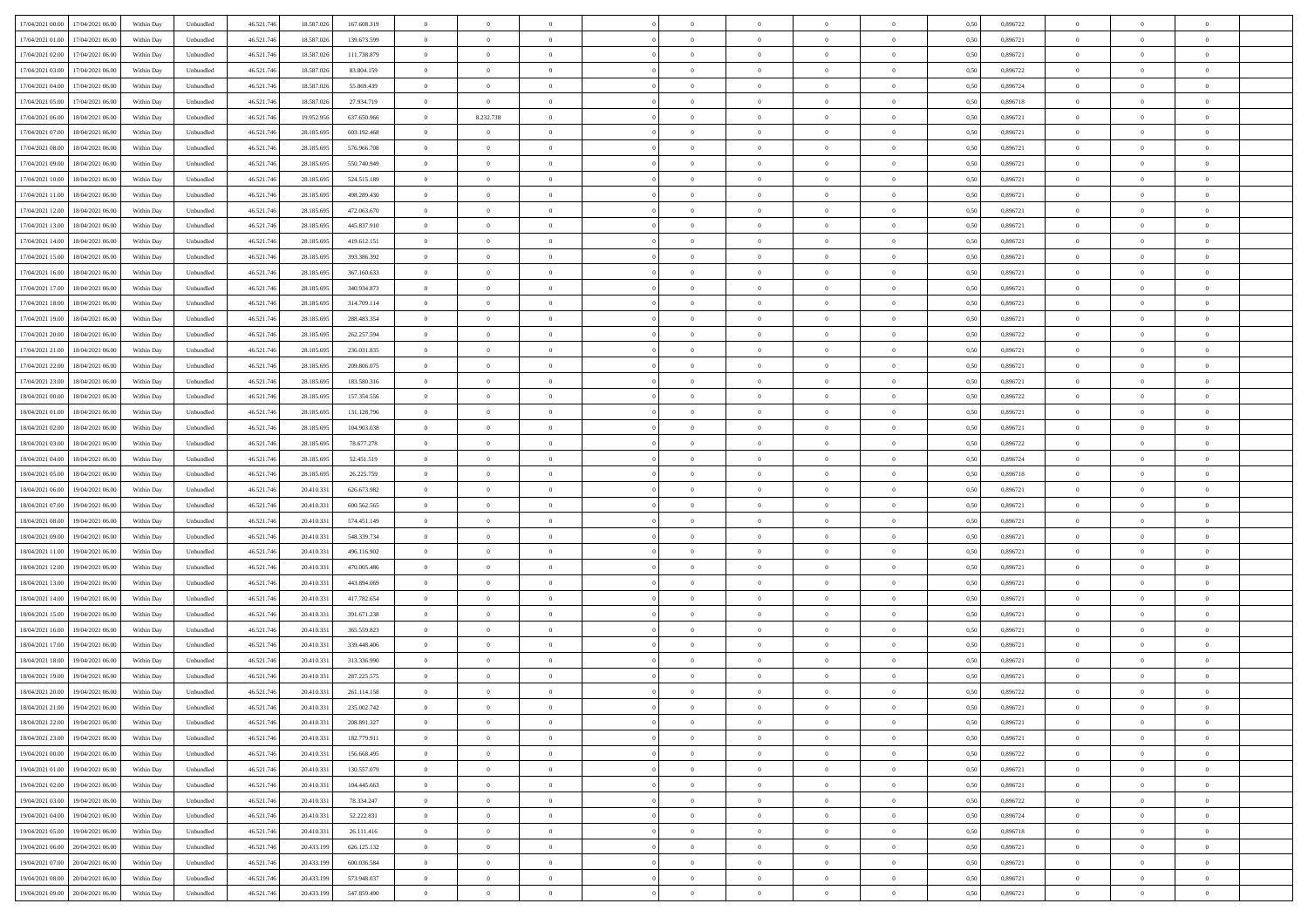| 17/04/2021 00:00 | 17/04/2021 06:00 | Within Day | Unbundled | 46.521.746 | 18.587.026 | 167.608.319 | 0 | 0 | 0 | | 0 | 0 | 0 | 0 | 0,50 | 0,896722 | 0 | 0 | 0 | |
|---|---|---|---|---|---|---|---|---|---|---|---|---|---|---|---|---|---|---|---|---|
| 17/04/2021 01:00 | 17/04/2021 06:00 | Within Day | Unbundled | 46.521.746 | 18.587.026 | 139.673.599 | 0 | 0 | 0 | | 0 | 0 | 0 | 0 | 0,50 | 0,896721 | 0 | 0 | 0 | |
| 17/04/2021 02:00 | 17/04/2021 06:00 | Within Day | Unbundled | 46.521.746 | 18.587.026 | 111.738.879 | 0 | 0 | 0 | | 0 | 0 | 0 | 0 | 0,50 | 0,896721 | 0 | 0 | 0 | |
| 17/04/2021 03:00 | 17/04/2021 06:00 | Within Day | Unbundled | 46.521.746 | 18.587.026 | 83.804.159 | 0 | 0 | 0 | | 0 | 0 | 0 | 0 | 0,50 | 0,896722 | 0 | 0 | 0 | |
| 17/04/2021 04:00 | 17/04/2021 06:00 | Within Day | Unbundled | 46.521.746 | 18.587.026 | 55.869.439 | 0 | 0 | 0 | | 0 | 0 | 0 | 0 | 0,50 | 0,896724 | 0 | 0 | 0 | |
| 17/04/2021 05:00 | 17/04/2021 06:00 | Within Day | Unbundled | 46.521.746 | 18.587.026 | 27.934.719 | 0 | 0 | 0 | | 0 | 0 | 0 | 0 | 0,50 | 0,896718 | 0 | 0 | 0 | |
| 17/04/2021 06:00 | 18/04/2021 06:00 | Within Day | Unbundled | 46.521.746 | 19.952.956 | 637.650.966 | 0 | 8.232.738 | 0 | | 0 | 0 | 0 | 0 | 0,50 | 0,896721 | 0 | 0 | 0 | |
| 17/04/2021 07:00 | 18/04/2021 06:00 | Within Day | Unbundled | 46.521.746 | 28.185.695 | 603.192.468 | 0 | 0 | 0 | | 0 | 0 | 0 | 0 | 0,50 | 0,896721 | 0 | 0 | 0 | |
| 17/04/2021 08:00 | 18/04/2021 06:00 | Within Day | Unbundled | 46.521.746 | 28.185.695 | 576.966.708 | 0 | 0 | 0 | | 0 | 0 | 0 | 0 | 0,50 | 0,896721 | 0 | 0 | 0 | |
| 17/04/2021 09:00 | 18/04/2021 06:00 | Within Day | Unbundled | 46.521.746 | 28.185.695 | 550.740.949 | 0 | 0 | 0 | | 0 | 0 | 0 | 0 | 0,50 | 0,896721 | 0 | 0 | 0 | |
| 17/04/2021 10:00 | 18/04/2021 06:00 | Within Day | Unbundled | 46.521.746 | 28.185.695 | 524.515.189 | 0 | 0 | 0 | | 0 | 0 | 0 | 0 | 0,50 | 0,896721 | 0 | 0 | 0 | |
| 17/04/2021 11:00 | 18/04/2021 06:00 | Within Day | Unbundled | 46.521.746 | 28.185.695 | 498.289.430 | 0 | 0 | 0 | | 0 | 0 | 0 | 0 | 0,50 | 0,896721 | 0 | 0 | 0 | |
| 17/04/2021 12:00 | 18/04/2021 06:00 | Within Day | Unbundled | 46.521.746 | 28.185.695 | 472.063.670 | 0 | 0 | 0 | | 0 | 0 | 0 | 0 | 0,50 | 0,896721 | 0 | 0 | 0 | |
| 17/04/2021 13:00 | 18/04/2021 06:00 | Within Day | Unbundled | 46.521.746 | 28.185.695 | 445.837.910 | 0 | 0 | 0 | | 0 | 0 | 0 | 0 | 0,50 | 0,896721 | 0 | 0 | 0 | |
| 17/04/2021 14:00 | 18/04/2021 06:00 | Within Day | Unbundled | 46.521.746 | 28.185.695 | 419.612.151 | 0 | 0 | 0 | | 0 | 0 | 0 | 0 | 0,50 | 0,896721 | 0 | 0 | 0 | |
| 17/04/2021 15:00 | 18/04/2021 06:00 | Within Day | Unbundled | 46.521.746 | 28.185.695 | 393.386.392 | 0 | 0 | 0 | | 0 | 0 | 0 | 0 | 0,50 | 0,896721 | 0 | 0 | 0 | |
| 17/04/2021 16:00 | 18/04/2021 06:00 | Within Day | Unbundled | 46.521.746 | 28.185.695 | 367.160.633 | 0 | 0 | 0 | | 0 | 0 | 0 | 0 | 0,50 | 0,896721 | 0 | 0 | 0 | |
| 17/04/2021 17:00 | 18/04/2021 06:00 | Within Day | Unbundled | 46.521.746 | 28.185.695 | 340.934.873 | 0 | 0 | 0 | | 0 | 0 | 0 | 0 | 0,50 | 0,896721 | 0 | 0 | 0 | |
| 17/04/2021 18:00 | 18/04/2021 06:00 | Within Day | Unbundled | 46.521.746 | 28.185.695 | 314.709.114 | 0 | 0 | 0 | | 0 | 0 | 0 | 0 | 0,50 | 0,896721 | 0 | 0 | 0 | |
| 17/04/2021 19:00 | 18/04/2021 06:00 | Within Day | Unbundled | 46.521.746 | 28.185.695 | 288.483.354 | 0 | 0 | 0 | | 0 | 0 | 0 | 0 | 0,50 | 0,896721 | 0 | 0 | 0 | |
| 17/04/2021 20:00 | 18/04/2021 06:00 | Within Day | Unbundled | 46.521.746 | 28.185.695 | 262.257.594 | 0 | 0 | 0 | | 0 | 0 | 0 | 0 | 0,50 | 0,896722 | 0 | 0 | 0 | |
| 17/04/2021 21:00 | 18/04/2021 06:00 | Within Day | Unbundled | 46.521.746 | 28.185.695 | 236.031.835 | 0 | 0 | 0 | | 0 | 0 | 0 | 0 | 0,50 | 0,896721 | 0 | 0 | 0 | |
| 17/04/2021 22:00 | 18/04/2021 06:00 | Within Day | Unbundled | 46.521.746 | 28.185.695 | 209.806.075 | 0 | 0 | 0 | | 0 | 0 | 0 | 0 | 0,50 | 0,896721 | 0 | 0 | 0 | |
| 17/04/2021 23:00 | 18/04/2021 06:00 | Within Day | Unbundled | 46.521.746 | 28.185.695 | 183.580.316 | 0 | 0 | 0 | | 0 | 0 | 0 | 0 | 0,50 | 0,896721 | 0 | 0 | 0 | |
| 18/04/2021 00:00 | 18/04/2021 06:00 | Within Day | Unbundled | 46.521.746 | 28.185.695 | 157.354.556 | 0 | 0 | 0 | | 0 | 0 | 0 | 0 | 0,50 | 0,896722 | 0 | 0 | 0 | |
| 18/04/2021 01:00 | 18/04/2021 06:00 | Within Day | Unbundled | 46.521.746 | 28.185.695 | 131.128.796 | 0 | 0 | 0 | | 0 | 0 | 0 | 0 | 0,50 | 0,896721 | 0 | 0 | 0 | |
| 18/04/2021 02:00 | 18/04/2021 06:00 | Within Day | Unbundled | 46.521.746 | 28.185.695 | 104.903.038 | 0 | 0 | 0 | | 0 | 0 | 0 | 0 | 0,50 | 0,896721 | 0 | 0 | 0 | |
| 18/04/2021 03:00 | 18/04/2021 06:00 | Within Day | Unbundled | 46.521.746 | 28.185.695 | 78.677.278 | 0 | 0 | 0 | | 0 | 0 | 0 | 0 | 0,50 | 0,896722 | 0 | 0 | 0 | |
| 18/04/2021 04:00 | 18/04/2021 06:00 | Within Day | Unbundled | 46.521.746 | 28.185.695 | 52.451.519 | 0 | 0 | 0 | | 0 | 0 | 0 | 0 | 0,50 | 0,896724 | 0 | 0 | 0 | |
| 18/04/2021 05:00 | 18/04/2021 06:00 | Within Day | Unbundled | 46.521.746 | 28.185.695 | 26.225.759 | 0 | 0 | 0 | | 0 | 0 | 0 | 0 | 0,50 | 0,896718 | 0 | 0 | 0 | |
| 18/04/2021 06:00 | 19/04/2021 06:00 | Within Day | Unbundled | 46.521.746 | 20.410.331 | 626.673.982 | 0 | 0 | 0 | | 0 | 0 | 0 | 0 | 0,50 | 0,896721 | 0 | 0 | 0 | |
| 18/04/2021 07:00 | 19/04/2021 06:00 | Within Day | Unbundled | 46.521.746 | 20.410.331 | 600.562.565 | 0 | 0 | 0 | | 0 | 0 | 0 | 0 | 0,50 | 0,896721 | 0 | 0 | 0 | |
| 18/04/2021 08:00 | 19/04/2021 06:00 | Within Day | Unbundled | 46.521.746 | 20.410.331 | 574.451.149 | 0 | 0 | 0 | | 0 | 0 | 0 | 0 | 0,50 | 0,896721 | 0 | 0 | 0 | |
| 18/04/2021 09:00 | 19/04/2021 06:00 | Within Day | Unbundled | 46.521.746 | 20.410.331 | 548.339.734 | 0 | 0 | 0 | | 0 | 0 | 0 | 0 | 0,50 | 0,896721 | 0 | 0 | 0 | |
| 18/04/2021 11:00 | 19/04/2021 06:00 | Within Day | Unbundled | 46.521.746 | 20.410.331 | 496.116.902 | 0 | 0 | 0 | | 0 | 0 | 0 | 0 | 0,50 | 0,896721 | 0 | 0 | 0 | |
| 18/04/2021 12:00 | 19/04/2021 06:00 | Within Day | Unbundled | 46.521.746 | 20.410.331 | 470.005.486 | 0 | 0 | 0 | | 0 | 0 | 0 | 0 | 0,50 | 0,896721 | 0 | 0 | 0 | |
| 18/04/2021 13:00 | 19/04/2021 06:00 | Within Day | Unbundled | 46.521.746 | 20.410.331 | 443.894.069 | 0 | 0 | 0 | | 0 | 0 | 0 | 0 | 0,50 | 0,896721 | 0 | 0 | 0 | |
| 18/04/2021 14:00 | 19/04/2021 06:00 | Within Day | Unbundled | 46.521.746 | 20.410.331 | 417.782.654 | 0 | 0 | 0 | | 0 | 0 | 0 | 0 | 0,50 | 0,896721 | 0 | 0 | 0 | |
| 18/04/2021 15:00 | 19/04/2021 06:00 | Within Day | Unbundled | 46.521.746 | 20.410.331 | 391.671.238 | 0 | 0 | 0 | | 0 | 0 | 0 | 0 | 0,50 | 0,896721 | 0 | 0 | 0 | |
| 18/04/2021 16:00 | 19/04/2021 06:00 | Within Day | Unbundled | 46.521.746 | 20.410.331 | 365.559.823 | 0 | 0 | 0 | | 0 | 0 | 0 | 0 | 0,50 | 0,896721 | 0 | 0 | 0 | |
| 18/04/2021 17:00 | 19/04/2021 06:00 | Within Day | Unbundled | 46.521.746 | 20.410.331 | 339.448.406 | 0 | 0 | 0 | | 0 | 0 | 0 | 0 | 0,50 | 0,896721 | 0 | 0 | 0 | |
| 18/04/2021 18:00 | 19/04/2021 06:00 | Within Day | Unbundled | 46.521.746 | 20.410.331 | 313.336.990 | 0 | 0 | 0 | | 0 | 0 | 0 | 0 | 0,50 | 0,896721 | 0 | 0 | 0 | |
| 18/04/2021 19:00 | 19/04/2021 06:00 | Within Day | Unbundled | 46.521.746 | 20.410.331 | 287.225.575 | 0 | 0 | 0 | | 0 | 0 | 0 | 0 | 0,50 | 0,896721 | 0 | 0 | 0 | |
| 18/04/2021 20:00 | 19/04/2021 06:00 | Within Day | Unbundled | 46.521.746 | 20.410.331 | 261.114.158 | 0 | 0 | 0 | | 0 | 0 | 0 | 0 | 0,50 | 0,896722 | 0 | 0 | 0 | |
| 18/04/2021 21:00 | 19/04/2021 06:00 | Within Day | Unbundled | 46.521.746 | 20.410.331 | 235.002.742 | 0 | 0 | 0 | | 0 | 0 | 0 | 0 | 0,50 | 0,896721 | 0 | 0 | 0 | |
| 18/04/2021 22:00 | 19/04/2021 06:00 | Within Day | Unbundled | 46.521.746 | 20.410.331 | 208.891.327 | 0 | 0 | 0 | | 0 | 0 | 0 | 0 | 0,50 | 0,896721 | 0 | 0 | 0 | |
| 18/04/2021 23:00 | 19/04/2021 06:00 | Within Day | Unbundled | 46.521.746 | 20.410.331 | 182.779.911 | 0 | 0 | 0 | | 0 | 0 | 0 | 0 | 0,50 | 0,896721 | 0 | 0 | 0 | |
| 19/04/2021 00:00 | 19/04/2021 06:00 | Within Day | Unbundled | 46.521.746 | 20.410.331 | 156.668.495 | 0 | 0 | 0 | | 0 | 0 | 0 | 0 | 0,50 | 0,896722 | 0 | 0 | 0 | |
| 19/04/2021 01:00 | 19/04/2021 06:00 | Within Day | Unbundled | 46.521.746 | 20.410.331 | 130.557.079 | 0 | 0 | 0 | | 0 | 0 | 0 | 0 | 0,50 | 0,896721 | 0 | 0 | 0 | |
| 19/04/2021 02:00 | 19/04/2021 06:00 | Within Day | Unbundled | 46.521.746 | 20.410.331 | 104.445.663 | 0 | 0 | 0 | | 0 | 0 | 0 | 0 | 0,50 | 0,896721 | 0 | 0 | 0 | |
| 19/04/2021 03:00 | 19/04/2021 06:00 | Within Day | Unbundled | 46.521.746 | 20.410.331 | 78.334.247 | 0 | 0 | 0 | | 0 | 0 | 0 | 0 | 0,50 | 0,896722 | 0 | 0 | 0 | |
| 19/04/2021 04:00 | 19/04/2021 06:00 | Within Day | Unbundled | 46.521.746 | 20.410.331 | 52.222.831 | 0 | 0 | 0 | | 0 | 0 | 0 | 0 | 0,50 | 0,896724 | 0 | 0 | 0 | |
| 19/04/2021 05:00 | 19/04/2021 06:00 | Within Day | Unbundled | 46.521.746 | 20.410.331 | 26.111.416 | 0 | 0 | 0 | | 0 | 0 | 0 | 0 | 0,50 | 0,896718 | 0 | 0 | 0 | |
| 19/04/2021 06:00 | 20/04/2021 06:00 | Within Day | Unbundled | 46.521.746 | 20.433.199 | 626.125.132 | 0 | 0 | 0 | | 0 | 0 | 0 | 0 | 0,50 | 0,896721 | 0 | 0 | 0 | |
| 19/04/2021 07:00 | 20/04/2021 06:00 | Within Day | Unbundled | 46.521.746 | 20.433.199 | 600.036.584 | 0 | 0 | 0 | | 0 | 0 | 0 | 0 | 0,50 | 0,896721 | 0 | 0 | 0 | |
| 19/04/2021 08:00 | 20/04/2021 06:00 | Within Day | Unbundled | 46.521.746 | 20.433.199 | 573.948.037 | 0 | 0 | 0 | | 0 | 0 | 0 | 0 | 0,50 | 0,896721 | 0 | 0 | 0 | |
| 19/04/2021 09:00 | 20/04/2021 06:00 | Within Day | Unbundled | 46.521.746 | 20.433.199 | 547.859.490 | 0 | 0 | 0 | | 0 | 0 | 0 | 0 | 0,50 | 0,896721 | 0 | 0 | 0 | |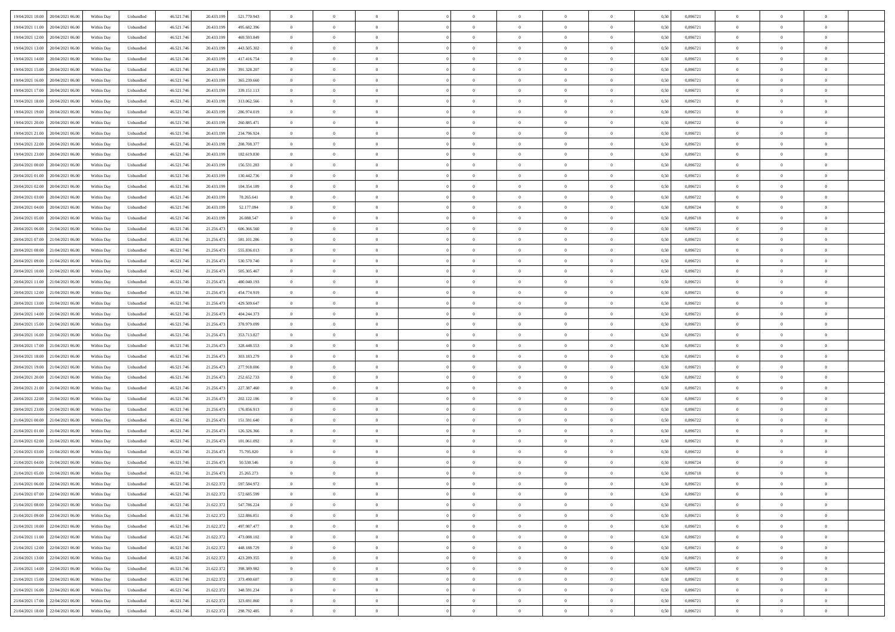| | | | | | | | | | | | | | | | | | | | | | |
|---|---|---|---|---|---|---|---|---|---|---|---|---|---|---|---|---|---|---|---|---|---|
| 19/04/2021 10.00 | 20/04/2021 06.00 | Within Day | Unbundled | 46.521.746 | 20.433.199 | 521.770.943 | 0 | 0 | 0 | | 0 | 0 | 0 | 0 | 0,50 | 0,896721 | 0 | 0 | 0 | |
| 19/04/2021 11.00 | 20/04/2021 06.00 | Within Day | Unbundled | 46.521.746 | 20.433.199 | 495.682.396 | 0 | 0 | 0 | | 0 | 0 | 0 | 0 | 0,50 | 0,896721 | 0 | 0 | 0 | |
| 19/04/2021 12.00 | 20/04/2021 06.00 | Within Day | Unbundled | 46.521.746 | 20.433.199 | 469.593.849 | 0 | 0 | 0 | | 0 | 0 | 0 | 0 | 0,50 | 0,896721 | 0 | 0 | 0 | |
| 19/04/2021 13.00 | 20/04/2021 06.00 | Within Day | Unbundled | 46.521.746 | 20.433.199 | 443.505.302 | 0 | 0 | 0 | | 0 | 0 | 0 | 0 | 0,50 | 0,896721 | 0 | 0 | 0 | |
| 19/04/2021 14.00 | 20/04/2021 06.00 | Within Day | Unbundled | 46.521.746 | 20.433.199 | 417.416.754 | 0 | 0 | 0 | | 0 | 0 | 0 | 0 | 0,50 | 0,896721 | 0 | 0 | 0 | |
| 19/04/2021 15.00 | 20/04/2021 06.00 | Within Day | Unbundled | 46.521.746 | 20.433.199 | 391.328.207 | 0 | 0 | 0 | | 0 | 0 | 0 | 0 | 0,50 | 0,896721 | 0 | 0 | 0 | |
| 19/04/2021 16.00 | 20/04/2021 06.00 | Within Day | Unbundled | 46.521.746 | 20.433.199 | 365.239.660 | 0 | 0 | 0 | | 0 | 0 | 0 | 0 | 0,50 | 0,896721 | 0 | 0 | 0 | |
| 19/04/2021 17.00 | 20/04/2021 06.00 | Within Day | Unbundled | 46.521.746 | 20.433.199 | 339.151.113 | 0 | 0 | 0 | | 0 | 0 | 0 | 0 | 0,50 | 0,896721 | 0 | 0 | 0 | |
| 19/04/2021 18.00 | 20/04/2021 06.00 | Within Day | Unbundled | 46.521.746 | 20.433.199 | 313.062.566 | 0 | 0 | 0 | | 0 | 0 | 0 | 0 | 0,50 | 0,896721 | 0 | 0 | 0 | |
| 19/04/2021 19.00 | 20/04/2021 06.00 | Within Day | Unbundled | 46.521.746 | 20.433.199 | 286.974.019 | 0 | 0 | 0 | | 0 | 0 | 0 | 0 | 0,50 | 0,896721 | 0 | 0 | 0 | |
| 19/04/2021 20.00 | 20/04/2021 06.00 | Within Day | Unbundled | 46.521.746 | 20.433.199 | 260.885.471 | 0 | 0 | 0 | | 0 | 0 | 0 | 0 | 0,50 | 0,896722 | 0 | 0 | 0 | |
| 19/04/2021 21.00 | 20/04/2021 06.00 | Within Day | Unbundled | 46.521.746 | 20.433.199 | 234.796.924 | 0 | 0 | 0 | | 0 | 0 | 0 | 0 | 0,50 | 0,896721 | 0 | 0 | 0 | |
| 19/04/2021 22.00 | 20/04/2021 06.00 | Within Day | Unbundled | 46.521.746 | 20.433.199 | 208.708.377 | 0 | 0 | 0 | | 0 | 0 | 0 | 0 | 0,50 | 0,896721 | 0 | 0 | 0 | |
| 19/04/2021 23.00 | 20/04/2021 06.00 | Within Day | Unbundled | 46.521.746 | 20.433.199 | 182.619.830 | 0 | 0 | 0 | | 0 | 0 | 0 | 0 | 0,50 | 0,896721 | 0 | 0 | 0 | |
| 20/04/2021 00.00 | 20/04/2021 06.00 | Within Day | Unbundled | 46.521.746 | 20.433.199 | 156.531.283 | 0 | 0 | 0 | | 0 | 0 | 0 | 0 | 0,50 | 0,896722 | 0 | 0 | 0 | |
| 20/04/2021 01.00 | 20/04/2021 06.00 | Within Day | Unbundled | 46.521.746 | 20.433.199 | 130.442.736 | 0 | 0 | 0 | | 0 | 0 | 0 | 0 | 0,50 | 0,896721 | 0 | 0 | 0 | |
| 20/04/2021 02.00 | 20/04/2021 06.00 | Within Day | Unbundled | 46.521.746 | 20.433.199 | 104.354.189 | 0 | 0 | 0 | | 0 | 0 | 0 | 0 | 0,50 | 0,896721 | 0 | 0 | 0 | |
| 20/04/2021 03.00 | 20/04/2021 06.00 | Within Day | Unbundled | 46.521.746 | 20.433.199 | 78.265.641 | 0 | 0 | 0 | | 0 | 0 | 0 | 0 | 0,50 | 0,896722 | 0 | 0 | 0 | |
| 20/04/2021 04.00 | 20/04/2021 06.00 | Within Day | Unbundled | 46.521.746 | 20.433.199 | 52.177.094 | 0 | 0 | 0 | | 0 | 0 | 0 | 0 | 0,50 | 0,896724 | 0 | 0 | 0 | |
| 20/04/2021 05.00 | 20/04/2021 06.00 | Within Day | Unbundled | 46.521.746 | 20.433.199 | 26.088.547 | 0 | 0 | 0 | | 0 | 0 | 0 | 0 | 0,50 | 0,896718 | 0 | 0 | 0 | |
| 20/04/2021 06.00 | 21/04/2021 06.00 | Within Day | Unbundled | 46.521.746 | 21.256.473 | 606.366.560 | 0 | 0 | 0 | | 0 | 0 | 0 | 0 | 0,50 | 0,896721 | 0 | 0 | 0 | |
| 20/04/2021 07.00 | 21/04/2021 06.00 | Within Day | Unbundled | 46.521.746 | 21.256.473 | 581.101.286 | 0 | 0 | 0 | | 0 | 0 | 0 | 0 | 0,50 | 0,896721 | 0 | 0 | 0 | |
| 20/04/2021 08.00 | 21/04/2021 06.00 | Within Day | Unbundled | 46.521.746 | 21.256.473 | 555.836.013 | 0 | 0 | 0 | | 0 | 0 | 0 | 0 | 0,50 | 0,896721 | 0 | 0 | 0 | |
| 20/04/2021 09.00 | 21/04/2021 06.00 | Within Day | Unbundled | 46.521.746 | 21.256.473 | 530.570.740 | 0 | 0 | 0 | | 0 | 0 | 0 | 0 | 0,50 | 0,896721 | 0 | 0 | 0 | |
| 20/04/2021 10.00 | 21/04/2021 06.00 | Within Day | Unbundled | 46.521.746 | 21.256.473 | 505.305.467 | 0 | 0 | 0 | | 0 | 0 | 0 | 0 | 0,50 | 0,896721 | 0 | 0 | 0 | |
| 20/04/2021 11.00 | 21/04/2021 06.00 | Within Day | Unbundled | 46.521.746 | 21.256.473 | 480.040.193 | 0 | 0 | 0 | | 0 | 0 | 0 | 0 | 0,50 | 0,896721 | 0 | 0 | 0 | |
| 20/04/2021 12.00 | 21/04/2021 06.00 | Within Day | Unbundled | 46.521.746 | 21.256.473 | 454.774.919 | 0 | 0 | 0 | | 0 | 0 | 0 | 0 | 0,50 | 0,896721 | 0 | 0 | 0 | |
| 20/04/2021 13.00 | 21/04/2021 06.00 | Within Day | Unbundled | 46.521.746 | 21.256.473 | 429.509.647 | 0 | 0 | 0 | | 0 | 0 | 0 | 0 | 0,50 | 0,896721 | 0 | 0 | 0 | |
| 20/04/2021 14.00 | 21/04/2021 06.00 | Within Day | Unbundled | 46.521.746 | 21.256.473 | 404.244.373 | 0 | 0 | 0 | | 0 | 0 | 0 | 0 | 0,50 | 0,896721 | 0 | 0 | 0 | |
| 20/04/2021 15.00 | 21/04/2021 06.00 | Within Day | Unbundled | 46.521.746 | 21.256.473 | 378.979.099 | 0 | 0 | 0 | | 0 | 0 | 0 | 0 | 0,50 | 0,896721 | 0 | 0 | 0 | |
| 20/04/2021 16.00 | 21/04/2021 06.00 | Within Day | Unbundled | 46.521.746 | 21.256.473 | 353.713.827 | 0 | 0 | 0 | | 0 | 0 | 0 | 0 | 0,50 | 0,896721 | 0 | 0 | 0 | |
| 20/04/2021 17.00 | 21/04/2021 06.00 | Within Day | Unbundled | 46.521.746 | 21.256.473 | 328.448.553 | 0 | 0 | 0 | | 0 | 0 | 0 | 0 | 0,50 | 0,896721 | 0 | 0 | 0 | |
| 20/04/2021 18.00 | 21/04/2021 06.00 | Within Day | Unbundled | 46.521.746 | 21.256.473 | 303.183.279 | 0 | 0 | 0 | | 0 | 0 | 0 | 0 | 0,50 | 0,896721 | 0 | 0 | 0 | |
| 20/04/2021 19.00 | 21/04/2021 06.00 | Within Day | Unbundled | 46.521.746 | 21.256.473 | 277.918.006 | 0 | 0 | 0 | | 0 | 0 | 0 | 0 | 0,50 | 0,896721 | 0 | 0 | 0 | |
| 20/04/2021 20.00 | 21/04/2021 06.00 | Within Day | Unbundled | 46.521.746 | 21.256.473 | 252.652.733 | 0 | 0 | 0 | | 0 | 0 | 0 | 0 | 0,50 | 0,896722 | 0 | 0 | 0 | |
| 20/04/2021 21.00 | 21/04/2021 06.00 | Within Day | Unbundled | 46.521.746 | 21.256.473 | 227.387.460 | 0 | 0 | 0 | | 0 | 0 | 0 | 0 | 0,50 | 0,896721 | 0 | 0 | 0 | |
| 20/04/2021 22.00 | 21/04/2021 06.00 | Within Day | Unbundled | 46.521.746 | 21.256.473 | 202.122.186 | 0 | 0 | 0 | | 0 | 0 | 0 | 0 | 0,50 | 0,896721 | 0 | 0 | 0 | |
| 20/04/2021 23.00 | 21/04/2021 06.00 | Within Day | Unbundled | 46.521.746 | 21.256.473 | 176.856.913 | 0 | 0 | 0 | | 0 | 0 | 0 | 0 | 0,50 | 0,896721 | 0 | 0 | 0 | |
| 21/04/2021 00.00 | 21/04/2021 06.00 | Within Day | Unbundled | 46.521.746 | 21.256.473 | 151.591.640 | 0 | 0 | 0 | | 0 | 0 | 0 | 0 | 0,50 | 0,896722 | 0 | 0 | 0 | |
| 21/04/2021 01.00 | 21/04/2021 06.00 | Within Day | Unbundled | 46.521.746 | 21.256.473 | 126.326.366 | 0 | 0 | 0 | | 0 | 0 | 0 | 0 | 0,50 | 0,896721 | 0 | 0 | 0 | |
| 21/04/2021 02.00 | 21/04/2021 06.00 | Within Day | Unbundled | 46.521.746 | 21.256.473 | 101.061.092 | 0 | 0 | 0 | | 0 | 0 | 0 | 0 | 0,50 | 0,896721 | 0 | 0 | 0 | |
| 21/04/2021 03.00 | 21/04/2021 06.00 | Within Day | Unbundled | 46.521.746 | 21.256.473 | 75.795.820 | 0 | 0 | 0 | | 0 | 0 | 0 | 0 | 0,50 | 0,896722 | 0 | 0 | 0 | |
| 21/04/2021 04.00 | 21/04/2021 06.00 | Within Day | Unbundled | 46.521.746 | 21.256.473 | 50.530.546 | 0 | 0 | 0 | | 0 | 0 | 0 | 0 | 0,50 | 0,896724 | 0 | 0 | 0 | |
| 21/04/2021 05.00 | 21/04/2021 06.00 | Within Day | Unbundled | 46.521.746 | 21.256.473 | 25.265.273 | 0 | 0 | 0 | | 0 | 0 | 0 | 0 | 0,50 | 0,896718 | 0 | 0 | 0 | |
| 21/04/2021 06.00 | 22/04/2021 06.00 | Within Day | Unbundled | 46.521.746 | 21.622.372 | 597.584.972 | 0 | 0 | 0 | | 0 | 0 | 0 | 0 | 0,50 | 0,896721 | 0 | 0 | 0 | |
| 21/04/2021 07.00 | 22/04/2021 06.00 | Within Day | Unbundled | 46.521.746 | 21.622.372 | 572.685.599 | 0 | 0 | 0 | | 0 | 0 | 0 | 0 | 0,50 | 0,896721 | 0 | 0 | 0 | |
| 21/04/2021 08.00 | 22/04/2021 06.00 | Within Day | Unbundled | 46.521.746 | 21.622.372 | 547.786.224 | 0 | 0 | 0 | | 0 | 0 | 0 | 0 | 0,50 | 0,896721 | 0 | 0 | 0 | |
| 21/04/2021 09.00 | 22/04/2021 06.00 | Within Day | Unbundled | 46.521.746 | 21.622.372 | 522.886.851 | 0 | 0 | 0 | | 0 | 0 | 0 | 0 | 0,50 | 0,896721 | 0 | 0 | 0 | |
| 21/04/2021 10.00 | 22/04/2021 06.00 | Within Day | Unbundled | 46.521.746 | 21.622.372 | 497.987.477 | 0 | 0 | 0 | | 0 | 0 | 0 | 0 | 0,50 | 0,896721 | 0 | 0 | 0 | |
| 21/04/2021 11.00 | 22/04/2021 06.00 | Within Day | Unbundled | 46.521.746 | 21.622.372 | 473.088.102 | 0 | 0 | 0 | | 0 | 0 | 0 | 0 | 0,50 | 0,896721 | 0 | 0 | 0 | |
| 21/04/2021 12.00 | 22/04/2021 06.00 | Within Day | Unbundled | 46.521.746 | 21.622.372 | 448.188.729 | 0 | 0 | 0 | | 0 | 0 | 0 | 0 | 0,50 | 0,896721 | 0 | 0 | 0 | |
| 21/04/2021 13.00 | 22/04/2021 06.00 | Within Day | Unbundled | 46.521.746 | 21.622.372 | 423.289.355 | 0 | 0 | 0 | | 0 | 0 | 0 | 0 | 0,50 | 0,896721 | 0 | 0 | 0 | |
| 21/04/2021 14.00 | 22/04/2021 06.00 | Within Day | Unbundled | 46.521.746 | 21.622.372 | 398.389.982 | 0 | 0 | 0 | | 0 | 0 | 0 | 0 | 0,50 | 0,896721 | 0 | 0 | 0 | |
| 21/04/2021 15.00 | 22/04/2021 06.00 | Within Day | Unbundled | 46.521.746 | 21.622.372 | 373.490.607 | 0 | 0 | 0 | | 0 | 0 | 0 | 0 | 0,50 | 0,896721 | 0 | 0 | 0 | |
| 21/04/2021 16.00 | 22/04/2021 06.00 | Within Day | Unbundled | 46.521.746 | 21.622.372 | 348.591.234 | 0 | 0 | 0 | | 0 | 0 | 0 | 0 | 0,50 | 0,896721 | 0 | 0 | 0 | |
| 21/04/2021 17.00 | 22/04/2021 06.00 | Within Day | Unbundled | 46.521.746 | 21.622.372 | 323.691.860 | 0 | 0 | 0 | | 0 | 0 | 0 | 0 | 0,50 | 0,896721 | 0 | 0 | 0 | |
| 21/04/2021 18.00 | 22/04/2021 06.00 | Within Day | Unbundled | 46.521.746 | 21.622.372 | 298.792.485 | 0 | 0 | 0 | | 0 | 0 | 0 | 0 | 0,50 | 0,896721 | 0 | 0 | 0 | |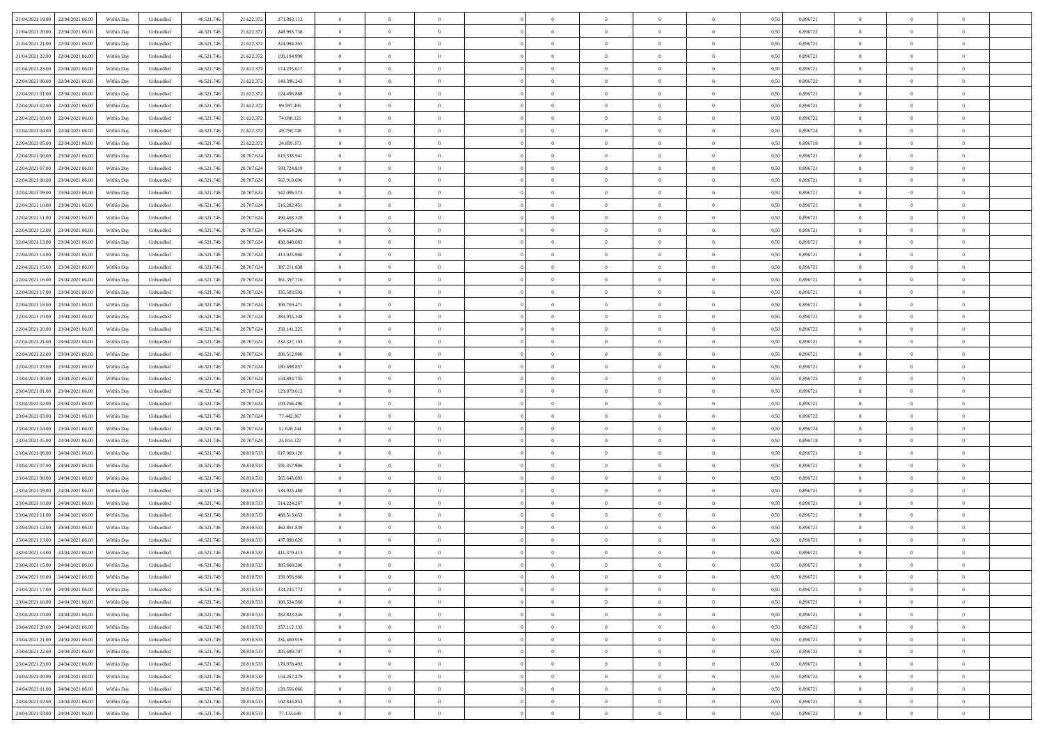| | | | | | | | | | | | | | | | | | | | | | |
|---|---|---|---|---|---|---|---|---|---|---|---|---|---|---|---|---|---|---|---|---|---|
| 21/04/2021 19:00 | 22/04/2021 06:00 | Within Day | Unbundled | 46.521.746 | 21.622.372 | 273.893.112 | 0 | 0 | 0 | | 0 | 0 | 0 | 0 | 0,50 | 0,896721 | 0 | 0 | 0 | |
| 21/04/2021 20:00 | 22/04/2021 06:00 | Within Day | Unbundled | 46.521.746 | 21.622.372 | 248.993.738 | 0 | 0 | 0 | | 0 | 0 | 0 | 0 | 0,50 | 0,896722 | 0 | 0 | 0 | |
| 21/04/2021 21:00 | 22/04/2021 06:00 | Within Day | Unbundled | 46.521.746 | 21.622.372 | 224.094.365 | 0 | 0 | 0 | | 0 | 0 | 0 | 0 | 0,50 | 0,896721 | 0 | 0 | 0 | |
| 21/04/2021 22:00 | 22/04/2021 06:00 | Within Day | Unbundled | 46.521.746 | 21.622.372 | 199.194.990 | 0 | 0 | 0 | | 0 | 0 | 0 | 0 | 0,50 | 0,896721 | 0 | 0 | 0 | |
| 21/04/2021 23:00 | 22/04/2021 06:00 | Within Day | Unbundled | 46.521.746 | 21.622.372 | 174.295.617 | 0 | 0 | 0 | | 0 | 0 | 0 | 0 | 0,50 | 0,896721 | 0 | 0 | 0 | |
| 22/04/2021 00:00 | 22/04/2021 06:00 | Within Day | Unbundled | 46.521.746 | 21.622.372 | 149.396.243 | 0 | 0 | 0 | | 0 | 0 | 0 | 0 | 0,50 | 0,896722 | 0 | 0 | 0 | |
| 22/04/2021 01:00 | 22/04/2021 06:00 | Within Day | Unbundled | 46.521.746 | 21.622.372 | 124.496.868 | 0 | 0 | 0 | | 0 | 0 | 0 | 0 | 0,50 | 0,896721 | 0 | 0 | 0 | |
| 22/04/2021 02:00 | 22/04/2021 06:00 | Within Day | Unbundled | 46.521.746 | 21.622.372 | 99.597.495 | 0 | 0 | 0 | | 0 | 0 | 0 | 0 | 0,50 | 0,896721 | 0 | 0 | 0 | |
| 22/04/2021 03:00 | 22/04/2021 06:00 | Within Day | Unbundled | 46.521.746 | 21.622.372 | 74.698.121 | 0 | 0 | 0 | | 0 | 0 | 0 | 0 | 0,50 | 0,896722 | 0 | 0 | 0 | |
| 22/04/2021 04:00 | 22/04/2021 06:00 | Within Day | Unbundled | 46.521.746 | 21.622.372 | 49.798.748 | 0 | 0 | 0 | | 0 | 0 | 0 | 0 | 0,50 | 0,896724 | 0 | 0 | 0 | |
| 22/04/2021 05:00 | 22/04/2021 06:00 | Within Day | Unbundled | 46.521.746 | 21.622.372 | 24.899.373 | 0 | 0 | 0 | | 0 | 0 | 0 | 0 | 0,50 | 0,896718 | 0 | 0 | 0 | |
| 22/04/2021 06:00 | 23/04/2021 06:00 | Within Day | Unbundled | 46.521.746 | 20.707.624 | 619.538.941 | 0 | 0 | 0 | | 0 | 0 | 0 | 0 | 0,50 | 0,896721 | 0 | 0 | 0 | |
| 22/04/2021 07:00 | 23/04/2021 06:00 | Within Day | Unbundled | 46.521.746 | 20.707.624 | 593.724.819 | 0 | 0 | 0 | | 0 | 0 | 0 | 0 | 0,50 | 0,896721 | 0 | 0 | 0 | |
| 22/04/2021 08:00 | 23/04/2021 06:00 | Within Day | Unbundled | 46.521.746 | 20.707.624 | 567.910.696 | 0 | 0 | 0 | | 0 | 0 | 0 | 0 | 0,50 | 0,896721 | 0 | 0 | 0 | |
| 22/04/2021 09:00 | 23/04/2021 06:00 | Within Day | Unbundled | 46.521.746 | 20.707.624 | 542.096.573 | 0 | 0 | 0 | | 0 | 0 | 0 | 0 | 0,50 | 0,896721 | 0 | 0 | 0 | |
| 22/04/2021 10:00 | 23/04/2021 06:00 | Within Day | Unbundled | 46.521.746 | 20.707.624 | 516.282.451 | 0 | 0 | 0 | | 0 | 0 | 0 | 0 | 0,50 | 0,896721 | 0 | 0 | 0 | |
| 22/04/2021 11:00 | 23/04/2021 06:00 | Within Day | Unbundled | 46.521.746 | 20.707.624 | 490.468.328 | 0 | 0 | 0 | | 0 | 0 | 0 | 0 | 0,50 | 0,896721 | 0 | 0 | 0 | |
| 22/04/2021 12:00 | 23/04/2021 06:00 | Within Day | Unbundled | 46.521.746 | 20.707.624 | 464.654.206 | 0 | 0 | 0 | | 0 | 0 | 0 | 0 | 0,50 | 0,896721 | 0 | 0 | 0 | |
| 22/04/2021 13:00 | 23/04/2021 06:00 | Within Day | Unbundled | 46.521.746 | 20.707.624 | 438.840.083 | 0 | 0 | 0 | | 0 | 0 | 0 | 0 | 0,50 | 0,896721 | 0 | 0 | 0 | |
| 22/04/2021 14:00 | 23/04/2021 06:00 | Within Day | Unbundled | 46.521.746 | 20.707.624 | 413.025.960 | 0 | 0 | 0 | | 0 | 0 | 0 | 0 | 0,50 | 0,896721 | 0 | 0 | 0 | |
| 22/04/2021 15:00 | 23/04/2021 06:00 | Within Day | Unbundled | 46.521.746 | 20.707.624 | 387.211.838 | 0 | 0 | 0 | | 0 | 0 | 0 | 0 | 0,50 | 0,896721 | 0 | 0 | 0 | |
| 22/04/2021 16:00 | 23/04/2021 06:00 | Within Day | Unbundled | 46.521.746 | 20.707.624 | 361.397.716 | 0 | 0 | 0 | | 0 | 0 | 0 | 0 | 0,50 | 0,896721 | 0 | 0 | 0 | |
| 22/04/2021 17:00 | 23/04/2021 06:00 | Within Day | Unbundled | 46.521.746 | 20.707.624 | 335.583.593 | 0 | 0 | 0 | | 0 | 0 | 0 | 0 | 0,50 | 0,896721 | 0 | 0 | 0 | |
| 22/04/2021 18:00 | 23/04/2021 06:00 | Within Day | Unbundled | 46.521.746 | 20.707.624 | 309.769.471 | 0 | 0 | 0 | | 0 | 0 | 0 | 0 | 0,50 | 0,896721 | 0 | 0 | 0 | |
| 22/04/2021 19:00 | 23/04/2021 06:00 | Within Day | Unbundled | 46.521.746 | 20.707.624 | 283.955.348 | 0 | 0 | 0 | | 0 | 0 | 0 | 0 | 0,50 | 0,896721 | 0 | 0 | 0 | |
| 22/04/2021 20:00 | 23/04/2021 06:00 | Within Day | Unbundled | 46.521.746 | 20.707.624 | 258.141.225 | 0 | 0 | 0 | | 0 | 0 | 0 | 0 | 0,50 | 0,896722 | 0 | 0 | 0 | |
| 22/04/2021 21:00 | 23/04/2021 06:00 | Within Day | Unbundled | 46.521.746 | 20.707.624 | 232.327.103 | 0 | 0 | 0 | | 0 | 0 | 0 | 0 | 0,50 | 0,896721 | 0 | 0 | 0 | |
| 22/04/2021 22:00 | 23/04/2021 06:00 | Within Day | Unbundled | 46.521.746 | 20.707.624 | 206.512.980 | 0 | 0 | 0 | | 0 | 0 | 0 | 0 | 0,50 | 0,896721 | 0 | 0 | 0 | |
| 22/04/2021 23:00 | 23/04/2021 06:00 | Within Day | Unbundled | 46.521.746 | 20.707.624 | 180.698.857 | 0 | 0 | 0 | | 0 | 0 | 0 | 0 | 0,50 | 0,896721 | 0 | 0 | 0 | |
| 23/04/2021 00:00 | 23/04/2021 06:00 | Within Day | Unbundled | 46.521.746 | 20.707.624 | 154.884.735 | 0 | 0 | 0 | | 0 | 0 | 0 | 0 | 0,50 | 0,896722 | 0 | 0 | 0 | |
| 23/04/2021 01:00 | 23/04/2021 06:00 | Within Day | Unbundled | 46.521.746 | 20.707.624 | 129.070.612 | 0 | 0 | 0 | | 0 | 0 | 0 | 0 | 0,50 | 0,896721 | 0 | 0 | 0 | |
| 23/04/2021 02:00 | 23/04/2021 06:00 | Within Day | Unbundled | 46.521.746 | 20.707.624 | 103.256.490 | 0 | 0 | 0 | | 0 | 0 | 0 | 0 | 0,50 | 0,896721 | 0 | 0 | 0 | |
| 23/04/2021 03:00 | 23/04/2021 06:00 | Within Day | Unbundled | 46.521.746 | 20.707.624 | 77.442.367 | 0 | 0 | 0 | | 0 | 0 | 0 | 0 | 0,50 | 0,896722 | 0 | 0 | 0 | |
| 23/04/2021 04:00 | 23/04/2021 06:00 | Within Day | Unbundled | 46.521.746 | 20.707.624 | 51.628.244 | 0 | 0 | 0 | | 0 | 0 | 0 | 0 | 0,50 | 0,896724 | 0 | 0 | 0 | |
| 23/04/2021 05:00 | 23/04/2021 06:00 | Within Day | Unbundled | 46.521.746 | 20.707.624 | 25.814.122 | 0 | 0 | 0 | | 0 | 0 | 0 | 0 | 0,50 | 0,896718 | 0 | 0 | 0 | |
| 23/04/2021 06:00 | 24/04/2021 06:00 | Within Day | Unbundled | 46.521.746 | 20.810.533 | 617.069.120 | 0 | 0 | 0 | | 0 | 0 | 0 | 0 | 0,50 | 0,896721 | 0 | 0 | 0 | |
| 23/04/2021 07:00 | 24/04/2021 06:00 | Within Day | Unbundled | 46.521.746 | 20.810.533 | 591.357.906 | 0 | 0 | 0 | | 0 | 0 | 0 | 0 | 0,50 | 0,896721 | 0 | 0 | 0 | |
| 23/04/2021 08:00 | 24/04/2021 06:00 | Within Day | Unbundled | 46.521.746 | 20.810.533 | 565.646.693 | 0 | 0 | 0 | | 0 | 0 | 0 | 0 | 0,50 | 0,896721 | 0 | 0 | 0 | |
| 23/04/2021 09:00 | 24/04/2021 06:00 | Within Day | Unbundled | 46.521.746 | 20.810.533 | 539.935.480 | 0 | 0 | 0 | | 0 | 0 | 0 | 0 | 0,50 | 0,896721 | 0 | 0 | 0 | |
| 23/04/2021 10:00 | 24/04/2021 06:00 | Within Day | Unbundled | 46.521.746 | 20.810.533 | 514.224.267 | 0 | 0 | 0 | | 0 | 0 | 0 | 0 | 0,50 | 0,896721 | 0 | 0 | 0 | |
| 23/04/2021 11:00 | 24/04/2021 06:00 | Within Day | Unbundled | 46.521.746 | 20.810.533 | 488.513.053 | 0 | 0 | 0 | | 0 | 0 | 0 | 0 | 0,50 | 0,896721 | 0 | 0 | 0 | |
| 23/04/2021 12:00 | 24/04/2021 06:00 | Within Day | Unbundled | 46.521.746 | 20.810.533 | 462.801.839 | 0 | 0 | 0 | | 0 | 0 | 0 | 0 | 0,50 | 0,896721 | 0 | 0 | 0 | |
| 23/04/2021 13:00 | 24/04/2021 06:00 | Within Day | Unbundled | 46.521.746 | 20.810.533 | 437.090.626 | 0 | 0 | 0 | | 0 | 0 | 0 | 0 | 0,50 | 0,896721 | 0 | 0 | 0 | |
| 23/04/2021 14:00 | 24/04/2021 06:00 | Within Day | Unbundled | 46.521.746 | 20.810.533 | 411.379.413 | 0 | 0 | 0 | | 0 | 0 | 0 | 0 | 0,50 | 0,896721 | 0 | 0 | 0 | |
| 23/04/2021 15:00 | 24/04/2021 06:00 | Within Day | Unbundled | 46.521.746 | 20.810.533 | 385.668.200 | 0 | 0 | 0 | | 0 | 0 | 0 | 0 | 0,50 | 0,896721 | 0 | 0 | 0 | |
| 23/04/2021 16:00 | 24/04/2021 06:00 | Within Day | Unbundled | 46.521.746 | 20.810.533 | 359.956.986 | 0 | 0 | 0 | | 0 | 0 | 0 | 0 | 0,50 | 0,896721 | 0 | 0 | 0 | |
| 23/04/2021 17:00 | 24/04/2021 06:00 | Within Day | Unbundled | 46.521.746 | 20.810.533 | 334.245.772 | 0 | 0 | 0 | | 0 | 0 | 0 | 0 | 0,50 | 0,896721 | 0 | 0 | 0 | |
| 23/04/2021 18:00 | 24/04/2021 06:00 | Within Day | Unbundled | 46.521.746 | 20.810.533 | 308.534.560 | 0 | 0 | 0 | | 0 | 0 | 0 | 0 | 0,50 | 0,896721 | 0 | 0 | 0 | |
| 23/04/2021 19:00 | 24/04/2021 06:00 | Within Day | Unbundled | 46.521.746 | 20.810.533 | 282.823.346 | 0 | 0 | 0 | | 0 | 0 | 0 | 0 | 0,50 | 0,896721 | 0 | 0 | 0 | |
| 23/04/2021 20:00 | 24/04/2021 06:00 | Within Day | Unbundled | 46.521.746 | 20.810.533 | 257.112.133 | 0 | 0 | 0 | | 0 | 0 | 0 | 0 | 0,50 | 0,896722 | 0 | 0 | 0 | |
| 23/04/2021 21:00 | 24/04/2021 06:00 | Within Day | Unbundled | 46.521.746 | 20.810.533 | 231.400.919 | 0 | 0 | 0 | | 0 | 0 | 0 | 0 | 0,50 | 0,896721 | 0 | 0 | 0 | |
| 23/04/2021 22:00 | 24/04/2021 06:00 | Within Day | Unbundled | 46.521.746 | 20.810.533 | 205.689.707 | 0 | 0 | 0 | | 0 | 0 | 0 | 0 | 0,50 | 0,896721 | 0 | 0 | 0 | |
| 23/04/2021 23:00 | 24/04/2021 06:00 | Within Day | Unbundled | 46.521.746 | 20.810.533 | 179.978.493 | 0 | 0 | 0 | | 0 | 0 | 0 | 0 | 0,50 | 0,896721 | 0 | 0 | 0 | |
| 24/04/2021 00:00 | 24/04/2021 06:00 | Within Day | Unbundled | 46.521.746 | 20.810.533 | 154.267.279 | 0 | 0 | 0 | | 0 | 0 | 0 | 0 | 0,50 | 0,896722 | 0 | 0 | 0 | |
| 24/04/2021 01:00 | 24/04/2021 06:00 | Within Day | Unbundled | 46.521.746 | 20.810.533 | 128.556.066 | 0 | 0 | 0 | | 0 | 0 | 0 | 0 | 0,50 | 0,896721 | 0 | 0 | 0 | |
| 24/04/2021 02:00 | 24/04/2021 06:00 | Within Day | Unbundled | 46.521.746 | 20.810.533 | 102.844.853 | 0 | 0 | 0 | | 0 | 0 | 0 | 0 | 0,50 | 0,896721 | 0 | 0 | 0 | |
| 24/04/2021 03:00 | 24/04/2021 06:00 | Within Day | Unbundled | 46.521.746 | 20.810.533 | 77.133.640 | 0 | 0 | 0 | | 0 | 0 | 0 | 0 | 0,50 | 0,896722 | 0 | 0 | 0 | |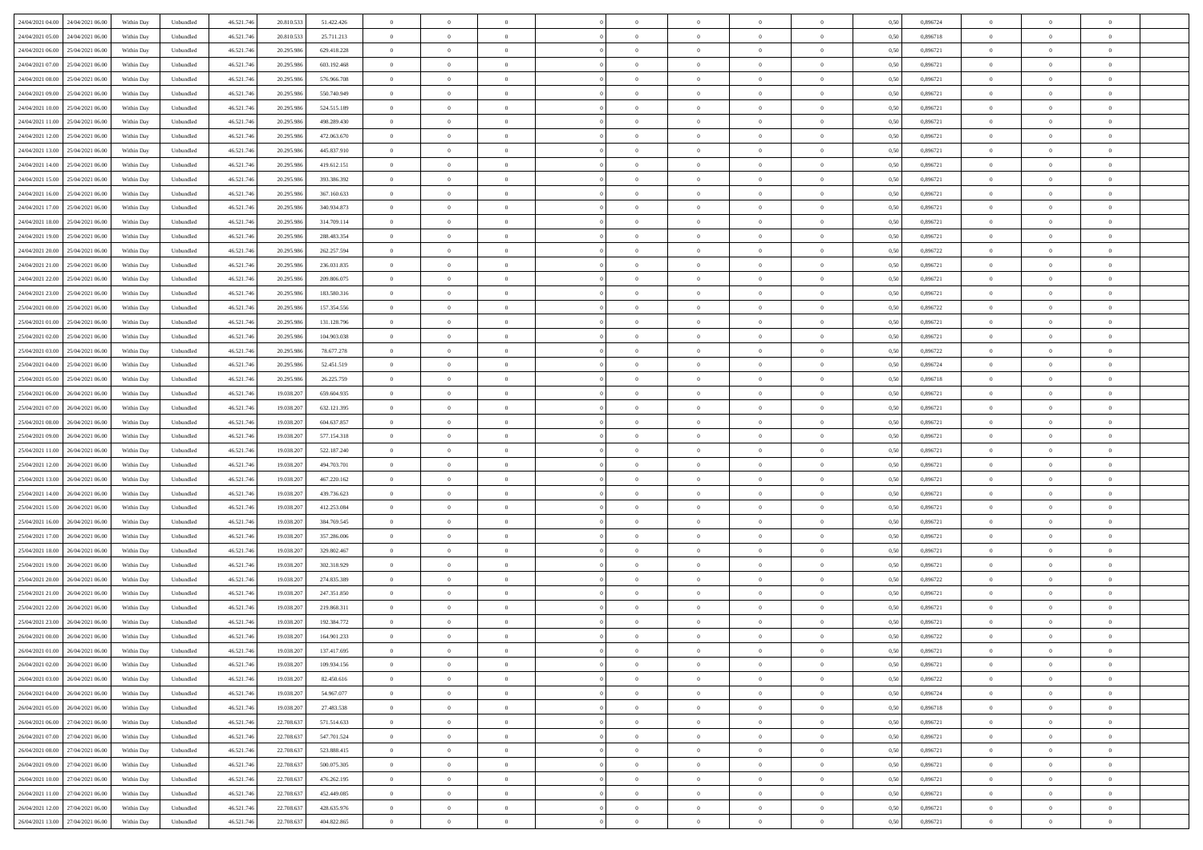| | | | | | | | | | | | | | | | | | | | | | |
|---|---|---|---|---|---|---|---|---|---|---|---|---|---|---|---|---|---|---|---|---|---|
| 24/04/2021 04.00 | 24/04/2021 06.00 | Within Day | Unbundled | 46.521.746 | 20.810.533 | 51.422.426 | 0 | 0 | 0 | | 0 | 0 | 0 | 0 | 0,50 | 0,896724 | 0 | 0 | 0 | |
| 24/04/2021 05.00 | 24/04/2021 06.00 | Within Day | Unbundled | 46.521.746 | 20.810.533 | 25.711.213 | 0 | 0 | 0 | | 0 | 0 | 0 | 0 | 0,50 | 0,896718 | 0 | 0 | 0 | |
| 24/04/2021 06.00 | 25/04/2021 06.00 | Within Day | Unbundled | 46.521.746 | 20.295.986 | 629.418.228 | 0 | 0 | 0 | | 0 | 0 | 0 | 0 | 0,50 | 0,896721 | 0 | 0 | 0 | |
| 24/04/2021 07.00 | 25/04/2021 06.00 | Within Day | Unbundled | 46.521.746 | 20.295.986 | 603.192.468 | 0 | 0 | 0 | | 0 | 0 | 0 | 0 | 0,50 | 0,896721 | 0 | 0 | 0 | |
| 24/04/2021 08.00 | 25/04/2021 06.00 | Within Day | Unbundled | 46.521.746 | 20.295.986 | 576.966.708 | 0 | 0 | 0 | | 0 | 0 | 0 | 0 | 0,50 | 0,896721 | 0 | 0 | 0 | |
| 24/04/2021 09.00 | 25/04/2021 06.00 | Within Day | Unbundled | 46.521.746 | 20.295.986 | 550.740.949 | 0 | 0 | 0 | | 0 | 0 | 0 | 0 | 0,50 | 0,896721 | 0 | 0 | 0 | |
| 24/04/2021 10.00 | 25/04/2021 06.00 | Within Day | Unbundled | 46.521.746 | 20.295.986 | 524.515.189 | 0 | 0 | 0 | | 0 | 0 | 0 | 0 | 0,50 | 0,896721 | 0 | 0 | 0 | |
| 24/04/2021 11.00 | 25/04/2021 06.00 | Within Day | Unbundled | 46.521.746 | 20.295.986 | 498.289.430 | 0 | 0 | 0 | | 0 | 0 | 0 | 0 | 0,50 | 0,896721 | 0 | 0 | 0 | |
| 24/04/2021 12.00 | 25/04/2021 06.00 | Within Day | Unbundled | 46.521.746 | 20.295.986 | 472.063.670 | 0 | 0 | 0 | | 0 | 0 | 0 | 0 | 0,50 | 0,896721 | 0 | 0 | 0 | |
| 24/04/2021 13.00 | 25/04/2021 06.00 | Within Day | Unbundled | 46.521.746 | 20.295.986 | 445.837.910 | 0 | 0 | 0 | | 0 | 0 | 0 | 0 | 0,50 | 0,896721 | 0 | 0 | 0 | |
| 24/04/2021 14.00 | 25/04/2021 06.00 | Within Day | Unbundled | 46.521.746 | 20.295.986 | 419.612.151 | 0 | 0 | 0 | | 0 | 0 | 0 | 0 | 0,50 | 0,896721 | 0 | 0 | 0 | |
| 24/04/2021 15.00 | 25/04/2021 06.00 | Within Day | Unbundled | 46.521.746 | 20.295.986 | 393.386.392 | 0 | 0 | 0 | | 0 | 0 | 0 | 0 | 0,50 | 0,896721 | 0 | 0 | 0 | |
| 24/04/2021 16.00 | 25/04/2021 06.00 | Within Day | Unbundled | 46.521.746 | 20.295.986 | 367.160.633 | 0 | 0 | 0 | | 0 | 0 | 0 | 0 | 0,50 | 0,896721 | 0 | 0 | 0 | |
| 24/04/2021 17.00 | 25/04/2021 06.00 | Within Day | Unbundled | 46.521.746 | 20.295.986 | 340.934.873 | 0 | 0 | 0 | | 0 | 0 | 0 | 0 | 0,50 | 0,896721 | 0 | 0 | 0 | |
| 24/04/2021 18.00 | 25/04/2021 06.00 | Within Day | Unbundled | 46.521.746 | 20.295.986 | 314.709.114 | 0 | 0 | 0 | | 0 | 0 | 0 | 0 | 0,50 | 0,896721 | 0 | 0 | 0 | |
| 24/04/2021 19.00 | 25/04/2021 06.00 | Within Day | Unbundled | 46.521.746 | 20.295.986 | 288.483.354 | 0 | 0 | 0 | | 0 | 0 | 0 | 0 | 0,50 | 0,896721 | 0 | 0 | 0 | |
| 24/04/2021 20.00 | 25/04/2021 06.00 | Within Day | Unbundled | 46.521.746 | 20.295.986 | 262.257.594 | 0 | 0 | 0 | | 0 | 0 | 0 | 0 | 0,50 | 0,896722 | 0 | 0 | 0 | |
| 24/04/2021 21.00 | 25/04/2021 06.00 | Within Day | Unbundled | 46.521.746 | 20.295.986 | 236.031.835 | 0 | 0 | 0 | | 0 | 0 | 0 | 0 | 0,50 | 0,896721 | 0 | 0 | 0 | |
| 24/04/2021 22.00 | 25/04/2021 06.00 | Within Day | Unbundled | 46.521.746 | 20.295.986 | 209.806.075 | 0 | 0 | 0 | | 0 | 0 | 0 | 0 | 0,50 | 0,896721 | 0 | 0 | 0 | |
| 24/04/2021 23.00 | 25/04/2021 06.00 | Within Day | Unbundled | 46.521.746 | 20.295.986 | 183.580.316 | 0 | 0 | 0 | | 0 | 0 | 0 | 0 | 0,50 | 0,896721 | 0 | 0 | 0 | |
| 25/04/2021 00.00 | 25/04/2021 06.00 | Within Day | Unbundled | 46.521.746 | 20.295.986 | 157.354.556 | 0 | 0 | 0 | | 0 | 0 | 0 | 0 | 0,50 | 0,896722 | 0 | 0 | 0 | |
| 25/04/2021 01.00 | 25/04/2021 06.00 | Within Day | Unbundled | 46.521.746 | 20.295.986 | 131.128.796 | 0 | 0 | 0 | | 0 | 0 | 0 | 0 | 0,50 | 0,896721 | 0 | 0 | 0 | |
| 25/04/2021 02.00 | 25/04/2021 06.00 | Within Day | Unbundled | 46.521.746 | 20.295.986 | 104.903.038 | 0 | 0 | 0 | | 0 | 0 | 0 | 0 | 0,50 | 0,896721 | 0 | 0 | 0 | |
| 25/04/2021 03.00 | 25/04/2021 06.00 | Within Day | Unbundled | 46.521.746 | 20.295.986 | 78.677.278 | 0 | 0 | 0 | | 0 | 0 | 0 | 0 | 0,50 | 0,896722 | 0 | 0 | 0 | |
| 25/04/2021 04.00 | 25/04/2021 06.00 | Within Day | Unbundled | 46.521.746 | 20.295.986 | 52.451.519 | 0 | 0 | 0 | | 0 | 0 | 0 | 0 | 0,50 | 0,896724 | 0 | 0 | 0 | |
| 25/04/2021 05.00 | 25/04/2021 06.00 | Within Day | Unbundled | 46.521.746 | 20.295.986 | 26.225.759 | 0 | 0 | 0 | | 0 | 0 | 0 | 0 | 0,50 | 0,896718 | 0 | 0 | 0 | |
| 25/04/2021 06.00 | 26/04/2021 06.00 | Within Day | Unbundled | 46.521.746 | 19.038.207 | 659.604.935 | 0 | 0 | 0 | | 0 | 0 | 0 | 0 | 0,50 | 0,896721 | 0 | 0 | 0 | |
| 25/04/2021 07.00 | 26/04/2021 06.00 | Within Day | Unbundled | 46.521.746 | 19.038.207 | 632.121.395 | 0 | 0 | 0 | | 0 | 0 | 0 | 0 | 0,50 | 0,896721 | 0 | 0 | 0 | |
| 25/04/2021 08.00 | 26/04/2021 06.00 | Within Day | Unbundled | 46.521.746 | 19.038.207 | 604.637.857 | 0 | 0 | 0 | | 0 | 0 | 0 | 0 | 0,50 | 0,896721 | 0 | 0 | 0 | |
| 25/04/2021 09.00 | 26/04/2021 06.00 | Within Day | Unbundled | 46.521.746 | 19.038.207 | 577.154.318 | 0 | 0 | 0 | | 0 | 0 | 0 | 0 | 0,50 | 0,896721 | 0 | 0 | 0 | |
| 25/04/2021 11.00 | 26/04/2021 06.00 | Within Day | Unbundled | 46.521.746 | 19.038.207 | 522.187.240 | 0 | 0 | 0 | | 0 | 0 | 0 | 0 | 0,50 | 0,896721 | 0 | 0 | 0 | |
| 25/04/2021 12.00 | 26/04/2021 06.00 | Within Day | Unbundled | 46.521.746 | 19.038.207 | 494.703.701 | 0 | 0 | 0 | | 0 | 0 | 0 | 0 | 0,50 | 0,896721 | 0 | 0 | 0 | |
| 25/04/2021 13.00 | 26/04/2021 06.00 | Within Day | Unbundled | 46.521.746 | 19.038.207 | 467.220.162 | 0 | 0 | 0 | | 0 | 0 | 0 | 0 | 0,50 | 0,896721 | 0 | 0 | 0 | |
| 25/04/2021 14.00 | 26/04/2021 06.00 | Within Day | Unbundled | 46.521.746 | 19.038.207 | 439.736.623 | 0 | 0 | 0 | | 0 | 0 | 0 | 0 | 0,50 | 0,896721 | 0 | 0 | 0 | |
| 25/04/2021 15.00 | 26/04/2021 06.00 | Within Day | Unbundled | 46.521.746 | 19.038.207 | 412.253.084 | 0 | 0 | 0 | | 0 | 0 | 0 | 0 | 0,50 | 0,896721 | 0 | 0 | 0 | |
| 25/04/2021 16.00 | 26/04/2021 06.00 | Within Day | Unbundled | 46.521.746 | 19.038.207 | 384.769.545 | 0 | 0 | 0 | | 0 | 0 | 0 | 0 | 0,50 | 0,896721 | 0 | 0 | 0 | |
| 25/04/2021 17.00 | 26/04/2021 06.00 | Within Day | Unbundled | 46.521.746 | 19.038.207 | 357.286.006 | 0 | 0 | 0 | | 0 | 0 | 0 | 0 | 0,50 | 0,896721 | 0 | 0 | 0 | |
| 25/04/2021 18.00 | 26/04/2021 06.00 | Within Day | Unbundled | 46.521.746 | 19.038.207 | 329.802.467 | 0 | 0 | 0 | | 0 | 0 | 0 | 0 | 0,50 | 0,896721 | 0 | 0 | 0 | |
| 25/04/2021 19.00 | 26/04/2021 06.00 | Within Day | Unbundled | 46.521.746 | 19.038.207 | 302.318.929 | 0 | 0 | 0 | | 0 | 0 | 0 | 0 | 0,50 | 0,896721 | 0 | 0 | 0 | |
| 25/04/2021 20.00 | 26/04/2021 06.00 | Within Day | Unbundled | 46.521.746 | 19.038.207 | 274.835.389 | 0 | 0 | 0 | | 0 | 0 | 0 | 0 | 0,50 | 0,896722 | 0 | 0 | 0 | |
| 25/04/2021 21.00 | 26/04/2021 06.00 | Within Day | Unbundled | 46.521.746 | 19.038.207 | 247.351.850 | 0 | 0 | 0 | | 0 | 0 | 0 | 0 | 0,50 | 0,896721 | 0 | 0 | 0 | |
| 25/04/2021 22.00 | 26/04/2021 06.00 | Within Day | Unbundled | 46.521.746 | 19.038.207 | 219.868.311 | 0 | 0 | 0 | | 0 | 0 | 0 | 0 | 0,50 | 0,896721 | 0 | 0 | 0 | |
| 25/04/2021 23.00 | 26/04/2021 06.00 | Within Day | Unbundled | 46.521.746 | 19.038.207 | 192.384.772 | 0 | 0 | 0 | | 0 | 0 | 0 | 0 | 0,50 | 0,896721 | 0 | 0 | 0 | |
| 26/04/2021 00.00 | 26/04/2021 06.00 | Within Day | Unbundled | 46.521.746 | 19.038.207 | 164.901.233 | 0 | 0 | 0 | | 0 | 0 | 0 | 0 | 0,50 | 0,896722 | 0 | 0 | 0 | |
| 26/04/2021 01.00 | 26/04/2021 06.00 | Within Day | Unbundled | 46.521.746 | 19.038.207 | 137.417.695 | 0 | 0 | 0 | | 0 | 0 | 0 | 0 | 0,50 | 0,896721 | 0 | 0 | 0 | |
| 26/04/2021 02.00 | 26/04/2021 06.00 | Within Day | Unbundled | 46.521.746 | 19.038.207 | 109.934.156 | 0 | 0 | 0 | | 0 | 0 | 0 | 0 | 0,50 | 0,896721 | 0 | 0 | 0 | |
| 26/04/2021 03.00 | 26/04/2021 06.00 | Within Day | Unbundled | 46.521.746 | 19.038.207 | 82.450.616 | 0 | 0 | 0 | | 0 | 0 | 0 | 0 | 0,50 | 0,896722 | 0 | 0 | 0 | |
| 26/04/2021 04.00 | 26/04/2021 06.00 | Within Day | Unbundled | 46.521.746 | 19.038.207 | 54.967.077 | 0 | 0 | 0 | | 0 | 0 | 0 | 0 | 0,50 | 0,896724 | 0 | 0 | 0 | |
| 26/04/2021 05.00 | 26/04/2021 06.00 | Within Day | Unbundled | 46.521.746 | 19.038.207 | 27.483.538 | 0 | 0 | 0 | | 0 | 0 | 0 | 0 | 0,50 | 0,896718 | 0 | 0 | 0 | |
| 26/04/2021 06.00 | 27/04/2021 06.00 | Within Day | Unbundled | 46.521.746 | 22.708.637 | 571.514.633 | 0 | 0 | 0 | | 0 | 0 | 0 | 0 | 0,50 | 0,896721 | 0 | 0 | 0 | |
| 26/04/2021 07.00 | 27/04/2021 06.00 | Within Day | Unbundled | 46.521.746 | 22.708.637 | 547.701.524 | 0 | 0 | 0 | | 0 | 0 | 0 | 0 | 0,50 | 0,896721 | 0 | 0 | 0 | |
| 26/04/2021 08.00 | 27/04/2021 06.00 | Within Day | Unbundled | 46.521.746 | 22.708.637 | 523.888.415 | 0 | 0 | 0 | | 0 | 0 | 0 | 0 | 0,50 | 0,896721 | 0 | 0 | 0 | |
| 26/04/2021 09.00 | 27/04/2021 06.00 | Within Day | Unbundled | 46.521.746 | 22.708.637 | 500.075.305 | 0 | 0 | 0 | | 0 | 0 | 0 | 0 | 0,50 | 0,896721 | 0 | 0 | 0 | |
| 26/04/2021 10.00 | 27/04/2021 06.00 | Within Day | Unbundled | 46.521.746 | 22.708.637 | 476.262.195 | 0 | 0 | 0 | | 0 | 0 | 0 | 0 | 0,50 | 0,896721 | 0 | 0 | 0 | |
| 26/04/2021 11.00 | 27/04/2021 06.00 | Within Day | Unbundled | 46.521.746 | 22.708.637 | 452.449.085 | 0 | 0 | 0 | | 0 | 0 | 0 | 0 | 0,50 | 0,896721 | 0 | 0 | 0 | |
| 26/04/2021 12.00 | 27/04/2021 06.00 | Within Day | Unbundled | 46.521.746 | 22.708.637 | 428.635.976 | 0 | 0 | 0 | | 0 | 0 | 0 | 0 | 0,50 | 0,896721 | 0 | 0 | 0 | |
| 26/04/2021 13.00 | 27/04/2021 06.00 | Within Day | Unbundled | 46.521.746 | 22.708.637 | 404.822.865 | 0 | 0 | 0 | | 0 | 0 | 0 | 0 | 0,50 | 0,896721 | 0 | 0 | 0 | |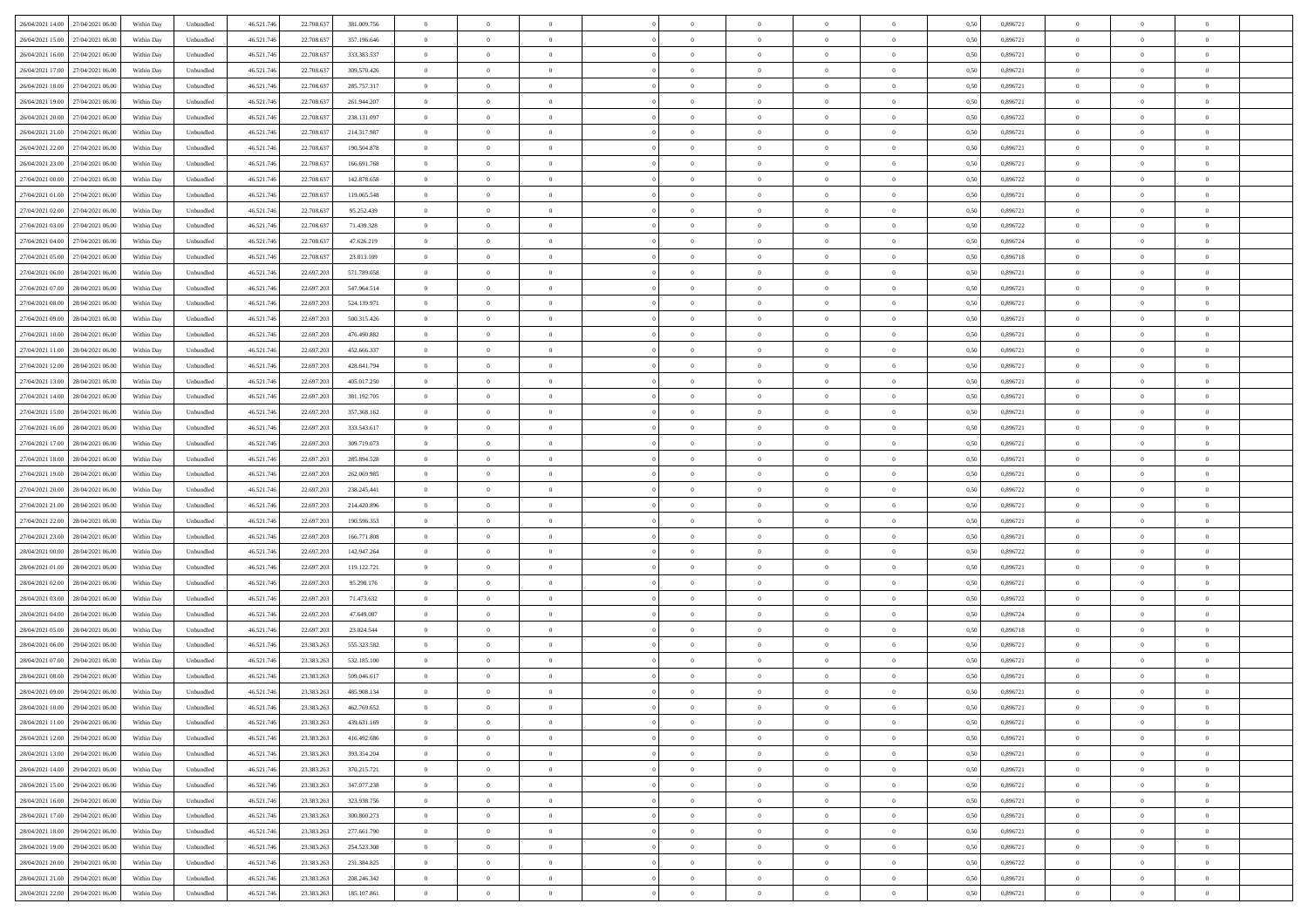| | | | | | | | | | | | | | | | | | | | | | |
|---|---|---|---|---|---|---|---|---|---|---|---|---|---|---|---|---|---|---|---|---|---|
| 26/04/2021 14.00 | 27/04/2021 06.00 | Within Day | Unbundled | 46.521.746 | 22.708.637 | 381.009.756 | 0 | 0 | 0 | | 0 | 0 | 0 | 0 | 0,50 | 0,896721 | 0 | 0 | 0 | |
| 26/04/2021 15.00 | 27/04/2021 06.00 | Within Day | Unbundled | 46.521.746 | 22.708.637 | 357.196.646 | 0 | 0 | 0 | | 0 | 0 | 0 | 0 | 0,50 | 0,896721 | 0 | 0 | 0 | |
| 26/04/2021 16.00 | 27/04/2021 06.00 | Within Day | Unbundled | 46.521.746 | 22.708.637 | 333.383.537 | 0 | 0 | 0 | | 0 | 0 | 0 | 0 | 0,50 | 0,896721 | 0 | 0 | 0 | |
| 26/04/2021 17.00 | 27/04/2021 06.00 | Within Day | Unbundled | 46.521.746 | 22.708.637 | 309.570.426 | 0 | 0 | 0 | | 0 | 0 | 0 | 0 | 0,50 | 0,896721 | 0 | 0 | 0 | |
| 26/04/2021 18.00 | 27/04/2021 06.00 | Within Day | Unbundled | 46.521.746 | 22.708.637 | 285.757.317 | 0 | 0 | 0 | | 0 | 0 | 0 | 0 | 0,50 | 0,896721 | 0 | 0 | 0 | |
| 26/04/2021 19.00 | 27/04/2021 06.00 | Within Day | Unbundled | 46.521.746 | 22.708.637 | 261.944.207 | 0 | 0 | 0 | | 0 | 0 | 0 | 0 | 0,50 | 0,896721 | 0 | 0 | 0 | |
| 26/04/2021 20.00 | 27/04/2021 06.00 | Within Day | Unbundled | 46.521.746 | 22.708.637 | 238.131.097 | 0 | 0 | 0 | | 0 | 0 | 0 | 0 | 0,50 | 0,896722 | 0 | 0 | 0 | |
| 26/04/2021 21.00 | 27/04/2021 06.00 | Within Day | Unbundled | 46.521.746 | 22.708.637 | 214.317.987 | 0 | 0 | 0 | | 0 | 0 | 0 | 0 | 0,50 | 0,896721 | 0 | 0 | 0 | |
| 26/04/2021 22.00 | 27/04/2021 06.00 | Within Day | Unbundled | 46.521.746 | 22.708.637 | 190.504.878 | 0 | 0 | 0 | | 0 | 0 | 0 | 0 | 0,50 | 0,896721 | 0 | 0 | 0 | |
| 26/04/2021 23.00 | 27/04/2021 06.00 | Within Day | Unbundled | 46.521.746 | 22.708.637 | 166.691.768 | 0 | 0 | 0 | | 0 | 0 | 0 | 0 | 0,50 | 0,896721 | 0 | 0 | 0 | |
| 27/04/2021 00.00 | 27/04/2021 06.00 | Within Day | Unbundled | 46.521.746 | 22.708.637 | 142.878.658 | 0 | 0 | 0 | | 0 | 0 | 0 | 0 | 0,50 | 0,896722 | 0 | 0 | 0 | |
| 27/04/2021 01.00 | 27/04/2021 06.00 | Within Day | Unbundled | 46.521.746 | 22.708.637 | 119.065.548 | 0 | 0 | 0 | | 0 | 0 | 0 | 0 | 0,50 | 0,896721 | 0 | 0 | 0 | |
| 27/04/2021 02.00 | 27/04/2021 06.00 | Within Day | Unbundled | 46.521.746 | 22.708.637 | 95.252.439 | 0 | 0 | 0 | | 0 | 0 | 0 | 0 | 0,50 | 0,896721 | 0 | 0 | 0 | |
| 27/04/2021 03.00 | 27/04/2021 06.00 | Within Day | Unbundled | 46.521.746 | 22.708.637 | 71.439.328 | 0 | 0 | 0 | | 0 | 0 | 0 | 0 | 0,50 | 0,896722 | 0 | 0 | 0 | |
| 27/04/2021 04.00 | 27/04/2021 06.00 | Within Day | Unbundled | 46.521.746 | 22.708.637 | 47.626.219 | 0 | 0 | 0 | | 0 | 0 | 0 | 0 | 0,50 | 0,896724 | 0 | 0 | 0 | |
| 27/04/2021 05.00 | 27/04/2021 06.00 | Within Day | Unbundled | 46.521.746 | 22.708.637 | 23.813.109 | 0 | 0 | 0 | | 0 | 0 | 0 | 0 | 0,50 | 0,896718 | 0 | 0 | 0 | |
| 27/04/2021 06.00 | 28/04/2021 06.00 | Within Day | Unbundled | 46.521.746 | 22.697.203 | 571.789.058 | 0 | 0 | 0 | | 0 | 0 | 0 | 0 | 0,50 | 0,896721 | 0 | 0 | 0 | |
| 27/04/2021 07.00 | 28/04/2021 06.00 | Within Day | Unbundled | 46.521.746 | 22.697.203 | 547.964.514 | 0 | 0 | 0 | | 0 | 0 | 0 | 0 | 0,50 | 0,896721 | 0 | 0 | 0 | |
| 27/04/2021 08.00 | 28/04/2021 06.00 | Within Day | Unbundled | 46.521.746 | 22.697.203 | 524.139.971 | 0 | 0 | 0 | | 0 | 0 | 0 | 0 | 0,50 | 0,896721 | 0 | 0 | 0 | |
| 27/04/2021 09.00 | 28/04/2021 06.00 | Within Day | Unbundled | 46.521.746 | 22.697.203 | 500.315.426 | 0 | 0 | 0 | | 0 | 0 | 0 | 0 | 0,50 | 0,896721 | 0 | 0 | 0 | |
| 27/04/2021 10.00 | 28/04/2021 06.00 | Within Day | Unbundled | 46.521.746 | 22.697.203 | 476.490.882 | 0 | 0 | 0 | | 0 | 0 | 0 | 0 | 0,50 | 0,896721 | 0 | 0 | 0 | |
| 27/04/2021 11.00 | 28/04/2021 06.00 | Within Day | Unbundled | 46.521.746 | 22.697.203 | 452.666.337 | 0 | 0 | 0 | | 0 | 0 | 0 | 0 | 0,50 | 0,896721 | 0 | 0 | 0 | |
| 27/04/2021 12.00 | 28/04/2021 06.00 | Within Day | Unbundled | 46.521.746 | 22.697.203 | 428.841.794 | 0 | 0 | 0 | | 0 | 0 | 0 | 0 | 0,50 | 0,896721 | 0 | 0 | 0 | |
| 27/04/2021 13.00 | 28/04/2021 06.00 | Within Day | Unbundled | 46.521.746 | 22.697.203 | 405.017.250 | 0 | 0 | 0 | | 0 | 0 | 0 | 0 | 0,50 | 0,896721 | 0 | 0 | 0 | |
| 27/04/2021 14.00 | 28/04/2021 06.00 | Within Day | Unbundled | 46.521.746 | 22.697.203 | 381.192.705 | 0 | 0 | 0 | | 0 | 0 | 0 | 0 | 0,50 | 0,896721 | 0 | 0 | 0 | |
| 27/04/2021 15.00 | 28/04/2021 06.00 | Within Day | Unbundled | 46.521.746 | 22.697.203 | 357.368.162 | 0 | 0 | 0 | | 0 | 0 | 0 | 0 | 0,50 | 0,896721 | 0 | 0 | 0 | |
| 27/04/2021 16.00 | 28/04/2021 06.00 | Within Day | Unbundled | 46.521.746 | 22.697.203 | 333.543.617 | 0 | 0 | 0 | | 0 | 0 | 0 | 0 | 0,50 | 0,896721 | 0 | 0 | 0 | |
| 27/04/2021 17.00 | 28/04/2021 06.00 | Within Day | Unbundled | 46.521.746 | 22.697.203 | 309.719.073 | 0 | 0 | 0 | | 0 | 0 | 0 | 0 | 0,50 | 0,896721 | 0 | 0 | 0 | |
| 27/04/2021 18.00 | 28/04/2021 06.00 | Within Day | Unbundled | 46.521.746 | 22.697.203 | 285.894.528 | 0 | 0 | 0 | | 0 | 0 | 0 | 0 | 0,50 | 0,896721 | 0 | 0 | 0 | |
| 27/04/2021 19.00 | 28/04/2021 06.00 | Within Day | Unbundled | 46.521.746 | 22.697.203 | 262.069.985 | 0 | 0 | 0 | | 0 | 0 | 0 | 0 | 0,50 | 0,896721 | 0 | 0 | 0 | |
| 27/04/2021 20.00 | 28/04/2021 06.00 | Within Day | Unbundled | 46.521.746 | 22.697.203 | 238.245.441 | 0 | 0 | 0 | | 0 | 0 | 0 | 0 | 0,50 | 0,896722 | 0 | 0 | 0 | |
| 27/04/2021 21.00 | 28/04/2021 06.00 | Within Day | Unbundled | 46.521.746 | 22.697.203 | 214.420.896 | 0 | 0 | 0 | | 0 | 0 | 0 | 0 | 0,50 | 0,896721 | 0 | 0 | 0 | |
| 27/04/2021 22.00 | 28/04/2021 06.00 | Within Day | Unbundled | 46.521.746 | 22.697.203 | 190.596.353 | 0 | 0 | 0 | | 0 | 0 | 0 | 0 | 0,50 | 0,896721 | 0 | 0 | 0 | |
| 27/04/2021 23.00 | 28/04/2021 06.00 | Within Day | Unbundled | 46.521.746 | 22.697.203 | 166.771.808 | 0 | 0 | 0 | | 0 | 0 | 0 | 0 | 0,50 | 0,896721 | 0 | 0 | 0 | |
| 28/04/2021 00.00 | 28/04/2021 06.00 | Within Day | Unbundled | 46.521.746 | 22.697.203 | 142.947.264 | 0 | 0 | 0 | | 0 | 0 | 0 | 0 | 0,50 | 0,896722 | 0 | 0 | 0 | |
| 28/04/2021 01.00 | 28/04/2021 06.00 | Within Day | Unbundled | 46.521.746 | 22.697.203 | 119.122.721 | 0 | 0 | 0 | | 0 | 0 | 0 | 0 | 0,50 | 0,896721 | 0 | 0 | 0 | |
| 28/04/2021 02.00 | 28/04/2021 06.00 | Within Day | Unbundled | 46.521.746 | 22.697.203 | 95.298.176 | 0 | 0 | 0 | | 0 | 0 | 0 | 0 | 0,50 | 0,896721 | 0 | 0 | 0 | |
| 28/04/2021 03.00 | 28/04/2021 06.00 | Within Day | Unbundled | 46.521.746 | 22.697.203 | 71.473.632 | 0 | 0 | 0 | | 0 | 0 | 0 | 0 | 0,50 | 0,896722 | 0 | 0 | 0 | |
| 28/04/2021 04.00 | 28/04/2021 06.00 | Within Day | Unbundled | 46.521.746 | 22.697.203 | 47.649.087 | 0 | 0 | 0 | | 0 | 0 | 0 | 0 | 0,50 | 0,896724 | 0 | 0 | 0 | |
| 28/04/2021 05.00 | 28/04/2021 06.00 | Within Day | Unbundled | 46.521.746 | 22.697.203 | 23.824.544 | 0 | 0 | 0 | | 0 | 0 | 0 | 0 | 0,50 | 0,896718 | 0 | 0 | 0 | |
| 28/04/2021 06.00 | 29/04/2021 06.00 | Within Day | Unbundled | 46.521.746 | 23.383.263 | 555.323.582 | 0 | 0 | 0 | | 0 | 0 | 0 | 0 | 0,50 | 0,896721 | 0 | 0 | 0 | |
| 28/04/2021 07.00 | 29/04/2021 06.00 | Within Day | Unbundled | 46.521.746 | 23.383.263 | 532.185.100 | 0 | 0 | 0 | | 0 | 0 | 0 | 0 | 0,50 | 0,896721 | 0 | 0 | 0 | |
| 28/04/2021 08.00 | 29/04/2021 06.00 | Within Day | Unbundled | 46.521.746 | 23.383.263 | 509.046.617 | 0 | 0 | 0 | | 0 | 0 | 0 | 0 | 0,50 | 0,896721 | 0 | 0 | 0 | |
| 28/04/2021 09.00 | 29/04/2021 06.00 | Within Day | Unbundled | 46.521.746 | 23.383.263 | 485.908.134 | 0 | 0 | 0 | | 0 | 0 | 0 | 0 | 0,50 | 0,896721 | 0 | 0 | 0 | |
| 28/04/2021 10.00 | 29/04/2021 06.00 | Within Day | Unbundled | 46.521.746 | 23.383.263 | 462.769.652 | 0 | 0 | 0 | | 0 | 0 | 0 | 0 | 0,50 | 0,896721 | 0 | 0 | 0 | |
| 28/04/2021 11.00 | 29/04/2021 06.00 | Within Day | Unbundled | 46.521.746 | 23.383.263 | 439.631.169 | 0 | 0 | 0 | | 0 | 0 | 0 | 0 | 0,50 | 0,896721 | 0 | 0 | 0 | |
| 28/04/2021 12.00 | 29/04/2021 06.00 | Within Day | Unbundled | 46.521.746 | 23.383.263 | 416.492.686 | 0 | 0 | 0 | | 0 | 0 | 0 | 0 | 0,50 | 0,896721 | 0 | 0 | 0 | |
| 28/04/2021 13.00 | 29/04/2021 06.00 | Within Day | Unbundled | 46.521.746 | 23.383.263 | 393.354.204 | 0 | 0 | 0 | | 0 | 0 | 0 | 0 | 0,50 | 0,896721 | 0 | 0 | 0 | |
| 28/04/2021 14.00 | 29/04/2021 06.00 | Within Day | Unbundled | 46.521.746 | 23.383.263 | 370.215.721 | 0 | 0 | 0 | | 0 | 0 | 0 | 0 | 0,50 | 0,896721 | 0 | 0 | 0 | |
| 28/04/2021 15.00 | 29/04/2021 06.00 | Within Day | Unbundled | 46.521.746 | 23.383.263 | 347.077.238 | 0 | 0 | 0 | | 0 | 0 | 0 | 0 | 0,50 | 0,896721 | 0 | 0 | 0 | |
| 28/04/2021 16.00 | 29/04/2021 06.00 | Within Day | Unbundled | 46.521.746 | 23.383.263 | 323.938.756 | 0 | 0 | 0 | | 0 | 0 | 0 | 0 | 0,50 | 0,896721 | 0 | 0 | 0 | |
| 28/04/2021 17.00 | 29/04/2021 06.00 | Within Day | Unbundled | 46.521.746 | 23.383.263 | 300.800.273 | 0 | 0 | 0 | | 0 | 0 | 0 | 0 | 0,50 | 0,896721 | 0 | 0 | 0 | |
| 28/04/2021 18.00 | 29/04/2021 06.00 | Within Day | Unbundled | 46.521.746 | 23.383.263 | 277.661.790 | 0 | 0 | 0 | | 0 | 0 | 0 | 0 | 0,50 | 0,896721 | 0 | 0 | 0 | |
| 28/04/2021 19.00 | 29/04/2021 06.00 | Within Day | Unbundled | 46.521.746 | 23.383.263 | 254.523.308 | 0 | 0 | 0 | | 0 | 0 | 0 | 0 | 0,50 | 0,896721 | 0 | 0 | 0 | |
| 28/04/2021 20.00 | 29/04/2021 06.00 | Within Day | Unbundled | 46.521.746 | 23.383.263 | 231.384.825 | 0 | 0 | 0 | | 0 | 0 | 0 | 0 | 0,50 | 0,896722 | 0 | 0 | 0 | |
| 28/04/2021 21.00 | 29/04/2021 06.00 | Within Day | Unbundled | 46.521.746 | 23.383.263 | 208.246.342 | 0 | 0 | 0 | | 0 | 0 | 0 | 0 | 0,50 | 0,896721 | 0 | 0 | 0 | |
| 28/04/2021 22.00 | 29/04/2021 06.00 | Within Day | Unbundled | 46.521.746 | 23.383.263 | 185.107.861 | 0 | 0 | 0 | | 0 | 0 | 0 | 0 | 0,50 | 0,896721 | 0 | 0 | 0 | |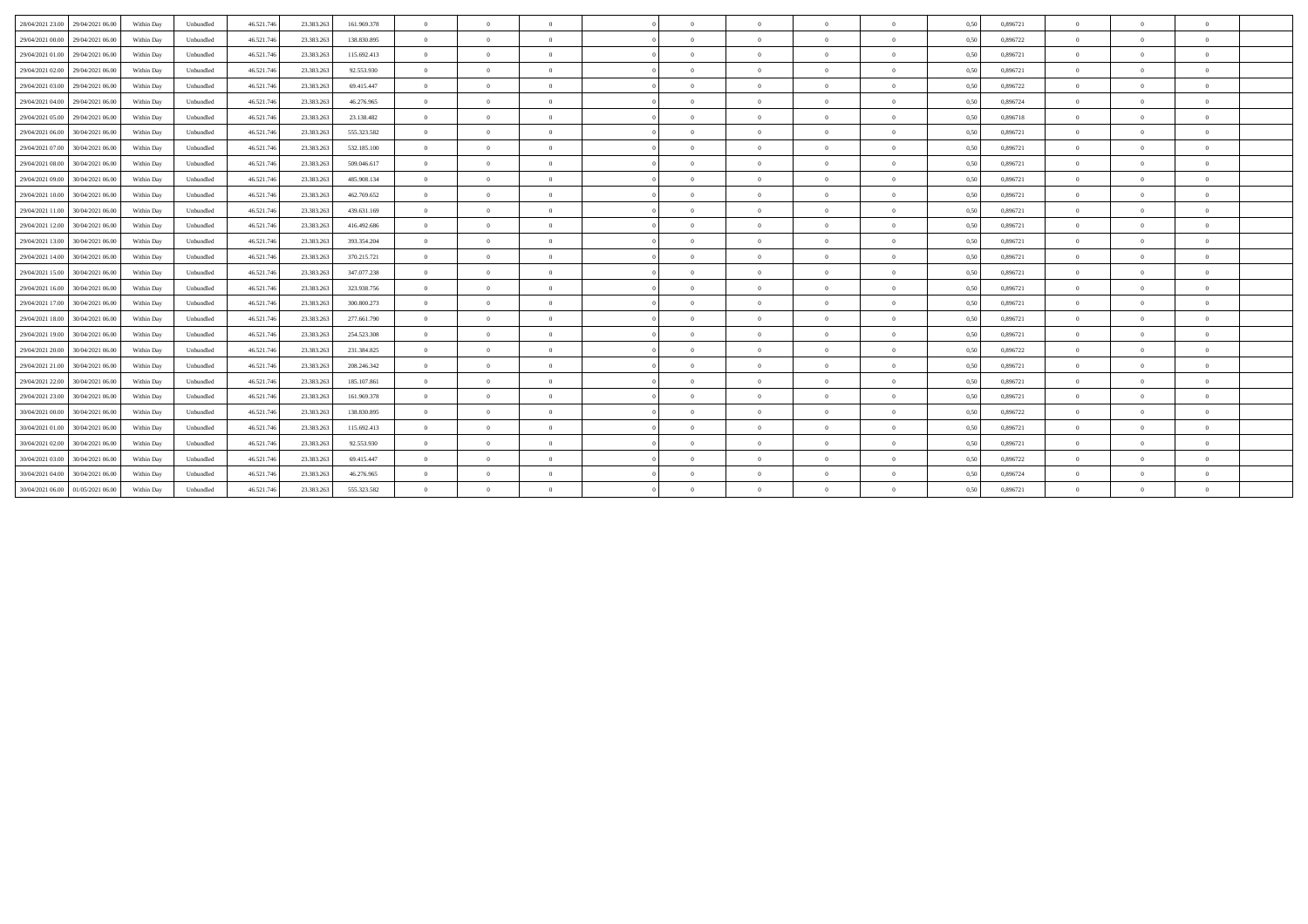| | | | | | | | | | | | | | | | | | | | | |
|---|---|---|---|---|---|---|---|---|---|---|---|---|---|---|---|---|---|---|---|---|
| 28/04/2021 23.00 | 29/04/2021 06.00 | Within Day | Unbundled | 46.521.746 | 23.383.263 | 161.969.378 | 0 | 0 | 0 | 0 | 0 | 0 | 0 | 0 | 0,50 | 0,896721 | 0 | 0 | 0 | |
| 29/04/2021 00.00 | 29/04/2021 06.00 | Within Day | Unbundled | 46.521.746 | 23.383.263 | 138.830.895 | 0 | 0 | 0 | 0 | 0 | 0 | 0 | 0 | 0,50 | 0,896722 | 0 | 0 | 0 | |
| 29/04/2021 01.00 | 29/04/2021 06.00 | Within Day | Unbundled | 46.521.746 | 23.383.263 | 115.692.413 | 0 | 0 | 0 | 0 | 0 | 0 | 0 | 0 | 0,50 | 0,896721 | 0 | 0 | 0 | |
| 29/04/2021 02.00 | 29/04/2021 06.00 | Within Day | Unbundled | 46.521.746 | 23.383.263 | 92.553.930 | 0 | 0 | 0 | 0 | 0 | 0 | 0 | 0 | 0,50 | 0,896721 | 0 | 0 | 0 | |
| 29/04/2021 03.00 | 29/04/2021 06.00 | Within Day | Unbundled | 46.521.746 | 23.383.263 | 69.415.447 | 0 | 0 | 0 | 0 | 0 | 0 | 0 | 0 | 0,50 | 0,896722 | 0 | 0 | 0 | |
| 29/04/2021 04.00 | 29/04/2021 06.00 | Within Day | Unbundled | 46.521.746 | 23.383.263 | 46.276.965 | 0 | 0 | 0 | 0 | 0 | 0 | 0 | 0 | 0,50 | 0,896724 | 0 | 0 | 0 | |
| 29/04/2021 05.00 | 29/04/2021 06.00 | Within Day | Unbundled | 46.521.746 | 23.383.263 | 23.138.482 | 0 | 0 | 0 | 0 | 0 | 0 | 0 | 0 | 0,50 | 0,896718 | 0 | 0 | 0 | |
| 29/04/2021 06.00 | 30/04/2021 06.00 | Within Day | Unbundled | 46.521.746 | 23.383.263 | 555.323.582 | 0 | 0 | 0 | 0 | 0 | 0 | 0 | 0 | 0,50 | 0,896721 | 0 | 0 | 0 | |
| 29/04/2021 07.00 | 30/04/2021 06.00 | Within Day | Unbundled | 46.521.746 | 23.383.263 | 532.185.100 | 0 | 0 | 0 | 0 | 0 | 0 | 0 | 0 | 0,50 | 0,896721 | 0 | 0 | 0 | |
| 29/04/2021 08.00 | 30/04/2021 06.00 | Within Day | Unbundled | 46.521.746 | 23.383.263 | 509.046.617 | 0 | 0 | 0 | 0 | 0 | 0 | 0 | 0 | 0,50 | 0,896721 | 0 | 0 | 0 | |
| 29/04/2021 09.00 | 30/04/2021 06.00 | Within Day | Unbundled | 46.521.746 | 23.383.263 | 485.908.134 | 0 | 0 | 0 | 0 | 0 | 0 | 0 | 0 | 0,50 | 0,896721 | 0 | 0 | 0 | |
| 29/04/2021 10.00 | 30/04/2021 06.00 | Within Day | Unbundled | 46.521.746 | 23.383.263 | 462.769.652 | 0 | 0 | 0 | 0 | 0 | 0 | 0 | 0 | 0,50 | 0,896721 | 0 | 0 | 0 | |
| 29/04/2021 11.00 | 30/04/2021 06.00 | Within Day | Unbundled | 46.521.746 | 23.383.263 | 439.631.169 | 0 | 0 | 0 | 0 | 0 | 0 | 0 | 0 | 0,50 | 0,896721 | 0 | 0 | 0 | |
| 29/04/2021 12.00 | 30/04/2021 06.00 | Within Day | Unbundled | 46.521.746 | 23.383.263 | 416.492.686 | 0 | 0 | 0 | 0 | 0 | 0 | 0 | 0 | 0,50 | 0,896721 | 0 | 0 | 0 | |
| 29/04/2021 13.00 | 30/04/2021 06.00 | Within Day | Unbundled | 46.521.746 | 23.383.263 | 393.354.204 | 0 | 0 | 0 | 0 | 0 | 0 | 0 | 0 | 0,50 | 0,896721 | 0 | 0 | 0 | |
| 29/04/2021 14.00 | 30/04/2021 06.00 | Within Day | Unbundled | 46.521.746 | 23.383.263 | 370.215.721 | 0 | 0 | 0 | 0 | 0 | 0 | 0 | 0 | 0,50 | 0,896721 | 0 | 0 | 0 | |
| 29/04/2021 15.00 | 30/04/2021 06.00 | Within Day | Unbundled | 46.521.746 | 23.383.263 | 347.077.238 | 0 | 0 | 0 | 0 | 0 | 0 | 0 | 0 | 0,50 | 0,896721 | 0 | 0 | 0 | |
| 29/04/2021 16.00 | 30/04/2021 06.00 | Within Day | Unbundled | 46.521.746 | 23.383.263 | 323.938.756 | 0 | 0 | 0 | 0 | 0 | 0 | 0 | 0 | 0,50 | 0,896721 | 0 | 0 | 0 | |
| 29/04/2021 17.00 | 30/04/2021 06.00 | Within Day | Unbundled | 46.521.746 | 23.383.263 | 300.800.273 | 0 | 0 | 0 | 0 | 0 | 0 | 0 | 0 | 0,50 | 0,896721 | 0 | 0 | 0 | |
| 29/04/2021 18.00 | 30/04/2021 06.00 | Within Day | Unbundled | 46.521.746 | 23.383.263 | 277.661.790 | 0 | 0 | 0 | 0 | 0 | 0 | 0 | 0 | 0,50 | 0,896721 | 0 | 0 | 0 | |
| 29/04/2021 19.00 | 30/04/2021 06.00 | Within Day | Unbundled | 46.521.746 | 23.383.263 | 254.523.308 | 0 | 0 | 0 | 0 | 0 | 0 | 0 | 0 | 0,50 | 0,896721 | 0 | 0 | 0 | |
| 29/04/2021 20.00 | 30/04/2021 06.00 | Within Day | Unbundled | 46.521.746 | 23.383.263 | 231.384.825 | 0 | 0 | 0 | 0 | 0 | 0 | 0 | 0 | 0,50 | 0,896722 | 0 | 0 | 0 | |
| 29/04/2021 21.00 | 30/04/2021 06.00 | Within Day | Unbundled | 46.521.746 | 23.383.263 | 208.246.342 | 0 | 0 | 0 | 0 | 0 | 0 | 0 | 0 | 0,50 | 0,896721 | 0 | 0 | 0 | |
| 29/04/2021 22.00 | 30/04/2021 06.00 | Within Day | Unbundled | 46.521.746 | 23.383.263 | 185.107.861 | 0 | 0 | 0 | 0 | 0 | 0 | 0 | 0 | 0,50 | 0,896721 | 0 | 0 | 0 | |
| 29/04/2021 23.00 | 30/04/2021 06.00 | Within Day | Unbundled | 46.521.746 | 23.383.263 | 161.969.378 | 0 | 0 | 0 | 0 | 0 | 0 | 0 | 0 | 0,50 | 0,896721 | 0 | 0 | 0 | |
| 30/04/2021 00.00 | 30/04/2021 06.00 | Within Day | Unbundled | 46.521.746 | 23.383.263 | 138.830.895 | 0 | 0 | 0 | 0 | 0 | 0 | 0 | 0 | 0,50 | 0,896722 | 0 | 0 | 0 | |
| 30/04/2021 01.00 | 30/04/2021 06.00 | Within Day | Unbundled | 46.521.746 | 23.383.263 | 115.692.413 | 0 | 0 | 0 | 0 | 0 | 0 | 0 | 0 | 0,50 | 0,896721 | 0 | 0 | 0 | |
| 30/04/2021 02.00 | 30/04/2021 06.00 | Within Day | Unbundled | 46.521.746 | 23.383.263 | 92.553.930 | 0 | 0 | 0 | 0 | 0 | 0 | 0 | 0 | 0,50 | 0,896721 | 0 | 0 | 0 | |
| 30/04/2021 03.00 | 30/04/2021 06.00 | Within Day | Unbundled | 46.521.746 | 23.383.263 | 69.415.447 | 0 | 0 | 0 | 0 | 0 | 0 | 0 | 0 | 0,50 | 0,896722 | 0 | 0 | 0 | |
| 30/04/2021 04.00 | 30/04/2021 06.00 | Within Day | Unbundled | 46.521.746 | 23.383.263 | 46.276.965 | 0 | 0 | 0 | 0 | 0 | 0 | 0 | 0 | 0,50 | 0,896724 | 0 | 0 | 0 | |
| 30/04/2021 06.00 | 01/05/2021 06.00 | Within Day | Unbundled | 46.521.746 | 23.383.263 | 555.323.582 | 0 | 0 | 0 | 0 | 0 | 0 | 0 | 0 | 0,50 | 0,896721 | 0 | 0 | 0 | |